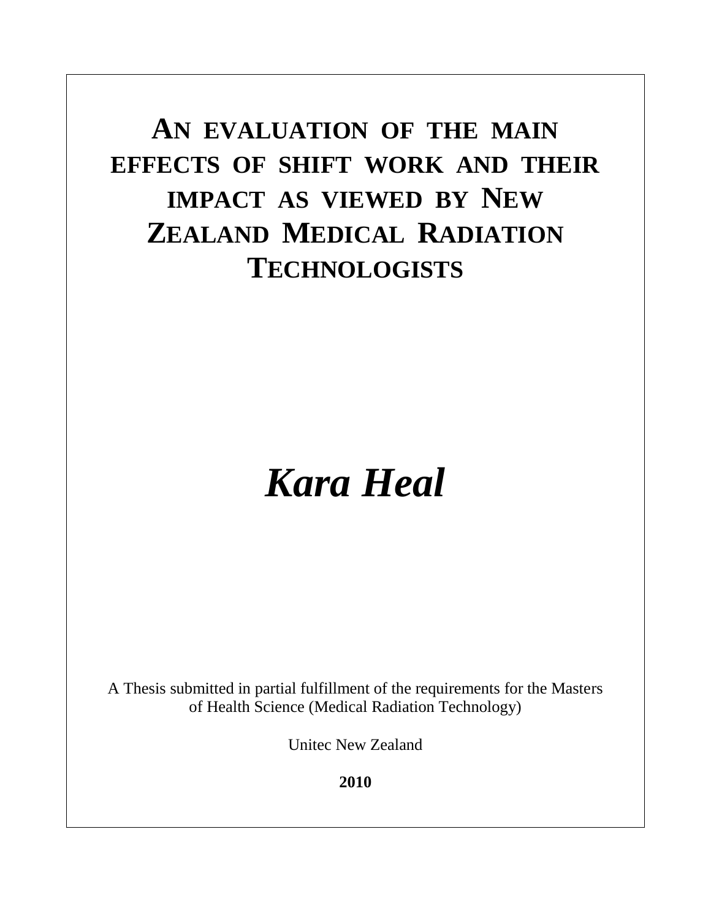# AN EVALUATION OF THE MAIN EFFECTS OF SHIFT WORK AND THEIR IMPACT AS VIEWED BY NEW ZEALAND MEDICAL RADIATION TECHNOLOGISTS

***Kara Heal***

A Thesis submitted in partial fulfillment of the requirements for the Masters of Health Science (Medical Radiation Technology)

Unitec New Zealand

**2010**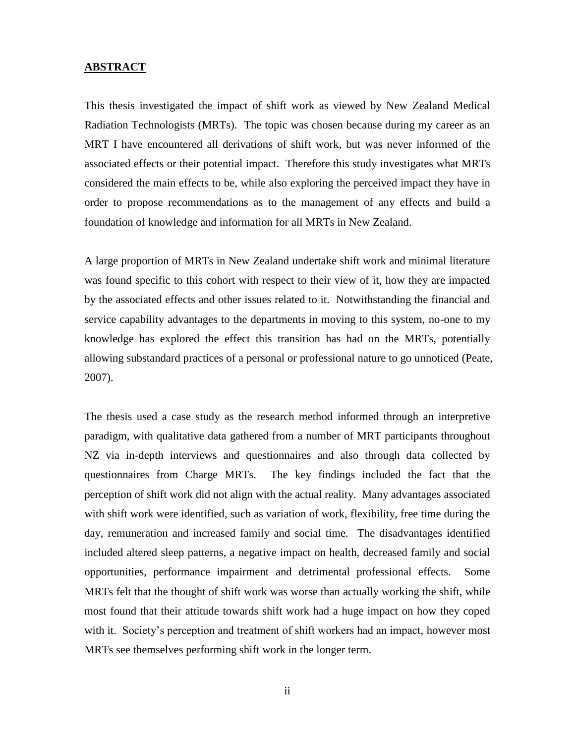## ABSTRACT

This thesis investigated the impact of shift work as viewed by New Zealand Medical Radiation Technologists (MRTs). The topic was chosen because during my career as an MRT I have encountered all derivations of shift work, but was never informed of the associated effects or their potential impact. Therefore this study investigates what MRTs considered the main effects to be, while also exploring the perceived impact they have in order to propose recommendations as to the management of any effects and build a foundation of knowledge and information for all MRTs in New Zealand.

A large proportion of MRTs in New Zealand undertake shift work and minimal literature was found specific to this cohort with respect to their view of it, how they are impacted by the associated effects and other issues related to it. Notwithstanding the financial and service capability advantages to the departments in moving to this system, no-one to my knowledge has explored the effect this transition has had on the MRTs, potentially allowing substandard practices of a personal or professional nature to go unnoticed (Peate, 2007).

The thesis used a case study as the research method informed through an interpretive paradigm, with qualitative data gathered from a number of MRT participants throughout NZ via in-depth interviews and questionnaires and also through data collected by questionnaires from Charge MRTs. The key findings included the fact that the perception of shift work did not align with the actual reality. Many advantages associated with shift work were identified, such as variation of work, flexibility, free time during the day, remuneration and increased family and social time. The disadvantages identified included altered sleep patterns, a negative impact on health, decreased family and social opportunities, performance impairment and detrimental professional effects. Some MRTs felt that the thought of shift work was worse than actually working the shift, while most found that their attitude towards shift work had a huge impact on how they coped with it. Society's perception and treatment of shift workers had an impact, however most MRTs see themselves performing shift work in the longer term.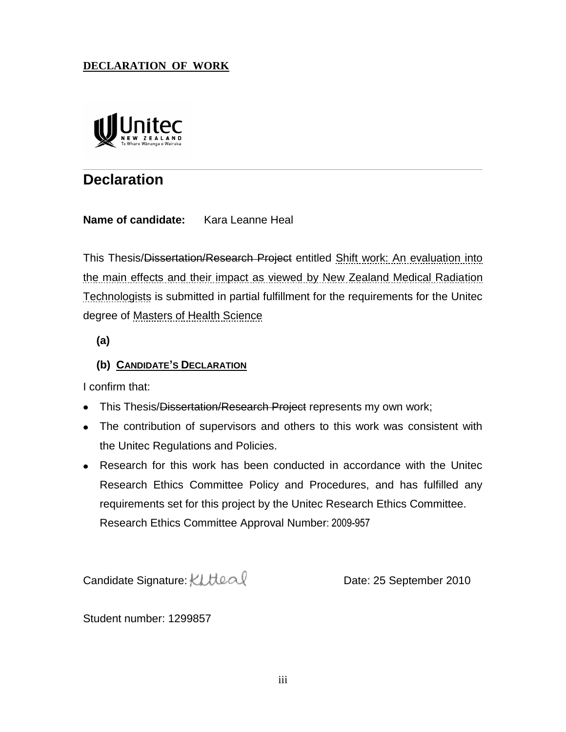**DECLARATION OF WORK**

## Declaration

**Name of candidate:** Kara Leanne Heal

This Thesis/~~Dissertation/Research Project~~ entitled Shift work: An evaluation into the main effects and their impact as viewed by New Zealand Medical Radiation Technologists is submitted in partial fulfillment for the requirements for the Unitec degree of Masters of Health Science

**(a)**

**(b) CANDIDATE'S DECLARATION**

I confirm that:

- This Thesis/~~Dissertation/Research Project~~ represents my own work;
- The contribution of supervisors and others to this work was consistent with the Unitec Regulations and Policies.
- Research for this work has been conducted in accordance with the Unitec Research Ethics Committee Policy and Procedures, and has fulfilled any requirements set for this project by the Unitec Research Ethics Committee.
  Research Ethics Committee Approval Number: 2009-957

Candidate Signature: KLHeal Date: 25 September 2010

Student number: 1299857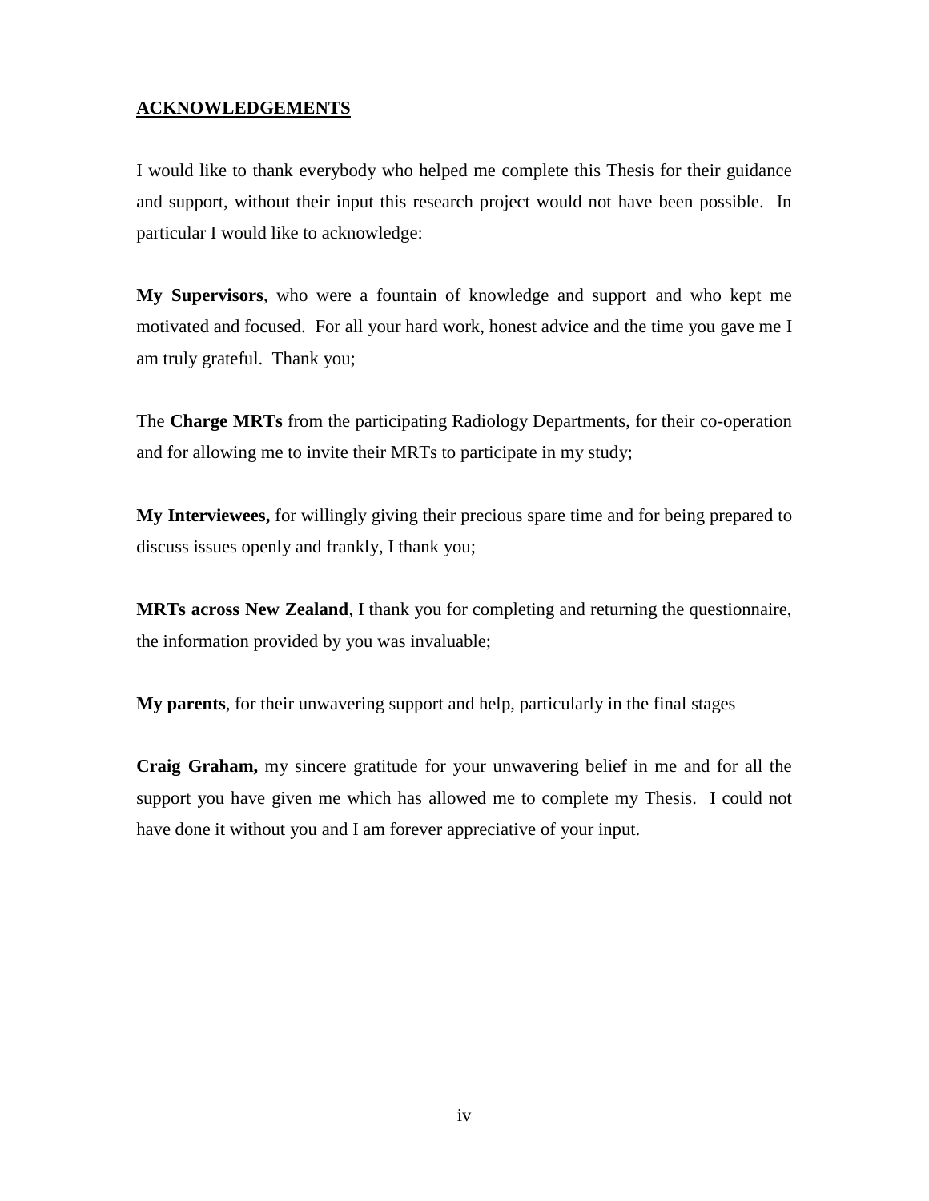## ACKNOWLEDGEMENTS

I would like to thank everybody who helped me complete this Thesis for their guidance and support, without their input this research project would not have been possible. In particular I would like to acknowledge:

**My Supervisors**, who were a fountain of knowledge and support and who kept me motivated and focused. For all your hard work, honest advice and the time you gave me I am truly grateful. Thank you;

The **Charge MRTs** from the participating Radiology Departments, for their co-operation and for allowing me to invite their MRTs to participate in my study;

**My Interviewees,** for willingly giving their precious spare time and for being prepared to discuss issues openly and frankly, I thank you;

**MRTs across New Zealand**, I thank you for completing and returning the questionnaire, the information provided by you was invaluable;

**My parents**, for their unwavering support and help, particularly in the final stages

**Craig Graham,** my sincere gratitude for your unwavering belief in me and for all the support you have given me which has allowed me to complete my Thesis. I could not have done it without you and I am forever appreciative of your input.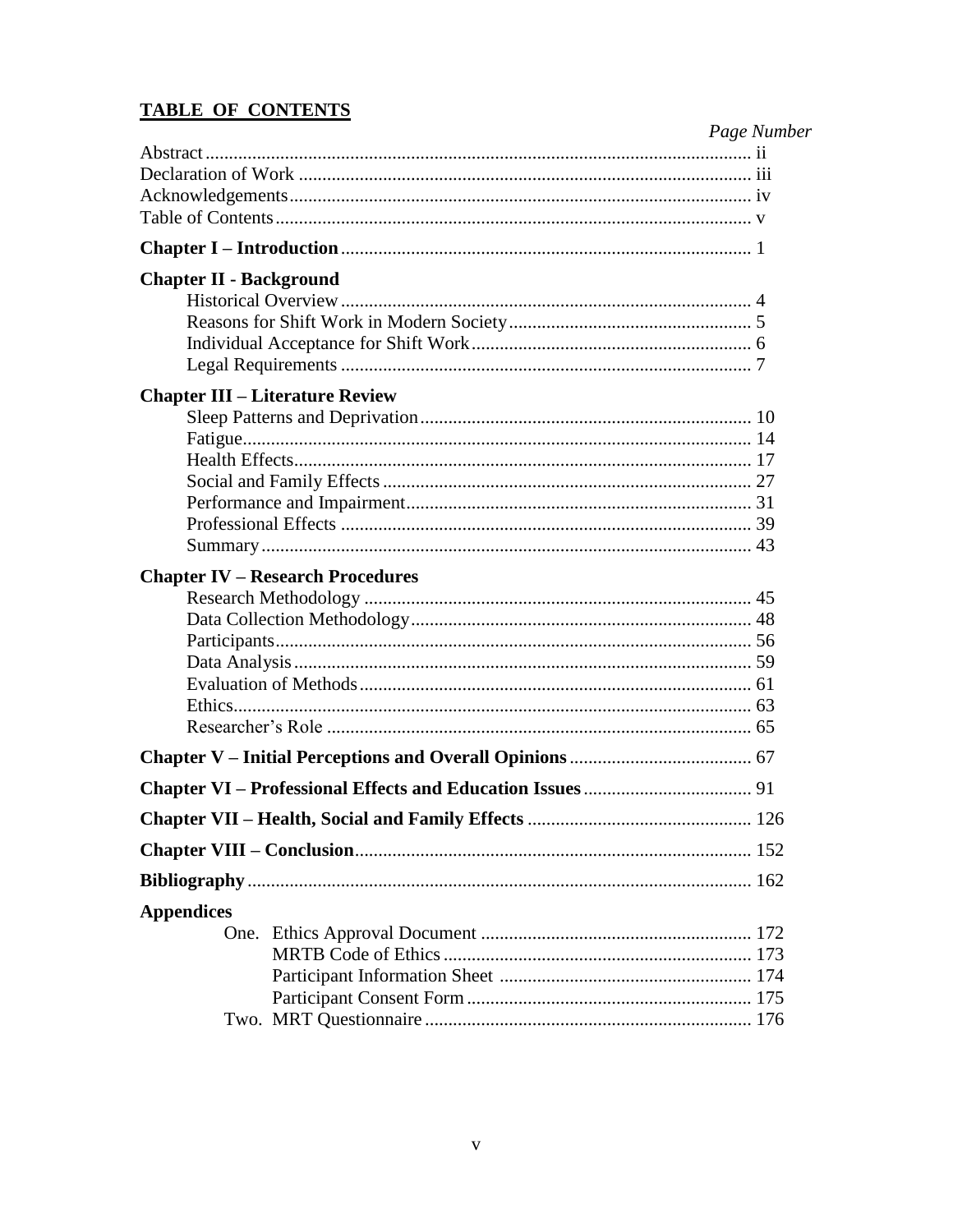# TABLE OF CONTENTS

*Page Number*

Abstract ... ii
Declaration of Work ... iii
Acknowledgements ... iv
Table of Contents ... v

**Chapter I – Introduction** ... 1

**Chapter II - Background**
- Historical Overview ... 4
- Reasons for Shift Work in Modern Society ... 5
- Individual Acceptance for Shift Work ... 6
- Legal Requirements ... 7

**Chapter III – Literature Review**
- Sleep Patterns and Deprivation ... 10
- Fatigue ... 14
- Health Effects ... 17
- Social and Family Effects ... 27
- Performance and Impairment ... 31
- Professional Effects ... 39
- Summary ... 43

**Chapter IV – Research Procedures**
- Research Methodology ... 45
- Data Collection Methodology ... 48
- Participants ... 56
- Data Analysis ... 59
- Evaluation of Methods ... 61
- Ethics ... 63
- Researcher's Role ... 65

**Chapter V – Initial Perceptions and Overall Opinions** ... 67

**Chapter VI – Professional Effects and Education Issues** ... 91

**Chapter VII – Health, Social and Family Effects** ... 126

**Chapter VIII – Conclusion** ... 152

**Bibliography** ... 162

**Appendices**
- One. Ethics Approval Document ... 172
  - MRTB Code of Ethics ... 173
  - Participant Information Sheet ... 174
  - Participant Consent Form ... 175
- Two. MRT Questionnaire ... 176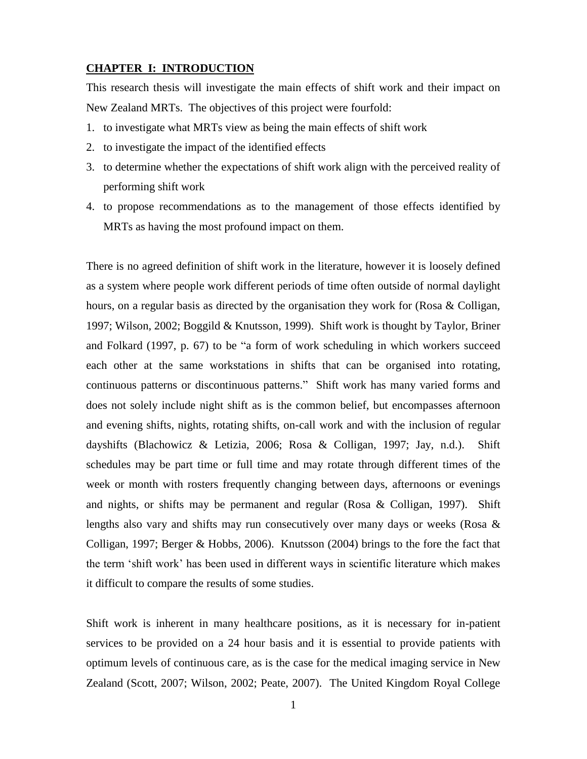# CHAPTER I: INTRODUCTION

This research thesis will investigate the main effects of shift work and their impact on New Zealand MRTs. The objectives of this project were fourfold:

1. to investigate what MRTs view as being the main effects of shift work
2. to investigate the impact of the identified effects
3. to determine whether the expectations of shift work align with the perceived reality of performing shift work
4. to propose recommendations as to the management of those effects identified by MRTs as having the most profound impact on them.

There is no agreed definition of shift work in the literature, however it is loosely defined as a system where people work different periods of time often outside of normal daylight hours, on a regular basis as directed by the organisation they work for (Rosa & Colligan, 1997; Wilson, 2002; Boggild & Knutsson, 1999). Shift work is thought by Taylor, Briner and Folkard (1997, p. 67) to be "a form of work scheduling in which workers succeed each other at the same workstations in shifts that can be organised into rotating, continuous patterns or discontinuous patterns." Shift work has many varied forms and does not solely include night shift as is the common belief, but encompasses afternoon and evening shifts, nights, rotating shifts, on-call work and with the inclusion of regular dayshifts (Blachowicz & Letizia, 2006; Rosa & Colligan, 1997; Jay, n.d.). Shift schedules may be part time or full time and may rotate through different times of the week or month with rosters frequently changing between days, afternoons or evenings and nights, or shifts may be permanent and regular (Rosa & Colligan, 1997). Shift lengths also vary and shifts may run consecutively over many days or weeks (Rosa & Colligan, 1997; Berger & Hobbs, 2006). Knutsson (2004) brings to the fore the fact that the term 'shift work' has been used in different ways in scientific literature which makes it difficult to compare the results of some studies.

Shift work is inherent in many healthcare positions, as it is necessary for in-patient services to be provided on a 24 hour basis and it is essential to provide patients with optimum levels of continuous care, as is the case for the medical imaging service in New Zealand (Scott, 2007; Wilson, 2002; Peate, 2007). The United Kingdom Royal College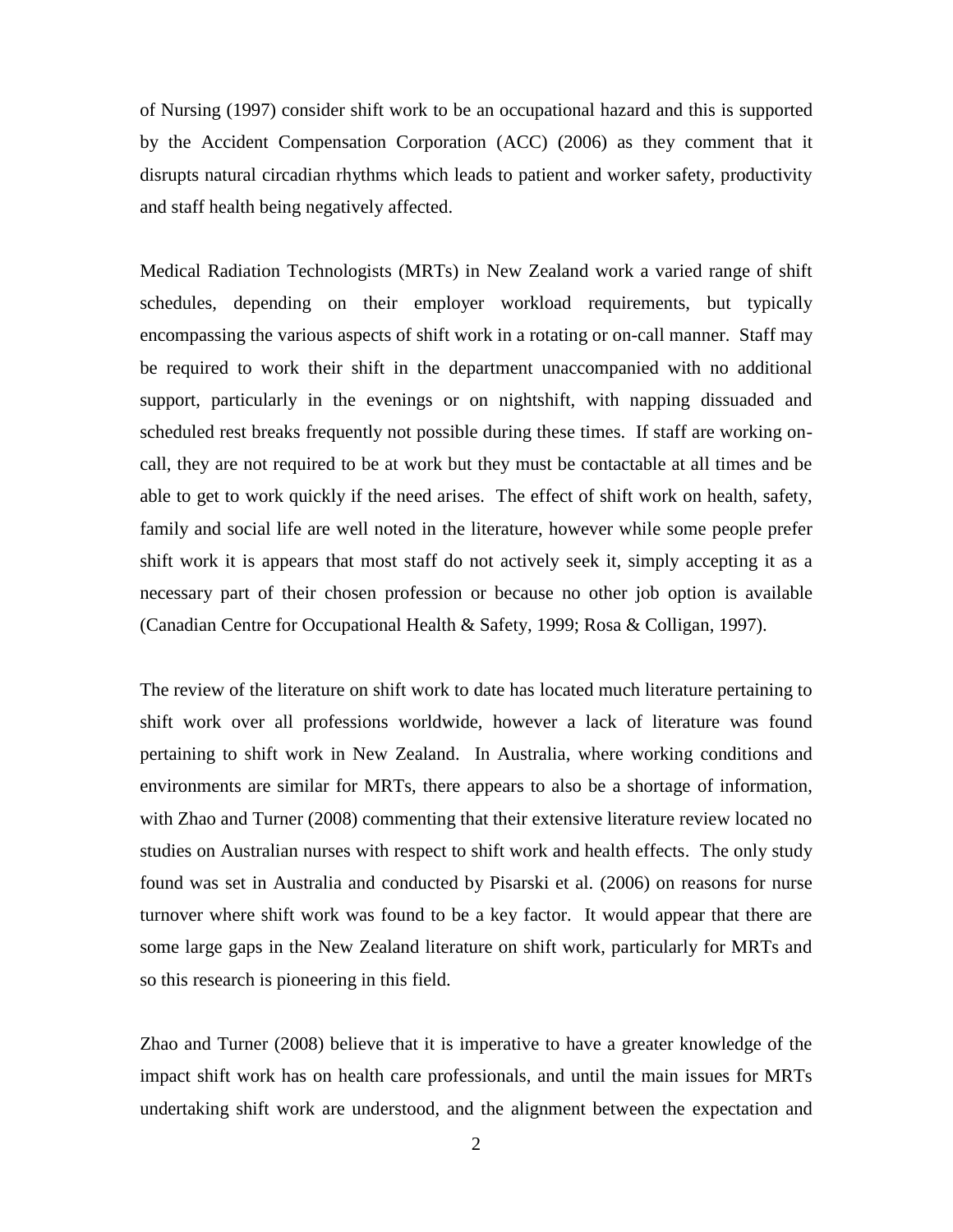of Nursing (1997) consider shift work to be an occupational hazard and this is supported by the Accident Compensation Corporation (ACC) (2006) as they comment that it disrupts natural circadian rhythms which leads to patient and worker safety, productivity and staff health being negatively affected.

Medical Radiation Technologists (MRTs) in New Zealand work a varied range of shift schedules, depending on their employer workload requirements, but typically encompassing the various aspects of shift work in a rotating or on-call manner. Staff may be required to work their shift in the department unaccompanied with no additional support, particularly in the evenings or on nightshift, with napping dissuaded and scheduled rest breaks frequently not possible during these times. If staff are working on-call, they are not required to be at work but they must be contactable at all times and be able to get to work quickly if the need arises. The effect of shift work on health, safety, family and social life are well noted in the literature, however while some people prefer shift work it is appears that most staff do not actively seek it, simply accepting it as a necessary part of their chosen profession or because no other job option is available (Canadian Centre for Occupational Health & Safety, 1999; Rosa & Colligan, 1997).

The review of the literature on shift work to date has located much literature pertaining to shift work over all professions worldwide, however a lack of literature was found pertaining to shift work in New Zealand. In Australia, where working conditions and environments are similar for MRTs, there appears to also be a shortage of information, with Zhao and Turner (2008) commenting that their extensive literature review located no studies on Australian nurses with respect to shift work and health effects. The only study found was set in Australia and conducted by Pisarski et al. (2006) on reasons for nurse turnover where shift work was found to be a key factor. It would appear that there are some large gaps in the New Zealand literature on shift work, particularly for MRTs and so this research is pioneering in this field.

Zhao and Turner (2008) believe that it is imperative to have a greater knowledge of the impact shift work has on health care professionals, and until the main issues for MRTs undertaking shift work are understood, and the alignment between the expectation and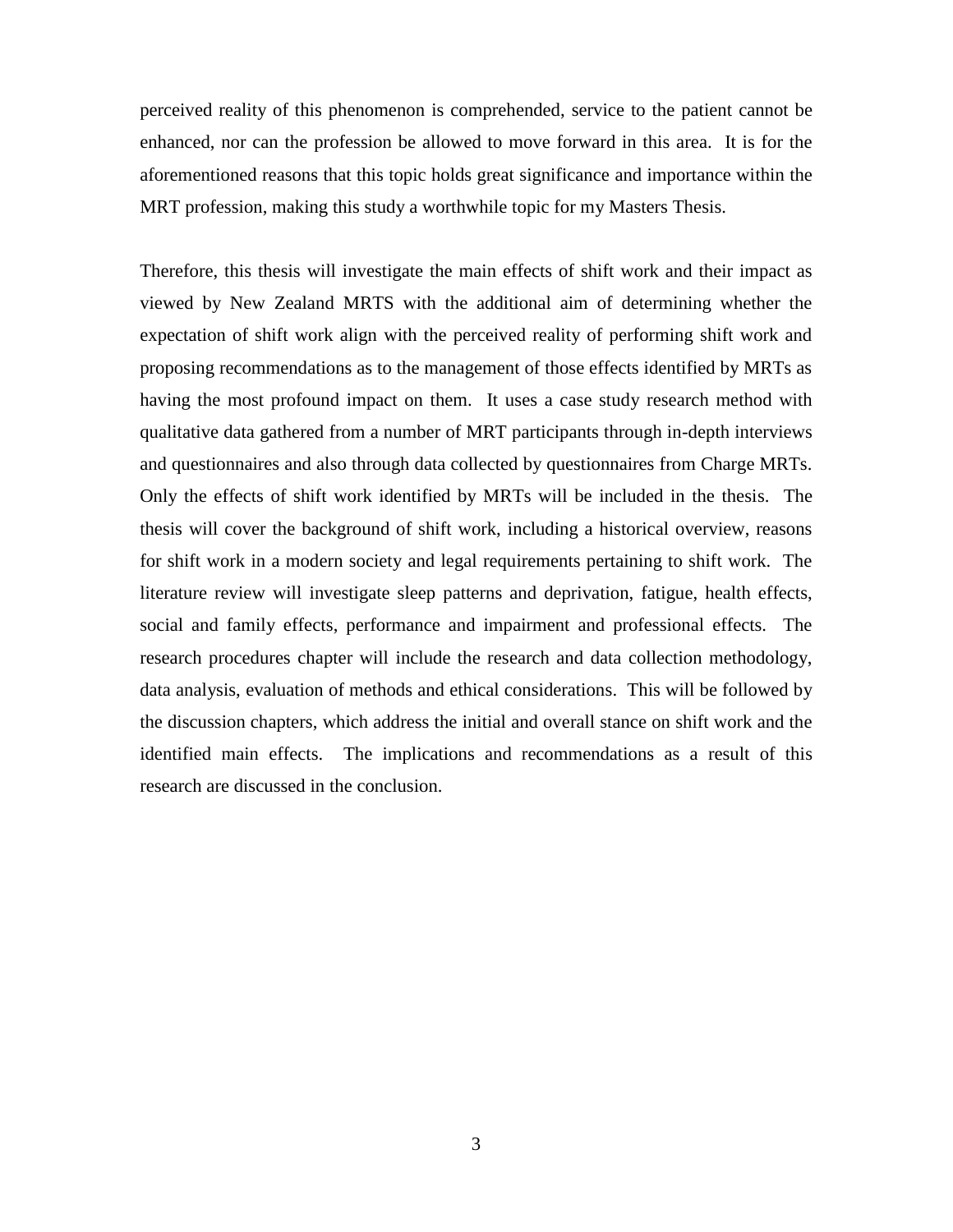perceived reality of this phenomenon is comprehended, service to the patient cannot be enhanced, nor can the profession be allowed to move forward in this area. It is for the aforementioned reasons that this topic holds great significance and importance within the MRT profession, making this study a worthwhile topic for my Masters Thesis.

Therefore, this thesis will investigate the main effects of shift work and their impact as viewed by New Zealand MRTS with the additional aim of determining whether the expectation of shift work align with the perceived reality of performing shift work and proposing recommendations as to the management of those effects identified by MRTs as having the most profound impact on them. It uses a case study research method with qualitative data gathered from a number of MRT participants through in-depth interviews and questionnaires and also through data collected by questionnaires from Charge MRTs. Only the effects of shift work identified by MRTs will be included in the thesis. The thesis will cover the background of shift work, including a historical overview, reasons for shift work in a modern society and legal requirements pertaining to shift work. The literature review will investigate sleep patterns and deprivation, fatigue, health effects, social and family effects, performance and impairment and professional effects. The research procedures chapter will include the research and data collection methodology, data analysis, evaluation of methods and ethical considerations. This will be followed by the discussion chapters, which address the initial and overall stance on shift work and the identified main effects. The implications and recommendations as a result of this research are discussed in the conclusion.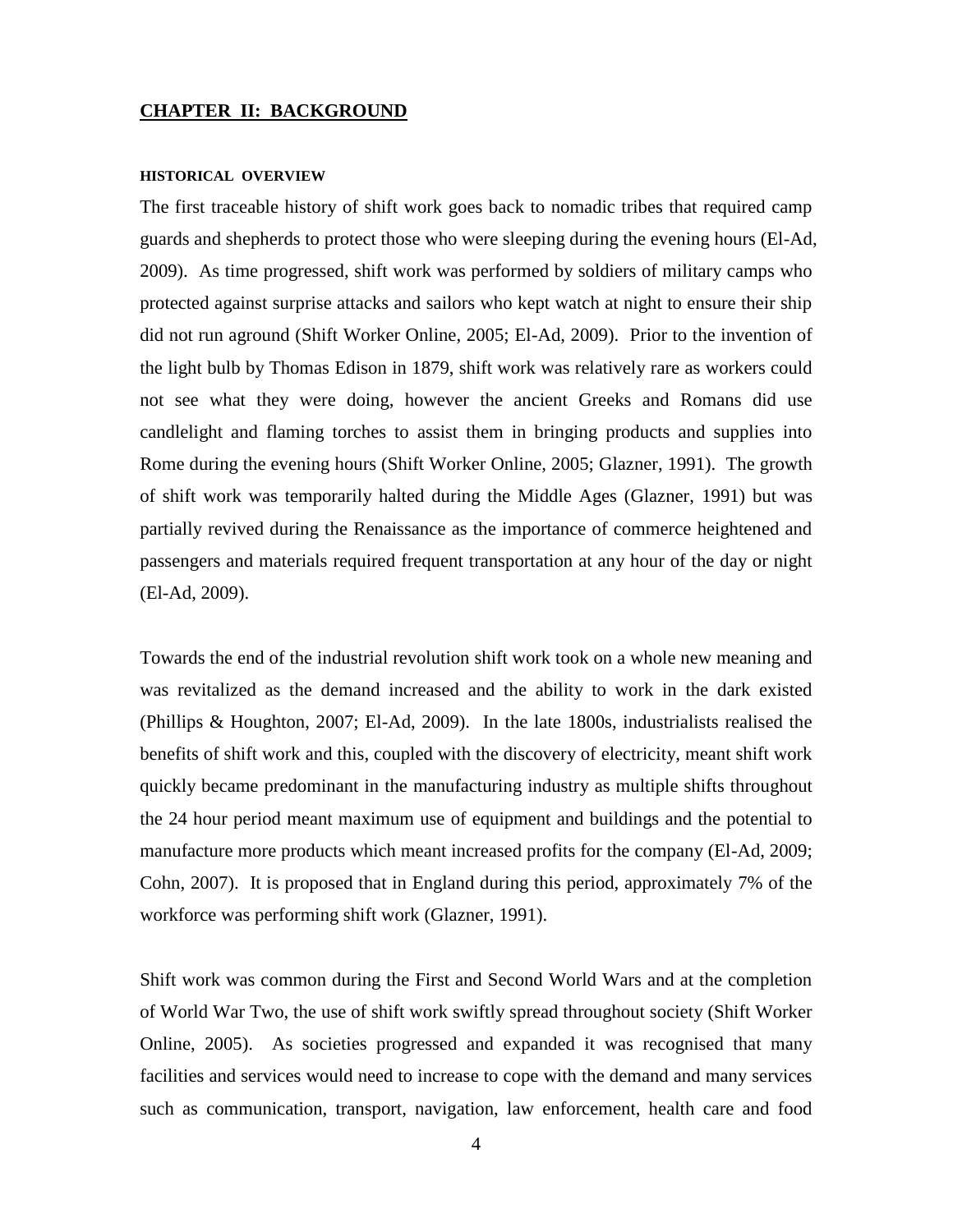# CHAPTER II: BACKGROUND

### HISTORICAL OVERVIEW

The first traceable history of shift work goes back to nomadic tribes that required camp guards and shepherds to protect those who were sleeping during the evening hours (El-Ad, 2009). As time progressed, shift work was performed by soldiers of military camps who protected against surprise attacks and sailors who kept watch at night to ensure their ship did not run aground (Shift Worker Online, 2005; El-Ad, 2009). Prior to the invention of the light bulb by Thomas Edison in 1879, shift work was relatively rare as workers could not see what they were doing, however the ancient Greeks and Romans did use candlelight and flaming torches to assist them in bringing products and supplies into Rome during the evening hours (Shift Worker Online, 2005; Glazner, 1991). The growth of shift work was temporarily halted during the Middle Ages (Glazner, 1991) but was partially revived during the Renaissance as the importance of commerce heightened and passengers and materials required frequent transportation at any hour of the day or night (El-Ad, 2009).

Towards the end of the industrial revolution shift work took on a whole new meaning and was revitalized as the demand increased and the ability to work in the dark existed (Phillips & Houghton, 2007; El-Ad, 2009). In the late 1800s, industrialists realised the benefits of shift work and this, coupled with the discovery of electricity, meant shift work quickly became predominant in the manufacturing industry as multiple shifts throughout the 24 hour period meant maximum use of equipment and buildings and the potential to manufacture more products which meant increased profits for the company (El-Ad, 2009; Cohn, 2007). It is proposed that in England during this period, approximately 7% of the workforce was performing shift work (Glazner, 1991).

Shift work was common during the First and Second World Wars and at the completion of World War Two, the use of shift work swiftly spread throughout society (Shift Worker Online, 2005). As societies progressed and expanded it was recognised that many facilities and services would need to increase to cope with the demand and many services such as communication, transport, navigation, law enforcement, health care and food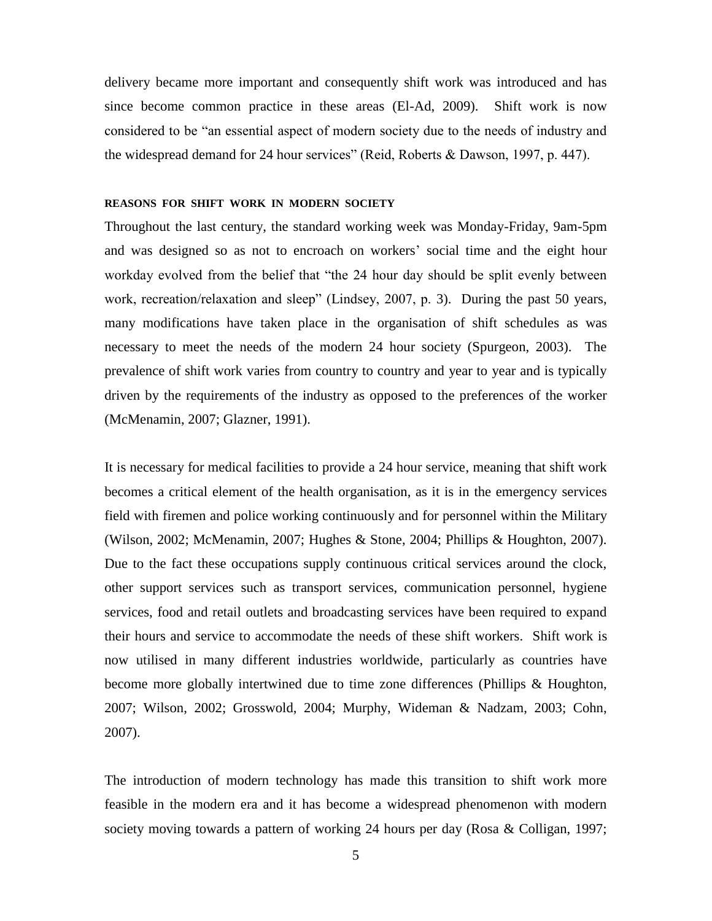delivery became more important and consequently shift work was introduced and has since become common practice in these areas (El-Ad, 2009). Shift work is now considered to be "an essential aspect of modern society due to the needs of industry and the widespread demand for 24 hour services" (Reid, Roberts & Dawson, 1997, p. 447).

#### REASONS FOR SHIFT WORK IN MODERN SOCIETY

Throughout the last century, the standard working week was Monday-Friday, 9am-5pm and was designed so as not to encroach on workers' social time and the eight hour workday evolved from the belief that "the 24 hour day should be split evenly between work, recreation/relaxation and sleep" (Lindsey, 2007, p. 3). During the past 50 years, many modifications have taken place in the organisation of shift schedules as was necessary to meet the needs of the modern 24 hour society (Spurgeon, 2003). The prevalence of shift work varies from country to country and year to year and is typically driven by the requirements of the industry as opposed to the preferences of the worker (McMenamin, 2007; Glazner, 1991).

It is necessary for medical facilities to provide a 24 hour service, meaning that shift work becomes a critical element of the health organisation, as it is in the emergency services field with firemen and police working continuously and for personnel within the Military (Wilson, 2002; McMenamin, 2007; Hughes & Stone, 2004; Phillips & Houghton, 2007). Due to the fact these occupations supply continuous critical services around the clock, other support services such as transport services, communication personnel, hygiene services, food and retail outlets and broadcasting services have been required to expand their hours and service to accommodate the needs of these shift workers. Shift work is now utilised in many different industries worldwide, particularly as countries have become more globally intertwined due to time zone differences (Phillips & Houghton, 2007; Wilson, 2002; Grosswold, 2004; Murphy, Wideman & Nadzam, 2003; Cohn, 2007).

The introduction of modern technology has made this transition to shift work more feasible in the modern era and it has become a widespread phenomenon with modern society moving towards a pattern of working 24 hours per day (Rosa & Colligan, 1997;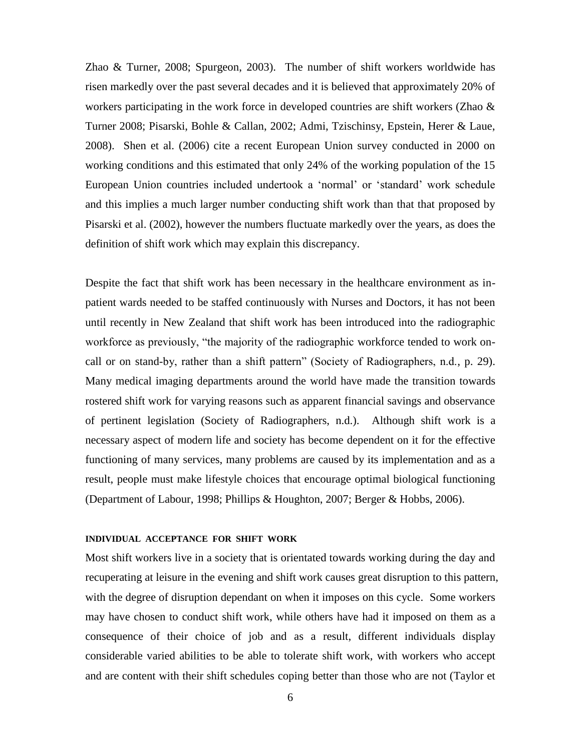Zhao & Turner, 2008; Spurgeon, 2003). The number of shift workers worldwide has risen markedly over the past several decades and it is believed that approximately 20% of workers participating in the work force in developed countries are shift workers (Zhao & Turner 2008; Pisarski, Bohle & Callan, 2002; Admi, Tzischinsy, Epstein, Herer & Laue, 2008). Shen et al. (2006) cite a recent European Union survey conducted in 2000 on working conditions and this estimated that only 24% of the working population of the 15 European Union countries included undertook a 'normal' or 'standard' work schedule and this implies a much larger number conducting shift work than that that proposed by Pisarski et al. (2002), however the numbers fluctuate markedly over the years, as does the definition of shift work which may explain this discrepancy.

Despite the fact that shift work has been necessary in the healthcare environment as in-patient wards needed to be staffed continuously with Nurses and Doctors, it has not been until recently in New Zealand that shift work has been introduced into the radiographic workforce as previously, "the majority of the radiographic workforce tended to work on-call or on stand-by, rather than a shift pattern" (Society of Radiographers, n.d., p. 29). Many medical imaging departments around the world have made the transition towards rostered shift work for varying reasons such as apparent financial savings and observance of pertinent legislation (Society of Radiographers, n.d.). Although shift work is a necessary aspect of modern life and society has become dependent on it for the effective functioning of many services, many problems are caused by its implementation and as a result, people must make lifestyle choices that encourage optimal biological functioning (Department of Labour, 1998; Phillips & Houghton, 2007; Berger & Hobbs, 2006).

#### INDIVIDUAL ACCEPTANCE FOR SHIFT WORK

Most shift workers live in a society that is orientated towards working during the day and recuperating at leisure in the evening and shift work causes great disruption to this pattern, with the degree of disruption dependant on when it imposes on this cycle. Some workers may have chosen to conduct shift work, while others have had it imposed on them as a consequence of their choice of job and as a result, different individuals display considerable varied abilities to be able to tolerate shift work, with workers who accept and are content with their shift schedules coping better than those who are not (Taylor et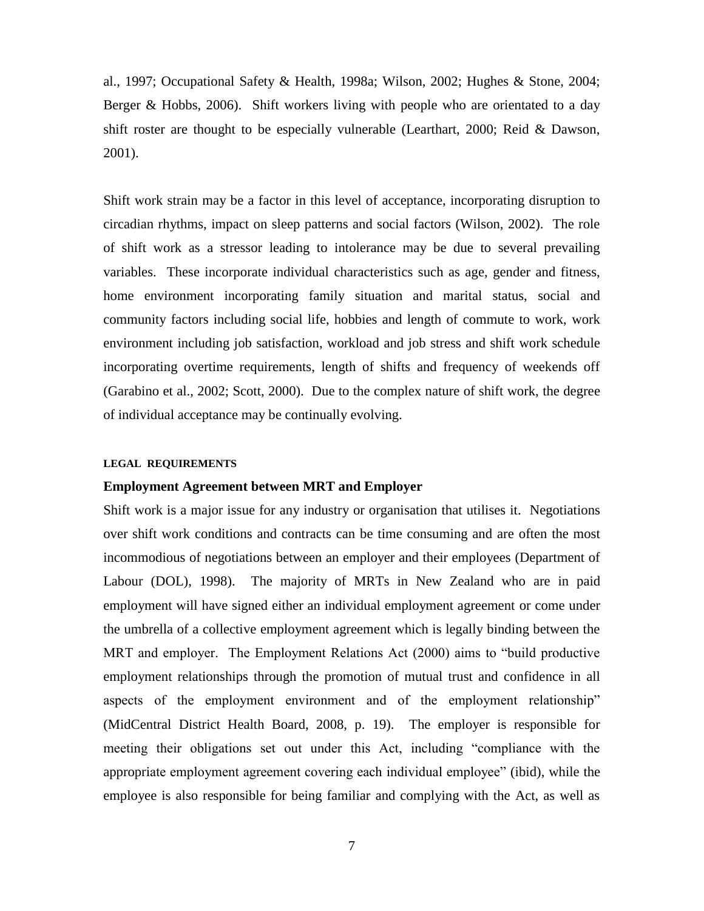al., 1997; Occupational Safety & Health, 1998a; Wilson, 2002; Hughes & Stone, 2004; Berger & Hobbs, 2006). Shift workers living with people who are orientated to a day shift roster are thought to be especially vulnerable (Learthart, 2000; Reid & Dawson, 2001).

Shift work strain may be a factor in this level of acceptance, incorporating disruption to circadian rhythms, impact on sleep patterns and social factors (Wilson, 2002). The role of shift work as a stressor leading to intolerance may be due to several prevailing variables. These incorporate individual characteristics such as age, gender and fitness, home environment incorporating family situation and marital status, social and community factors including social life, hobbies and length of commute to work, work environment including job satisfaction, workload and job stress and shift work schedule incorporating overtime requirements, length of shifts and frequency of weekends off (Garabino et al., 2002; Scott, 2000). Due to the complex nature of shift work, the degree of individual acceptance may be continually evolving.

## LEGAL REQUIREMENTS

### Employment Agreement between MRT and Employer

Shift work is a major issue for any industry or organisation that utilises it. Negotiations over shift work conditions and contracts can be time consuming and are often the most incommodious of negotiations between an employer and their employees (Department of Labour (DOL), 1998). The majority of MRTs in New Zealand who are in paid employment will have signed either an individual employment agreement or come under the umbrella of a collective employment agreement which is legally binding between the MRT and employer. The Employment Relations Act (2000) aims to "build productive employment relationships through the promotion of mutual trust and confidence in all aspects of the employment environment and of the employment relationship" (MidCentral District Health Board, 2008, p. 19). The employer is responsible for meeting their obligations set out under this Act, including "compliance with the appropriate employment agreement covering each individual employee" (ibid), while the employee is also responsible for being familiar and complying with the Act, as well as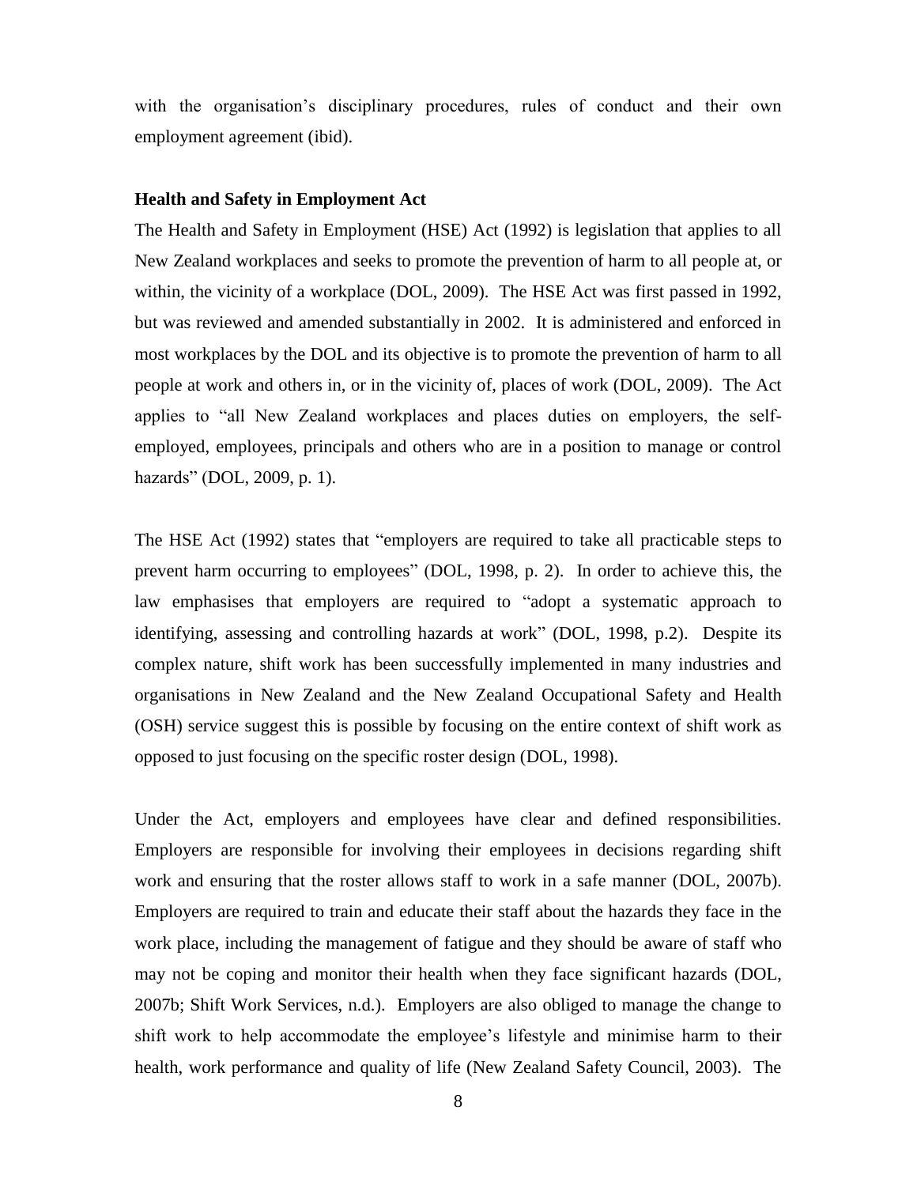with the organisation's disciplinary procedures, rules of conduct and their own employment agreement (ibid).

### Health and Safety in Employment Act

The Health and Safety in Employment (HSE) Act (1992) is legislation that applies to all New Zealand workplaces and seeks to promote the prevention of harm to all people at, or within, the vicinity of a workplace (DOL, 2009). The HSE Act was first passed in 1992, but was reviewed and amended substantially in 2002. It is administered and enforced in most workplaces by the DOL and its objective is to promote the prevention of harm to all people at work and others in, or in the vicinity of, places of work (DOL, 2009). The Act applies to "all New Zealand workplaces and places duties on employers, the self-employed, employees, principals and others who are in a position to manage or control hazards" (DOL, 2009, p. 1).

The HSE Act (1992) states that "employers are required to take all practicable steps to prevent harm occurring to employees" (DOL, 1998, p. 2). In order to achieve this, the law emphasises that employers are required to "adopt a systematic approach to identifying, assessing and controlling hazards at work" (DOL, 1998, p.2). Despite its complex nature, shift work has been successfully implemented in many industries and organisations in New Zealand and the New Zealand Occupational Safety and Health (OSH) service suggest this is possible by focusing on the entire context of shift work as opposed to just focusing on the specific roster design (DOL, 1998).

Under the Act, employers and employees have clear and defined responsibilities. Employers are responsible for involving their employees in decisions regarding shift work and ensuring that the roster allows staff to work in a safe manner (DOL, 2007b). Employers are required to train and educate their staff about the hazards they face in the work place, including the management of fatigue and they should be aware of staff who may not be coping and monitor their health when they face significant hazards (DOL, 2007b; Shift Work Services, n.d.). Employers are also obliged to manage the change to shift work to help accommodate the employee's lifestyle and minimise harm to their health, work performance and quality of life (New Zealand Safety Council, 2003). The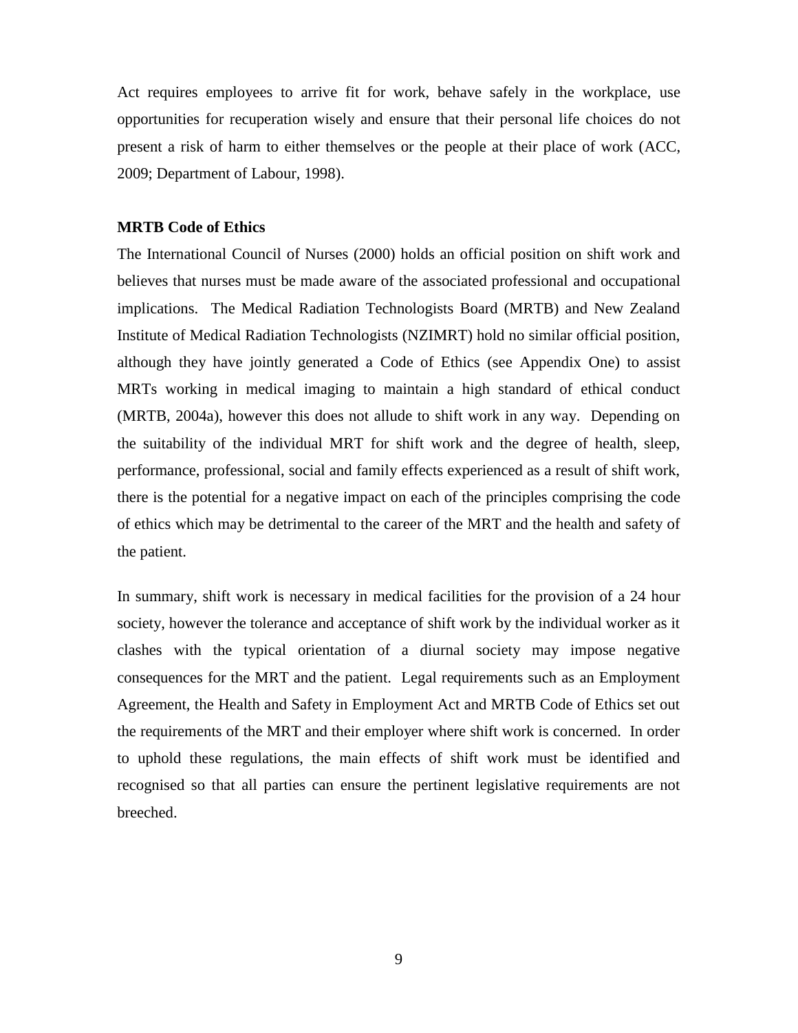Act requires employees to arrive fit for work, behave safely in the workplace, use opportunities for recuperation wisely and ensure that their personal life choices do not present a risk of harm to either themselves or the people at their place of work (ACC, 2009; Department of Labour, 1998).

**MRTB Code of Ethics**

The International Council of Nurses (2000) holds an official position on shift work and believes that nurses must be made aware of the associated professional and occupational implications. The Medical Radiation Technologists Board (MRTB) and New Zealand Institute of Medical Radiation Technologists (NZIMRT) hold no similar official position, although they have jointly generated a Code of Ethics (see Appendix One) to assist MRTs working in medical imaging to maintain a high standard of ethical conduct (MRTB, 2004a), however this does not allude to shift work in any way. Depending on the suitability of the individual MRT for shift work and the degree of health, sleep, performance, professional, social and family effects experienced as a result of shift work, there is the potential for a negative impact on each of the principles comprising the code of ethics which may be detrimental to the career of the MRT and the health and safety of the patient.

In summary, shift work is necessary in medical facilities for the provision of a 24 hour society, however the tolerance and acceptance of shift work by the individual worker as it clashes with the typical orientation of a diurnal society may impose negative consequences for the MRT and the patient. Legal requirements such as an Employment Agreement, the Health and Safety in Employment Act and MRTB Code of Ethics set out the requirements of the MRT and their employer where shift work is concerned. In order to uphold these regulations, the main effects of shift work must be identified and recognised so that all parties can ensure the pertinent legislative requirements are not breeched.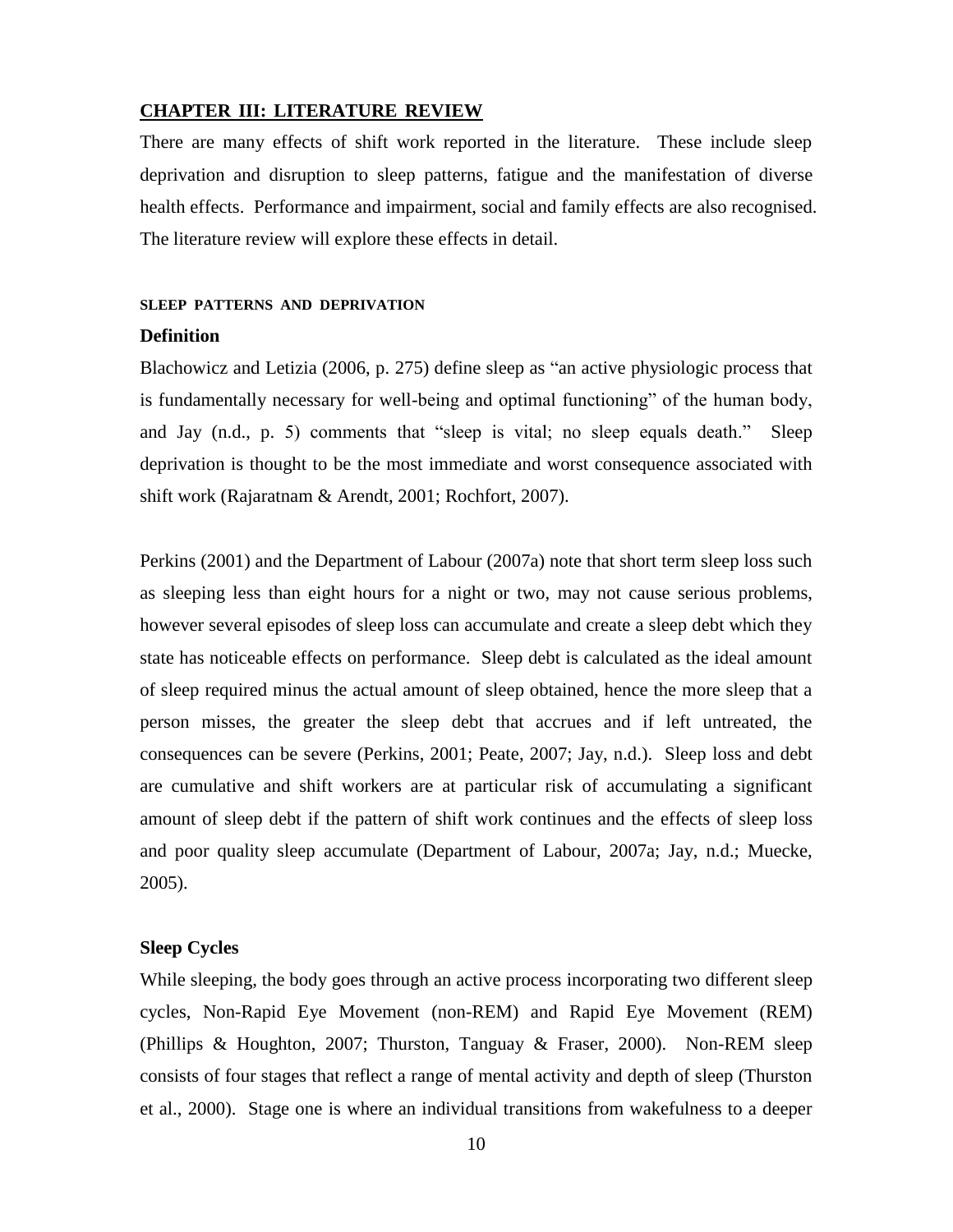# CHAPTER III: LITERATURE REVIEW

There are many effects of shift work reported in the literature. These include sleep deprivation and disruption to sleep patterns, fatigue and the manifestation of diverse health effects. Performance and impairment, social and family effects are also recognised. The literature review will explore these effects in detail.

## SLEEP PATTERNS AND DEPRIVATION

### Definition

Blachowicz and Letizia (2006, p. 275) define sleep as "an active physiologic process that is fundamentally necessary for well-being and optimal functioning" of the human body, and Jay (n.d., p. 5) comments that "sleep is vital; no sleep equals death." Sleep deprivation is thought to be the most immediate and worst consequence associated with shift work (Rajaratnam & Arendt, 2001; Rochfort, 2007).

Perkins (2001) and the Department of Labour (2007a) note that short term sleep loss such as sleeping less than eight hours for a night or two, may not cause serious problems, however several episodes of sleep loss can accumulate and create a sleep debt which they state has noticeable effects on performance. Sleep debt is calculated as the ideal amount of sleep required minus the actual amount of sleep obtained, hence the more sleep that a person misses, the greater the sleep debt that accrues and if left untreated, the consequences can be severe (Perkins, 2001; Peate, 2007; Jay, n.d.). Sleep loss and debt are cumulative and shift workers are at particular risk of accumulating a significant amount of sleep debt if the pattern of shift work continues and the effects of sleep loss and poor quality sleep accumulate (Department of Labour, 2007a; Jay, n.d.; Muecke, 2005).

### Sleep Cycles

While sleeping, the body goes through an active process incorporating two different sleep cycles, Non-Rapid Eye Movement (non-REM) and Rapid Eye Movement (REM) (Phillips & Houghton, 2007; Thurston, Tanguay & Fraser, 2000). Non-REM sleep consists of four stages that reflect a range of mental activity and depth of sleep (Thurston et al., 2000). Stage one is where an individual transitions from wakefulness to a deeper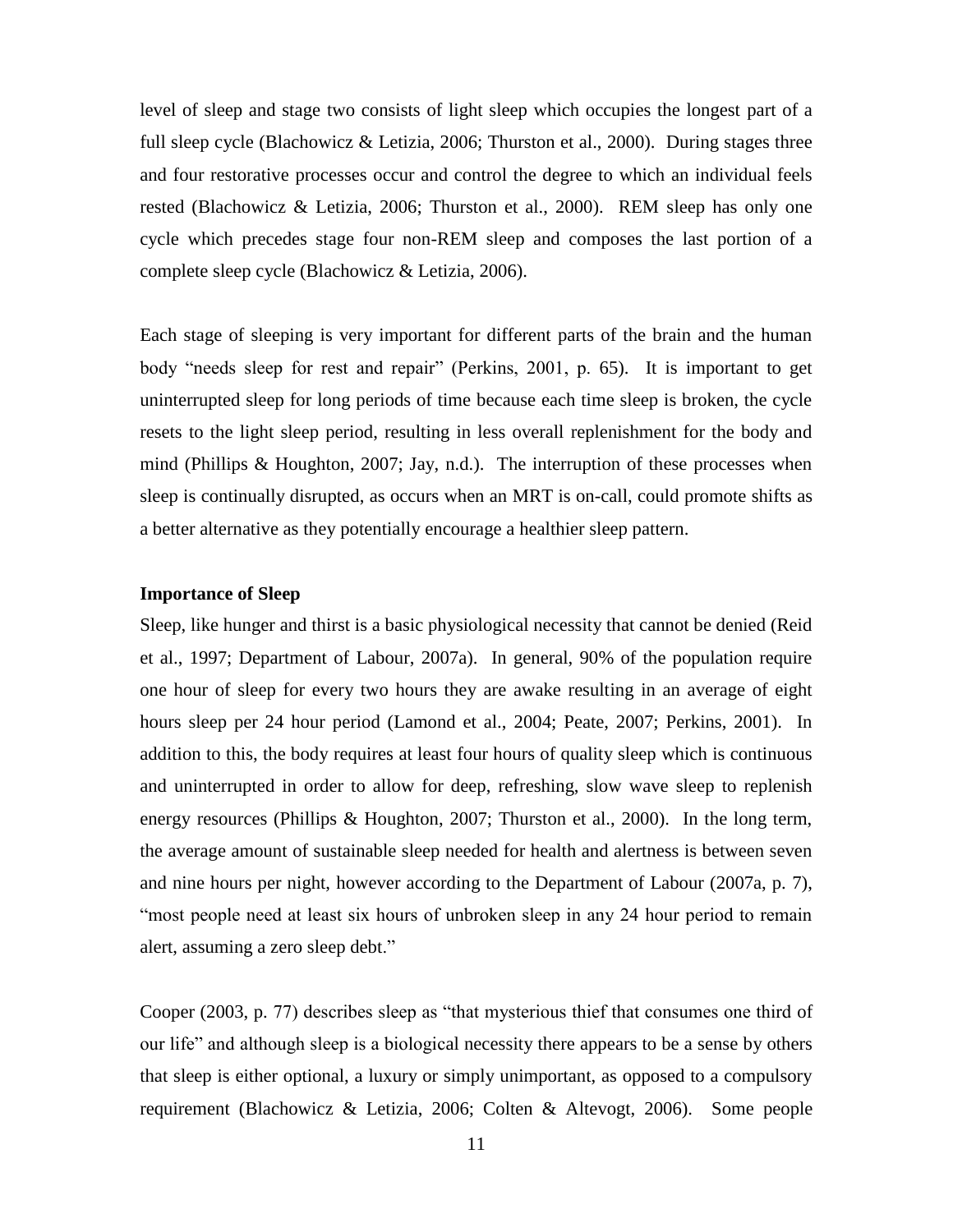level of sleep and stage two consists of light sleep which occupies the longest part of a full sleep cycle (Blachowicz & Letizia, 2006; Thurston et al., 2000). During stages three and four restorative processes occur and control the degree to which an individual feels rested (Blachowicz & Letizia, 2006; Thurston et al., 2000). REM sleep has only one cycle which precedes stage four non-REM sleep and composes the last portion of a complete sleep cycle (Blachowicz & Letizia, 2006).

Each stage of sleeping is very important for different parts of the brain and the human body "needs sleep for rest and repair" (Perkins, 2001, p. 65). It is important to get uninterrupted sleep for long periods of time because each time sleep is broken, the cycle resets to the light sleep period, resulting in less overall replenishment for the body and mind (Phillips & Houghton, 2007; Jay, n.d.). The interruption of these processes when sleep is continually disrupted, as occurs when an MRT is on-call, could promote shifts as a better alternative as they potentially encourage a healthier sleep pattern.

**Importance of Sleep**

Sleep, like hunger and thirst is a basic physiological necessity that cannot be denied (Reid et al., 1997; Department of Labour, 2007a). In general, 90% of the population require one hour of sleep for every two hours they are awake resulting in an average of eight hours sleep per 24 hour period (Lamond et al., 2004; Peate, 2007; Perkins, 2001). In addition to this, the body requires at least four hours of quality sleep which is continuous and uninterrupted in order to allow for deep, refreshing, slow wave sleep to replenish energy resources (Phillips & Houghton, 2007; Thurston et al., 2000). In the long term, the average amount of sustainable sleep needed for health and alertness is between seven and nine hours per night, however according to the Department of Labour (2007a, p. 7), "most people need at least six hours of unbroken sleep in any 24 hour period to remain alert, assuming a zero sleep debt."

Cooper (2003, p. 77) describes sleep as "that mysterious thief that consumes one third of our life" and although sleep is a biological necessity there appears to be a sense by others that sleep is either optional, a luxury or simply unimportant, as opposed to a compulsory requirement (Blachowicz & Letizia, 2006; Colten & Altevogt, 2006). Some people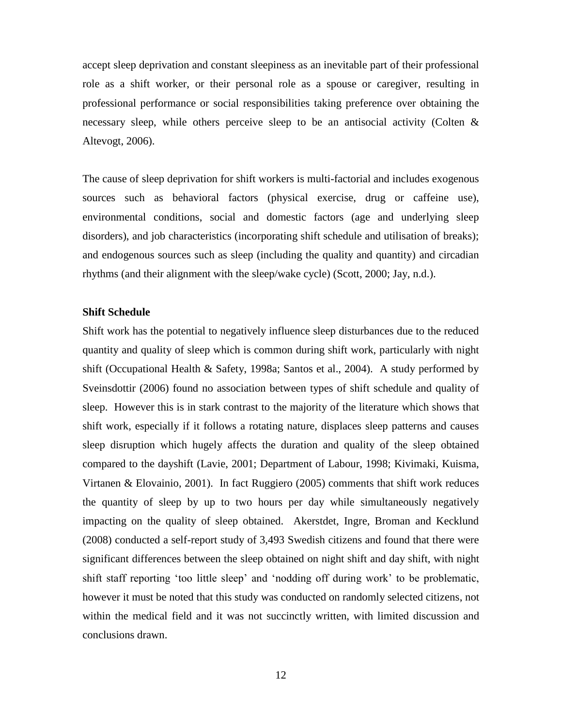accept sleep deprivation and constant sleepiness as an inevitable part of their professional role as a shift worker, or their personal role as a spouse or caregiver, resulting in professional performance or social responsibilities taking preference over obtaining the necessary sleep, while others perceive sleep to be an antisocial activity (Colten & Altevogt, 2006).

The cause of sleep deprivation for shift workers is multi-factorial and includes exogenous sources such as behavioral factors (physical exercise, drug or caffeine use), environmental conditions, social and domestic factors (age and underlying sleep disorders), and job characteristics (incorporating shift schedule and utilisation of breaks); and endogenous sources such as sleep (including the quality and quantity) and circadian rhythms (and their alignment with the sleep/wake cycle) (Scott, 2000; Jay, n.d.).

**Shift Schedule**

Shift work has the potential to negatively influence sleep disturbances due to the reduced quantity and quality of sleep which is common during shift work, particularly with night shift (Occupational Health & Safety, 1998a; Santos et al., 2004). A study performed by Sveinsdottir (2006) found no association between types of shift schedule and quality of sleep. However this is in stark contrast to the majority of the literature which shows that shift work, especially if it follows a rotating nature, displaces sleep patterns and causes sleep disruption which hugely affects the duration and quality of the sleep obtained compared to the dayshift (Lavie, 2001; Department of Labour, 1998; Kivimaki, Kuisma, Virtanen & Elovainio, 2001). In fact Ruggiero (2005) comments that shift work reduces the quantity of sleep by up to two hours per day while simultaneously negatively impacting on the quality of sleep obtained. Akerstdet, Ingre, Broman and Kecklund (2008) conducted a self-report study of 3,493 Swedish citizens and found that there were significant differences between the sleep obtained on night shift and day shift, with night shift staff reporting 'too little sleep' and 'nodding off during work' to be problematic, however it must be noted that this study was conducted on randomly selected citizens, not within the medical field and it was not succinctly written, with limited discussion and conclusions drawn.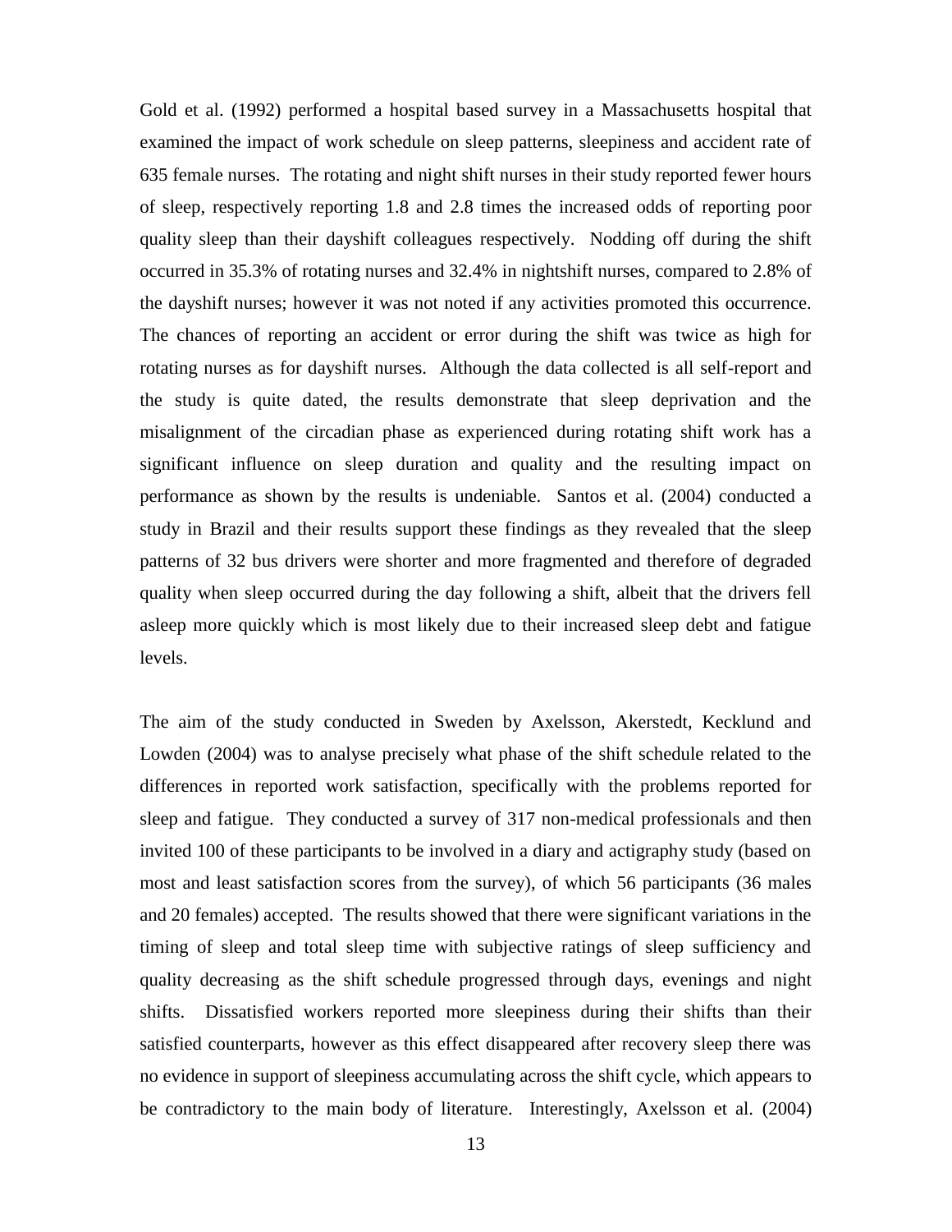Gold et al. (1992) performed a hospital based survey in a Massachusetts hospital that examined the impact of work schedule on sleep patterns, sleepiness and accident rate of 635 female nurses. The rotating and night shift nurses in their study reported fewer hours of sleep, respectively reporting 1.8 and 2.8 times the increased odds of reporting poor quality sleep than their dayshift colleagues respectively. Nodding off during the shift occurred in 35.3% of rotating nurses and 32.4% in nightshift nurses, compared to 2.8% of the dayshift nurses; however it was not noted if any activities promoted this occurrence. The chances of reporting an accident or error during the shift was twice as high for rotating nurses as for dayshift nurses. Although the data collected is all self-report and the study is quite dated, the results demonstrate that sleep deprivation and the misalignment of the circadian phase as experienced during rotating shift work has a significant influence on sleep duration and quality and the resulting impact on performance as shown by the results is undeniable. Santos et al. (2004) conducted a study in Brazil and their results support these findings as they revealed that the sleep patterns of 32 bus drivers were shorter and more fragmented and therefore of degraded quality when sleep occurred during the day following a shift, albeit that the drivers fell asleep more quickly which is most likely due to their increased sleep debt and fatigue levels.

The aim of the study conducted in Sweden by Axelsson, Akerstedt, Kecklund and Lowden (2004) was to analyse precisely what phase of the shift schedule related to the differences in reported work satisfaction, specifically with the problems reported for sleep and fatigue. They conducted a survey of 317 non-medical professionals and then invited 100 of these participants to be involved in a diary and actigraphy study (based on most and least satisfaction scores from the survey), of which 56 participants (36 males and 20 females) accepted. The results showed that there were significant variations in the timing of sleep and total sleep time with subjective ratings of sleep sufficiency and quality decreasing as the shift schedule progressed through days, evenings and night shifts. Dissatisfied workers reported more sleepiness during their shifts than their satisfied counterparts, however as this effect disappeared after recovery sleep there was no evidence in support of sleepiness accumulating across the shift cycle, which appears to be contradictory to the main body of literature. Interestingly, Axelsson et al. (2004)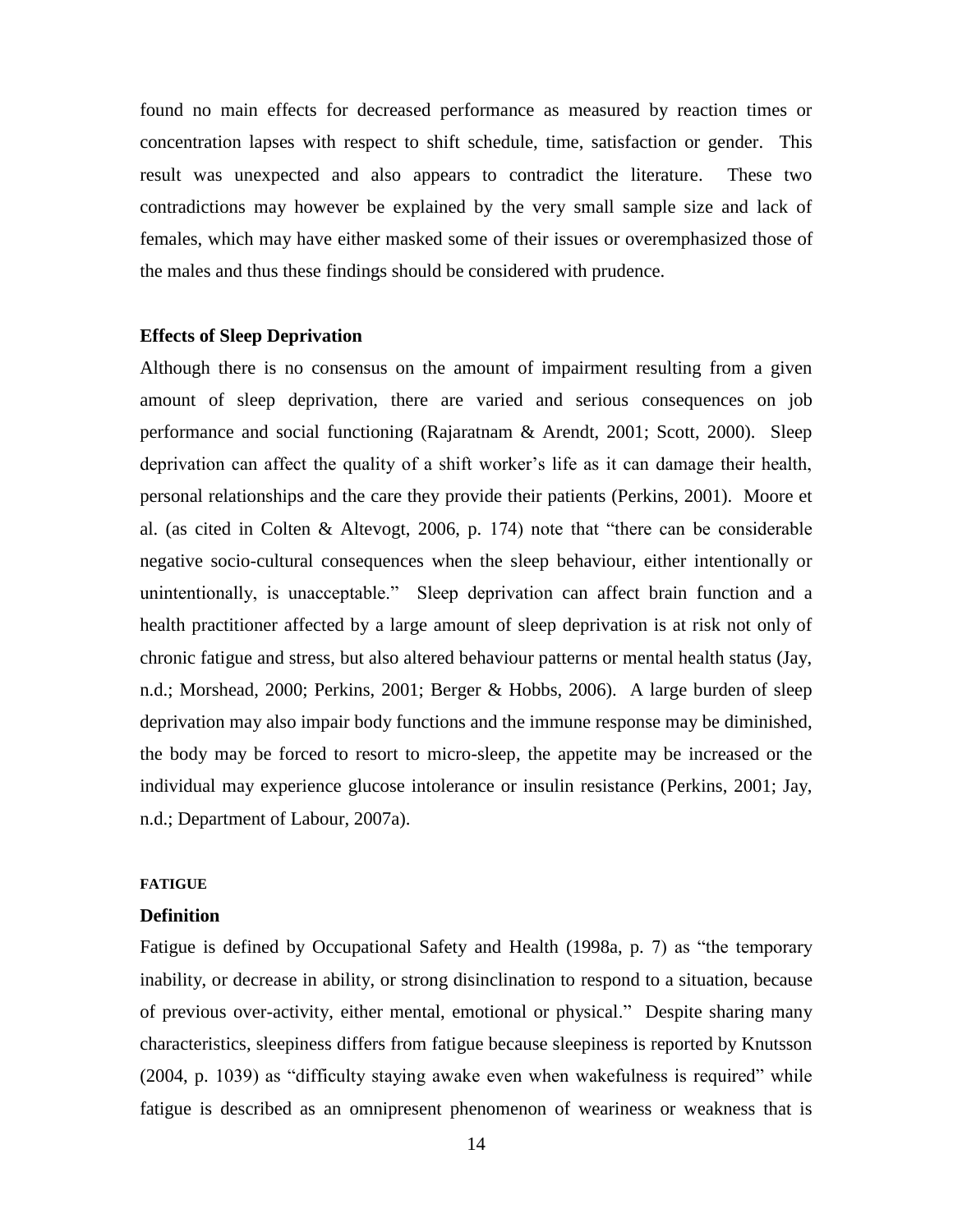found no main effects for decreased performance as measured by reaction times or concentration lapses with respect to shift schedule, time, satisfaction or gender. This result was unexpected and also appears to contradict the literature. These two contradictions may however be explained by the very small sample size and lack of females, which may have either masked some of their issues or overemphasized those of the males and thus these findings should be considered with prudence.

### Effects of Sleep Deprivation

Although there is no consensus on the amount of impairment resulting from a given amount of sleep deprivation, there are varied and serious consequences on job performance and social functioning (Rajaratnam & Arendt, 2001; Scott, 2000). Sleep deprivation can affect the quality of a shift worker's life as it can damage their health, personal relationships and the care they provide their patients (Perkins, 2001). Moore et al. (as cited in Colten & Altevogt, 2006, p. 174) note that "there can be considerable negative socio-cultural consequences when the sleep behaviour, either intentionally or unintentionally, is unacceptable." Sleep deprivation can affect brain function and a health practitioner affected by a large amount of sleep deprivation is at risk not only of chronic fatigue and stress, but also altered behaviour patterns or mental health status (Jay, n.d.; Morshead, 2000; Perkins, 2001; Berger & Hobbs, 2006). A large burden of sleep deprivation may also impair body functions and the immune response may be diminished, the body may be forced to resort to micro-sleep, the appetite may be increased or the individual may experience glucose intolerance or insulin resistance (Perkins, 2001; Jay, n.d.; Department of Labour, 2007a).

## FATIGUE

### Definition

Fatigue is defined by Occupational Safety and Health (1998a, p. 7) as "the temporary inability, or decrease in ability, or strong disinclination to respond to a situation, because of previous over-activity, either mental, emotional or physical." Despite sharing many characteristics, sleepiness differs from fatigue because sleepiness is reported by Knutsson (2004, p. 1039) as "difficulty staying awake even when wakefulness is required" while fatigue is described as an omnipresent phenomenon of weariness or weakness that is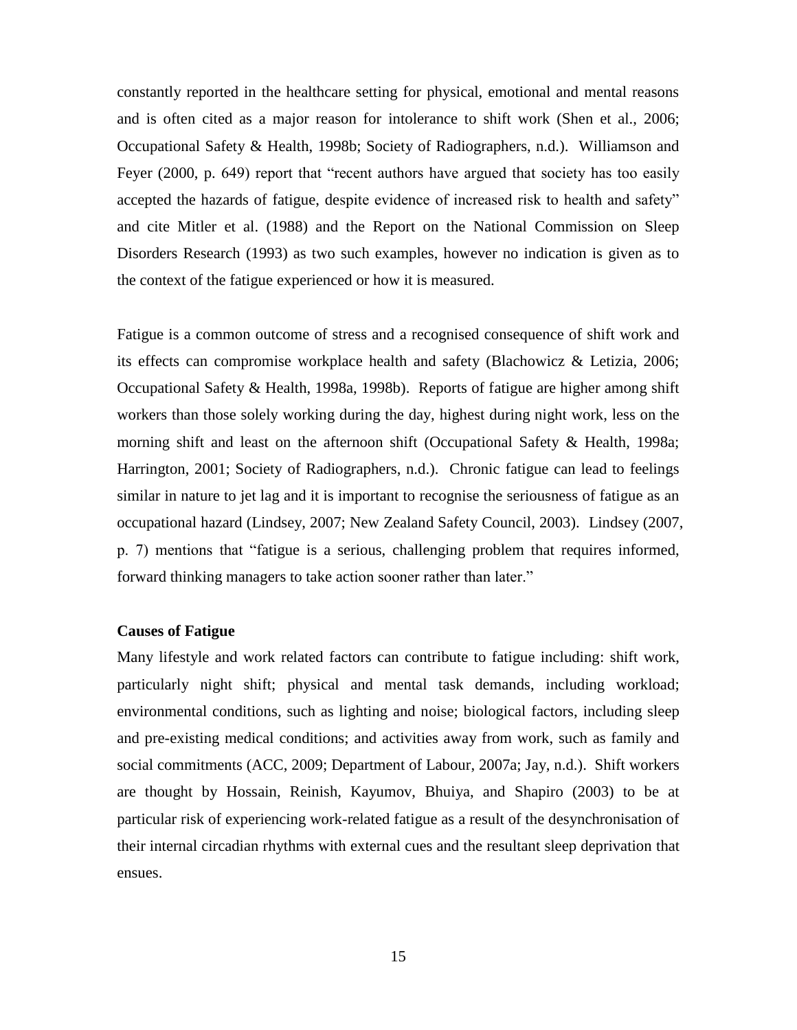constantly reported in the healthcare setting for physical, emotional and mental reasons and is often cited as a major reason for intolerance to shift work (Shen et al., 2006; Occupational Safety & Health, 1998b; Society of Radiographers, n.d.). Williamson and Feyer (2000, p. 649) report that "recent authors have argued that society has too easily accepted the hazards of fatigue, despite evidence of increased risk to health and safety" and cite Mitler et al. (1988) and the Report on the National Commission on Sleep Disorders Research (1993) as two such examples, however no indication is given as to the context of the fatigue experienced or how it is measured.

Fatigue is a common outcome of stress and a recognised consequence of shift work and its effects can compromise workplace health and safety (Blachowicz & Letizia, 2006; Occupational Safety & Health, 1998a, 1998b). Reports of fatigue are higher among shift workers than those solely working during the day, highest during night work, less on the morning shift and least on the afternoon shift (Occupational Safety & Health, 1998a; Harrington, 2001; Society of Radiographers, n.d.). Chronic fatigue can lead to feelings similar in nature to jet lag and it is important to recognise the seriousness of fatigue as an occupational hazard (Lindsey, 2007; New Zealand Safety Council, 2003). Lindsey (2007, p. 7) mentions that "fatigue is a serious, challenging problem that requires informed, forward thinking managers to take action sooner rather than later."

**Causes of Fatigue**

Many lifestyle and work related factors can contribute to fatigue including: shift work, particularly night shift; physical and mental task demands, including workload; environmental conditions, such as lighting and noise; biological factors, including sleep and pre-existing medical conditions; and activities away from work, such as family and social commitments (ACC, 2009; Department of Labour, 2007a; Jay, n.d.). Shift workers are thought by Hossain, Reinish, Kayumov, Bhuiya, and Shapiro (2003) to be at particular risk of experiencing work-related fatigue as a result of the desynchronisation of their internal circadian rhythms with external cues and the resultant sleep deprivation that ensues.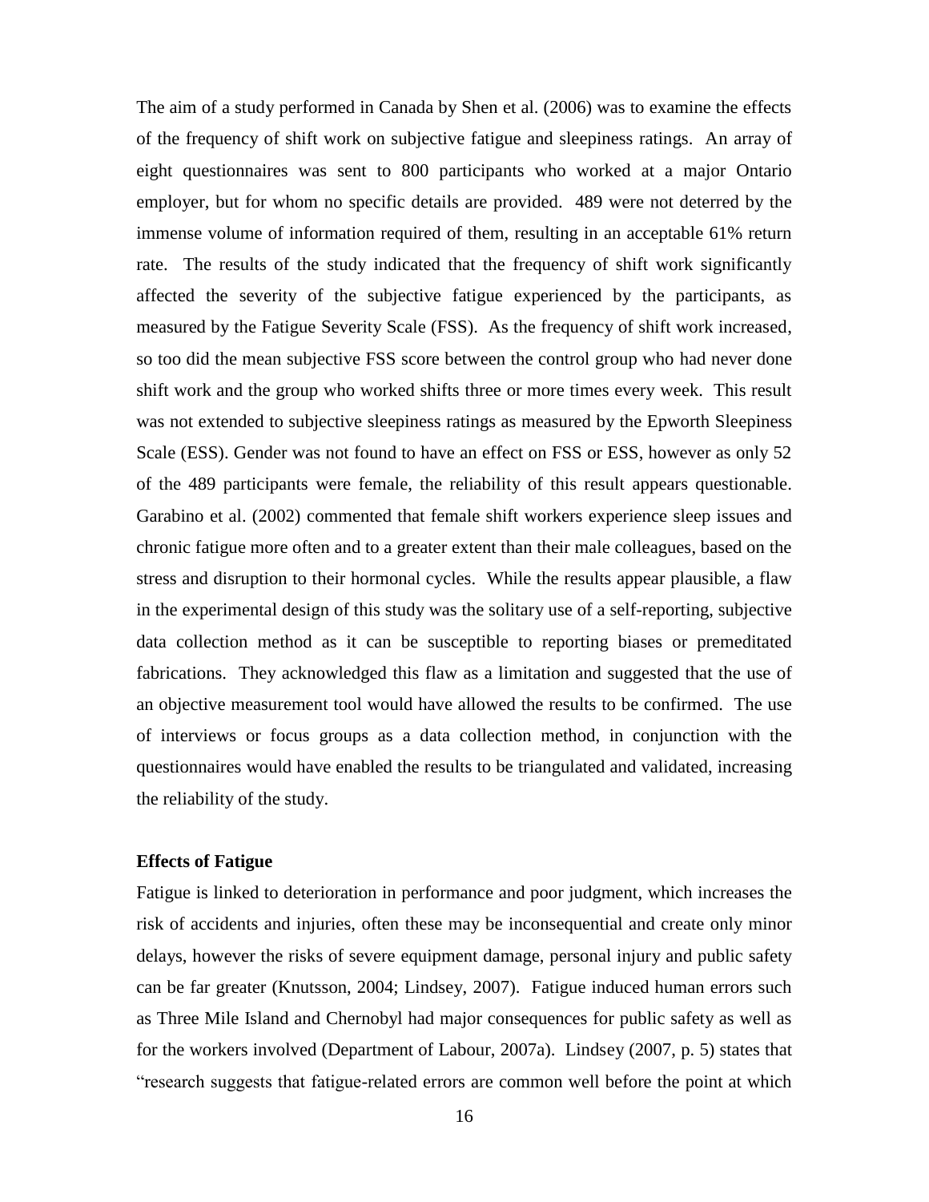The aim of a study performed in Canada by Shen et al. (2006) was to examine the effects of the frequency of shift work on subjective fatigue and sleepiness ratings. An array of eight questionnaires was sent to 800 participants who worked at a major Ontario employer, but for whom no specific details are provided. 489 were not deterred by the immense volume of information required of them, resulting in an acceptable 61% return rate. The results of the study indicated that the frequency of shift work significantly affected the severity of the subjective fatigue experienced by the participants, as measured by the Fatigue Severity Scale (FSS). As the frequency of shift work increased, so too did the mean subjective FSS score between the control group who had never done shift work and the group who worked shifts three or more times every week. This result was not extended to subjective sleepiness ratings as measured by the Epworth Sleepiness Scale (ESS). Gender was not found to have an effect on FSS or ESS, however as only 52 of the 489 participants were female, the reliability of this result appears questionable. Garabino et al. (2002) commented that female shift workers experience sleep issues and chronic fatigue more often and to a greater extent than their male colleagues, based on the stress and disruption to their hormonal cycles. While the results appear plausible, a flaw in the experimental design of this study was the solitary use of a self-reporting, subjective data collection method as it can be susceptible to reporting biases or premeditated fabrications. They acknowledged this flaw as a limitation and suggested that the use of an objective measurement tool would have allowed the results to be confirmed. The use of interviews or focus groups as a data collection method, in conjunction with the questionnaires would have enabled the results to be triangulated and validated, increasing the reliability of the study.

**Effects of Fatigue**

Fatigue is linked to deterioration in performance and poor judgment, which increases the risk of accidents and injuries, often these may be inconsequential and create only minor delays, however the risks of severe equipment damage, personal injury and public safety can be far greater (Knutsson, 2004; Lindsey, 2007). Fatigue induced human errors such as Three Mile Island and Chernobyl had major consequences for public safety as well as for the workers involved (Department of Labour, 2007a). Lindsey (2007, p. 5) states that "research suggests that fatigue-related errors are common well before the point at which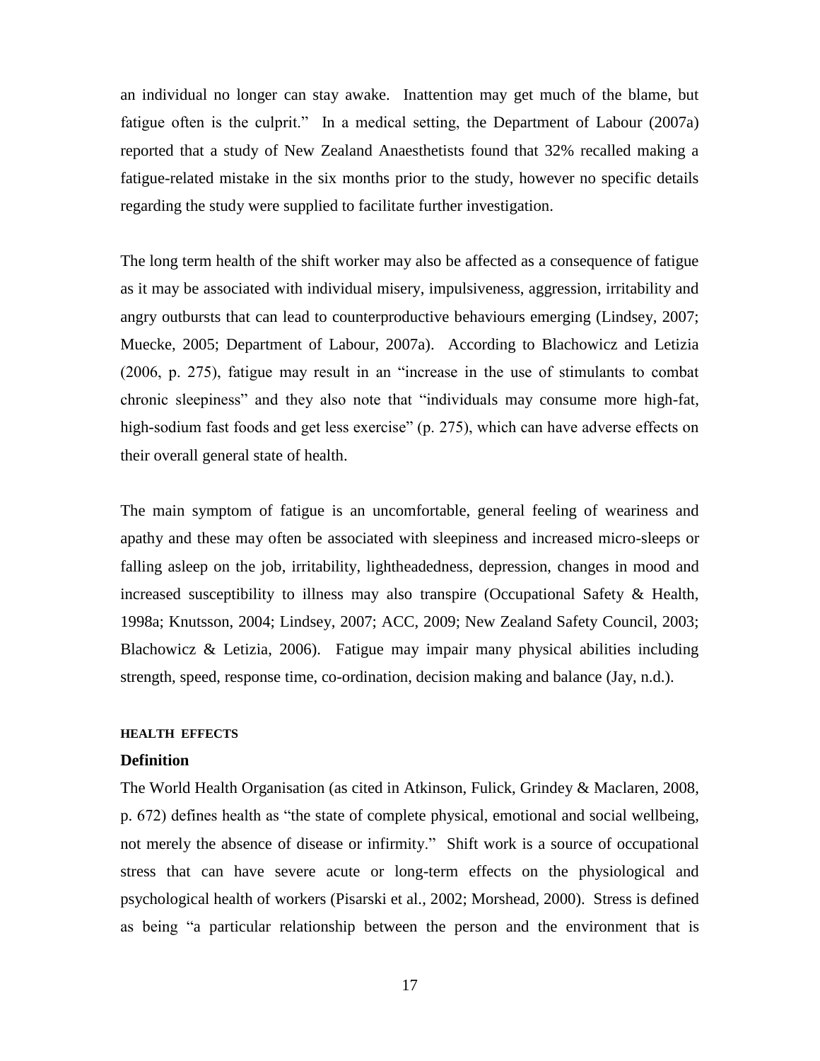an individual no longer can stay awake. Inattention may get much of the blame, but fatigue often is the culprit." In a medical setting, the Department of Labour (2007a) reported that a study of New Zealand Anaesthetists found that 32% recalled making a fatigue-related mistake in the six months prior to the study, however no specific details regarding the study were supplied to facilitate further investigation.

The long term health of the shift worker may also be affected as a consequence of fatigue as it may be associated with individual misery, impulsiveness, aggression, irritability and angry outbursts that can lead to counterproductive behaviours emerging (Lindsey, 2007; Muecke, 2005; Department of Labour, 2007a). According to Blachowicz and Letizia (2006, p. 275), fatigue may result in an "increase in the use of stimulants to combat chronic sleepiness" and they also note that "individuals may consume more high-fat, high-sodium fast foods and get less exercise" (p. 275), which can have adverse effects on their overall general state of health.

The main symptom of fatigue is an uncomfortable, general feeling of weariness and apathy and these may often be associated with sleepiness and increased micro-sleeps or falling asleep on the job, irritability, lightheadedness, depression, changes in mood and increased susceptibility to illness may also transpire (Occupational Safety & Health, 1998a; Knutsson, 2004; Lindsey, 2007; ACC, 2009; New Zealand Safety Council, 2003; Blachowicz & Letizia, 2006). Fatigue may impair many physical abilities including strength, speed, response time, co-ordination, decision making and balance (Jay, n.d.).

## HEALTH EFFECTS

### Definition

The World Health Organisation (as cited in Atkinson, Fulick, Grindey & Maclaren, 2008, p. 672) defines health as "the state of complete physical, emotional and social wellbeing, not merely the absence of disease or infirmity." Shift work is a source of occupational stress that can have severe acute or long-term effects on the physiological and psychological health of workers (Pisarski et al., 2002; Morshead, 2000). Stress is defined as being "a particular relationship between the person and the environment that is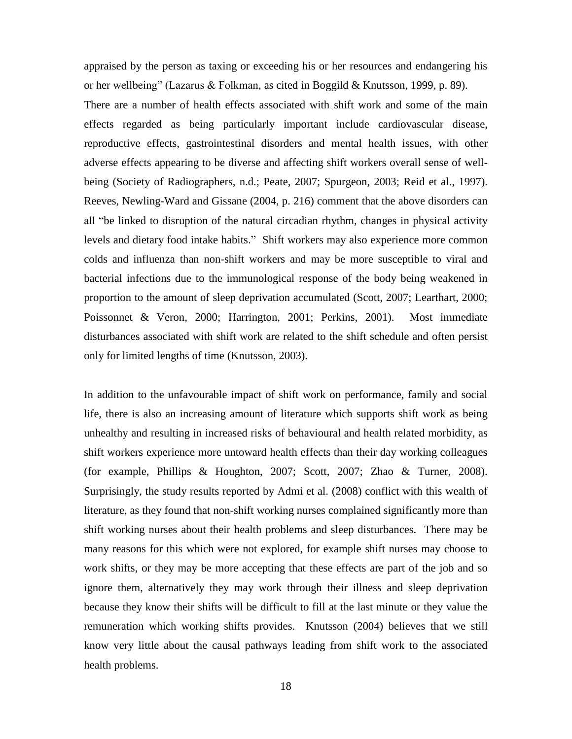appraised by the person as taxing or exceeding his or her resources and endangering his or her wellbeing" (Lazarus & Folkman, as cited in Boggild & Knutsson, 1999, p. 89).

There are a number of health effects associated with shift work and some of the main effects regarded as being particularly important include cardiovascular disease, reproductive effects, gastrointestinal disorders and mental health issues, with other adverse effects appearing to be diverse and affecting shift workers overall sense of well-being (Society of Radiographers, n.d.; Peate, 2007; Spurgeon, 2003; Reid et al., 1997). Reeves, Newling-Ward and Gissane (2004, p. 216) comment that the above disorders can all "be linked to disruption of the natural circadian rhythm, changes in physical activity levels and dietary food intake habits." Shift workers may also experience more common colds and influenza than non-shift workers and may be more susceptible to viral and bacterial infections due to the immunological response of the body being weakened in proportion to the amount of sleep deprivation accumulated (Scott, 2007; Learthart, 2000; Poissonnet & Veron, 2000; Harrington, 2001; Perkins, 2001). Most immediate disturbances associated with shift work are related to the shift schedule and often persist only for limited lengths of time (Knutsson, 2003).

In addition to the unfavourable impact of shift work on performance, family and social life, there is also an increasing amount of literature which supports shift work as being unhealthy and resulting in increased risks of behavioural and health related morbidity, as shift workers experience more untoward health effects than their day working colleagues (for example, Phillips & Houghton, 2007; Scott, 2007; Zhao & Turner, 2008). Surprisingly, the study results reported by Admi et al. (2008) conflict with this wealth of literature, as they found that non-shift working nurses complained significantly more than shift working nurses about their health problems and sleep disturbances. There may be many reasons for this which were not explored, for example shift nurses may choose to work shifts, or they may be more accepting that these effects are part of the job and so ignore them, alternatively they may work through their illness and sleep deprivation because they know their shifts will be difficult to fill at the last minute or they value the remuneration which working shifts provides. Knutsson (2004) believes that we still know very little about the causal pathways leading from shift work to the associated health problems.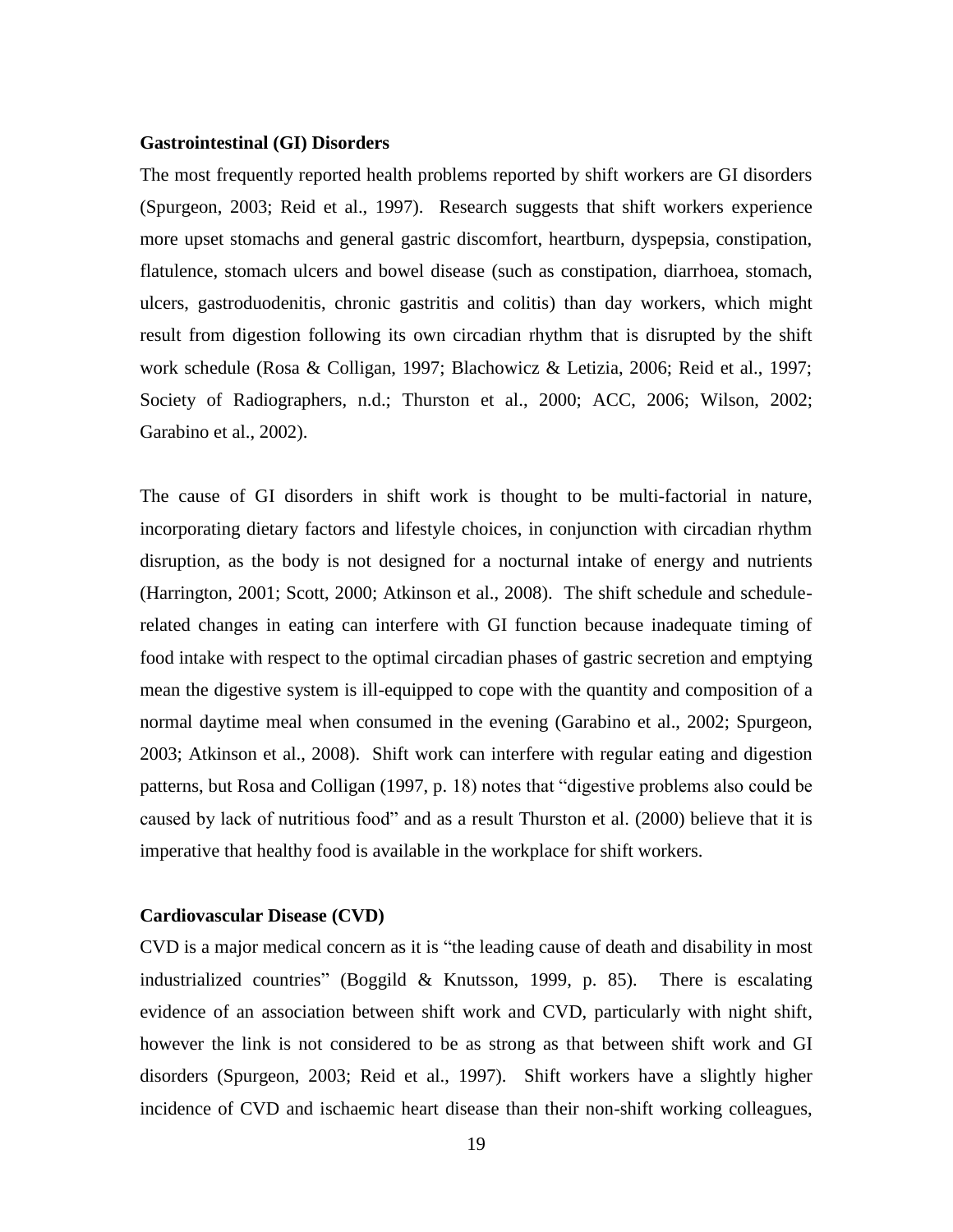**Gastrointestinal (GI) Disorders**

The most frequently reported health problems reported by shift workers are GI disorders (Spurgeon, 2003; Reid et al., 1997). Research suggests that shift workers experience more upset stomachs and general gastric discomfort, heartburn, dyspepsia, constipation, flatulence, stomach ulcers and bowel disease (such as constipation, diarrhoea, stomach, ulcers, gastroduodenitis, chronic gastritis and colitis) than day workers, which might result from digestion following its own circadian rhythm that is disrupted by the shift work schedule (Rosa & Colligan, 1997; Blachowicz & Letizia, 2006; Reid et al., 1997; Society of Radiographers, n.d.; Thurston et al., 2000; ACC, 2006; Wilson, 2002; Garabino et al., 2002).

The cause of GI disorders in shift work is thought to be multi-factorial in nature, incorporating dietary factors and lifestyle choices, in conjunction with circadian rhythm disruption, as the body is not designed for a nocturnal intake of energy and nutrients (Harrington, 2001; Scott, 2000; Atkinson et al., 2008). The shift schedule and schedule-related changes in eating can interfere with GI function because inadequate timing of food intake with respect to the optimal circadian phases of gastric secretion and emptying mean the digestive system is ill-equipped to cope with the quantity and composition of a normal daytime meal when consumed in the evening (Garabino et al., 2002; Spurgeon, 2003; Atkinson et al., 2008). Shift work can interfere with regular eating and digestion patterns, but Rosa and Colligan (1997, p. 18) notes that "digestive problems also could be caused by lack of nutritious food" and as a result Thurston et al. (2000) believe that it is imperative that healthy food is available in the workplace for shift workers.

**Cardiovascular Disease (CVD)**

CVD is a major medical concern as it is "the leading cause of death and disability in most industrialized countries" (Boggild & Knutsson, 1999, p. 85). There is escalating evidence of an association between shift work and CVD, particularly with night shift, however the link is not considered to be as strong as that between shift work and GI disorders (Spurgeon, 2003; Reid et al., 1997). Shift workers have a slightly higher incidence of CVD and ischaemic heart disease than their non-shift working colleagues,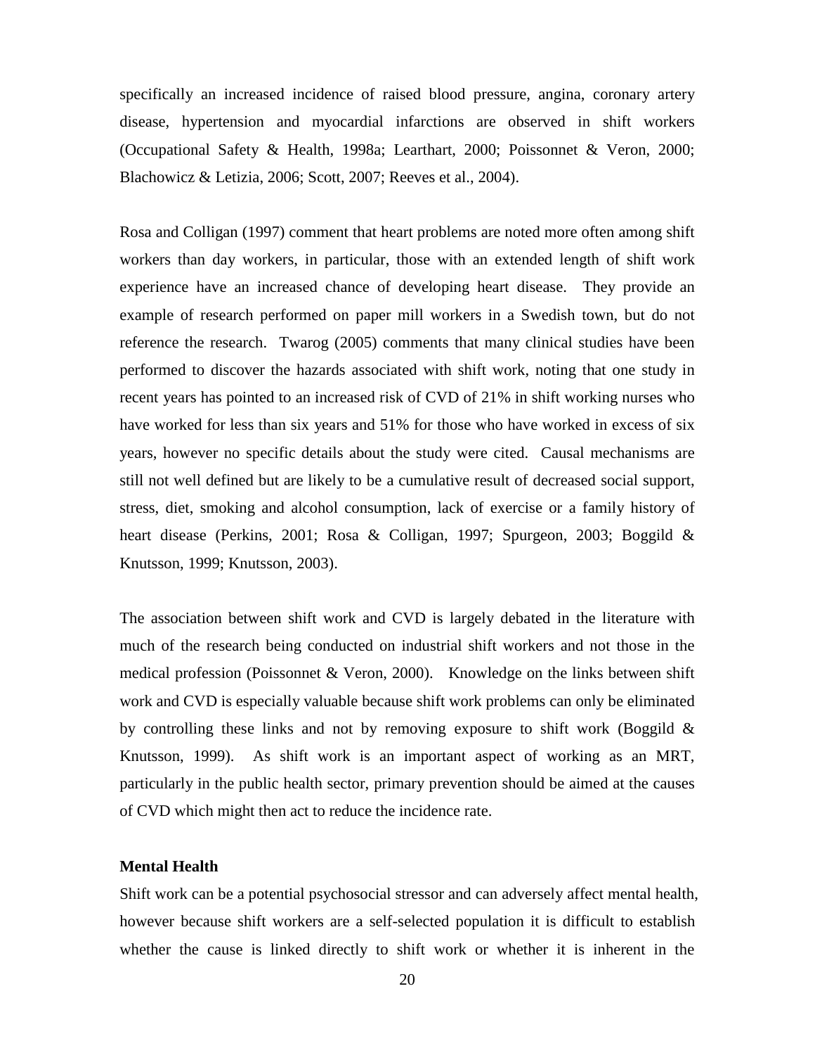specifically an increased incidence of raised blood pressure, angina, coronary artery disease, hypertension and myocardial infarctions are observed in shift workers (Occupational Safety & Health, 1998a; Learthart, 2000; Poissonnet & Veron, 2000; Blachowicz & Letizia, 2006; Scott, 2007; Reeves et al., 2004).

Rosa and Colligan (1997) comment that heart problems are noted more often among shift workers than day workers, in particular, those with an extended length of shift work experience have an increased chance of developing heart disease. They provide an example of research performed on paper mill workers in a Swedish town, but do not reference the research. Twarog (2005) comments that many clinical studies have been performed to discover the hazards associated with shift work, noting that one study in recent years has pointed to an increased risk of CVD of 21% in shift working nurses who have worked for less than six years and 51% for those who have worked in excess of six years, however no specific details about the study were cited. Causal mechanisms are still not well defined but are likely to be a cumulative result of decreased social support, stress, diet, smoking and alcohol consumption, lack of exercise or a family history of heart disease (Perkins, 2001; Rosa & Colligan, 1997; Spurgeon, 2003; Boggild & Knutsson, 1999; Knutsson, 2003).

The association between shift work and CVD is largely debated in the literature with much of the research being conducted on industrial shift workers and not those in the medical profession (Poissonnet & Veron, 2000). Knowledge on the links between shift work and CVD is especially valuable because shift work problems can only be eliminated by controlling these links and not by removing exposure to shift work (Boggild & Knutsson, 1999). As shift work is an important aspect of working as an MRT, particularly in the public health sector, primary prevention should be aimed at the causes of CVD which might then act to reduce the incidence rate.

**Mental Health**

Shift work can be a potential psychosocial stressor and can adversely affect mental health, however because shift workers are a self-selected population it is difficult to establish whether the cause is linked directly to shift work or whether it is inherent in the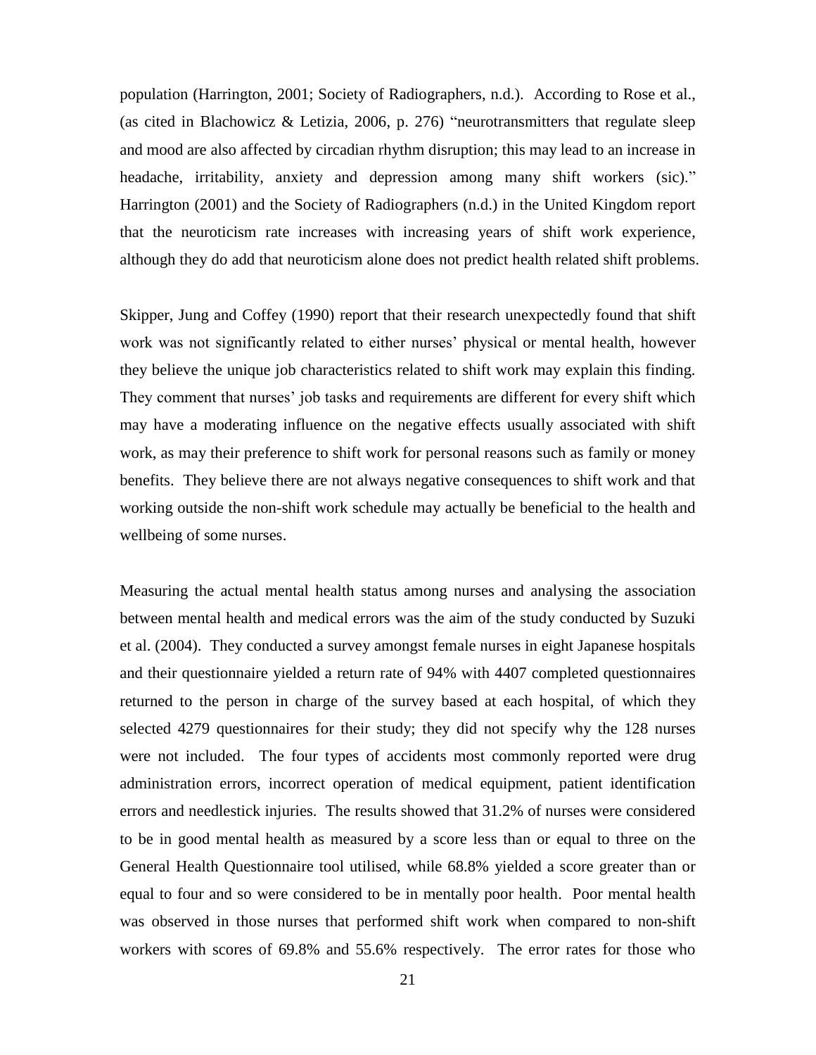population (Harrington, 2001; Society of Radiographers, n.d.). According to Rose et al., (as cited in Blachowicz & Letizia, 2006, p. 276) "neurotransmitters that regulate sleep and mood are also affected by circadian rhythm disruption; this may lead to an increase in headache, irritability, anxiety and depression among many shift workers (sic)." Harrington (2001) and the Society of Radiographers (n.d.) in the United Kingdom report that the neuroticism rate increases with increasing years of shift work experience, although they do add that neuroticism alone does not predict health related shift problems.

Skipper, Jung and Coffey (1990) report that their research unexpectedly found that shift work was not significantly related to either nurses' physical or mental health, however they believe the unique job characteristics related to shift work may explain this finding. They comment that nurses' job tasks and requirements are different for every shift which may have a moderating influence on the negative effects usually associated with shift work, as may their preference to shift work for personal reasons such as family or money benefits. They believe there are not always negative consequences to shift work and that working outside the non-shift work schedule may actually be beneficial to the health and wellbeing of some nurses.

Measuring the actual mental health status among nurses and analysing the association between mental health and medical errors was the aim of the study conducted by Suzuki et al. (2004). They conducted a survey amongst female nurses in eight Japanese hospitals and their questionnaire yielded a return rate of 94% with 4407 completed questionnaires returned to the person in charge of the survey based at each hospital, of which they selected 4279 questionnaires for their study; they did not specify why the 128 nurses were not included. The four types of accidents most commonly reported were drug administration errors, incorrect operation of medical equipment, patient identification errors and needlestick injuries. The results showed that 31.2% of nurses were considered to be in good mental health as measured by a score less than or equal to three on the General Health Questionnaire tool utilised, while 68.8% yielded a score greater than or equal to four and so were considered to be in mentally poor health. Poor mental health was observed in those nurses that performed shift work when compared to non-shift workers with scores of 69.8% and 55.6% respectively. The error rates for those who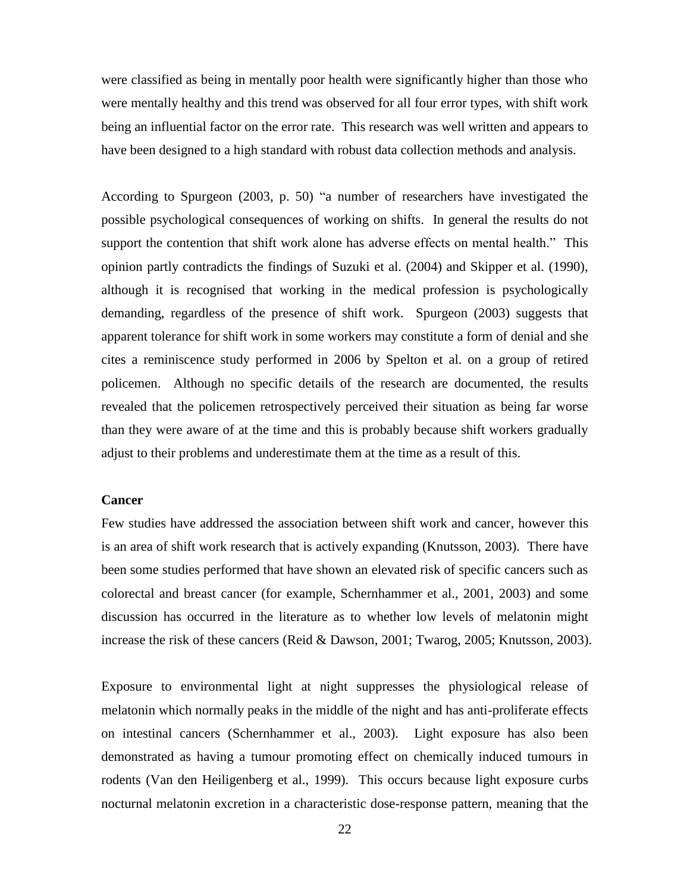were classified as being in mentally poor health were significantly higher than those who were mentally healthy and this trend was observed for all four error types, with shift work being an influential factor on the error rate. This research was well written and appears to have been designed to a high standard with robust data collection methods and analysis.

According to Spurgeon (2003, p. 50) "a number of researchers have investigated the possible psychological consequences of working on shifts. In general the results do not support the contention that shift work alone has adverse effects on mental health." This opinion partly contradicts the findings of Suzuki et al. (2004) and Skipper et al. (1990), although it is recognised that working in the medical profession is psychologically demanding, regardless of the presence of shift work. Spurgeon (2003) suggests that apparent tolerance for shift work in some workers may constitute a form of denial and she cites a reminiscence study performed in 2006 by Spelton et al. on a group of retired policemen. Although no specific details of the research are documented, the results revealed that the policemen retrospectively perceived their situation as being far worse than they were aware of at the time and this is probably because shift workers gradually adjust to their problems and underestimate them at the time as a result of this.

**Cancer**

Few studies have addressed the association between shift work and cancer, however this is an area of shift work research that is actively expanding (Knutsson, 2003). There have been some studies performed that have shown an elevated risk of specific cancers such as colorectal and breast cancer (for example, Schernhammer et al., 2001, 2003) and some discussion has occurred in the literature as to whether low levels of melatonin might increase the risk of these cancers (Reid & Dawson, 2001; Twarog, 2005; Knutsson, 2003).

Exposure to environmental light at night suppresses the physiological release of melatonin which normally peaks in the middle of the night and has anti-proliferate effects on intestinal cancers (Schernhammer et al., 2003). Light exposure has also been demonstrated as having a tumour promoting effect on chemically induced tumours in rodents (Van den Heiligenberg et al., 1999). This occurs because light exposure curbs nocturnal melatonin excretion in a characteristic dose-response pattern, meaning that the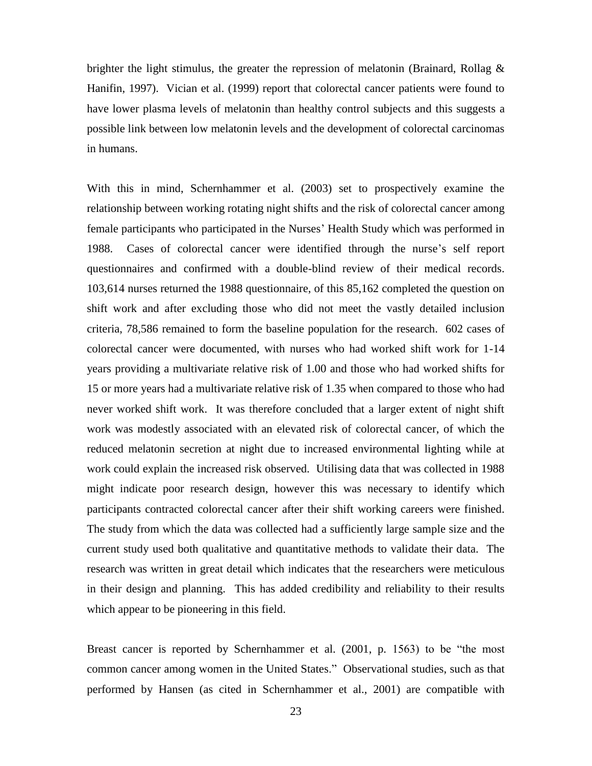brighter the light stimulus, the greater the repression of melatonin (Brainard, Rollag & Hanifin, 1997). Vician et al. (1999) report that colorectal cancer patients were found to have lower plasma levels of melatonin than healthy control subjects and this suggests a possible link between low melatonin levels and the development of colorectal carcinomas in humans.

With this in mind, Schernhammer et al. (2003) set to prospectively examine the relationship between working rotating night shifts and the risk of colorectal cancer among female participants who participated in the Nurses' Health Study which was performed in 1988. Cases of colorectal cancer were identified through the nurse's self report questionnaires and confirmed with a double-blind review of their medical records. 103,614 nurses returned the 1988 questionnaire, of this 85,162 completed the question on shift work and after excluding those who did not meet the vastly detailed inclusion criteria, 78,586 remained to form the baseline population for the research. 602 cases of colorectal cancer were documented, with nurses who had worked shift work for 1-14 years providing a multivariate relative risk of 1.00 and those who had worked shifts for 15 or more years had a multivariate relative risk of 1.35 when compared to those who had never worked shift work. It was therefore concluded that a larger extent of night shift work was modestly associated with an elevated risk of colorectal cancer, of which the reduced melatonin secretion at night due to increased environmental lighting while at work could explain the increased risk observed. Utilising data that was collected in 1988 might indicate poor research design, however this was necessary to identify which participants contracted colorectal cancer after their shift working careers were finished. The study from which the data was collected had a sufficiently large sample size and the current study used both qualitative and quantitative methods to validate their data. The research was written in great detail which indicates that the researchers were meticulous in their design and planning. This has added credibility and reliability to their results which appear to be pioneering in this field.

Breast cancer is reported by Schernhammer et al. (2001, p. 1563) to be "the most common cancer among women in the United States." Observational studies, such as that performed by Hansen (as cited in Schernhammer et al., 2001) are compatible with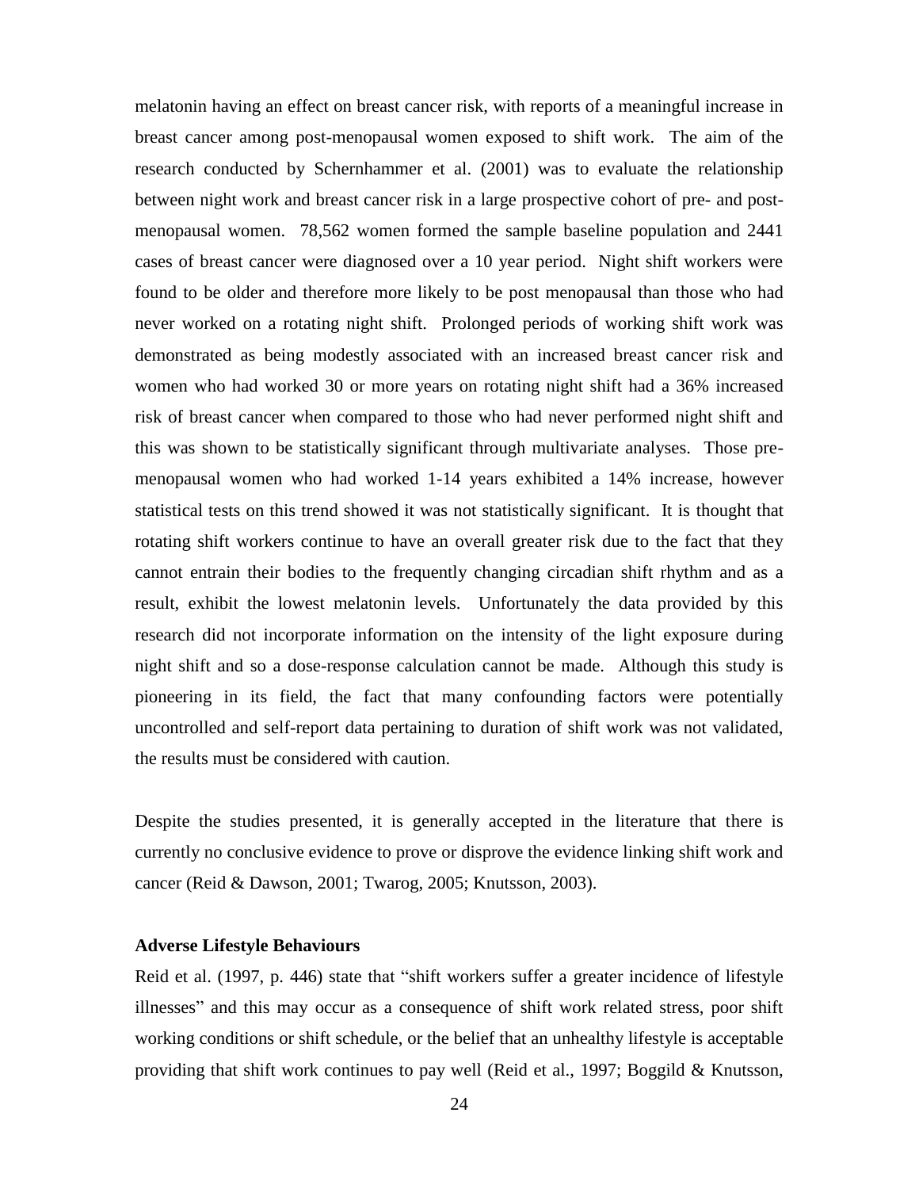melatonin having an effect on breast cancer risk, with reports of a meaningful increase in breast cancer among post-menopausal women exposed to shift work. The aim of the research conducted by Schernhammer et al. (2001) was to evaluate the relationship between night work and breast cancer risk in a large prospective cohort of pre- and post-menopausal women. 78,562 women formed the sample baseline population and 2441 cases of breast cancer were diagnosed over a 10 year period. Night shift workers were found to be older and therefore more likely to be post menopausal than those who had never worked on a rotating night shift. Prolonged periods of working shift work was demonstrated as being modestly associated with an increased breast cancer risk and women who had worked 30 or more years on rotating night shift had a 36% increased risk of breast cancer when compared to those who had never performed night shift and this was shown to be statistically significant through multivariate analyses. Those pre-menopausal women who had worked 1-14 years exhibited a 14% increase, however statistical tests on this trend showed it was not statistically significant. It is thought that rotating shift workers continue to have an overall greater risk due to the fact that they cannot entrain their bodies to the frequently changing circadian shift rhythm and as a result, exhibit the lowest melatonin levels. Unfortunately the data provided by this research did not incorporate information on the intensity of the light exposure during night shift and so a dose-response calculation cannot be made. Although this study is pioneering in its field, the fact that many confounding factors were potentially uncontrolled and self-report data pertaining to duration of shift work was not validated, the results must be considered with caution.

Despite the studies presented, it is generally accepted in the literature that there is currently no conclusive evidence to prove or disprove the evidence linking shift work and cancer (Reid & Dawson, 2001; Twarog, 2005; Knutsson, 2003).

**Adverse Lifestyle Behaviours**

Reid et al. (1997, p. 446) state that "shift workers suffer a greater incidence of lifestyle illnesses" and this may occur as a consequence of shift work related stress, poor shift working conditions or shift schedule, or the belief that an unhealthy lifestyle is acceptable providing that shift work continues to pay well (Reid et al., 1997; Boggild & Knutsson,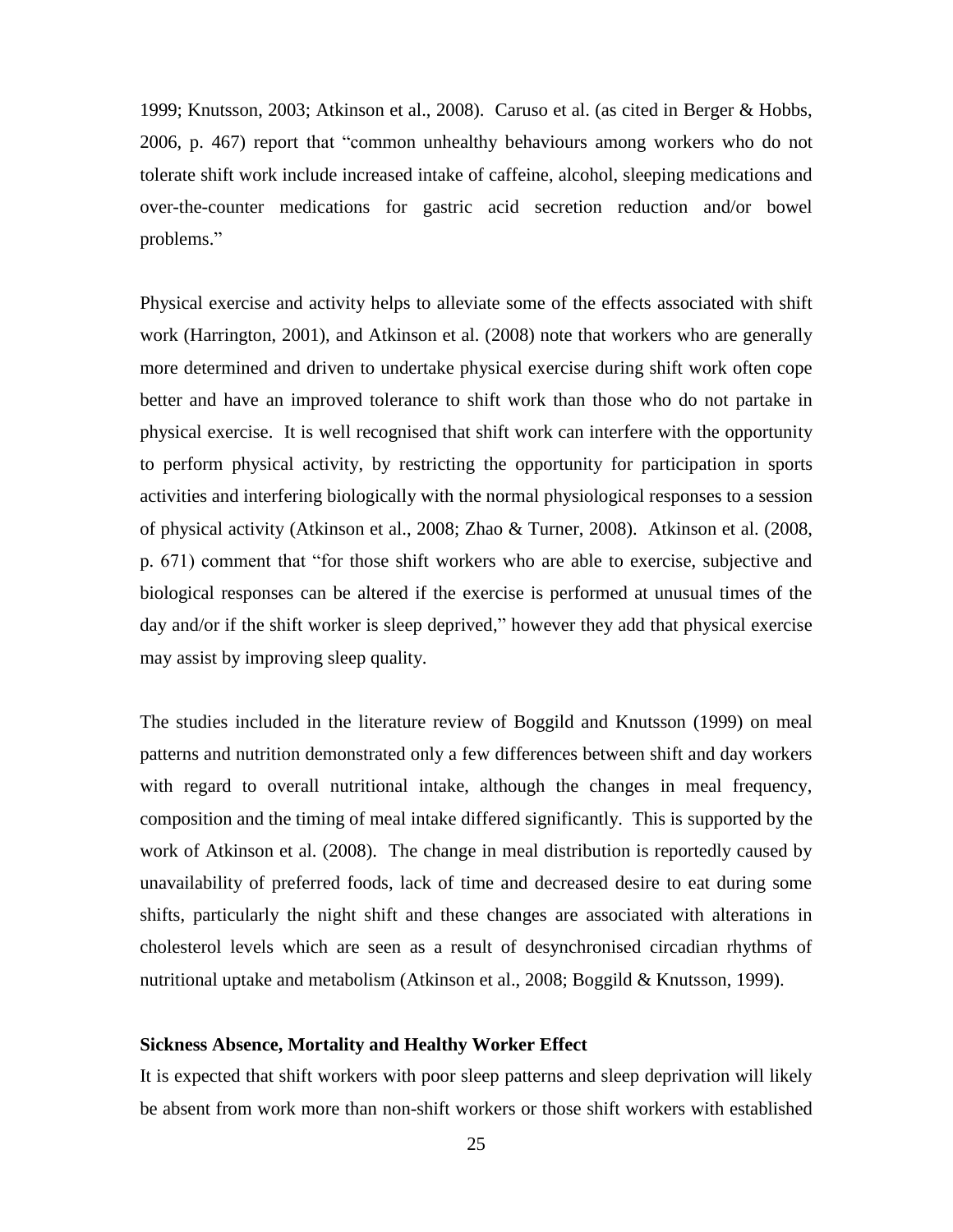1999; Knutsson, 2003; Atkinson et al., 2008). Caruso et al. (as cited in Berger & Hobbs, 2006, p. 467) report that "common unhealthy behaviours among workers who do not tolerate shift work include increased intake of caffeine, alcohol, sleeping medications and over-the-counter medications for gastric acid secretion reduction and/or bowel problems."

Physical exercise and activity helps to alleviate some of the effects associated with shift work (Harrington, 2001), and Atkinson et al. (2008) note that workers who are generally more determined and driven to undertake physical exercise during shift work often cope better and have an improved tolerance to shift work than those who do not partake in physical exercise. It is well recognised that shift work can interfere with the opportunity to perform physical activity, by restricting the opportunity for participation in sports activities and interfering biologically with the normal physiological responses to a session of physical activity (Atkinson et al., 2008; Zhao & Turner, 2008). Atkinson et al. (2008, p. 671) comment that "for those shift workers who are able to exercise, subjective and biological responses can be altered if the exercise is performed at unusual times of the day and/or if the shift worker is sleep deprived," however they add that physical exercise may assist by improving sleep quality.

The studies included in the literature review of Boggild and Knutsson (1999) on meal patterns and nutrition demonstrated only a few differences between shift and day workers with regard to overall nutritional intake, although the changes in meal frequency, composition and the timing of meal intake differed significantly. This is supported by the work of Atkinson et al. (2008). The change in meal distribution is reportedly caused by unavailability of preferred foods, lack of time and decreased desire to eat during some shifts, particularly the night shift and these changes are associated with alterations in cholesterol levels which are seen as a result of desynchronised circadian rhythms of nutritional uptake and metabolism (Atkinson et al., 2008; Boggild & Knutsson, 1999).

**Sickness Absence, Mortality and Healthy Worker Effect**

It is expected that shift workers with poor sleep patterns and sleep deprivation will likely be absent from work more than non-shift workers or those shift workers with established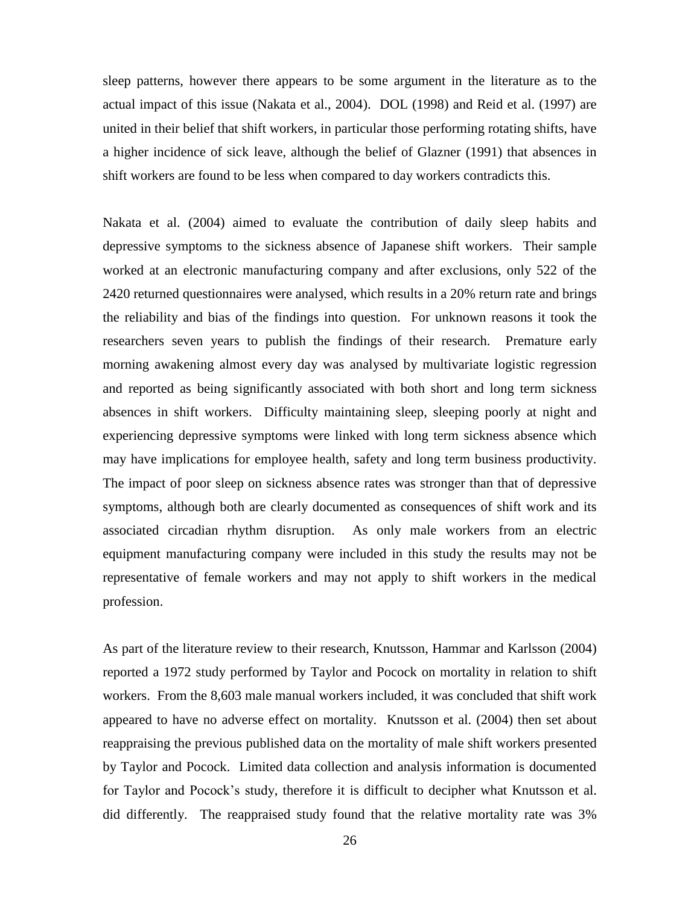sleep patterns, however there appears to be some argument in the literature as to the actual impact of this issue (Nakata et al., 2004). DOL (1998) and Reid et al. (1997) are united in their belief that shift workers, in particular those performing rotating shifts, have a higher incidence of sick leave, although the belief of Glazner (1991) that absences in shift workers are found to be less when compared to day workers contradicts this.

Nakata et al. (2004) aimed to evaluate the contribution of daily sleep habits and depressive symptoms to the sickness absence of Japanese shift workers. Their sample worked at an electronic manufacturing company and after exclusions, only 522 of the 2420 returned questionnaires were analysed, which results in a 20% return rate and brings the reliability and bias of the findings into question. For unknown reasons it took the researchers seven years to publish the findings of their research. Premature early morning awakening almost every day was analysed by multivariate logistic regression and reported as being significantly associated with both short and long term sickness absences in shift workers. Difficulty maintaining sleep, sleeping poorly at night and experiencing depressive symptoms were linked with long term sickness absence which may have implications for employee health, safety and long term business productivity. The impact of poor sleep on sickness absence rates was stronger than that of depressive symptoms, although both are clearly documented as consequences of shift work and its associated circadian rhythm disruption. As only male workers from an electric equipment manufacturing company were included in this study the results may not be representative of female workers and may not apply to shift workers in the medical profession.

As part of the literature review to their research, Knutsson, Hammar and Karlsson (2004) reported a 1972 study performed by Taylor and Pocock on mortality in relation to shift workers. From the 8,603 male manual workers included, it was concluded that shift work appeared to have no adverse effect on mortality. Knutsson et al. (2004) then set about reappraising the previous published data on the mortality of male shift workers presented by Taylor and Pocock. Limited data collection and analysis information is documented for Taylor and Pocock's study, therefore it is difficult to decipher what Knutsson et al. did differently. The reappraised study found that the relative mortality rate was 3%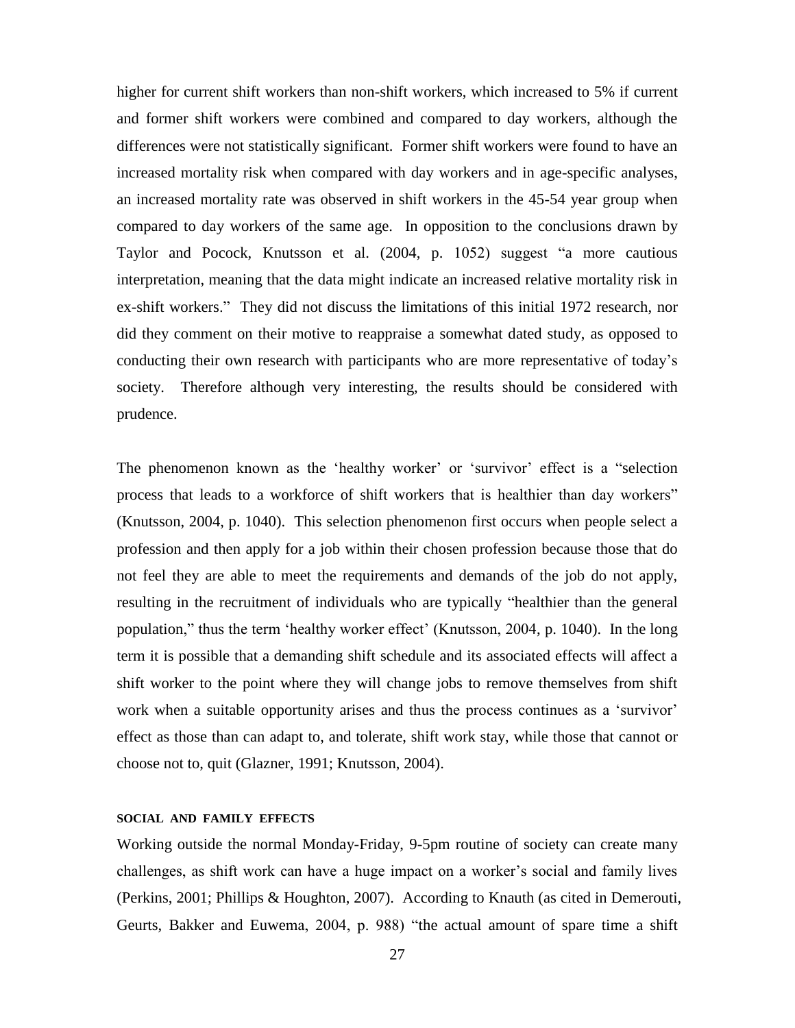higher for current shift workers than non-shift workers, which increased to 5% if current and former shift workers were combined and compared to day workers, although the differences were not statistically significant. Former shift workers were found to have an increased mortality risk when compared with day workers and in age-specific analyses, an increased mortality rate was observed in shift workers in the 45-54 year group when compared to day workers of the same age. In opposition to the conclusions drawn by Taylor and Pocock, Knutsson et al. (2004, p. 1052) suggest "a more cautious interpretation, meaning that the data might indicate an increased relative mortality risk in ex-shift workers." They did not discuss the limitations of this initial 1972 research, nor did they comment on their motive to reappraise a somewhat dated study, as opposed to conducting their own research with participants who are more representative of today's society. Therefore although very interesting, the results should be considered with prudence.

The phenomenon known as the 'healthy worker' or 'survivor' effect is a "selection process that leads to a workforce of shift workers that is healthier than day workers" (Knutsson, 2004, p. 1040). This selection phenomenon first occurs when people select a profession and then apply for a job within their chosen profession because those that do not feel they are able to meet the requirements and demands of the job do not apply, resulting in the recruitment of individuals who are typically "healthier than the general population," thus the term 'healthy worker effect' (Knutsson, 2004, p. 1040). In the long term it is possible that a demanding shift schedule and its associated effects will affect a shift worker to the point where they will change jobs to remove themselves from shift work when a suitable opportunity arises and thus the process continues as a 'survivor' effect as those than can adapt to, and tolerate, shift work stay, while those that cannot or choose not to, quit (Glazner, 1991; Knutsson, 2004).

#### SOCIAL AND FAMILY EFFECTS

Working outside the normal Monday-Friday, 9-5pm routine of society can create many challenges, as shift work can have a huge impact on a worker's social and family lives (Perkins, 2001; Phillips & Houghton, 2007). According to Knauth (as cited in Demerouti, Geurts, Bakker and Euwema, 2004, p. 988) "the actual amount of spare time a shift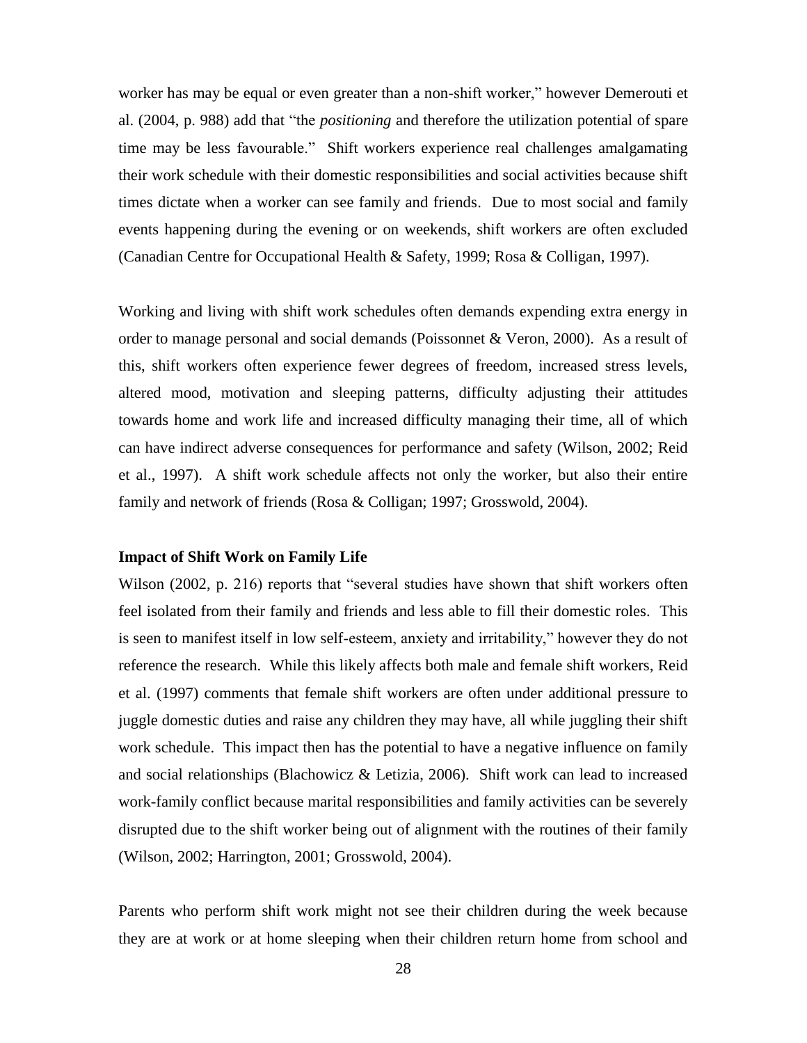worker has may be equal or even greater than a non-shift worker," however Demerouti et al. (2004, p. 988) add that "the *positioning* and therefore the utilization potential of spare time may be less favourable." Shift workers experience real challenges amalgamating their work schedule with their domestic responsibilities and social activities because shift times dictate when a worker can see family and friends. Due to most social and family events happening during the evening or on weekends, shift workers are often excluded (Canadian Centre for Occupational Health & Safety, 1999; Rosa & Colligan, 1997).

Working and living with shift work schedules often demands expending extra energy in order to manage personal and social demands (Poissonnet & Veron, 2000). As a result of this, shift workers often experience fewer degrees of freedom, increased stress levels, altered mood, motivation and sleeping patterns, difficulty adjusting their attitudes towards home and work life and increased difficulty managing their time, all of which can have indirect adverse consequences for performance and safety (Wilson, 2002; Reid et al., 1997). A shift work schedule affects not only the worker, but also their entire family and network of friends (Rosa & Colligan; 1997; Grosswold, 2004).

**Impact of Shift Work on Family Life**

Wilson (2002, p. 216) reports that "several studies have shown that shift workers often feel isolated from their family and friends and less able to fill their domestic roles. This is seen to manifest itself in low self-esteem, anxiety and irritability," however they do not reference the research. While this likely affects both male and female shift workers, Reid et al. (1997) comments that female shift workers are often under additional pressure to juggle domestic duties and raise any children they may have, all while juggling their shift work schedule. This impact then has the potential to have a negative influence on family and social relationships (Blachowicz & Letizia, 2006). Shift work can lead to increased work-family conflict because marital responsibilities and family activities can be severely disrupted due to the shift worker being out of alignment with the routines of their family (Wilson, 2002; Harrington, 2001; Grosswold, 2004).

Parents who perform shift work might not see their children during the week because they are at work or at home sleeping when their children return home from school and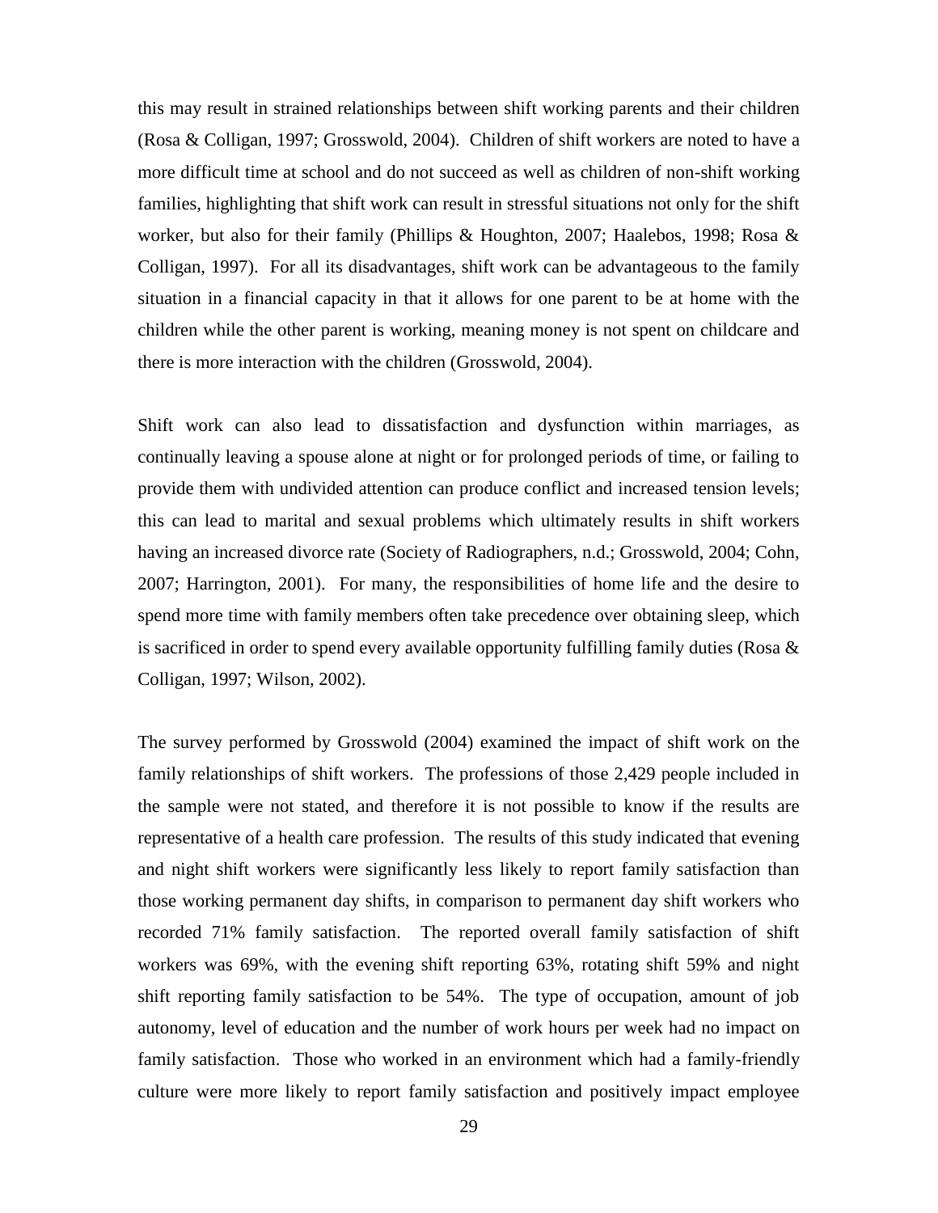this may result in strained relationships between shift working parents and their children (Rosa & Colligan, 1997; Grosswold, 2004). Children of shift workers are noted to have a more difficult time at school and do not succeed as well as children of non-shift working families, highlighting that shift work can result in stressful situations not only for the shift worker, but also for their family (Phillips & Houghton, 2007; Haalebos, 1998; Rosa & Colligan, 1997). For all its disadvantages, shift work can be advantageous to the family situation in a financial capacity in that it allows for one parent to be at home with the children while the other parent is working, meaning money is not spent on childcare and there is more interaction with the children (Grosswold, 2004).

Shift work can also lead to dissatisfaction and dysfunction within marriages, as continually leaving a spouse alone at night or for prolonged periods of time, or failing to provide them with undivided attention can produce conflict and increased tension levels; this can lead to marital and sexual problems which ultimately results in shift workers having an increased divorce rate (Society of Radiographers, n.d.; Grosswold, 2004; Cohn, 2007; Harrington, 2001). For many, the responsibilities of home life and the desire to spend more time with family members often take precedence over obtaining sleep, which is sacrificed in order to spend every available opportunity fulfilling family duties (Rosa & Colligan, 1997; Wilson, 2002).

The survey performed by Grosswold (2004) examined the impact of shift work on the family relationships of shift workers. The professions of those 2,429 people included in the sample were not stated, and therefore it is not possible to know if the results are representative of a health care profession. The results of this study indicated that evening and night shift workers were significantly less likely to report family satisfaction than those working permanent day shifts, in comparison to permanent day shift workers who recorded 71% family satisfaction. The reported overall family satisfaction of shift workers was 69%, with the evening shift reporting 63%, rotating shift 59% and night shift reporting family satisfaction to be 54%. The type of occupation, amount of job autonomy, level of education and the number of work hours per week had no impact on family satisfaction. Those who worked in an environment which had a family-friendly culture were more likely to report family satisfaction and positively impact employee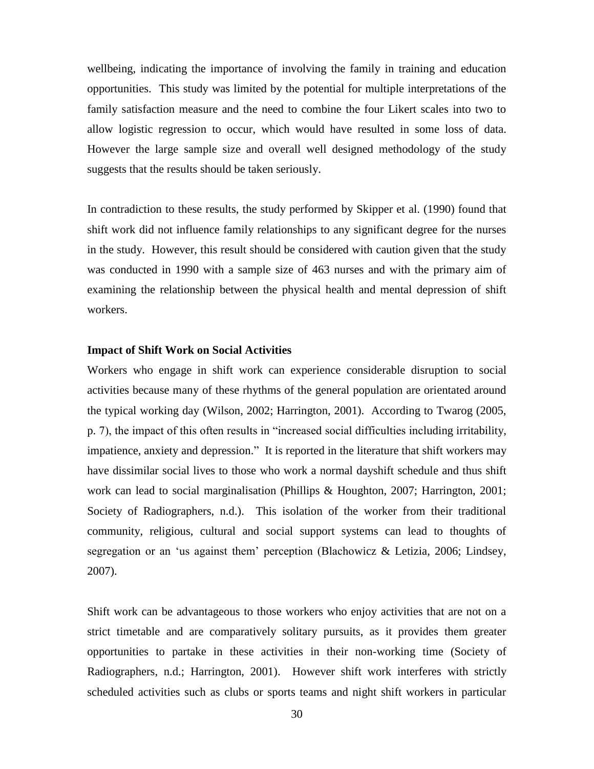wellbeing, indicating the importance of involving the family in training and education opportunities. This study was limited by the potential for multiple interpretations of the family satisfaction measure and the need to combine the four Likert scales into two to allow logistic regression to occur, which would have resulted in some loss of data. However the large sample size and overall well designed methodology of the study suggests that the results should be taken seriously.

In contradiction to these results, the study performed by Skipper et al. (1990) found that shift work did not influence family relationships to any significant degree for the nurses in the study. However, this result should be considered with caution given that the study was conducted in 1990 with a sample size of 463 nurses and with the primary aim of examining the relationship between the physical health and mental depression of shift workers.

**Impact of Shift Work on Social Activities**

Workers who engage in shift work can experience considerable disruption to social activities because many of these rhythms of the general population are orientated around the typical working day (Wilson, 2002; Harrington, 2001). According to Twarog (2005, p. 7), the impact of this often results in "increased social difficulties including irritability, impatience, anxiety and depression." It is reported in the literature that shift workers may have dissimilar social lives to those who work a normal dayshift schedule and thus shift work can lead to social marginalisation (Phillips & Houghton, 2007; Harrington, 2001; Society of Radiographers, n.d.). This isolation of the worker from their traditional community, religious, cultural and social support systems can lead to thoughts of segregation or an 'us against them' perception (Blachowicz & Letizia, 2006; Lindsey, 2007).

Shift work can be advantageous to those workers who enjoy activities that are not on a strict timetable and are comparatively solitary pursuits, as it provides them greater opportunities to partake in these activities in their non-working time (Society of Radiographers, n.d.; Harrington, 2001). However shift work interferes with strictly scheduled activities such as clubs or sports teams and night shift workers in particular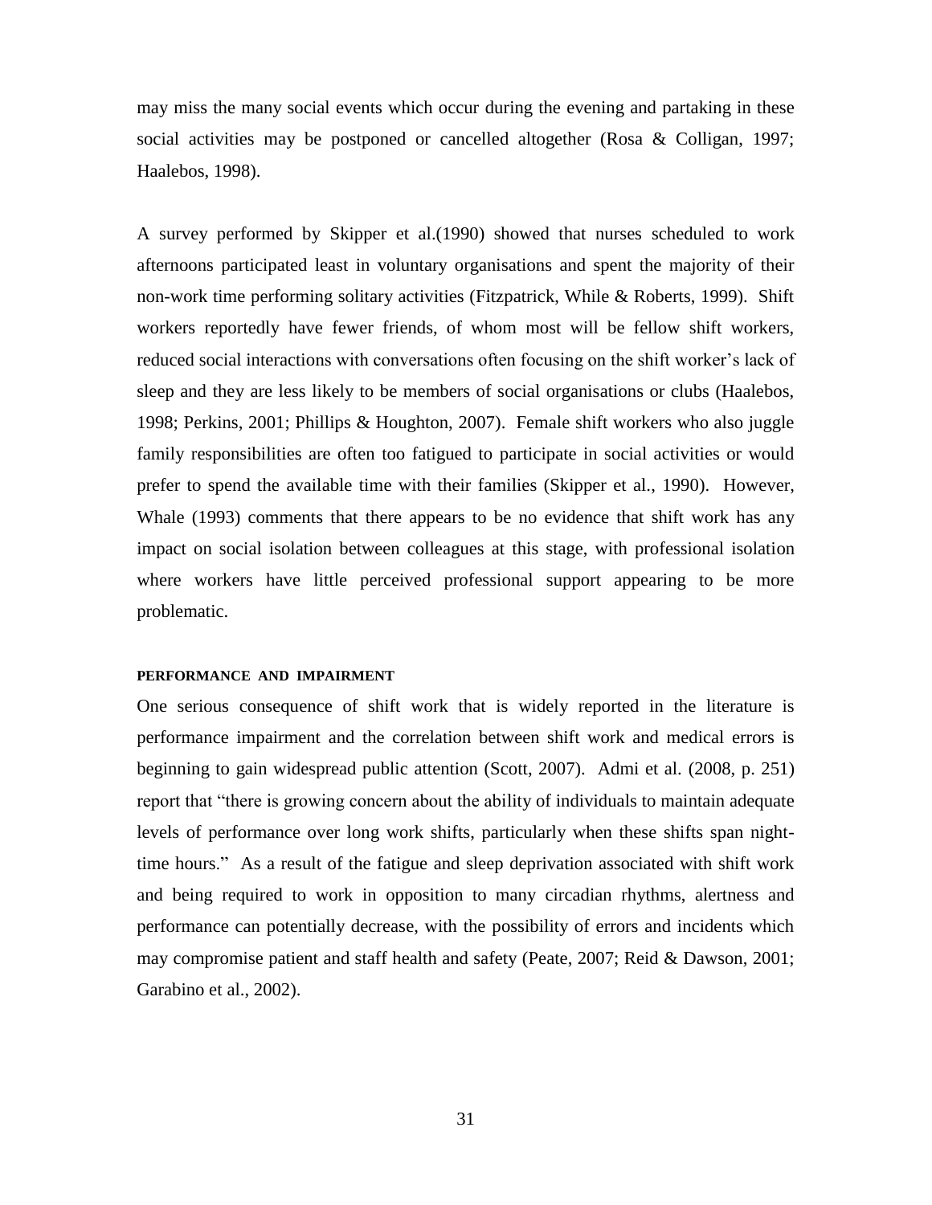may miss the many social events which occur during the evening and partaking in these social activities may be postponed or cancelled altogether (Rosa & Colligan, 1997; Haalebos, 1998).

A survey performed by Skipper et al.(1990) showed that nurses scheduled to work afternoons participated least in voluntary organisations and spent the majority of their non-work time performing solitary activities (Fitzpatrick, While & Roberts, 1999). Shift workers reportedly have fewer friends, of whom most will be fellow shift workers, reduced social interactions with conversations often focusing on the shift worker's lack of sleep and they are less likely to be members of social organisations or clubs (Haalebos, 1998; Perkins, 2001; Phillips & Houghton, 2007). Female shift workers who also juggle family responsibilities are often too fatigued to participate in social activities or would prefer to spend the available time with their families (Skipper et al., 1990). However, Whale (1993) comments that there appears to be no evidence that shift work has any impact on social isolation between colleagues at this stage, with professional isolation where workers have little perceived professional support appearing to be more problematic.

#### PERFORMANCE AND IMPAIRMENT

One serious consequence of shift work that is widely reported in the literature is performance impairment and the correlation between shift work and medical errors is beginning to gain widespread public attention (Scott, 2007). Admi et al. (2008, p. 251) report that "there is growing concern about the ability of individuals to maintain adequate levels of performance over long work shifts, particularly when these shifts span night-time hours." As a result of the fatigue and sleep deprivation associated with shift work and being required to work in opposition to many circadian rhythms, alertness and performance can potentially decrease, with the possibility of errors and incidents which may compromise patient and staff health and safety (Peate, 2007; Reid & Dawson, 2001; Garabino et al., 2002).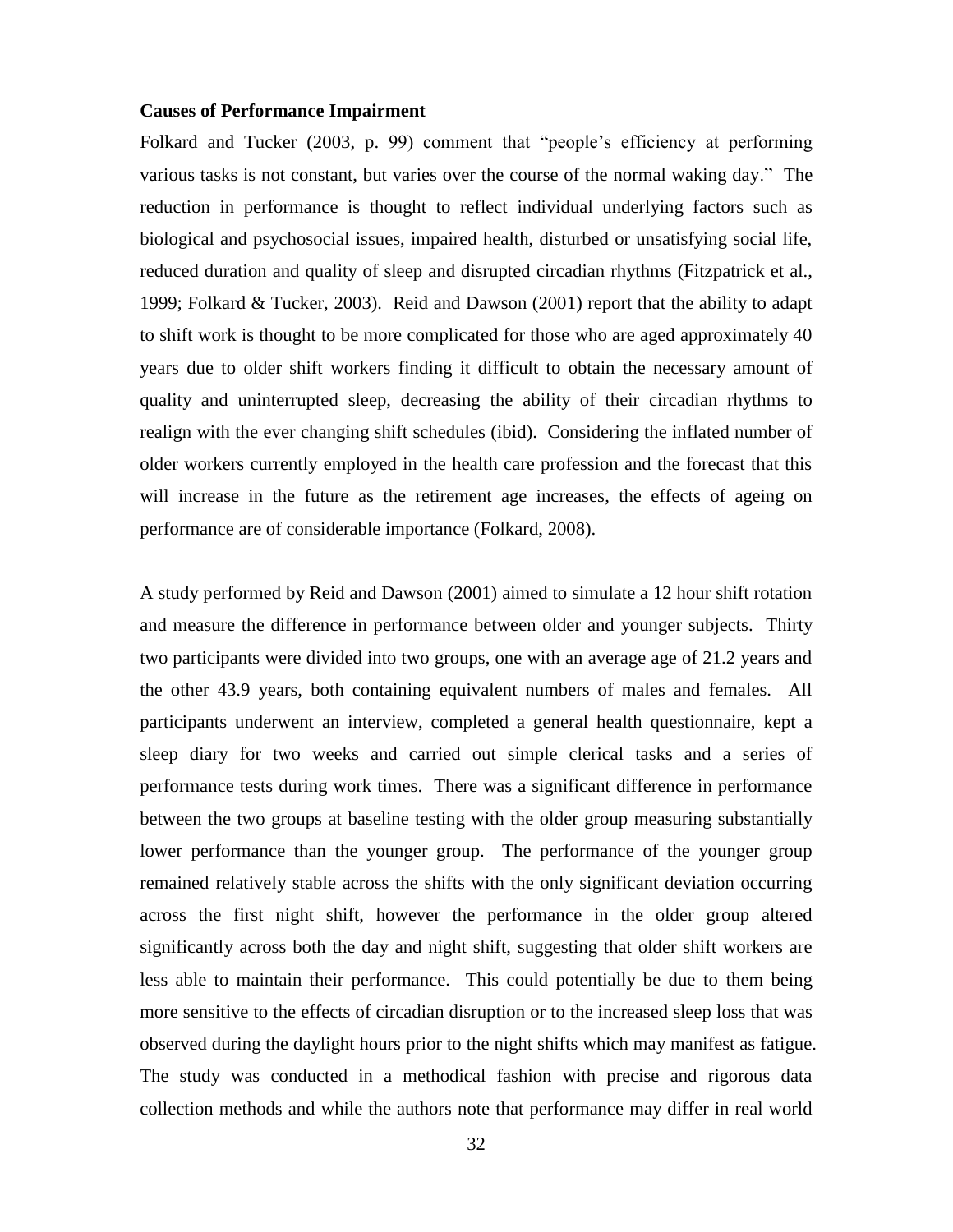**Causes of Performance Impairment**

Folkard and Tucker (2003, p. 99) comment that "people's efficiency at performing various tasks is not constant, but varies over the course of the normal waking day." The reduction in performance is thought to reflect individual underlying factors such as biological and psychosocial issues, impaired health, disturbed or unsatisfying social life, reduced duration and quality of sleep and disrupted circadian rhythms (Fitzpatrick et al., 1999; Folkard & Tucker, 2003). Reid and Dawson (2001) report that the ability to adapt to shift work is thought to be more complicated for those who are aged approximately 40 years due to older shift workers finding it difficult to obtain the necessary amount of quality and uninterrupted sleep, decreasing the ability of their circadian rhythms to realign with the ever changing shift schedules (ibid). Considering the inflated number of older workers currently employed in the health care profession and the forecast that this will increase in the future as the retirement age increases, the effects of ageing on performance are of considerable importance (Folkard, 2008).

A study performed by Reid and Dawson (2001) aimed to simulate a 12 hour shift rotation and measure the difference in performance between older and younger subjects. Thirty two participants were divided into two groups, one with an average age of 21.2 years and the other 43.9 years, both containing equivalent numbers of males and females. All participants underwent an interview, completed a general health questionnaire, kept a sleep diary for two weeks and carried out simple clerical tasks and a series of performance tests during work times. There was a significant difference in performance between the two groups at baseline testing with the older group measuring substantially lower performance than the younger group. The performance of the younger group remained relatively stable across the shifts with the only significant deviation occurring across the first night shift, however the performance in the older group altered significantly across both the day and night shift, suggesting that older shift workers are less able to maintain their performance. This could potentially be due to them being more sensitive to the effects of circadian disruption or to the increased sleep loss that was observed during the daylight hours prior to the night shifts which may manifest as fatigue. The study was conducted in a methodical fashion with precise and rigorous data collection methods and while the authors note that performance may differ in real world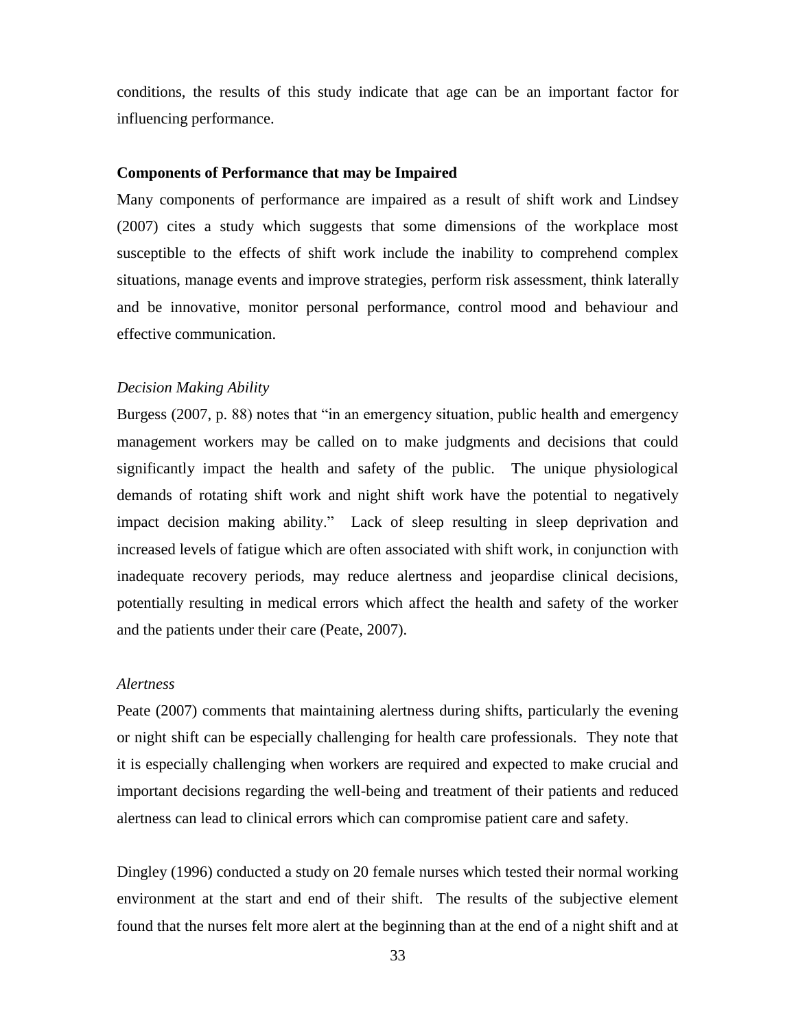conditions, the results of this study indicate that age can be an important factor for influencing performance.

## Components of Performance that may be Impaired

Many components of performance are impaired as a result of shift work and Lindsey (2007) cites a study which suggests that some dimensions of the workplace most susceptible to the effects of shift work include the inability to comprehend complex situations, manage events and improve strategies, perform risk assessment, think laterally and be innovative, monitor personal performance, control mood and behaviour and effective communication.

### *Decision Making Ability*

Burgess (2007, p. 88) notes that "in an emergency situation, public health and emergency management workers may be called on to make judgments and decisions that could significantly impact the health and safety of the public. The unique physiological demands of rotating shift work and night shift work have the potential to negatively impact decision making ability." Lack of sleep resulting in sleep deprivation and increased levels of fatigue which are often associated with shift work, in conjunction with inadequate recovery periods, may reduce alertness and jeopardise clinical decisions, potentially resulting in medical errors which affect the health and safety of the worker and the patients under their care (Peate, 2007).

### *Alertness*

Peate (2007) comments that maintaining alertness during shifts, particularly the evening or night shift can be especially challenging for health care professionals. They note that it is especially challenging when workers are required and expected to make crucial and important decisions regarding the well-being and treatment of their patients and reduced alertness can lead to clinical errors which can compromise patient care and safety.

Dingley (1996) conducted a study on 20 female nurses which tested their normal working environment at the start and end of their shift. The results of the subjective element found that the nurses felt more alert at the beginning than at the end of a night shift and at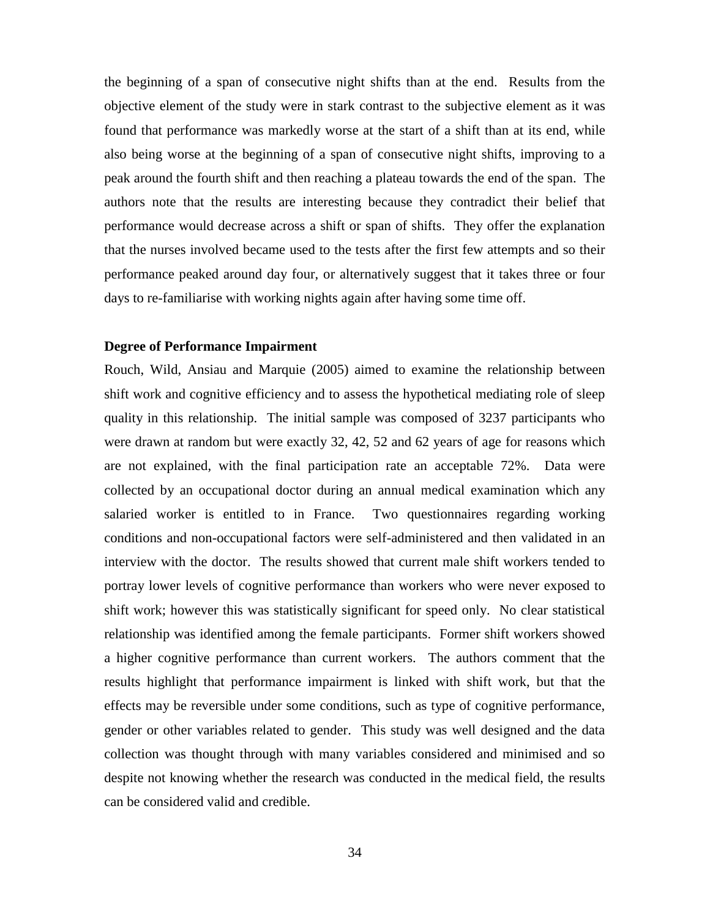the beginning of a span of consecutive night shifts than at the end. Results from the objective element of the study were in stark contrast to the subjective element as it was found that performance was markedly worse at the start of a shift than at its end, while also being worse at the beginning of a span of consecutive night shifts, improving to a peak around the fourth shift and then reaching a plateau towards the end of the span. The authors note that the results are interesting because they contradict their belief that performance would decrease across a shift or span of shifts. They offer the explanation that the nurses involved became used to the tests after the first few attempts and so their performance peaked around day four, or alternatively suggest that it takes three or four days to re-familiarise with working nights again after having some time off.

**Degree of Performance Impairment**

Rouch, Wild, Ansiau and Marquie (2005) aimed to examine the relationship between shift work and cognitive efficiency and to assess the hypothetical mediating role of sleep quality in this relationship. The initial sample was composed of 3237 participants who were drawn at random but were exactly 32, 42, 52 and 62 years of age for reasons which are not explained, with the final participation rate an acceptable 72%. Data were collected by an occupational doctor during an annual medical examination which any salaried worker is entitled to in France. Two questionnaires regarding working conditions and non-occupational factors were self-administered and then validated in an interview with the doctor. The results showed that current male shift workers tended to portray lower levels of cognitive performance than workers who were never exposed to shift work; however this was statistically significant for speed only. No clear statistical relationship was identified among the female participants. Former shift workers showed a higher cognitive performance than current workers. The authors comment that the results highlight that performance impairment is linked with shift work, but that the effects may be reversible under some conditions, such as type of cognitive performance, gender or other variables related to gender. This study was well designed and the data collection was thought through with many variables considered and minimised and so despite not knowing whether the research was conducted in the medical field, the results can be considered valid and credible.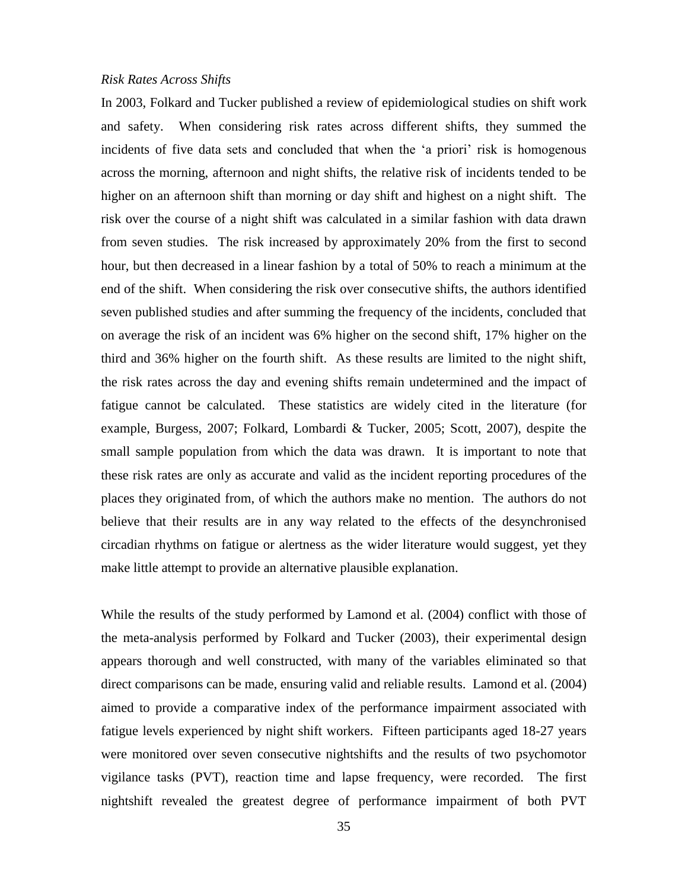*Risk Rates Across Shifts*

In 2003, Folkard and Tucker published a review of epidemiological studies on shift work and safety. When considering risk rates across different shifts, they summed the incidents of five data sets and concluded that when the 'a priori' risk is homogenous across the morning, afternoon and night shifts, the relative risk of incidents tended to be higher on an afternoon shift than morning or day shift and highest on a night shift. The risk over the course of a night shift was calculated in a similar fashion with data drawn from seven studies. The risk increased by approximately 20% from the first to second hour, but then decreased in a linear fashion by a total of 50% to reach a minimum at the end of the shift. When considering the risk over consecutive shifts, the authors identified seven published studies and after summing the frequency of the incidents, concluded that on average the risk of an incident was 6% higher on the second shift, 17% higher on the third and 36% higher on the fourth shift. As these results are limited to the night shift, the risk rates across the day and evening shifts remain undetermined and the impact of fatigue cannot be calculated. These statistics are widely cited in the literature (for example, Burgess, 2007; Folkard, Lombardi & Tucker, 2005; Scott, 2007), despite the small sample population from which the data was drawn. It is important to note that these risk rates are only as accurate and valid as the incident reporting procedures of the places they originated from, of which the authors make no mention. The authors do not believe that their results are in any way related to the effects of the desynchronised circadian rhythms on fatigue or alertness as the wider literature would suggest, yet they make little attempt to provide an alternative plausible explanation.

While the results of the study performed by Lamond et al. (2004) conflict with those of the meta-analysis performed by Folkard and Tucker (2003), their experimental design appears thorough and well constructed, with many of the variables eliminated so that direct comparisons can be made, ensuring valid and reliable results. Lamond et al. (2004) aimed to provide a comparative index of the performance impairment associated with fatigue levels experienced by night shift workers. Fifteen participants aged 18-27 years were monitored over seven consecutive nightshifts and the results of two psychomotor vigilance tasks (PVT), reaction time and lapse frequency, were recorded. The first nightshift revealed the greatest degree of performance impairment of both PVT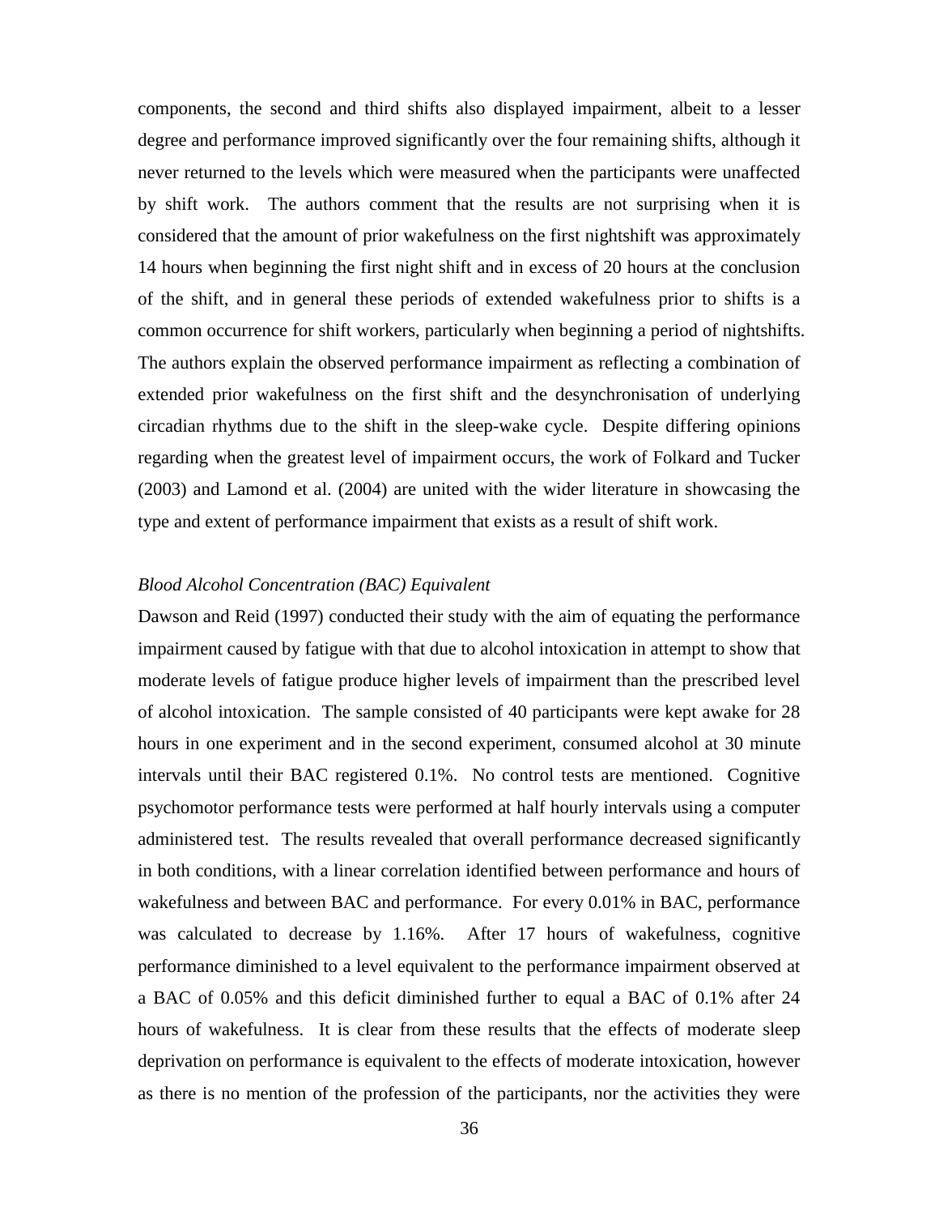components, the second and third shifts also displayed impairment, albeit to a lesser degree and performance improved significantly over the four remaining shifts, although it never returned to the levels which were measured when the participants were unaffected by shift work. The authors comment that the results are not surprising when it is considered that the amount of prior wakefulness on the first nightshift was approximately 14 hours when beginning the first night shift and in excess of 20 hours at the conclusion of the shift, and in general these periods of extended wakefulness prior to shifts is a common occurrence for shift workers, particularly when beginning a period of nightshifts. The authors explain the observed performance impairment as reflecting a combination of extended prior wakefulness on the first shift and the desynchronisation of underlying circadian rhythms due to the shift in the sleep-wake cycle. Despite differing opinions regarding when the greatest level of impairment occurs, the work of Folkard and Tucker (2003) and Lamond et al. (2004) are united with the wider literature in showcasing the type and extent of performance impairment that exists as a result of shift work.

*Blood Alcohol Concentration (BAC) Equivalent*

Dawson and Reid (1997) conducted their study with the aim of equating the performance impairment caused by fatigue with that due to alcohol intoxication in attempt to show that moderate levels of fatigue produce higher levels of impairment than the prescribed level of alcohol intoxication. The sample consisted of 40 participants were kept awake for 28 hours in one experiment and in the second experiment, consumed alcohol at 30 minute intervals until their BAC registered 0.1%. No control tests are mentioned. Cognitive psychomotor performance tests were performed at half hourly intervals using a computer administered test. The results revealed that overall performance decreased significantly in both conditions, with a linear correlation identified between performance and hours of wakefulness and between BAC and performance. For every 0.01% in BAC, performance was calculated to decrease by 1.16%. After 17 hours of wakefulness, cognitive performance diminished to a level equivalent to the performance impairment observed at a BAC of 0.05% and this deficit diminished further to equal a BAC of 0.1% after 24 hours of wakefulness. It is clear from these results that the effects of moderate sleep deprivation on performance is equivalent to the effects of moderate intoxication, however as there is no mention of the profession of the participants, nor the activities they were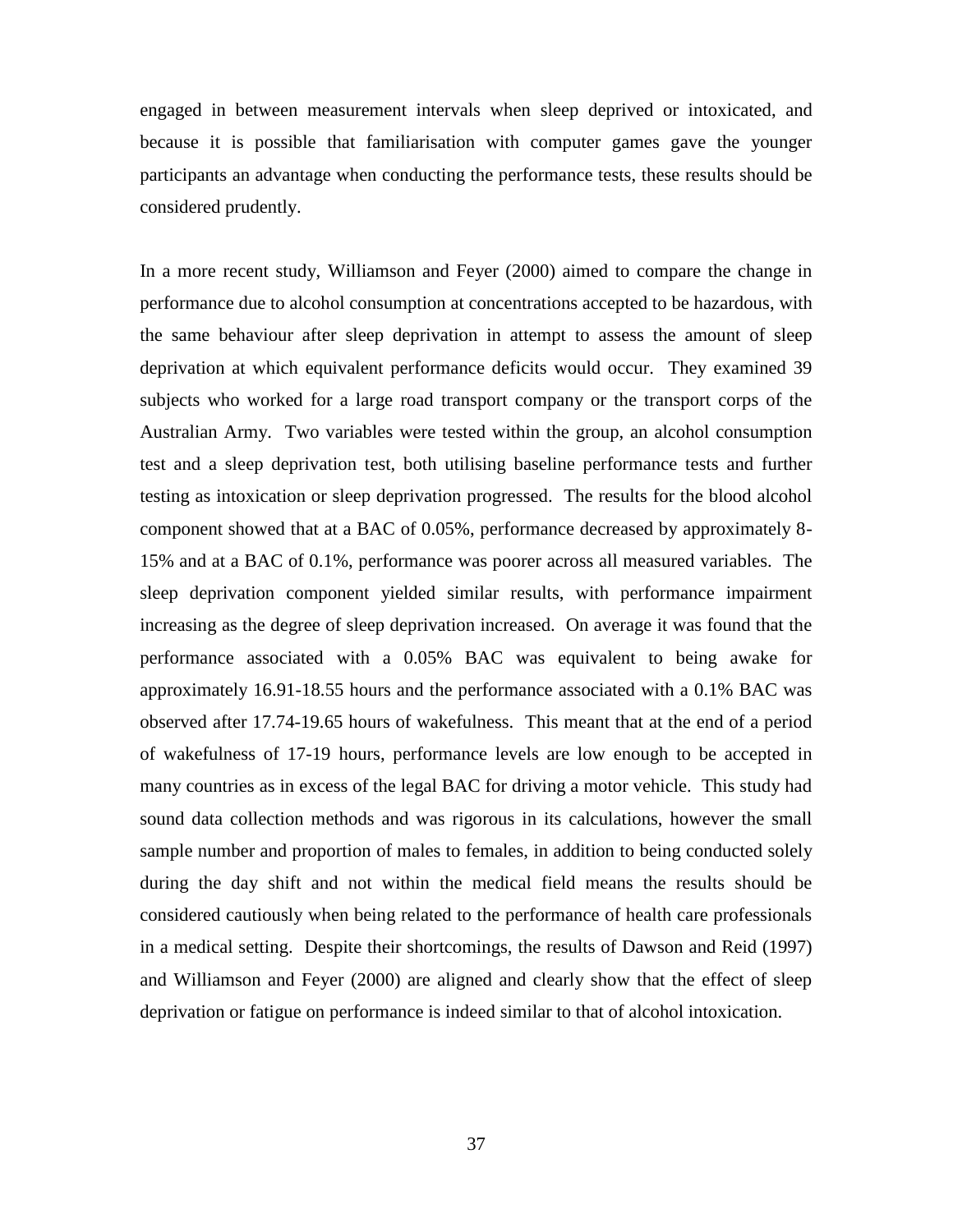engaged in between measurement intervals when sleep deprived or intoxicated, and because it is possible that familiarisation with computer games gave the younger participants an advantage when conducting the performance tests, these results should be considered prudently.

In a more recent study, Williamson and Feyer (2000) aimed to compare the change in performance due to alcohol consumption at concentrations accepted to be hazardous, with the same behaviour after sleep deprivation in attempt to assess the amount of sleep deprivation at which equivalent performance deficits would occur. They examined 39 subjects who worked for a large road transport company or the transport corps of the Australian Army. Two variables were tested within the group, an alcohol consumption test and a sleep deprivation test, both utilising baseline performance tests and further testing as intoxication or sleep deprivation progressed. The results for the blood alcohol component showed that at a BAC of 0.05%, performance decreased by approximately 8-15% and at a BAC of 0.1%, performance was poorer across all measured variables. The sleep deprivation component yielded similar results, with performance impairment increasing as the degree of sleep deprivation increased. On average it was found that the performance associated with a 0.05% BAC was equivalent to being awake for approximately 16.91-18.55 hours and the performance associated with a 0.1% BAC was observed after 17.74-19.65 hours of wakefulness. This meant that at the end of a period of wakefulness of 17-19 hours, performance levels are low enough to be accepted in many countries as in excess of the legal BAC for driving a motor vehicle. This study had sound data collection methods and was rigorous in its calculations, however the small sample number and proportion of males to females, in addition to being conducted solely during the day shift and not within the medical field means the results should be considered cautiously when being related to the performance of health care professionals in a medical setting. Despite their shortcomings, the results of Dawson and Reid (1997) and Williamson and Feyer (2000) are aligned and clearly show that the effect of sleep deprivation or fatigue on performance is indeed similar to that of alcohol intoxication.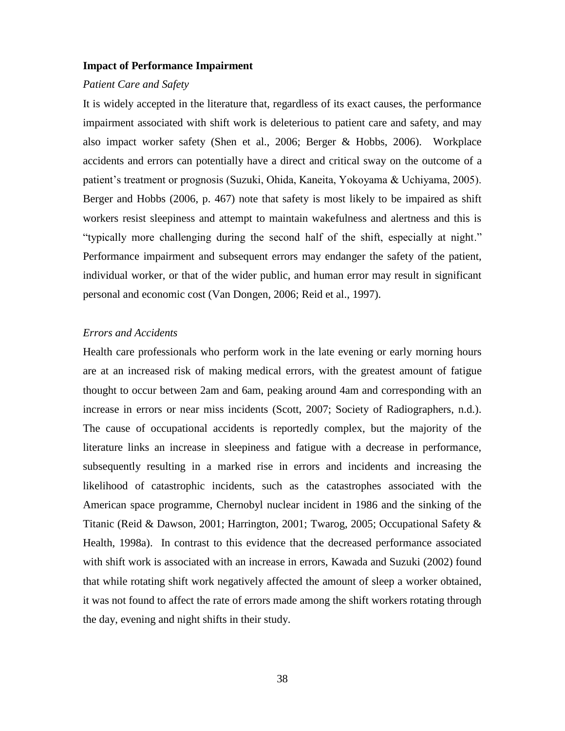**Impact of Performance Impairment**

*Patient Care and Safety*

It is widely accepted in the literature that, regardless of its exact causes, the performance impairment associated with shift work is deleterious to patient care and safety, and may also impact worker safety (Shen et al., 2006; Berger & Hobbs, 2006). Workplace accidents and errors can potentially have a direct and critical sway on the outcome of a patient's treatment or prognosis (Suzuki, Ohida, Kaneita, Yokoyama & Uchiyama, 2005). Berger and Hobbs (2006, p. 467) note that safety is most likely to be impaired as shift workers resist sleepiness and attempt to maintain wakefulness and alertness and this is "typically more challenging during the second half of the shift, especially at night." Performance impairment and subsequent errors may endanger the safety of the patient, individual worker, or that of the wider public, and human error may result in significant personal and economic cost (Van Dongen, 2006; Reid et al., 1997).

*Errors and Accidents*

Health care professionals who perform work in the late evening or early morning hours are at an increased risk of making medical errors, with the greatest amount of fatigue thought to occur between 2am and 6am, peaking around 4am and corresponding with an increase in errors or near miss incidents (Scott, 2007; Society of Radiographers, n.d.). The cause of occupational accidents is reportedly complex, but the majority of the literature links an increase in sleepiness and fatigue with a decrease in performance, subsequently resulting in a marked rise in errors and incidents and increasing the likelihood of catastrophic incidents, such as the catastrophes associated with the American space programme, Chernobyl nuclear incident in 1986 and the sinking of the Titanic (Reid & Dawson, 2001; Harrington, 2001; Twarog, 2005; Occupational Safety & Health, 1998a). In contrast to this evidence that the decreased performance associated with shift work is associated with an increase in errors, Kawada and Suzuki (2002) found that while rotating shift work negatively affected the amount of sleep a worker obtained, it was not found to affect the rate of errors made among the shift workers rotating through the day, evening and night shifts in their study.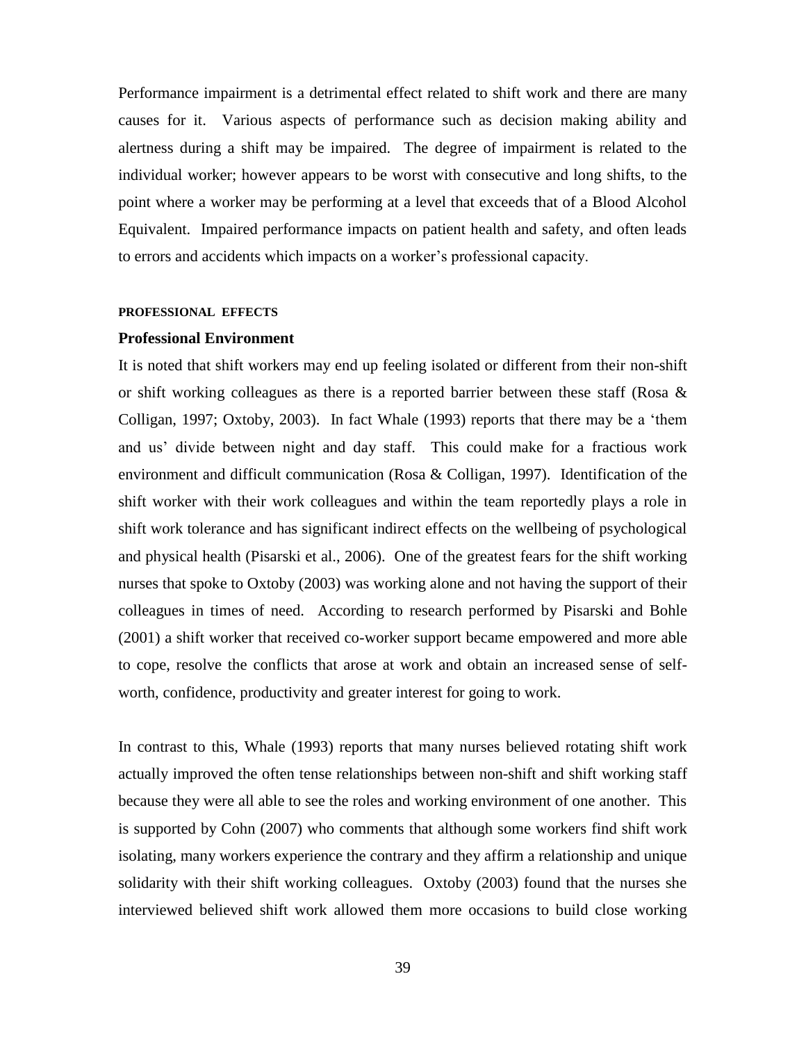Performance impairment is a detrimental effect related to shift work and there are many causes for it. Various aspects of performance such as decision making ability and alertness during a shift may be impaired. The degree of impairment is related to the individual worker; however appears to be worst with consecutive and long shifts, to the point where a worker may be performing at a level that exceeds that of a Blood Alcohol Equivalent. Impaired performance impacts on patient health and safety, and often leads to errors and accidents which impacts on a worker's professional capacity.

## PROFESSIONAL EFFECTS

### Professional Environment

It is noted that shift workers may end up feeling isolated or different from their non-shift or shift working colleagues as there is a reported barrier between these staff (Rosa & Colligan, 1997; Oxtoby, 2003). In fact Whale (1993) reports that there may be a 'them and us' divide between night and day staff. This could make for a fractious work environment and difficult communication (Rosa & Colligan, 1997). Identification of the shift worker with their work colleagues and within the team reportedly plays a role in shift work tolerance and has significant indirect effects on the wellbeing of psychological and physical health (Pisarski et al., 2006). One of the greatest fears for the shift working nurses that spoke to Oxtoby (2003) was working alone and not having the support of their colleagues in times of need. According to research performed by Pisarski and Bohle (2001) a shift worker that received co-worker support became empowered and more able to cope, resolve the conflicts that arose at work and obtain an increased sense of self-worth, confidence, productivity and greater interest for going to work.

In contrast to this, Whale (1993) reports that many nurses believed rotating shift work actually improved the often tense relationships between non-shift and shift working staff because they were all able to see the roles and working environment of one another. This is supported by Cohn (2007) who comments that although some workers find shift work isolating, many workers experience the contrary and they affirm a relationship and unique solidarity with their shift working colleagues. Oxtoby (2003) found that the nurses she interviewed believed shift work allowed them more occasions to build close working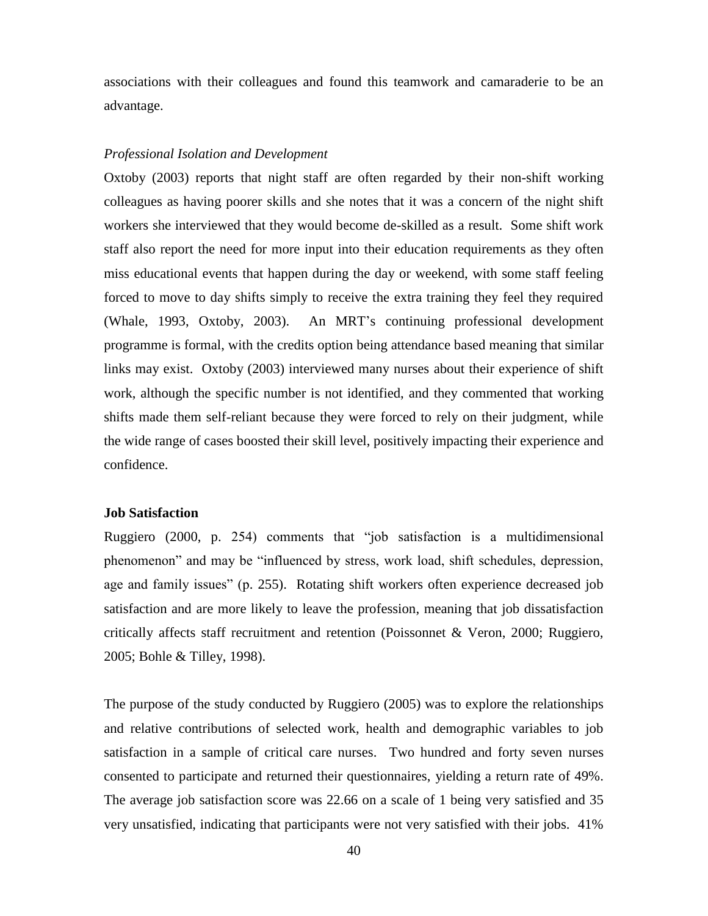associations with their colleagues and found this teamwork and camaraderie to be an advantage.

*Professional Isolation and Development*

Oxtoby (2003) reports that night staff are often regarded by their non-shift working colleagues as having poorer skills and she notes that it was a concern of the night shift workers she interviewed that they would become de-skilled as a result. Some shift work staff also report the need for more input into their education requirements as they often miss educational events that happen during the day or weekend, with some staff feeling forced to move to day shifts simply to receive the extra training they feel they required (Whale, 1993, Oxtoby, 2003). An MRT's continuing professional development programme is formal, with the credits option being attendance based meaning that similar links may exist. Oxtoby (2003) interviewed many nurses about their experience of shift work, although the specific number is not identified, and they commented that working shifts made them self-reliant because they were forced to rely on their judgment, while the wide range of cases boosted their skill level, positively impacting their experience and confidence.

**Job Satisfaction**

Ruggiero (2000, p. 254) comments that "job satisfaction is a multidimensional phenomenon" and may be "influenced by stress, work load, shift schedules, depression, age and family issues" (p. 255). Rotating shift workers often experience decreased job satisfaction and are more likely to leave the profession, meaning that job dissatisfaction critically affects staff recruitment and retention (Poissonnet & Veron, 2000; Ruggiero, 2005; Bohle & Tilley, 1998).

The purpose of the study conducted by Ruggiero (2005) was to explore the relationships and relative contributions of selected work, health and demographic variables to job satisfaction in a sample of critical care nurses. Two hundred and forty seven nurses consented to participate and returned their questionnaires, yielding a return rate of 49%. The average job satisfaction score was 22.66 on a scale of 1 being very satisfied and 35 very unsatisfied, indicating that participants were not very satisfied with their jobs. 41%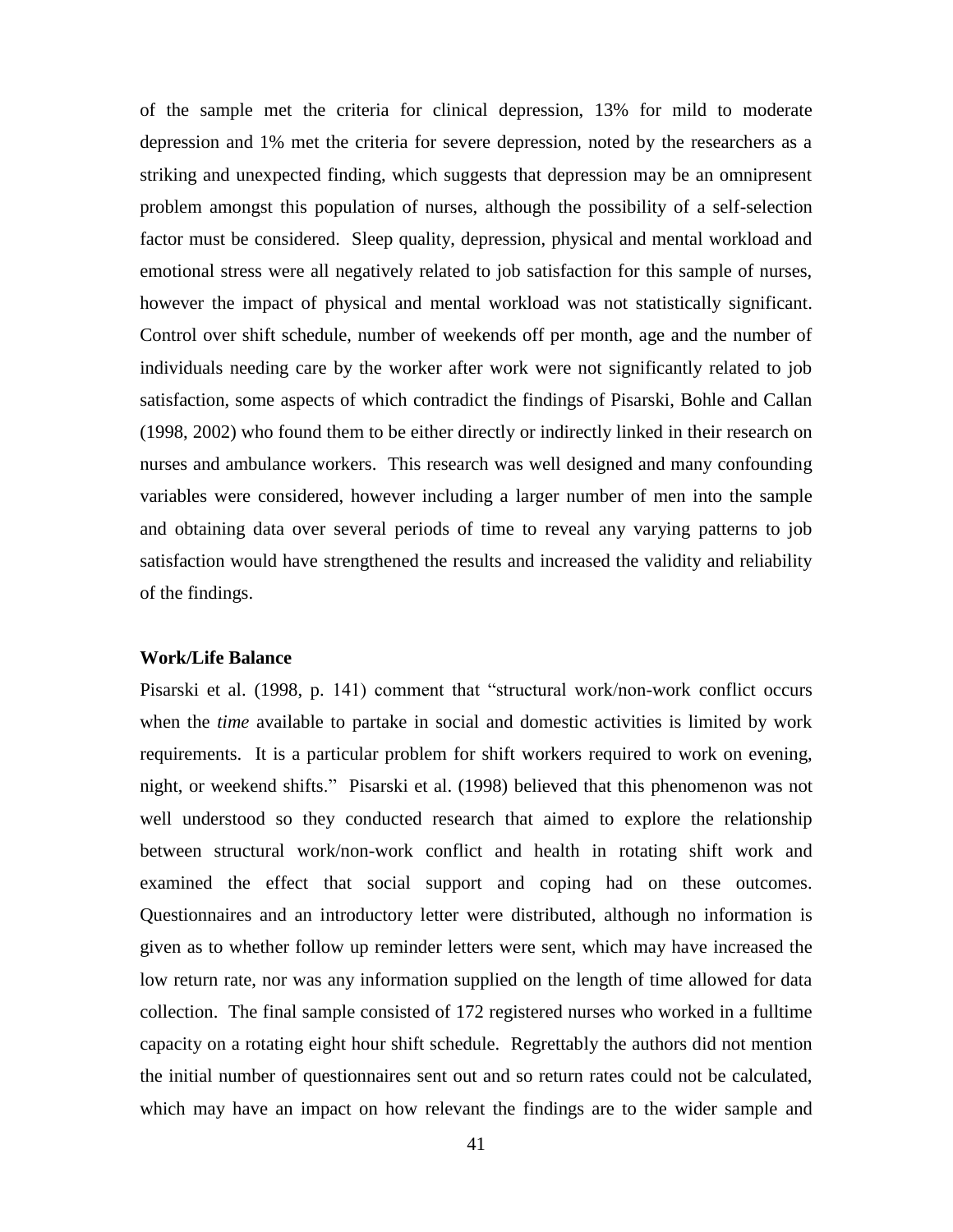of the sample met the criteria for clinical depression, 13% for mild to moderate depression and 1% met the criteria for severe depression, noted by the researchers as a striking and unexpected finding, which suggests that depression may be an omnipresent problem amongst this population of nurses, although the possibility of a self-selection factor must be considered. Sleep quality, depression, physical and mental workload and emotional stress were all negatively related to job satisfaction for this sample of nurses, however the impact of physical and mental workload was not statistically significant. Control over shift schedule, number of weekends off per month, age and the number of individuals needing care by the worker after work were not significantly related to job satisfaction, some aspects of which contradict the findings of Pisarski, Bohle and Callan (1998, 2002) who found them to be either directly or indirectly linked in their research on nurses and ambulance workers. This research was well designed and many confounding variables were considered, however including a larger number of men into the sample and obtaining data over several periods of time to reveal any varying patterns to job satisfaction would have strengthened the results and increased the validity and reliability of the findings.

**Work/Life Balance**

Pisarski et al. (1998, p. 141) comment that "structural work/non-work conflict occurs when the *time* available to partake in social and domestic activities is limited by work requirements. It is a particular problem for shift workers required to work on evening, night, or weekend shifts." Pisarski et al. (1998) believed that this phenomenon was not well understood so they conducted research that aimed to explore the relationship between structural work/non-work conflict and health in rotating shift work and examined the effect that social support and coping had on these outcomes. Questionnaires and an introductory letter were distributed, although no information is given as to whether follow up reminder letters were sent, which may have increased the low return rate, nor was any information supplied on the length of time allowed for data collection. The final sample consisted of 172 registered nurses who worked in a fulltime capacity on a rotating eight hour shift schedule. Regrettably the authors did not mention the initial number of questionnaires sent out and so return rates could not be calculated, which may have an impact on how relevant the findings are to the wider sample and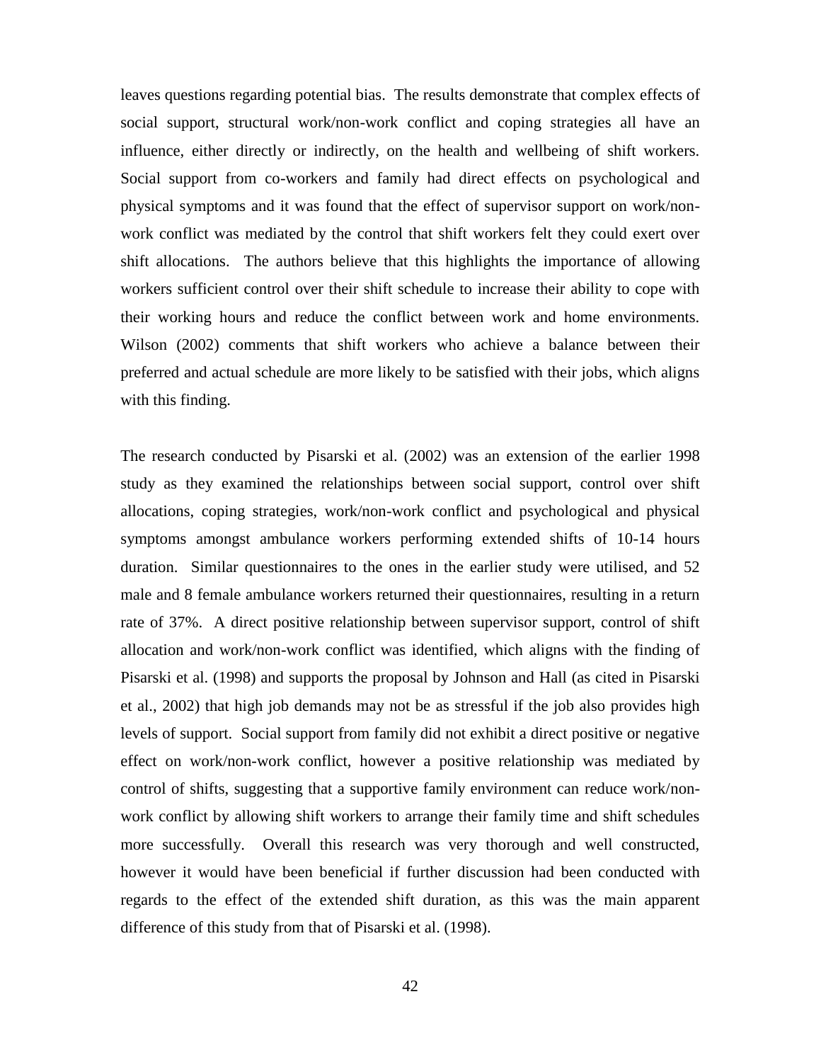leaves questions regarding potential bias. The results demonstrate that complex effects of social support, structural work/non-work conflict and coping strategies all have an influence, either directly or indirectly, on the health and wellbeing of shift workers. Social support from co-workers and family had direct effects on psychological and physical symptoms and it was found that the effect of supervisor support on work/non-work conflict was mediated by the control that shift workers felt they could exert over shift allocations. The authors believe that this highlights the importance of allowing workers sufficient control over their shift schedule to increase their ability to cope with their working hours and reduce the conflict between work and home environments. Wilson (2002) comments that shift workers who achieve a balance between their preferred and actual schedule are more likely to be satisfied with their jobs, which aligns with this finding.

The research conducted by Pisarski et al. (2002) was an extension of the earlier 1998 study as they examined the relationships between social support, control over shift allocations, coping strategies, work/non-work conflict and psychological and physical symptoms amongst ambulance workers performing extended shifts of 10-14 hours duration. Similar questionnaires to the ones in the earlier study were utilised, and 52 male and 8 female ambulance workers returned their questionnaires, resulting in a return rate of 37%. A direct positive relationship between supervisor support, control of shift allocation and work/non-work conflict was identified, which aligns with the finding of Pisarski et al. (1998) and supports the proposal by Johnson and Hall (as cited in Pisarski et al., 2002) that high job demands may not be as stressful if the job also provides high levels of support. Social support from family did not exhibit a direct positive or negative effect on work/non-work conflict, however a positive relationship was mediated by control of shifts, suggesting that a supportive family environment can reduce work/non-work conflict by allowing shift workers to arrange their family time and shift schedules more successfully. Overall this research was very thorough and well constructed, however it would have been beneficial if further discussion had been conducted with regards to the effect of the extended shift duration, as this was the main apparent difference of this study from that of Pisarski et al. (1998).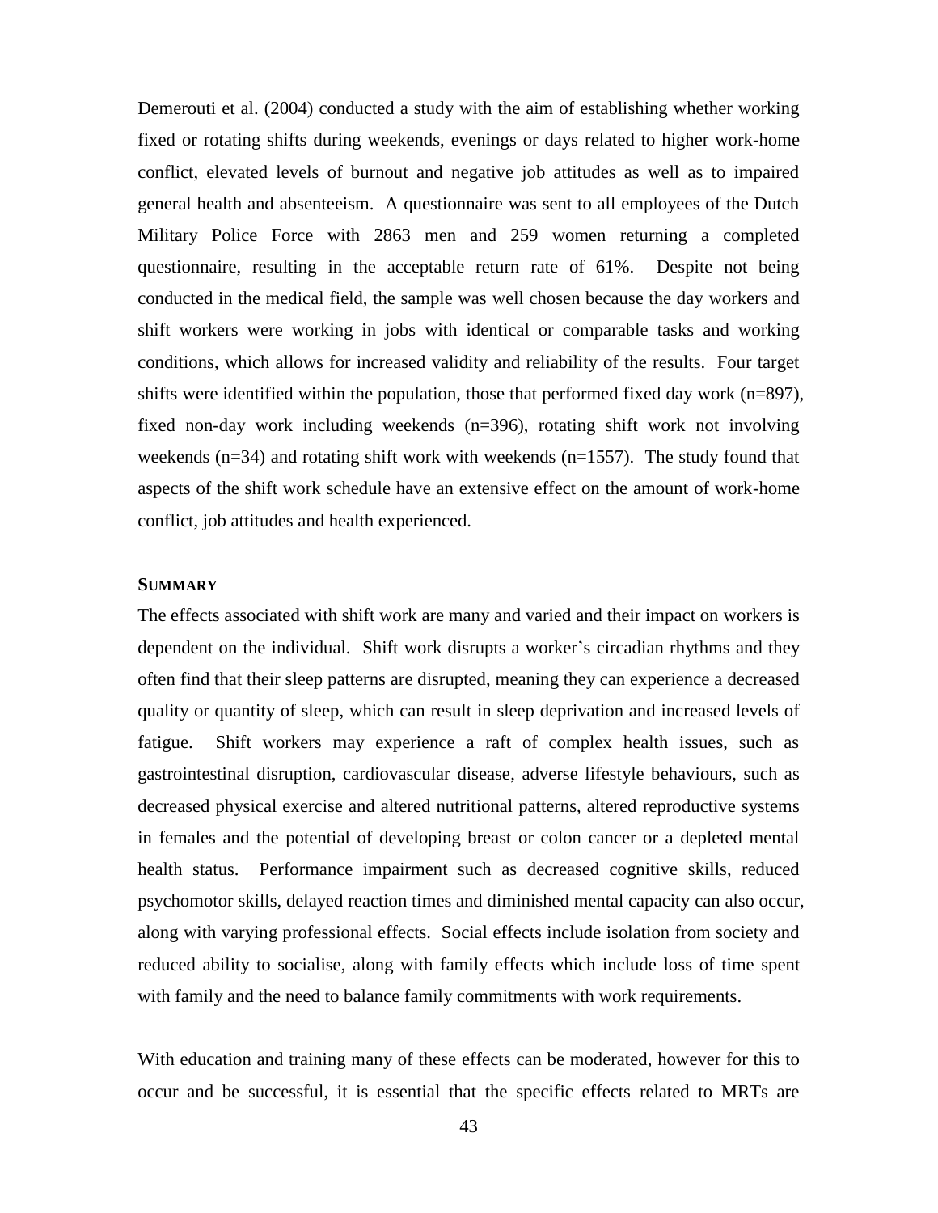Demerouti et al. (2004) conducted a study with the aim of establishing whether working fixed or rotating shifts during weekends, evenings or days related to higher work-home conflict, elevated levels of burnout and negative job attitudes as well as to impaired general health and absenteeism. A questionnaire was sent to all employees of the Dutch Military Police Force with 2863 men and 259 women returning a completed questionnaire, resulting in the acceptable return rate of 61%. Despite not being conducted in the medical field, the sample was well chosen because the day workers and shift workers were working in jobs with identical or comparable tasks and working conditions, which allows for increased validity and reliability of the results. Four target shifts were identified within the population, those that performed fixed day work (n=897), fixed non-day work including weekends (n=396), rotating shift work not involving weekends (n=34) and rotating shift work with weekends (n=1557). The study found that aspects of the shift work schedule have an extensive effect on the amount of work-home conflict, job attitudes and health experienced.

### SUMMARY

The effects associated with shift work are many and varied and their impact on workers is dependent on the individual. Shift work disrupts a worker's circadian rhythms and they often find that their sleep patterns are disrupted, meaning they can experience a decreased quality or quantity of sleep, which can result in sleep deprivation and increased levels of fatigue. Shift workers may experience a raft of complex health issues, such as gastrointestinal disruption, cardiovascular disease, adverse lifestyle behaviours, such as decreased physical exercise and altered nutritional patterns, altered reproductive systems in females and the potential of developing breast or colon cancer or a depleted mental health status. Performance impairment such as decreased cognitive skills, reduced psychomotor skills, delayed reaction times and diminished mental capacity can also occur, along with varying professional effects. Social effects include isolation from society and reduced ability to socialise, along with family effects which include loss of time spent with family and the need to balance family commitments with work requirements.

With education and training many of these effects can be moderated, however for this to occur and be successful, it is essential that the specific effects related to MRTs are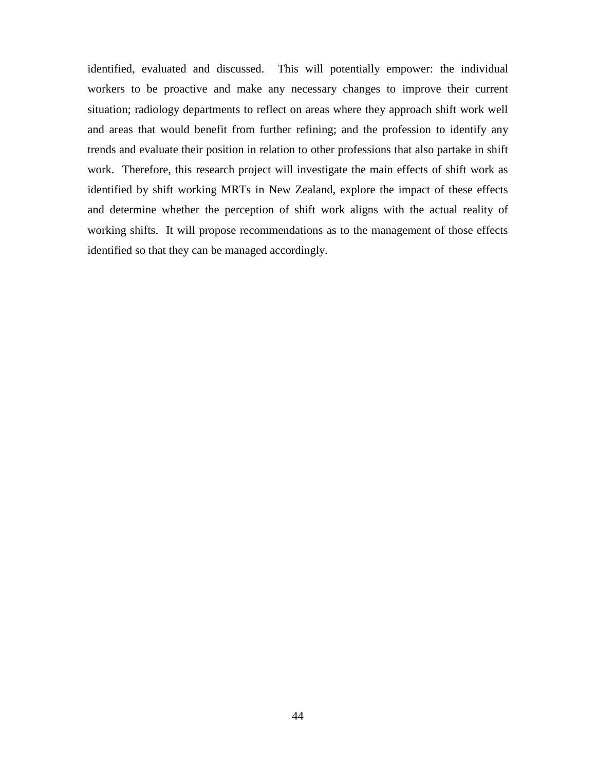identified, evaluated and discussed. This will potentially empower: the individual workers to be proactive and make any necessary changes to improve their current situation; radiology departments to reflect on areas where they approach shift work well and areas that would benefit from further refining; and the profession to identify any trends and evaluate their position in relation to other professions that also partake in shift work. Therefore, this research project will investigate the main effects of shift work as identified by shift working MRTs in New Zealand, explore the impact of these effects and determine whether the perception of shift work aligns with the actual reality of working shifts. It will propose recommendations as to the management of those effects identified so that they can be managed accordingly.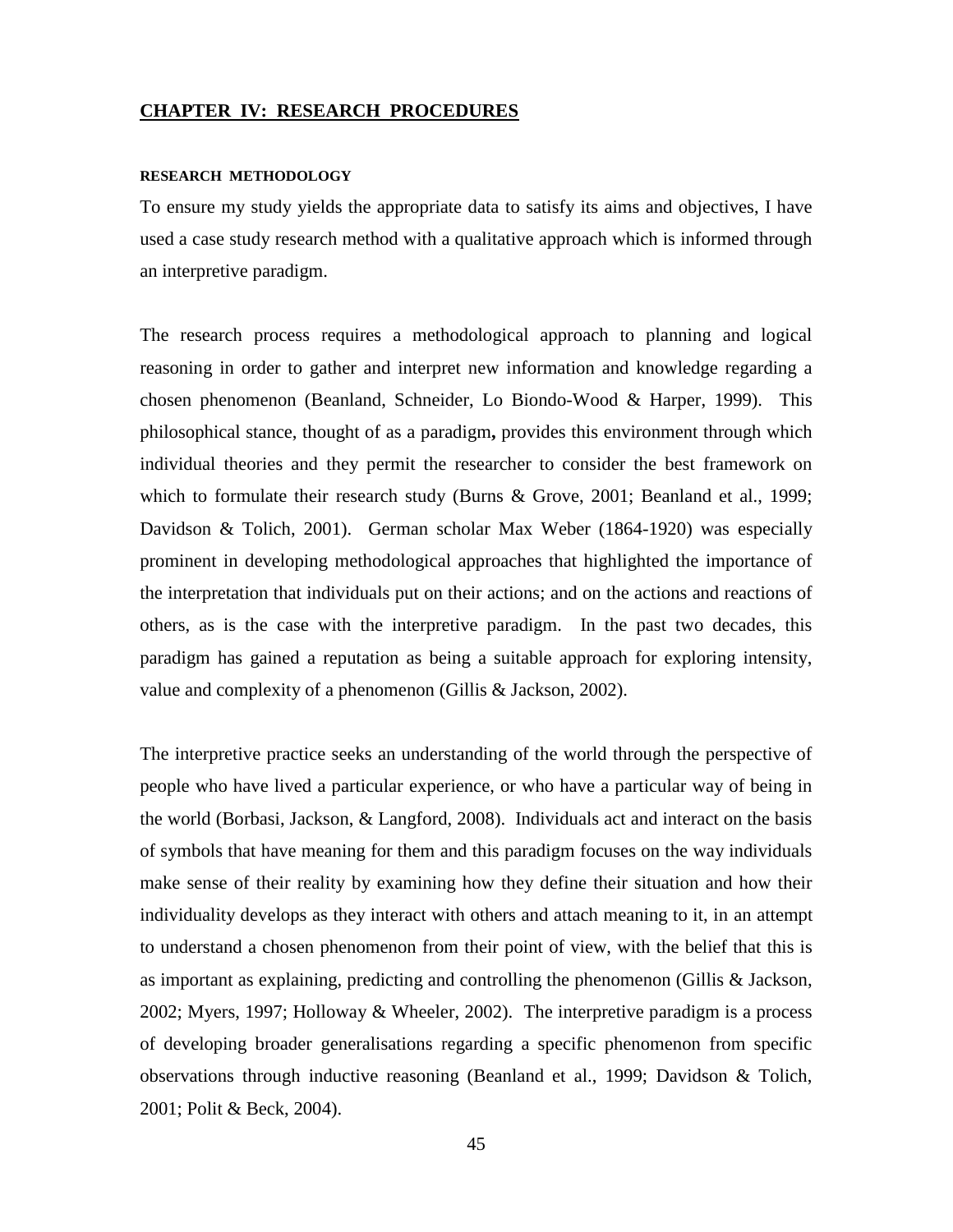## CHAPTER IV: RESEARCH PROCEDURES

### RESEARCH METHODOLOGY

To ensure my study yields the appropriate data to satisfy its aims and objectives, I have used a case study research method with a qualitative approach which is informed through an interpretive paradigm.

The research process requires a methodological approach to planning and logical reasoning in order to gather and interpret new information and knowledge regarding a chosen phenomenon (Beanland, Schneider, Lo Biondo-Wood & Harper, 1999). This philosophical stance, thought of as a paradigm**,** provides this environment through which individual theories and they permit the researcher to consider the best framework on which to formulate their research study (Burns & Grove, 2001; Beanland et al., 1999; Davidson & Tolich, 2001). German scholar Max Weber (1864-1920) was especially prominent in developing methodological approaches that highlighted the importance of the interpretation that individuals put on their actions; and on the actions and reactions of others, as is the case with the interpretive paradigm. In the past two decades, this paradigm has gained a reputation as being a suitable approach for exploring intensity, value and complexity of a phenomenon (Gillis & Jackson, 2002).

The interpretive practice seeks an understanding of the world through the perspective of people who have lived a particular experience, or who have a particular way of being in the world (Borbasi, Jackson, & Langford, 2008). Individuals act and interact on the basis of symbols that have meaning for them and this paradigm focuses on the way individuals make sense of their reality by examining how they define their situation and how their individuality develops as they interact with others and attach meaning to it, in an attempt to understand a chosen phenomenon from their point of view, with the belief that this is as important as explaining, predicting and controlling the phenomenon (Gillis & Jackson, 2002; Myers, 1997; Holloway & Wheeler, 2002). The interpretive paradigm is a process of developing broader generalisations regarding a specific phenomenon from specific observations through inductive reasoning (Beanland et al., 1999; Davidson & Tolich, 2001; Polit & Beck, 2004).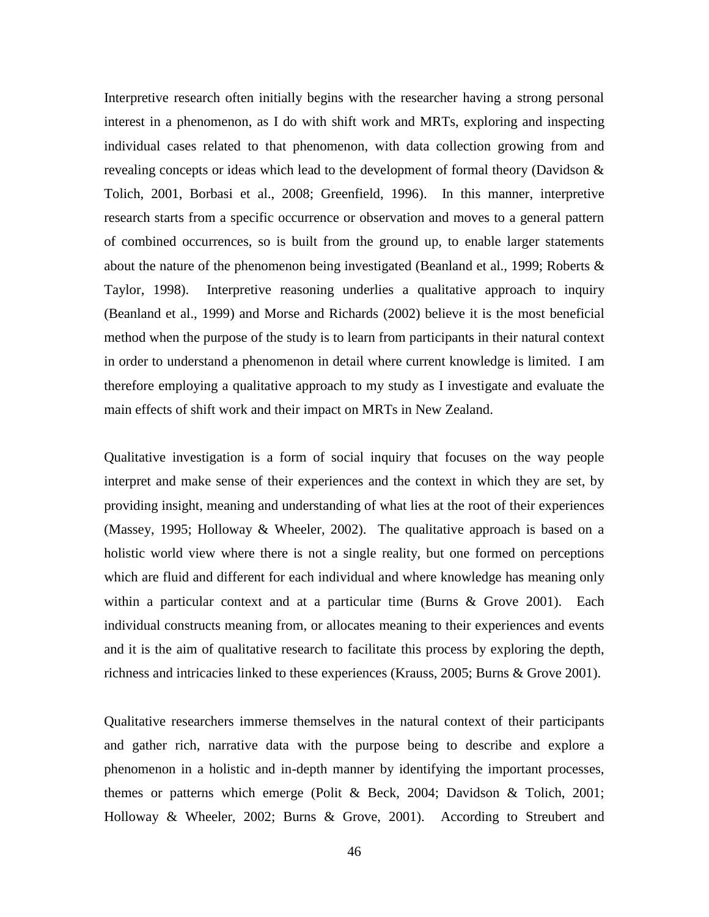Interpretive research often initially begins with the researcher having a strong personal interest in a phenomenon, as I do with shift work and MRTs, exploring and inspecting individual cases related to that phenomenon, with data collection growing from and revealing concepts or ideas which lead to the development of formal theory (Davidson & Tolich, 2001, Borbasi et al., 2008; Greenfield, 1996). In this manner, interpretive research starts from a specific occurrence or observation and moves to a general pattern of combined occurrences, so is built from the ground up, to enable larger statements about the nature of the phenomenon being investigated (Beanland et al., 1999; Roberts & Taylor, 1998). Interpretive reasoning underlies a qualitative approach to inquiry (Beanland et al., 1999) and Morse and Richards (2002) believe it is the most beneficial method when the purpose of the study is to learn from participants in their natural context in order to understand a phenomenon in detail where current knowledge is limited. I am therefore employing a qualitative approach to my study as I investigate and evaluate the main effects of shift work and their impact on MRTs in New Zealand.

Qualitative investigation is a form of social inquiry that focuses on the way people interpret and make sense of their experiences and the context in which they are set, by providing insight, meaning and understanding of what lies at the root of their experiences (Massey, 1995; Holloway & Wheeler, 2002). The qualitative approach is based on a holistic world view where there is not a single reality, but one formed on perceptions which are fluid and different for each individual and where knowledge has meaning only within a particular context and at a particular time (Burns & Grove 2001). Each individual constructs meaning from, or allocates meaning to their experiences and events and it is the aim of qualitative research to facilitate this process by exploring the depth, richness and intricacies linked to these experiences (Krauss, 2005; Burns & Grove 2001).

Qualitative researchers immerse themselves in the natural context of their participants and gather rich, narrative data with the purpose being to describe and explore a phenomenon in a holistic and in-depth manner by identifying the important processes, themes or patterns which emerge (Polit & Beck, 2004; Davidson & Tolich, 2001; Holloway & Wheeler, 2002; Burns & Grove, 2001). According to Streubert and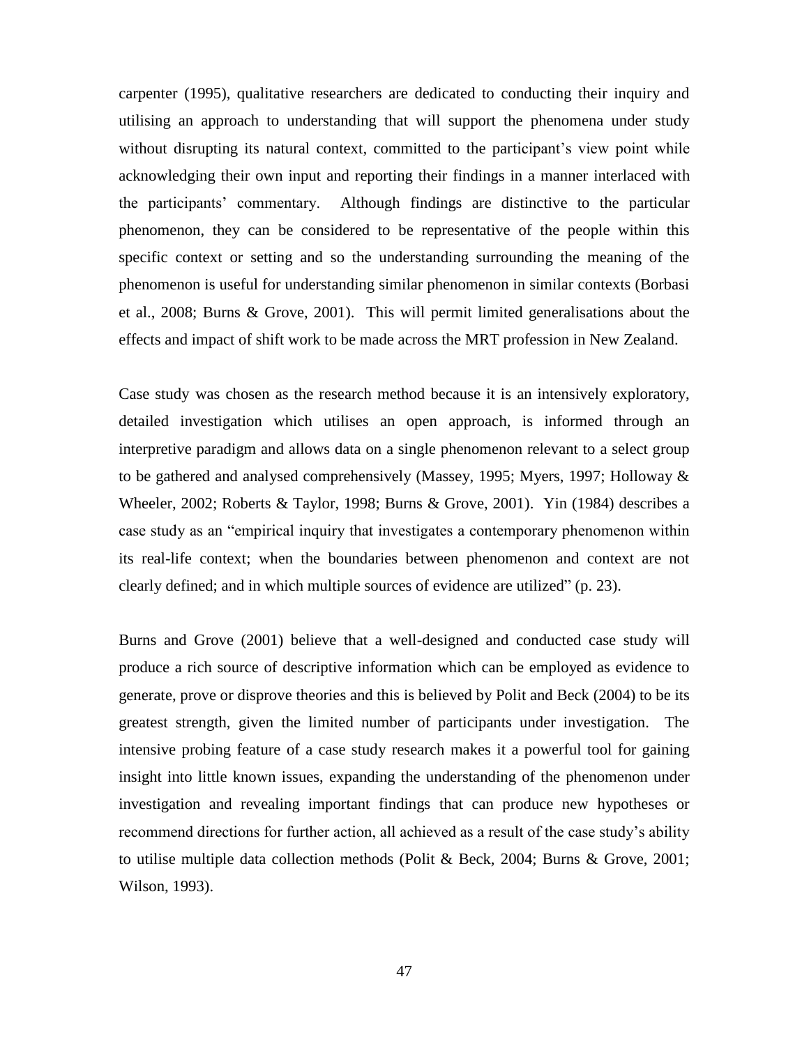carpenter (1995), qualitative researchers are dedicated to conducting their inquiry and utilising an approach to understanding that will support the phenomena under study without disrupting its natural context, committed to the participant's view point while acknowledging their own input and reporting their findings in a manner interlaced with the participants' commentary. Although findings are distinctive to the particular phenomenon, they can be considered to be representative of the people within this specific context or setting and so the understanding surrounding the meaning of the phenomenon is useful for understanding similar phenomenon in similar contexts (Borbasi et al., 2008; Burns & Grove, 2001). This will permit limited generalisations about the effects and impact of shift work to be made across the MRT profession in New Zealand.

Case study was chosen as the research method because it is an intensively exploratory, detailed investigation which utilises an open approach, is informed through an interpretive paradigm and allows data on a single phenomenon relevant to a select group to be gathered and analysed comprehensively (Massey, 1995; Myers, 1997; Holloway & Wheeler, 2002; Roberts & Taylor, 1998; Burns & Grove, 2001). Yin (1984) describes a case study as an "empirical inquiry that investigates a contemporary phenomenon within its real-life context; when the boundaries between phenomenon and context are not clearly defined; and in which multiple sources of evidence are utilized" (p. 23).

Burns and Grove (2001) believe that a well-designed and conducted case study will produce a rich source of descriptive information which can be employed as evidence to generate, prove or disprove theories and this is believed by Polit and Beck (2004) to be its greatest strength, given the limited number of participants under investigation. The intensive probing feature of a case study research makes it a powerful tool for gaining insight into little known issues, expanding the understanding of the phenomenon under investigation and revealing important findings that can produce new hypotheses or recommend directions for further action, all achieved as a result of the case study's ability to utilise multiple data collection methods (Polit & Beck, 2004; Burns & Grove, 2001; Wilson, 1993).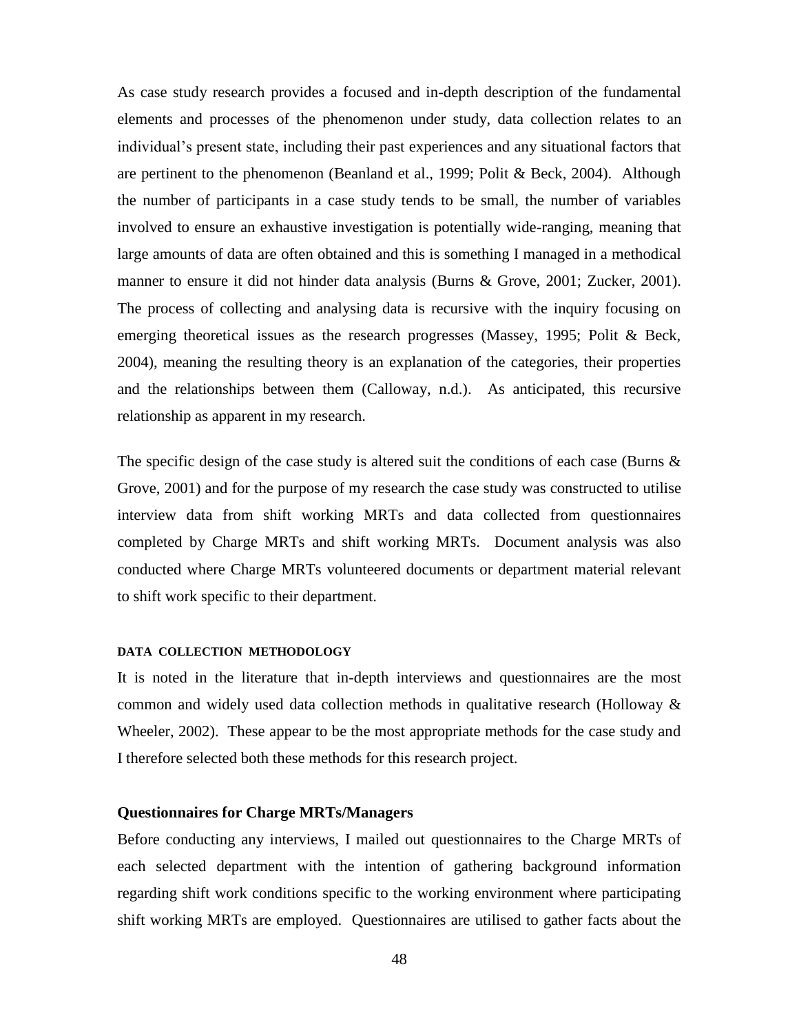As case study research provides a focused and in-depth description of the fundamental elements and processes of the phenomenon under study, data collection relates to an individual's present state, including their past experiences and any situational factors that are pertinent to the phenomenon (Beanland et al., 1999; Polit & Beck, 2004). Although the number of participants in a case study tends to be small, the number of variables involved to ensure an exhaustive investigation is potentially wide-ranging, meaning that large amounts of data are often obtained and this is something I managed in a methodical manner to ensure it did not hinder data analysis (Burns & Grove, 2001; Zucker, 2001). The process of collecting and analysing data is recursive with the inquiry focusing on emerging theoretical issues as the research progresses (Massey, 1995; Polit & Beck, 2004), meaning the resulting theory is an explanation of the categories, their properties and the relationships between them (Calloway, n.d.). As anticipated, this recursive relationship as apparent in my research.

The specific design of the case study is altered suit the conditions of each case (Burns & Grove, 2001) and for the purpose of my research the case study was constructed to utilise interview data from shift working MRTs and data collected from questionnaires completed by Charge MRTs and shift working MRTs. Document analysis was also conducted where Charge MRTs volunteered documents or department material relevant to shift work specific to their department.

## DATA COLLECTION METHODOLOGY

It is noted in the literature that in-depth interviews and questionnaires are the most common and widely used data collection methods in qualitative research (Holloway & Wheeler, 2002). These appear to be the most appropriate methods for the case study and I therefore selected both these methods for this research project.

### Questionnaires for Charge MRTs/Managers

Before conducting any interviews, I mailed out questionnaires to the Charge MRTs of each selected department with the intention of gathering background information regarding shift work conditions specific to the working environment where participating shift working MRTs are employed. Questionnaires are utilised to gather facts about the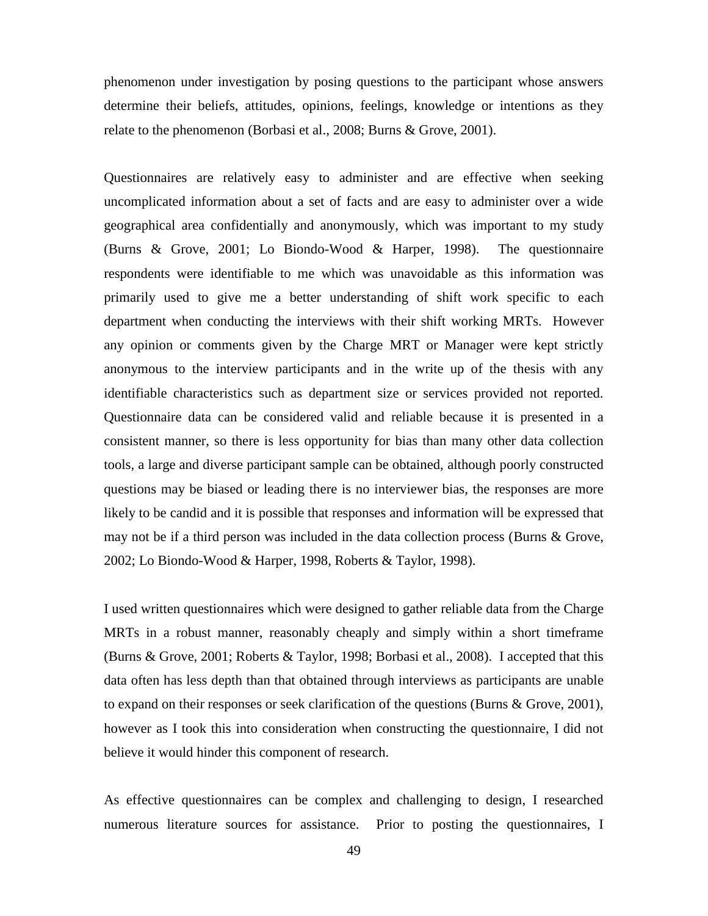phenomenon under investigation by posing questions to the participant whose answers determine their beliefs, attitudes, opinions, feelings, knowledge or intentions as they relate to the phenomenon (Borbasi et al., 2008; Burns & Grove, 2001).

Questionnaires are relatively easy to administer and are effective when seeking uncomplicated information about a set of facts and are easy to administer over a wide geographical area confidentially and anonymously, which was important to my study (Burns & Grove, 2001; Lo Biondo-Wood & Harper, 1998). The questionnaire respondents were identifiable to me which was unavoidable as this information was primarily used to give me a better understanding of shift work specific to each department when conducting the interviews with their shift working MRTs. However any opinion or comments given by the Charge MRT or Manager were kept strictly anonymous to the interview participants and in the write up of the thesis with any identifiable characteristics such as department size or services provided not reported. Questionnaire data can be considered valid and reliable because it is presented in a consistent manner, so there is less opportunity for bias than many other data collection tools, a large and diverse participant sample can be obtained, although poorly constructed questions may be biased or leading there is no interviewer bias, the responses are more likely to be candid and it is possible that responses and information will be expressed that may not be if a third person was included in the data collection process (Burns & Grove, 2002; Lo Biondo-Wood & Harper, 1998, Roberts & Taylor, 1998).

I used written questionnaires which were designed to gather reliable data from the Charge MRTs in a robust manner, reasonably cheaply and simply within a short timeframe (Burns & Grove, 2001; Roberts & Taylor, 1998; Borbasi et al., 2008). I accepted that this data often has less depth than that obtained through interviews as participants are unable to expand on their responses or seek clarification of the questions (Burns & Grove, 2001), however as I took this into consideration when constructing the questionnaire, I did not believe it would hinder this component of research.

As effective questionnaires can be complex and challenging to design, I researched numerous literature sources for assistance. Prior to posting the questionnaires, I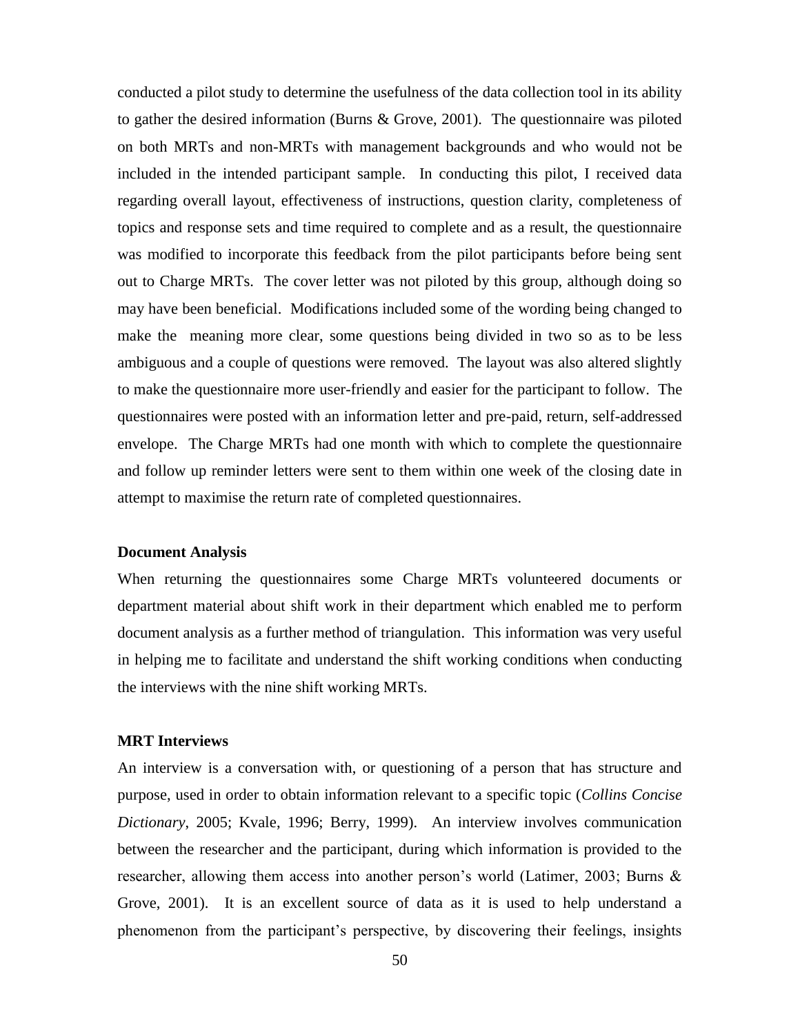conducted a pilot study to determine the usefulness of the data collection tool in its ability to gather the desired information (Burns & Grove, 2001). The questionnaire was piloted on both MRTs and non-MRTs with management backgrounds and who would not be included in the intended participant sample. In conducting this pilot, I received data regarding overall layout, effectiveness of instructions, question clarity, completeness of topics and response sets and time required to complete and as a result, the questionnaire was modified to incorporate this feedback from the pilot participants before being sent out to Charge MRTs. The cover letter was not piloted by this group, although doing so may have been beneficial. Modifications included some of the wording being changed to make the meaning more clear, some questions being divided in two so as to be less ambiguous and a couple of questions were removed. The layout was also altered slightly to make the questionnaire more user-friendly and easier for the participant to follow. The questionnaires were posted with an information letter and pre-paid, return, self-addressed envelope. The Charge MRTs had one month with which to complete the questionnaire and follow up reminder letters were sent to them within one week of the closing date in attempt to maximise the return rate of completed questionnaires.

### Document Analysis

When returning the questionnaires some Charge MRTs volunteered documents or department material about shift work in their department which enabled me to perform document analysis as a further method of triangulation. This information was very useful in helping me to facilitate and understand the shift working conditions when conducting the interviews with the nine shift working MRTs.

### MRT Interviews

An interview is a conversation with, or questioning of a person that has structure and purpose, used in order to obtain information relevant to a specific topic (*Collins Concise Dictionary*, 2005; Kvale, 1996; Berry, 1999). An interview involves communication between the researcher and the participant, during which information is provided to the researcher, allowing them access into another person's world (Latimer, 2003; Burns & Grove, 2001). It is an excellent source of data as it is used to help understand a phenomenon from the participant's perspective, by discovering their feelings, insights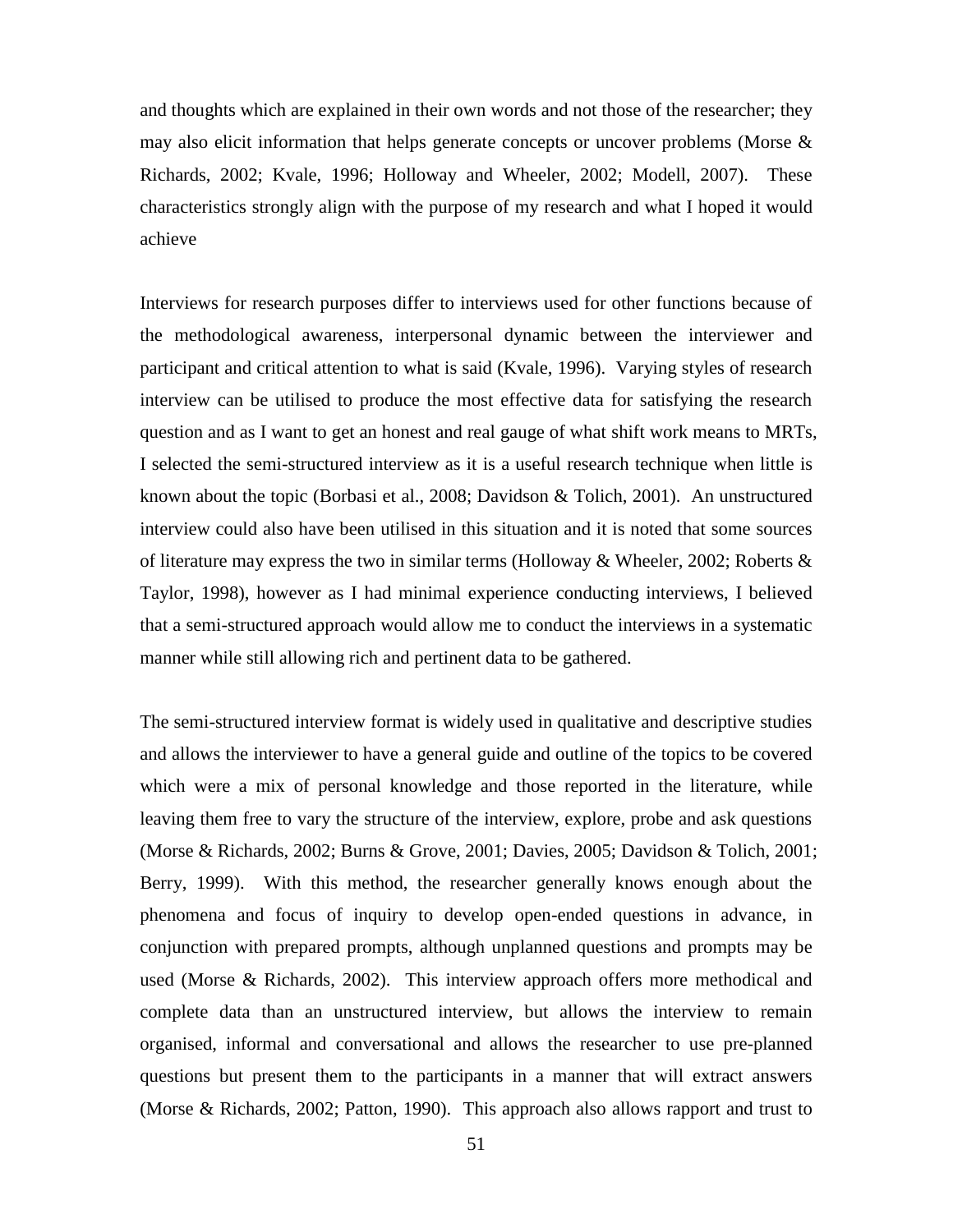and thoughts which are explained in their own words and not those of the researcher; they may also elicit information that helps generate concepts or uncover problems (Morse & Richards, 2002; Kvale, 1996; Holloway and Wheeler, 2002; Modell, 2007). These characteristics strongly align with the purpose of my research and what I hoped it would achieve

Interviews for research purposes differ to interviews used for other functions because of the methodological awareness, interpersonal dynamic between the interviewer and participant and critical attention to what is said (Kvale, 1996). Varying styles of research interview can be utilised to produce the most effective data for satisfying the research question and as I want to get an honest and real gauge of what shift work means to MRTs, I selected the semi-structured interview as it is a useful research technique when little is known about the topic (Borbasi et al., 2008; Davidson & Tolich, 2001). An unstructured interview could also have been utilised in this situation and it is noted that some sources of literature may express the two in similar terms (Holloway & Wheeler, 2002; Roberts & Taylor, 1998), however as I had minimal experience conducting interviews, I believed that a semi-structured approach would allow me to conduct the interviews in a systematic manner while still allowing rich and pertinent data to be gathered.

The semi-structured interview format is widely used in qualitative and descriptive studies and allows the interviewer to have a general guide and outline of the topics to be covered which were a mix of personal knowledge and those reported in the literature, while leaving them free to vary the structure of the interview, explore, probe and ask questions (Morse & Richards, 2002; Burns & Grove, 2001; Davies, 2005; Davidson & Tolich, 2001; Berry, 1999). With this method, the researcher generally knows enough about the phenomena and focus of inquiry to develop open-ended questions in advance, in conjunction with prepared prompts, although unplanned questions and prompts may be used (Morse & Richards, 2002). This interview approach offers more methodical and complete data than an unstructured interview, but allows the interview to remain organised, informal and conversational and allows the researcher to use pre-planned questions but present them to the participants in a manner that will extract answers (Morse & Richards, 2002; Patton, 1990). This approach also allows rapport and trust to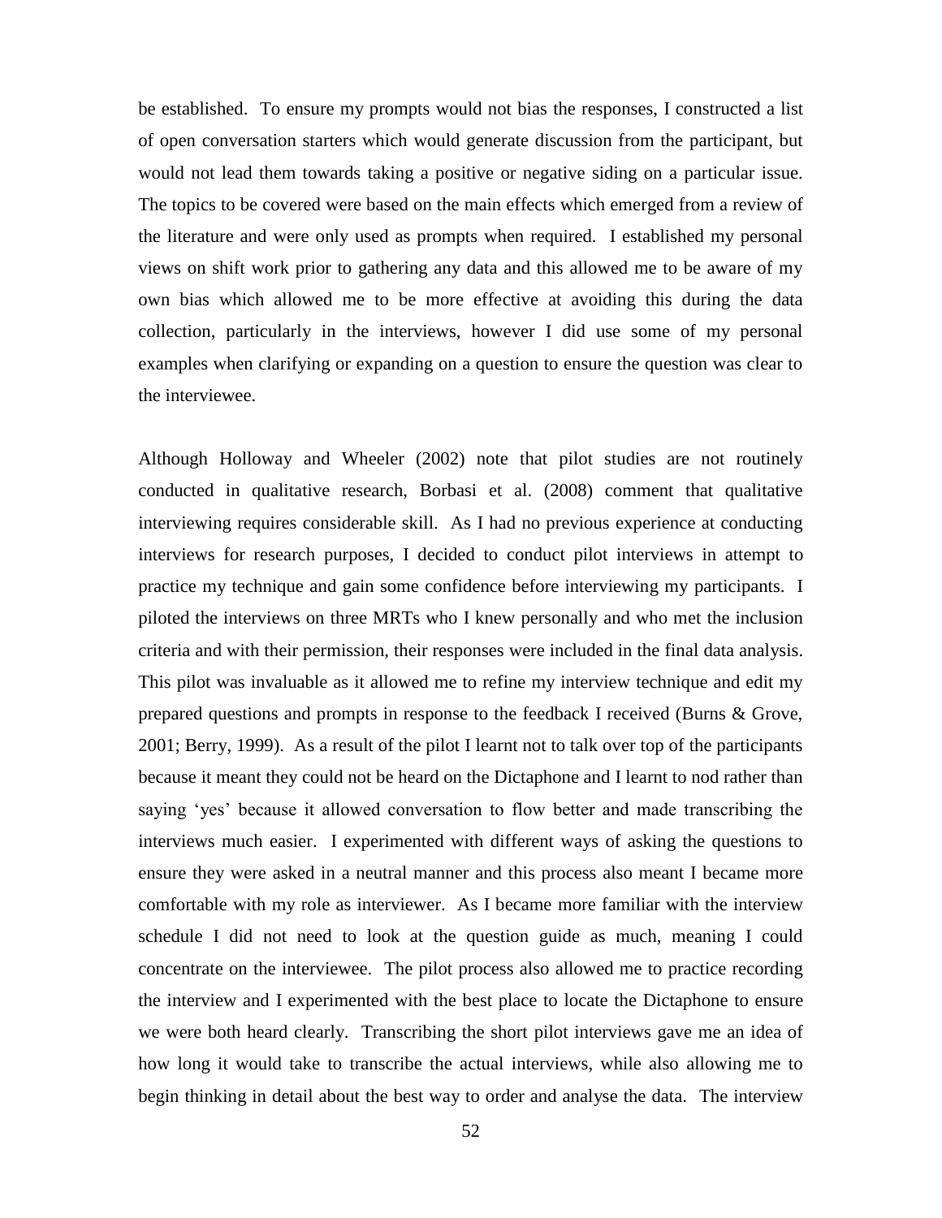be established. To ensure my prompts would not bias the responses, I constructed a list of open conversation starters which would generate discussion from the participant, but would not lead them towards taking a positive or negative siding on a particular issue. The topics to be covered were based on the main effects which emerged from a review of the literature and were only used as prompts when required. I established my personal views on shift work prior to gathering any data and this allowed me to be aware of my own bias which allowed me to be more effective at avoiding this during the data collection, particularly in the interviews, however I did use some of my personal examples when clarifying or expanding on a question to ensure the question was clear to the interviewee.

Although Holloway and Wheeler (2002) note that pilot studies are not routinely conducted in qualitative research, Borbasi et al. (2008) comment that qualitative interviewing requires considerable skill. As I had no previous experience at conducting interviews for research purposes, I decided to conduct pilot interviews in attempt to practice my technique and gain some confidence before interviewing my participants. I piloted the interviews on three MRTs who I knew personally and who met the inclusion criteria and with their permission, their responses were included in the final data analysis. This pilot was invaluable as it allowed me to refine my interview technique and edit my prepared questions and prompts in response to the feedback I received (Burns & Grove, 2001; Berry, 1999). As a result of the pilot I learnt not to talk over top of the participants because it meant they could not be heard on the Dictaphone and I learnt to nod rather than saying 'yes' because it allowed conversation to flow better and made transcribing the interviews much easier. I experimented with different ways of asking the questions to ensure they were asked in a neutral manner and this process also meant I became more comfortable with my role as interviewer. As I became more familiar with the interview schedule I did not need to look at the question guide as much, meaning I could concentrate on the interviewee. The pilot process also allowed me to practice recording the interview and I experimented with the best place to locate the Dictaphone to ensure we were both heard clearly. Transcribing the short pilot interviews gave me an idea of how long it would take to transcribe the actual interviews, while also allowing me to begin thinking in detail about the best way to order and analyse the data. The interview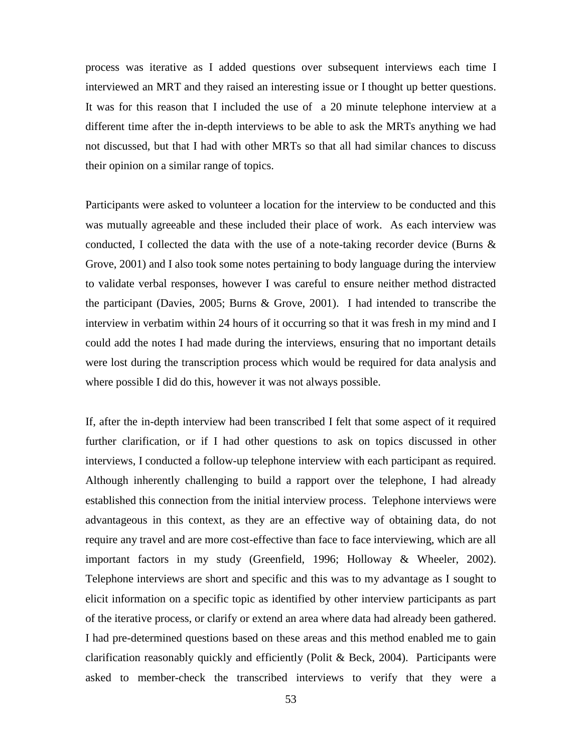process was iterative as I added questions over subsequent interviews each time I interviewed an MRT and they raised an interesting issue or I thought up better questions. It was for this reason that I included the use of a 20 minute telephone interview at a different time after the in-depth interviews to be able to ask the MRTs anything we had not discussed, but that I had with other MRTs so that all had similar chances to discuss their opinion on a similar range of topics.

Participants were asked to volunteer a location for the interview to be conducted and this was mutually agreeable and these included their place of work. As each interview was conducted, I collected the data with the use of a note-taking recorder device (Burns & Grove, 2001) and I also took some notes pertaining to body language during the interview to validate verbal responses, however I was careful to ensure neither method distracted the participant (Davies, 2005; Burns & Grove, 2001). I had intended to transcribe the interview in verbatim within 24 hours of it occurring so that it was fresh in my mind and I could add the notes I had made during the interviews, ensuring that no important details were lost during the transcription process which would be required for data analysis and where possible I did do this, however it was not always possible.

If, after the in-depth interview had been transcribed I felt that some aspect of it required further clarification, or if I had other questions to ask on topics discussed in other interviews, I conducted a follow-up telephone interview with each participant as required. Although inherently challenging to build a rapport over the telephone, I had already established this connection from the initial interview process. Telephone interviews were advantageous in this context, as they are an effective way of obtaining data, do not require any travel and are more cost-effective than face to face interviewing, which are all important factors in my study (Greenfield, 1996; Holloway & Wheeler, 2002). Telephone interviews are short and specific and this was to my advantage as I sought to elicit information on a specific topic as identified by other interview participants as part of the iterative process, or clarify or extend an area where data had already been gathered. I had pre-determined questions based on these areas and this method enabled me to gain clarification reasonably quickly and efficiently (Polit & Beck, 2004). Participants were asked to member-check the transcribed interviews to verify that they were a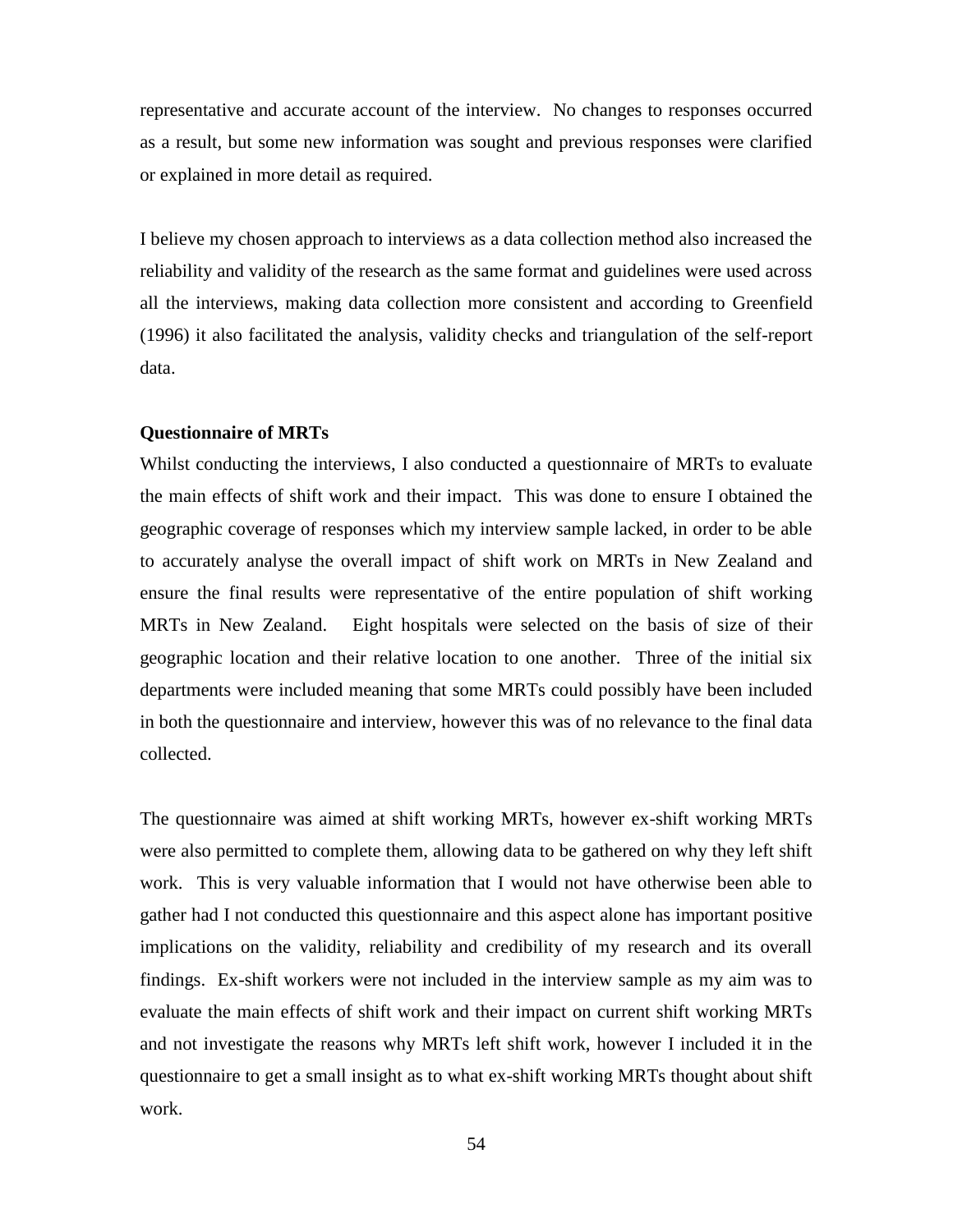representative and accurate account of the interview. No changes to responses occurred as a result, but some new information was sought and previous responses were clarified or explained in more detail as required.

I believe my chosen approach to interviews as a data collection method also increased the reliability and validity of the research as the same format and guidelines were used across all the interviews, making data collection more consistent and according to Greenfield (1996) it also facilitated the analysis, validity checks and triangulation of the self-report data.

**Questionnaire of MRTs**

Whilst conducting the interviews, I also conducted a questionnaire of MRTs to evaluate the main effects of shift work and their impact. This was done to ensure I obtained the geographic coverage of responses which my interview sample lacked, in order to be able to accurately analyse the overall impact of shift work on MRTs in New Zealand and ensure the final results were representative of the entire population of shift working MRTs in New Zealand. Eight hospitals were selected on the basis of size of their geographic location and their relative location to one another. Three of the initial six departments were included meaning that some MRTs could possibly have been included in both the questionnaire and interview, however this was of no relevance to the final data collected.

The questionnaire was aimed at shift working MRTs, however ex-shift working MRTs were also permitted to complete them, allowing data to be gathered on why they left shift work. This is very valuable information that I would not have otherwise been able to gather had I not conducted this questionnaire and this aspect alone has important positive implications on the validity, reliability and credibility of my research and its overall findings. Ex-shift workers were not included in the interview sample as my aim was to evaluate the main effects of shift work and their impact on current shift working MRTs and not investigate the reasons why MRTs left shift work, however I included it in the questionnaire to get a small insight as to what ex-shift working MRTs thought about shift work.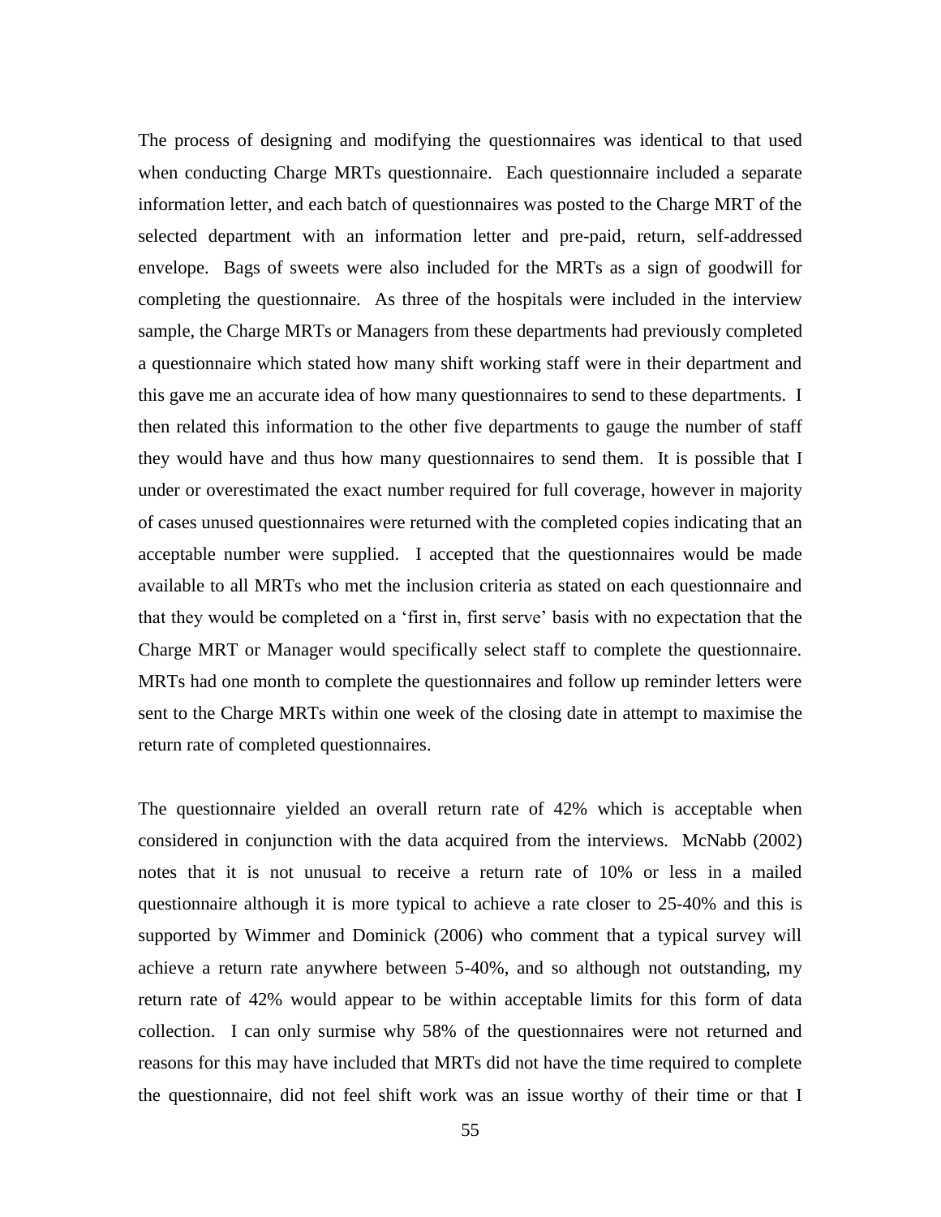The process of designing and modifying the questionnaires was identical to that used when conducting Charge MRTs questionnaire. Each questionnaire included a separate information letter, and each batch of questionnaires was posted to the Charge MRT of the selected department with an information letter and pre-paid, return, self-addressed envelope. Bags of sweets were also included for the MRTs as a sign of goodwill for completing the questionnaire. As three of the hospitals were included in the interview sample, the Charge MRTs or Managers from these departments had previously completed a questionnaire which stated how many shift working staff were in their department and this gave me an accurate idea of how many questionnaires to send to these departments. I then related this information to the other five departments to gauge the number of staff they would have and thus how many questionnaires to send them. It is possible that I under or overestimated the exact number required for full coverage, however in majority of cases unused questionnaires were returned with the completed copies indicating that an acceptable number were supplied. I accepted that the questionnaires would be made available to all MRTs who met the inclusion criteria as stated on each questionnaire and that they would be completed on a 'first in, first serve' basis with no expectation that the Charge MRT or Manager would specifically select staff to complete the questionnaire. MRTs had one month to complete the questionnaires and follow up reminder letters were sent to the Charge MRTs within one week of the closing date in attempt to maximise the return rate of completed questionnaires.

The questionnaire yielded an overall return rate of 42% which is acceptable when considered in conjunction with the data acquired from the interviews. McNabb (2002) notes that it is not unusual to receive a return rate of 10% or less in a mailed questionnaire although it is more typical to achieve a rate closer to 25-40% and this is supported by Wimmer and Dominick (2006) who comment that a typical survey will achieve a return rate anywhere between 5-40%, and so although not outstanding, my return rate of 42% would appear to be within acceptable limits for this form of data collection. I can only surmise why 58% of the questionnaires were not returned and reasons for this may have included that MRTs did not have the time required to complete the questionnaire, did not feel shift work was an issue worthy of their time or that I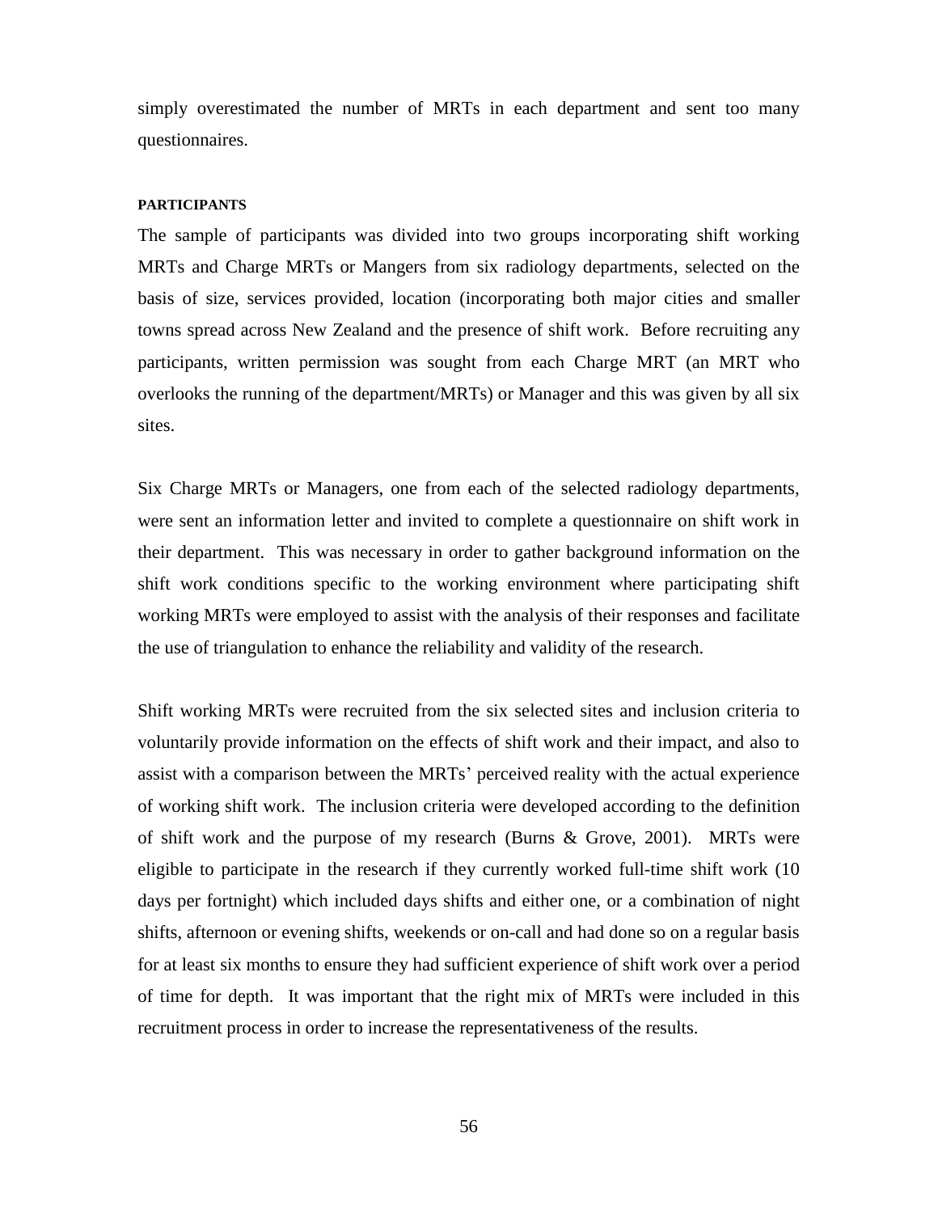simply overestimated the number of MRTs in each department and sent too many questionnaires.

#### PARTICIPANTS

The sample of participants was divided into two groups incorporating shift working MRTs and Charge MRTs or Mangers from six radiology departments, selected on the basis of size, services provided, location (incorporating both major cities and smaller towns spread across New Zealand and the presence of shift work. Before recruiting any participants, written permission was sought from each Charge MRT (an MRT who overlooks the running of the department/MRTs) or Manager and this was given by all six sites.

Six Charge MRTs or Managers, one from each of the selected radiology departments, were sent an information letter and invited to complete a questionnaire on shift work in their department. This was necessary in order to gather background information on the shift work conditions specific to the working environment where participating shift working MRTs were employed to assist with the analysis of their responses and facilitate the use of triangulation to enhance the reliability and validity of the research.

Shift working MRTs were recruited from the six selected sites and inclusion criteria to voluntarily provide information on the effects of shift work and their impact, and also to assist with a comparison between the MRTs' perceived reality with the actual experience of working shift work. The inclusion criteria were developed according to the definition of shift work and the purpose of my research (Burns & Grove, 2001). MRTs were eligible to participate in the research if they currently worked full-time shift work (10 days per fortnight) which included days shifts and either one, or a combination of night shifts, afternoon or evening shifts, weekends or on-call and had done so on a regular basis for at least six months to ensure they had sufficient experience of shift work over a period of time for depth. It was important that the right mix of MRTs were included in this recruitment process in order to increase the representativeness of the results.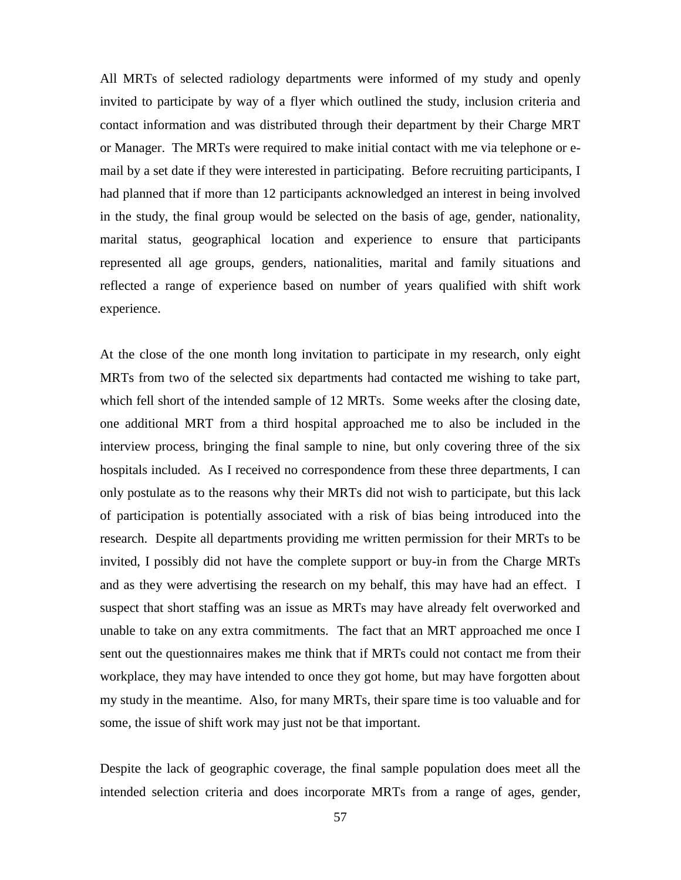All MRTs of selected radiology departments were informed of my study and openly invited to participate by way of a flyer which outlined the study, inclusion criteria and contact information and was distributed through their department by their Charge MRT or Manager. The MRTs were required to make initial contact with me via telephone or e-mail by a set date if they were interested in participating. Before recruiting participants, I had planned that if more than 12 participants acknowledged an interest in being involved in the study, the final group would be selected on the basis of age, gender, nationality, marital status, geographical location and experience to ensure that participants represented all age groups, genders, nationalities, marital and family situations and reflected a range of experience based on number of years qualified with shift work experience.

At the close of the one month long invitation to participate in my research, only eight MRTs from two of the selected six departments had contacted me wishing to take part, which fell short of the intended sample of 12 MRTs. Some weeks after the closing date, one additional MRT from a third hospital approached me to also be included in the interview process, bringing the final sample to nine, but only covering three of the six hospitals included. As I received no correspondence from these three departments, I can only postulate as to the reasons why their MRTs did not wish to participate, but this lack of participation is potentially associated with a risk of bias being introduced into the research. Despite all departments providing me written permission for their MRTs to be invited, I possibly did not have the complete support or buy-in from the Charge MRTs and as they were advertising the research on my behalf, this may have had an effect. I suspect that short staffing was an issue as MRTs may have already felt overworked and unable to take on any extra commitments. The fact that an MRT approached me once I sent out the questionnaires makes me think that if MRTs could not contact me from their workplace, they may have intended to once they got home, but may have forgotten about my study in the meantime. Also, for many MRTs, their spare time is too valuable and for some, the issue of shift work may just not be that important.

Despite the lack of geographic coverage, the final sample population does meet all the intended selection criteria and does incorporate MRTs from a range of ages, gender,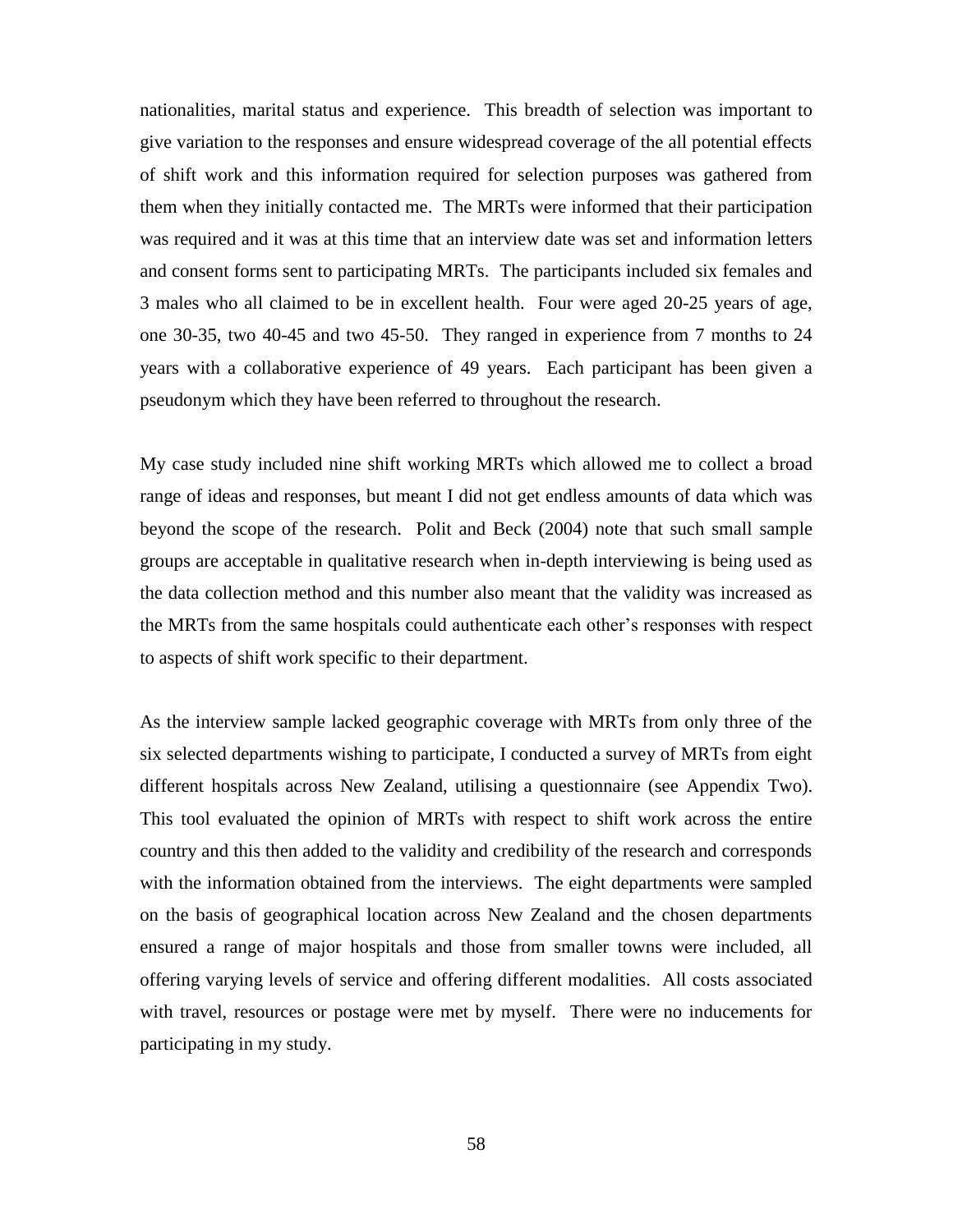nationalities, marital status and experience. This breadth of selection was important to give variation to the responses and ensure widespread coverage of the all potential effects of shift work and this information required for selection purposes was gathered from them when they initially contacted me. The MRTs were informed that their participation was required and it was at this time that an interview date was set and information letters and consent forms sent to participating MRTs. The participants included six females and 3 males who all claimed to be in excellent health. Four were aged 20-25 years of age, one 30-35, two 40-45 and two 45-50. They ranged in experience from 7 months to 24 years with a collaborative experience of 49 years. Each participant has been given a pseudonym which they have been referred to throughout the research.

My case study included nine shift working MRTs which allowed me to collect a broad range of ideas and responses, but meant I did not get endless amounts of data which was beyond the scope of the research. Polit and Beck (2004) note that such small sample groups are acceptable in qualitative research when in-depth interviewing is being used as the data collection method and this number also meant that the validity was increased as the MRTs from the same hospitals could authenticate each other's responses with respect to aspects of shift work specific to their department.

As the interview sample lacked geographic coverage with MRTs from only three of the six selected departments wishing to participate, I conducted a survey of MRTs from eight different hospitals across New Zealand, utilising a questionnaire (see Appendix Two). This tool evaluated the opinion of MRTs with respect to shift work across the entire country and this then added to the validity and credibility of the research and corresponds with the information obtained from the interviews. The eight departments were sampled on the basis of geographical location across New Zealand and the chosen departments ensured a range of major hospitals and those from smaller towns were included, all offering varying levels of service and offering different modalities. All costs associated with travel, resources or postage were met by myself. There were no inducements for participating in my study.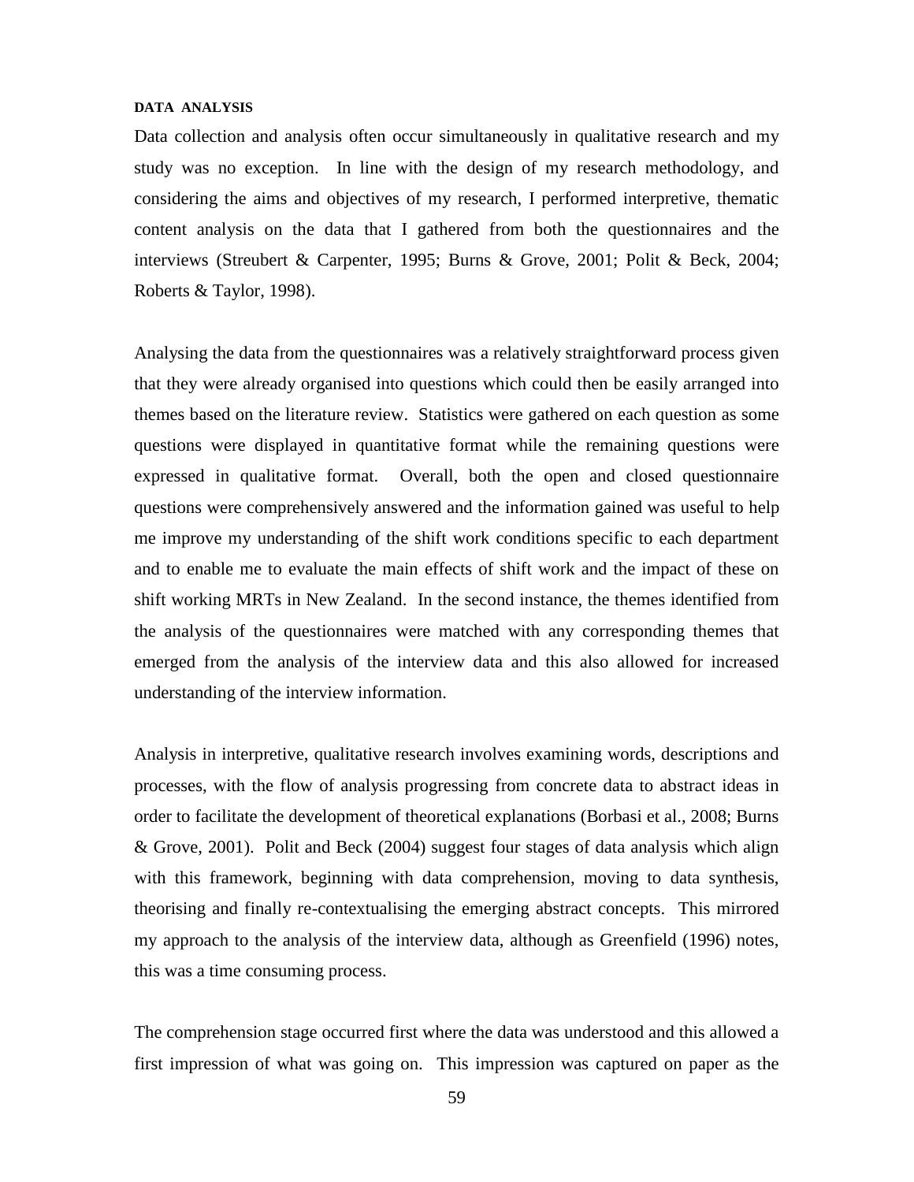## DATA ANALYSIS

Data collection and analysis often occur simultaneously in qualitative research and my study was no exception. In line with the design of my research methodology, and considering the aims and objectives of my research, I performed interpretive, thematic content analysis on the data that I gathered from both the questionnaires and the interviews (Streubert & Carpenter, 1995; Burns & Grove, 2001; Polit & Beck, 2004; Roberts & Taylor, 1998).

Analysing the data from the questionnaires was a relatively straightforward process given that they were already organised into questions which could then be easily arranged into themes based on the literature review. Statistics were gathered on each question as some questions were displayed in quantitative format while the remaining questions were expressed in qualitative format. Overall, both the open and closed questionnaire questions were comprehensively answered and the information gained was useful to help me improve my understanding of the shift work conditions specific to each department and to enable me to evaluate the main effects of shift work and the impact of these on shift working MRTs in New Zealand. In the second instance, the themes identified from the analysis of the questionnaires were matched with any corresponding themes that emerged from the analysis of the interview data and this also allowed for increased understanding of the interview information.

Analysis in interpretive, qualitative research involves examining words, descriptions and processes, with the flow of analysis progressing from concrete data to abstract ideas in order to facilitate the development of theoretical explanations (Borbasi et al., 2008; Burns & Grove, 2001). Polit and Beck (2004) suggest four stages of data analysis which align with this framework, beginning with data comprehension, moving to data synthesis, theorising and finally re-contextualising the emerging abstract concepts. This mirrored my approach to the analysis of the interview data, although as Greenfield (1996) notes, this was a time consuming process.

The comprehension stage occurred first where the data was understood and this allowed a first impression of what was going on. This impression was captured on paper as the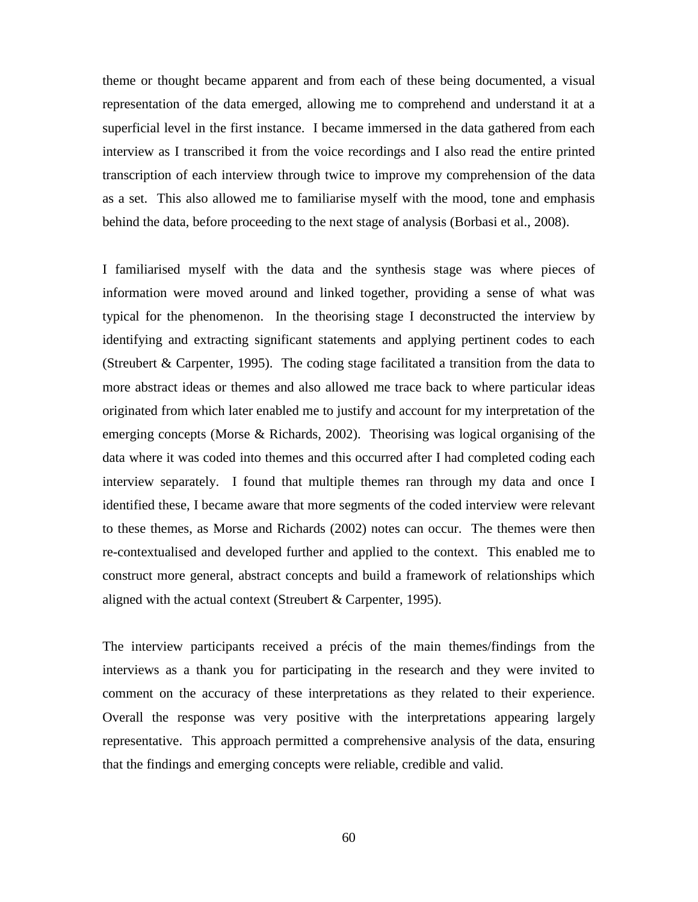theme or thought became apparent and from each of these being documented, a visual representation of the data emerged, allowing me to comprehend and understand it at a superficial level in the first instance. I became immersed in the data gathered from each interview as I transcribed it from the voice recordings and I also read the entire printed transcription of each interview through twice to improve my comprehension of the data as a set. This also allowed me to familiarise myself with the mood, tone and emphasis behind the data, before proceeding to the next stage of analysis (Borbasi et al., 2008).

I familiarised myself with the data and the synthesis stage was where pieces of information were moved around and linked together, providing a sense of what was typical for the phenomenon. In the theorising stage I deconstructed the interview by identifying and extracting significant statements and applying pertinent codes to each (Streubert & Carpenter, 1995). The coding stage facilitated a transition from the data to more abstract ideas or themes and also allowed me trace back to where particular ideas originated from which later enabled me to justify and account for my interpretation of the emerging concepts (Morse & Richards, 2002). Theorising was logical organising of the data where it was coded into themes and this occurred after I had completed coding each interview separately. I found that multiple themes ran through my data and once I identified these, I became aware that more segments of the coded interview were relevant to these themes, as Morse and Richards (2002) notes can occur. The themes were then re-contextualised and developed further and applied to the context. This enabled me to construct more general, abstract concepts and build a framework of relationships which aligned with the actual context (Streubert & Carpenter, 1995).

The interview participants received a précis of the main themes/findings from the interviews as a thank you for participating in the research and they were invited to comment on the accuracy of these interpretations as they related to their experience. Overall the response was very positive with the interpretations appearing largely representative. This approach permitted a comprehensive analysis of the data, ensuring that the findings and emerging concepts were reliable, credible and valid.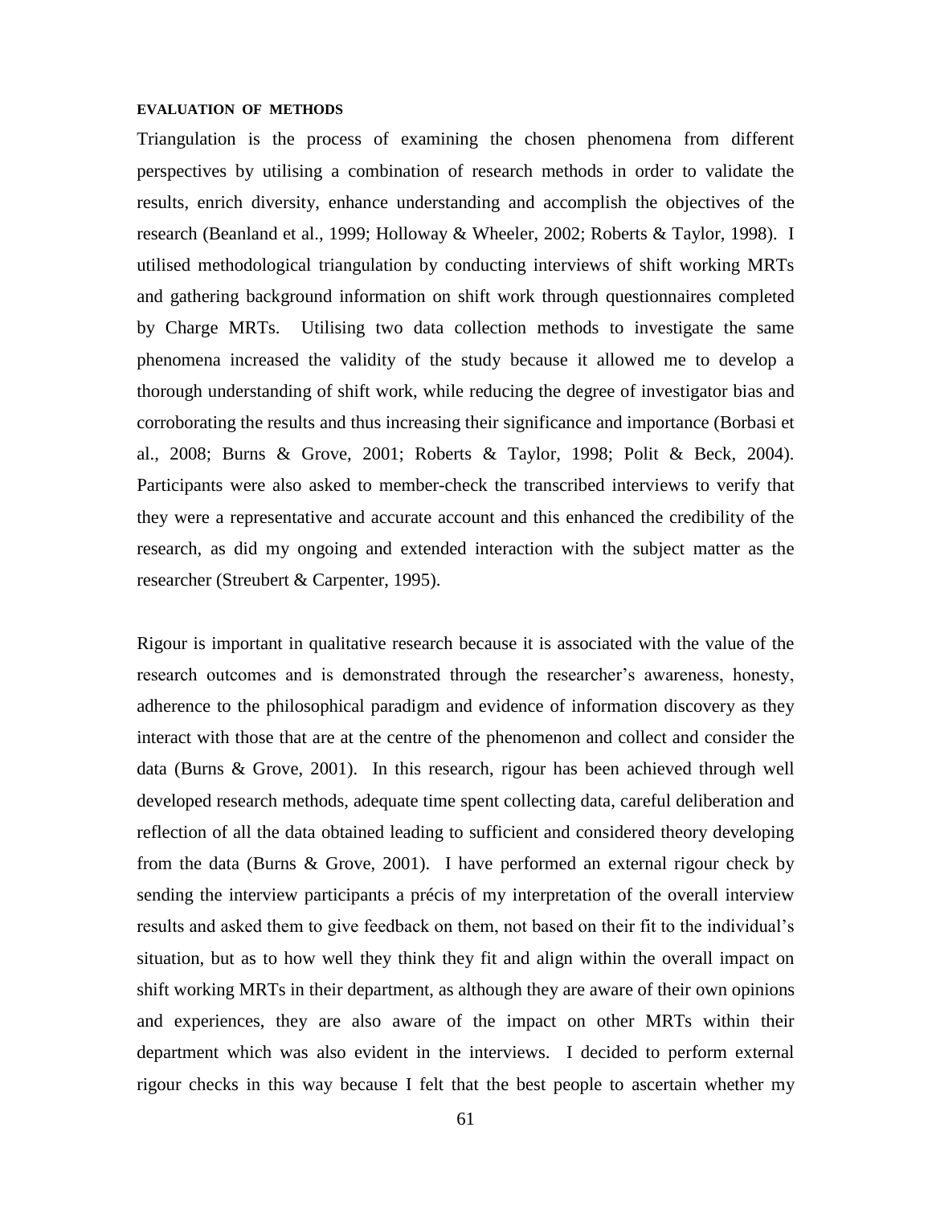## EVALUATION OF METHODS

Triangulation is the process of examining the chosen phenomena from different perspectives by utilising a combination of research methods in order to validate the results, enrich diversity, enhance understanding and accomplish the objectives of the research (Beanland et al., 1999; Holloway & Wheeler, 2002; Roberts & Taylor, 1998). I utilised methodological triangulation by conducting interviews of shift working MRTs and gathering background information on shift work through questionnaires completed by Charge MRTs. Utilising two data collection methods to investigate the same phenomena increased the validity of the study because it allowed me to develop a thorough understanding of shift work, while reducing the degree of investigator bias and corroborating the results and thus increasing their significance and importance (Borbasi et al., 2008; Burns & Grove, 2001; Roberts & Taylor, 1998; Polit & Beck, 2004). Participants were also asked to member-check the transcribed interviews to verify that they were a representative and accurate account and this enhanced the credibility of the research, as did my ongoing and extended interaction with the subject matter as the researcher (Streubert & Carpenter, 1995).

Rigour is important in qualitative research because it is associated with the value of the research outcomes and is demonstrated through the researcher's awareness, honesty, adherence to the philosophical paradigm and evidence of information discovery as they interact with those that are at the centre of the phenomenon and collect and consider the data (Burns & Grove, 2001). In this research, rigour has been achieved through well developed research methods, adequate time spent collecting data, careful deliberation and reflection of all the data obtained leading to sufficient and considered theory developing from the data (Burns & Grove, 2001). I have performed an external rigour check by sending the interview participants a précis of my interpretation of the overall interview results and asked them to give feedback on them, not based on their fit to the individual's situation, but as to how well they think they fit and align within the overall impact on shift working MRTs in their department, as although they are aware of their own opinions and experiences, they are also aware of the impact on other MRTs within their department which was also evident in the interviews. I decided to perform external rigour checks in this way because I felt that the best people to ascertain whether my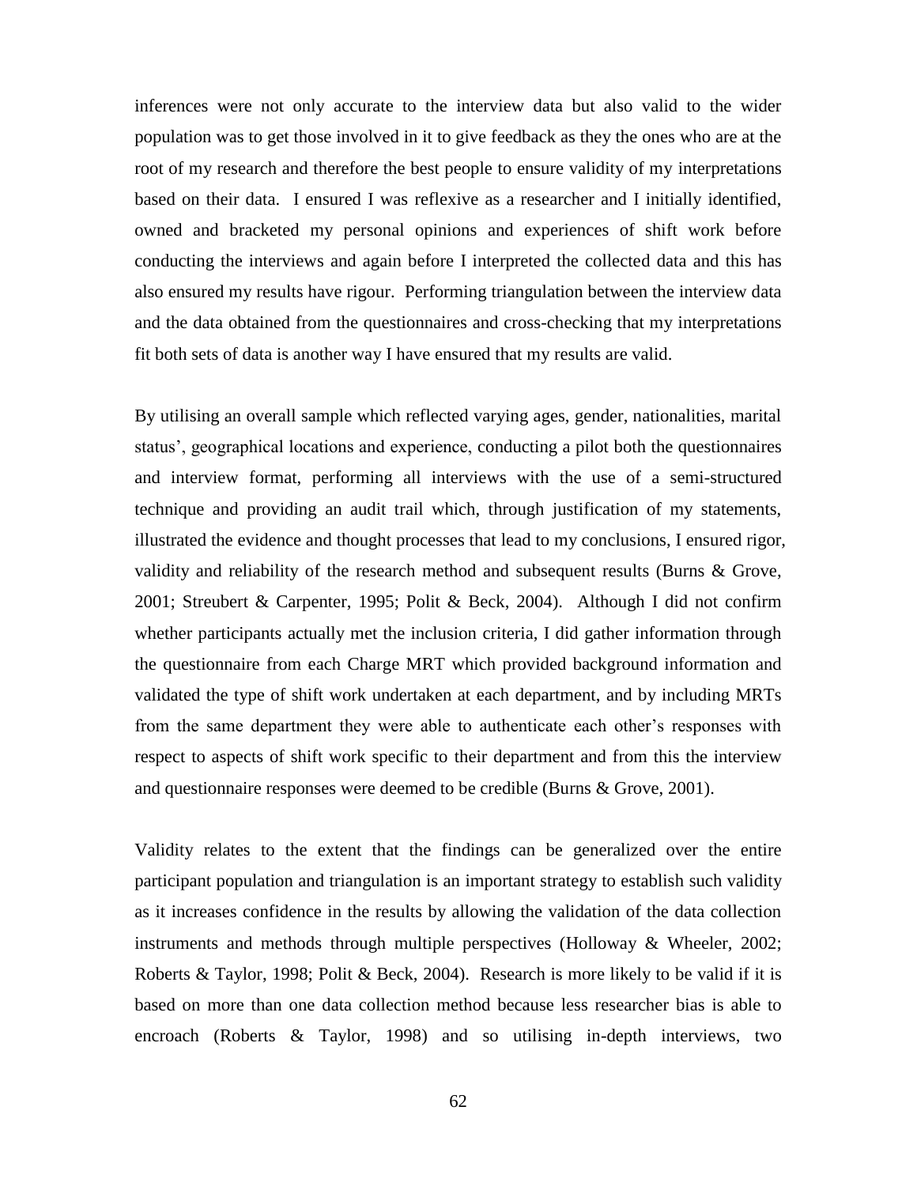inferences were not only accurate to the interview data but also valid to the wider population was to get those involved in it to give feedback as they the ones who are at the root of my research and therefore the best people to ensure validity of my interpretations based on their data. I ensured I was reflexive as a researcher and I initially identified, owned and bracketed my personal opinions and experiences of shift work before conducting the interviews and again before I interpreted the collected data and this has also ensured my results have rigour. Performing triangulation between the interview data and the data obtained from the questionnaires and cross-checking that my interpretations fit both sets of data is another way I have ensured that my results are valid.

By utilising an overall sample which reflected varying ages, gender, nationalities, marital status', geographical locations and experience, conducting a pilot both the questionnaires and interview format, performing all interviews with the use of a semi-structured technique and providing an audit trail which, through justification of my statements, illustrated the evidence and thought processes that lead to my conclusions, I ensured rigor, validity and reliability of the research method and subsequent results (Burns & Grove, 2001; Streubert & Carpenter, 1995; Polit & Beck, 2004). Although I did not confirm whether participants actually met the inclusion criteria, I did gather information through the questionnaire from each Charge MRT which provided background information and validated the type of shift work undertaken at each department, and by including MRTs from the same department they were able to authenticate each other's responses with respect to aspects of shift work specific to their department and from this the interview and questionnaire responses were deemed to be credible (Burns & Grove, 2001).

Validity relates to the extent that the findings can be generalized over the entire participant population and triangulation is an important strategy to establish such validity as it increases confidence in the results by allowing the validation of the data collection instruments and methods through multiple perspectives (Holloway & Wheeler, 2002; Roberts & Taylor, 1998; Polit & Beck, 2004). Research is more likely to be valid if it is based on more than one data collection method because less researcher bias is able to encroach (Roberts & Taylor, 1998) and so utilising in-depth interviews, two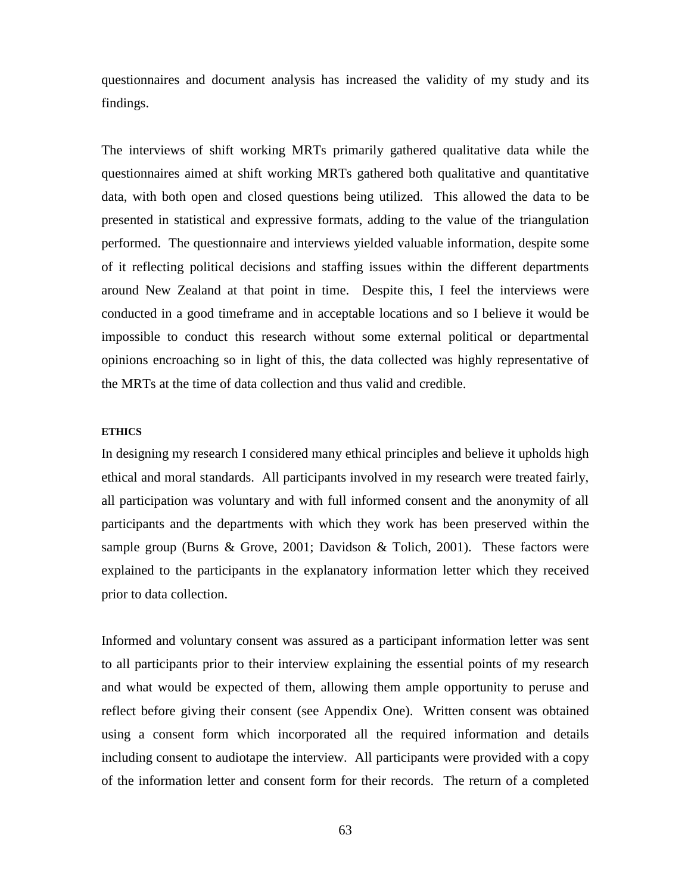questionnaires and document analysis has increased the validity of my study and its findings.

The interviews of shift working MRTs primarily gathered qualitative data while the questionnaires aimed at shift working MRTs gathered both qualitative and quantitative data, with both open and closed questions being utilized. This allowed the data to be presented in statistical and expressive formats, adding to the value of the triangulation performed. The questionnaire and interviews yielded valuable information, despite some of it reflecting political decisions and staffing issues within the different departments around New Zealand at that point in time. Despite this, I feel the interviews were conducted in a good timeframe and in acceptable locations and so I believe it would be impossible to conduct this research without some external political or departmental opinions encroaching so in light of this, the data collected was highly representative of the MRTs at the time of data collection and thus valid and credible.

#### ETHICS

In designing my research I considered many ethical principles and believe it upholds high ethical and moral standards. All participants involved in my research were treated fairly, all participation was voluntary and with full informed consent and the anonymity of all participants and the departments with which they work has been preserved within the sample group (Burns & Grove, 2001; Davidson & Tolich, 2001). These factors were explained to the participants in the explanatory information letter which they received prior to data collection.

Informed and voluntary consent was assured as a participant information letter was sent to all participants prior to their interview explaining the essential points of my research and what would be expected of them, allowing them ample opportunity to peruse and reflect before giving their consent (see Appendix One). Written consent was obtained using a consent form which incorporated all the required information and details including consent to audiotape the interview. All participants were provided with a copy of the information letter and consent form for their records. The return of a completed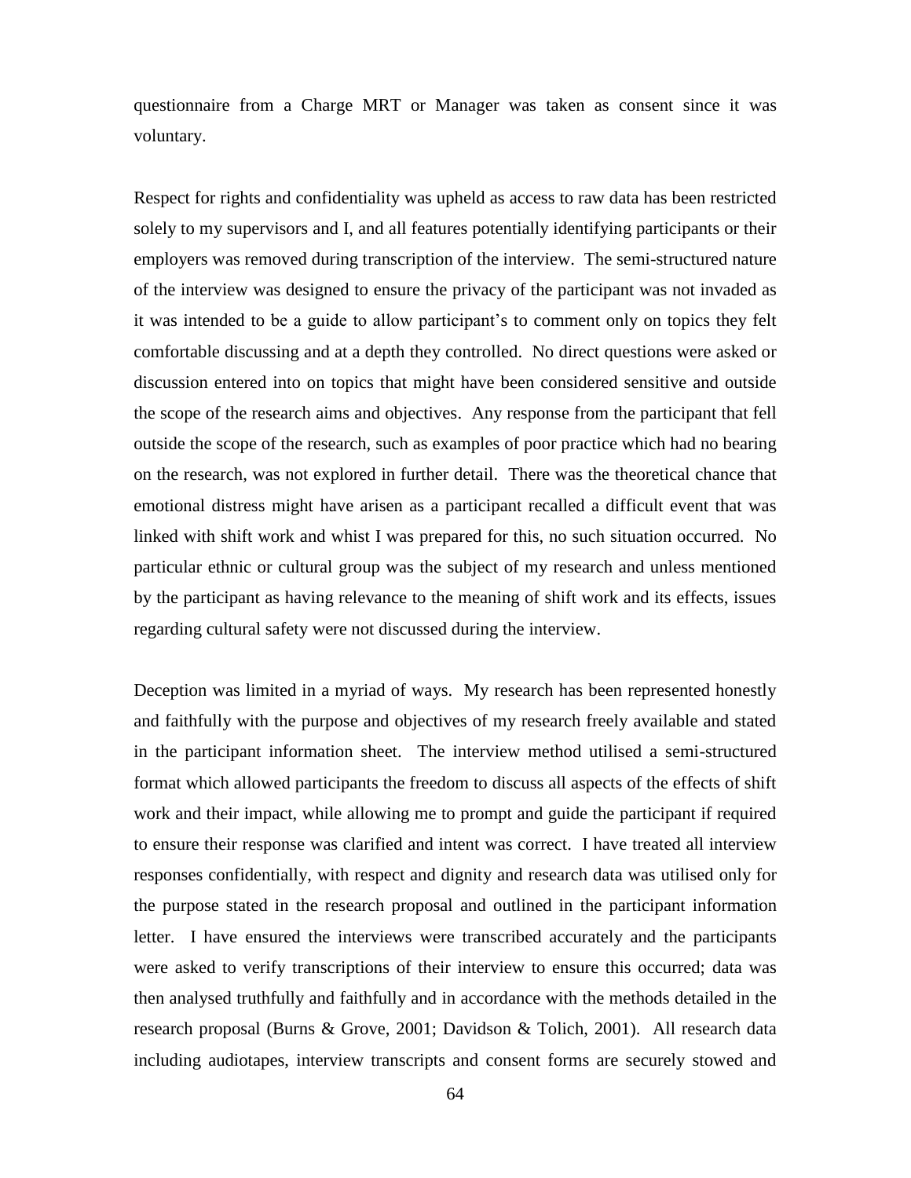questionnaire from a Charge MRT or Manager was taken as consent since it was voluntary.

Respect for rights and confidentiality was upheld as access to raw data has been restricted solely to my supervisors and I, and all features potentially identifying participants or their employers was removed during transcription of the interview. The semi-structured nature of the interview was designed to ensure the privacy of the participant was not invaded as it was intended to be a guide to allow participant's to comment only on topics they felt comfortable discussing and at a depth they controlled. No direct questions were asked or discussion entered into on topics that might have been considered sensitive and outside the scope of the research aims and objectives. Any response from the participant that fell outside the scope of the research, such as examples of poor practice which had no bearing on the research, was not explored in further detail. There was the theoretical chance that emotional distress might have arisen as a participant recalled a difficult event that was linked with shift work and whist I was prepared for this, no such situation occurred. No particular ethnic or cultural group was the subject of my research and unless mentioned by the participant as having relevance to the meaning of shift work and its effects, issues regarding cultural safety were not discussed during the interview.

Deception was limited in a myriad of ways. My research has been represented honestly and faithfully with the purpose and objectives of my research freely available and stated in the participant information sheet. The interview method utilised a semi-structured format which allowed participants the freedom to discuss all aspects of the effects of shift work and their impact, while allowing me to prompt and guide the participant if required to ensure their response was clarified and intent was correct. I have treated all interview responses confidentially, with respect and dignity and research data was utilised only for the purpose stated in the research proposal and outlined in the participant information letter. I have ensured the interviews were transcribed accurately and the participants were asked to verify transcriptions of their interview to ensure this occurred; data was then analysed truthfully and faithfully and in accordance with the methods detailed in the research proposal (Burns & Grove, 2001; Davidson & Tolich, 2001). All research data including audiotapes, interview transcripts and consent forms are securely stowed and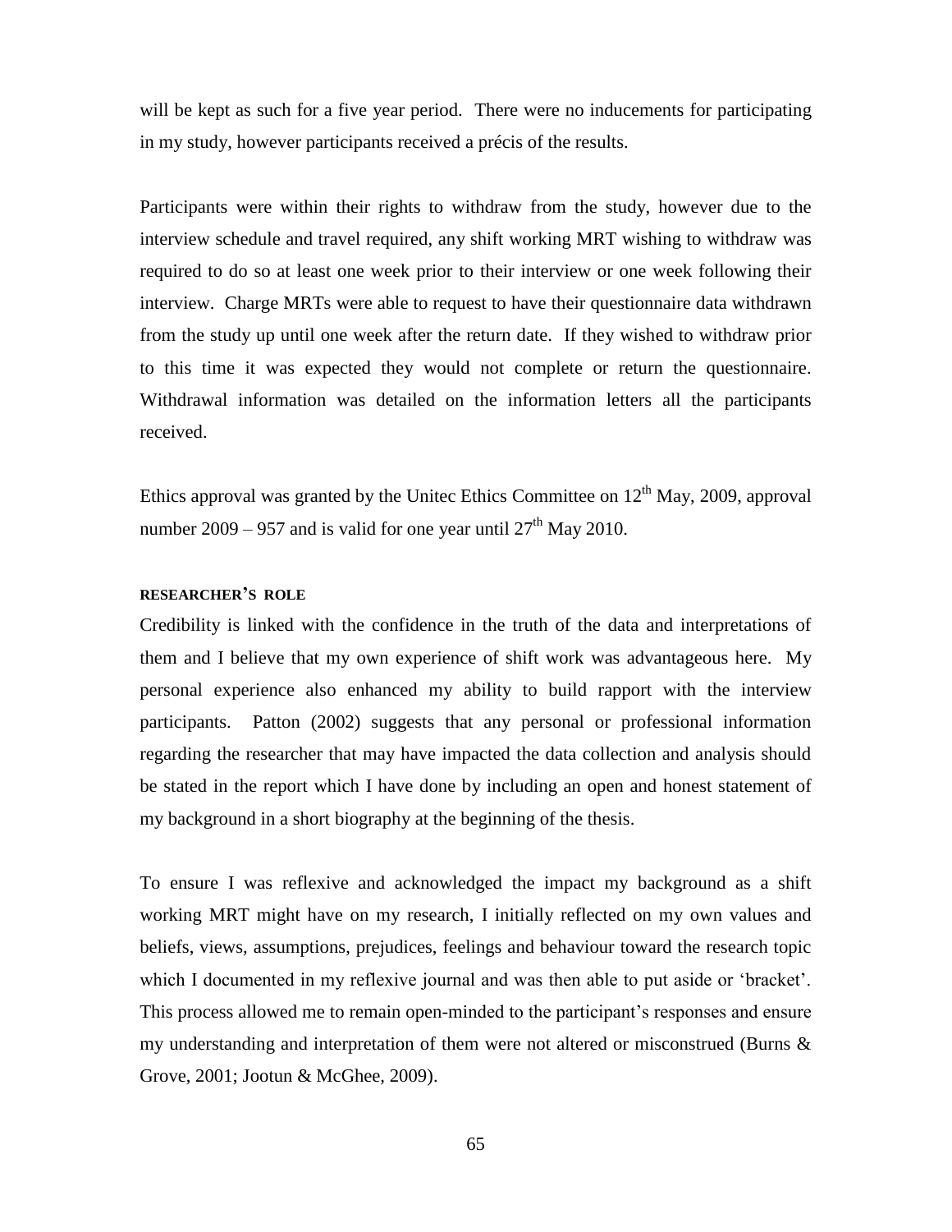will be kept as such for a five year period. There were no inducements for participating in my study, however participants received a précis of the results.

Participants were within their rights to withdraw from the study, however due to the interview schedule and travel required, any shift working MRT wishing to withdraw was required to do so at least one week prior to their interview or one week following their interview. Charge MRTs were able to request to have their questionnaire data withdrawn from the study up until one week after the return date. If they wished to withdraw prior to this time it was expected they would not complete or return the questionnaire. Withdrawal information was detailed on the information letters all the participants received.

Ethics approval was granted by the Unitec Ethics Committee on 12th May, 2009, approval number 2009 – 957 and is valid for one year until 27th May 2010.

### RESEARCHER'S ROLE

Credibility is linked with the confidence in the truth of the data and interpretations of them and I believe that my own experience of shift work was advantageous here. My personal experience also enhanced my ability to build rapport with the interview participants. Patton (2002) suggests that any personal or professional information regarding the researcher that may have impacted the data collection and analysis should be stated in the report which I have done by including an open and honest statement of my background in a short biography at the beginning of the thesis.

To ensure I was reflexive and acknowledged the impact my background as a shift working MRT might have on my research, I initially reflected on my own values and beliefs, views, assumptions, prejudices, feelings and behaviour toward the research topic which I documented in my reflexive journal and was then able to put aside or 'bracket'. This process allowed me to remain open-minded to the participant's responses and ensure my understanding and interpretation of them were not altered or misconstrued (Burns & Grove, 2001; Jootun & McGhee, 2009).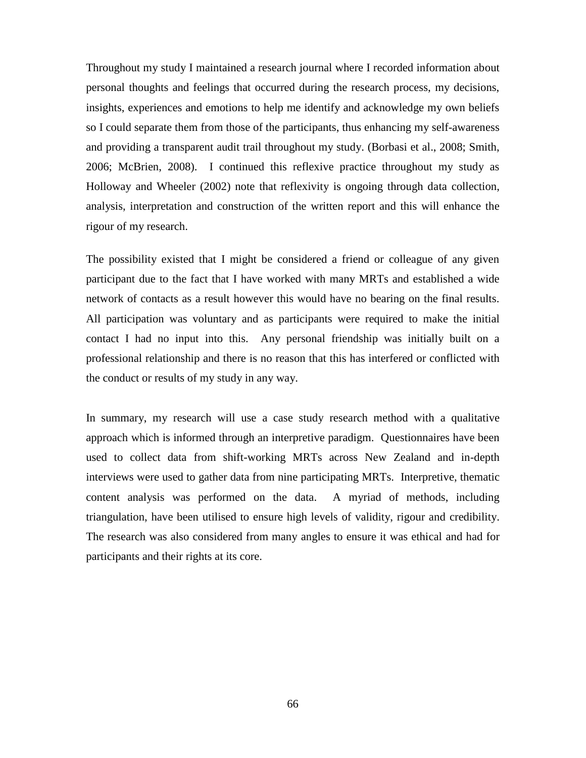Throughout my study I maintained a research journal where I recorded information about personal thoughts and feelings that occurred during the research process, my decisions, insights, experiences and emotions to help me identify and acknowledge my own beliefs so I could separate them from those of the participants, thus enhancing my self-awareness and providing a transparent audit trail throughout my study. (Borbasi et al., 2008; Smith, 2006; McBrien, 2008). I continued this reflexive practice throughout my study as Holloway and Wheeler (2002) note that reflexivity is ongoing through data collection, analysis, interpretation and construction of the written report and this will enhance the rigour of my research.

The possibility existed that I might be considered a friend or colleague of any given participant due to the fact that I have worked with many MRTs and established a wide network of contacts as a result however this would have no bearing on the final results. All participation was voluntary and as participants were required to make the initial contact I had no input into this. Any personal friendship was initially built on a professional relationship and there is no reason that this has interfered or conflicted with the conduct or results of my study in any way.

In summary, my research will use a case study research method with a qualitative approach which is informed through an interpretive paradigm. Questionnaires have been used to collect data from shift-working MRTs across New Zealand and in-depth interviews were used to gather data from nine participating MRTs. Interpretive, thematic content analysis was performed on the data. A myriad of methods, including triangulation, have been utilised to ensure high levels of validity, rigour and credibility. The research was also considered from many angles to ensure it was ethical and had for participants and their rights at its core.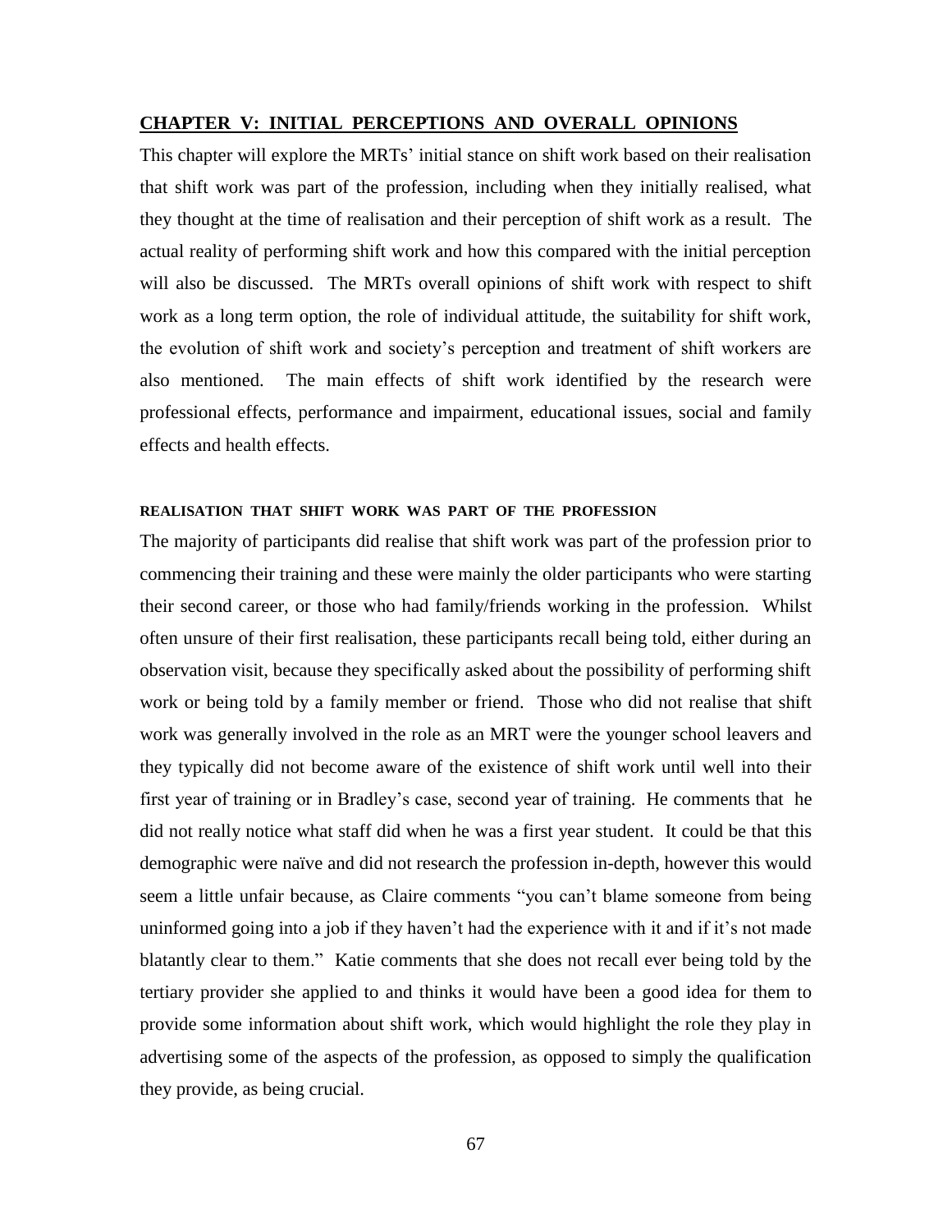## CHAPTER V: INITIAL PERCEPTIONS AND OVERALL OPINIONS

This chapter will explore the MRTs' initial stance on shift work based on their realisation that shift work was part of the profession, including when they initially realised, what they thought at the time of realisation and their perception of shift work as a result. The actual reality of performing shift work and how this compared with the initial perception will also be discussed. The MRTs overall opinions of shift work with respect to shift work as a long term option, the role of individual attitude, the suitability for shift work, the evolution of shift work and society's perception and treatment of shift workers are also mentioned. The main effects of shift work identified by the research were professional effects, performance and impairment, educational issues, social and family effects and health effects.

### REALISATION THAT SHIFT WORK WAS PART OF THE PROFESSION

The majority of participants did realise that shift work was part of the profession prior to commencing their training and these were mainly the older participants who were starting their second career, or those who had family/friends working in the profession. Whilst often unsure of their first realisation, these participants recall being told, either during an observation visit, because they specifically asked about the possibility of performing shift work or being told by a family member or friend. Those who did not realise that shift work was generally involved in the role as an MRT were the younger school leavers and they typically did not become aware of the existence of shift work until well into their first year of training or in Bradley's case, second year of training. He comments that he did not really notice what staff did when he was a first year student. It could be that this demographic were naïve and did not research the profession in-depth, however this would seem a little unfair because, as Claire comments "you can't blame someone from being uninformed going into a job if they haven't had the experience with it and if it's not made blatantly clear to them." Katie comments that she does not recall ever being told by the tertiary provider she applied to and thinks it would have been a good idea for them to provide some information about shift work, which would highlight the role they play in advertising some of the aspects of the profession, as opposed to simply the qualification they provide, as being crucial.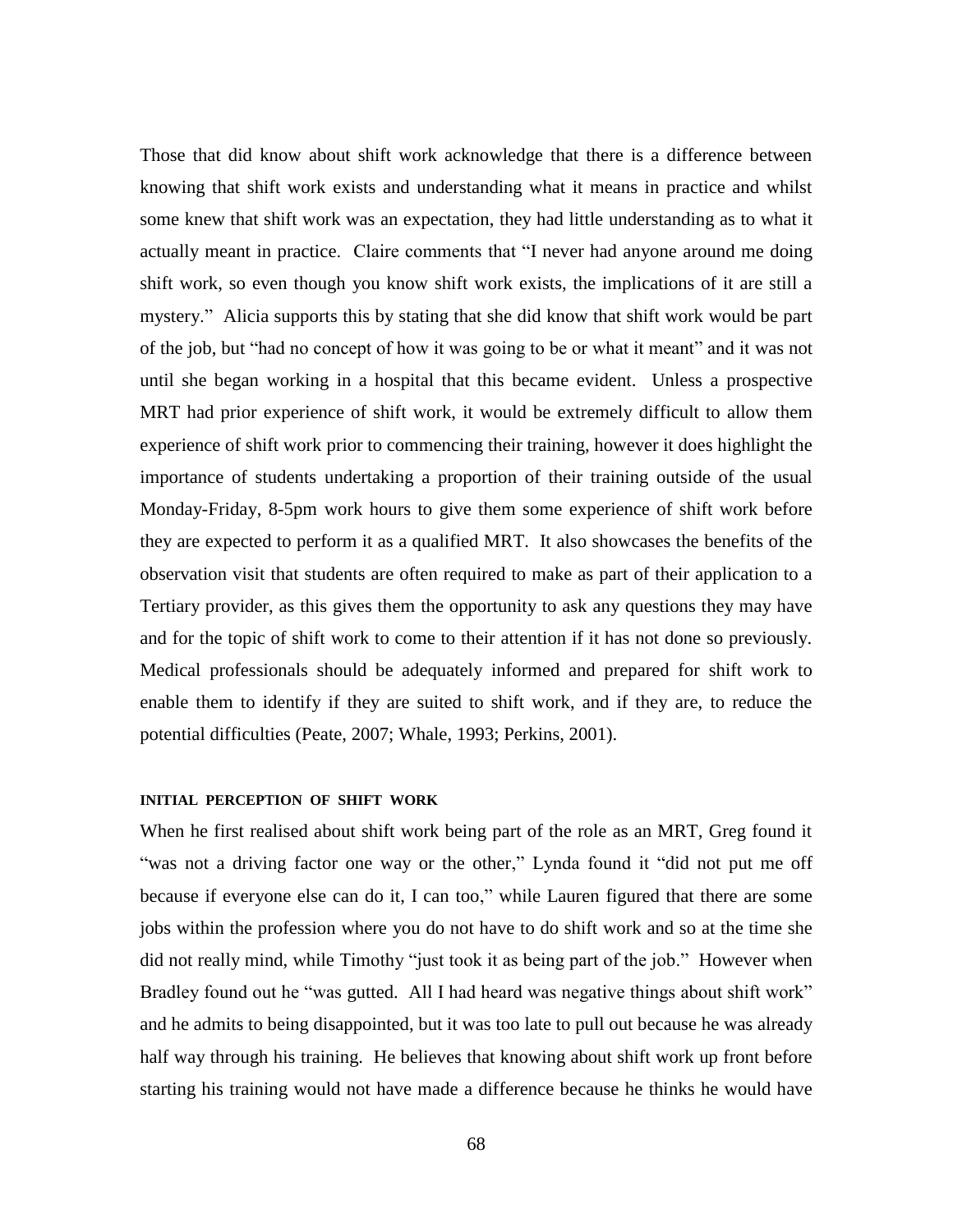Those that did know about shift work acknowledge that there is a difference between knowing that shift work exists and understanding what it means in practice and whilst some knew that shift work was an expectation, they had little understanding as to what it actually meant in practice. Claire comments that "I never had anyone around me doing shift work, so even though you know shift work exists, the implications of it are still a mystery." Alicia supports this by stating that she did know that shift work would be part of the job, but "had no concept of how it was going to be or what it meant" and it was not until she began working in a hospital that this became evident. Unless a prospective MRT had prior experience of shift work, it would be extremely difficult to allow them experience of shift work prior to commencing their training, however it does highlight the importance of students undertaking a proportion of their training outside of the usual Monday-Friday, 8-5pm work hours to give them some experience of shift work before they are expected to perform it as a qualified MRT. It also showcases the benefits of the observation visit that students are often required to make as part of their application to a Tertiary provider, as this gives them the opportunity to ask any questions they may have and for the topic of shift work to come to their attention if it has not done so previously. Medical professionals should be adequately informed and prepared for shift work to enable them to identify if they are suited to shift work, and if they are, to reduce the potential difficulties (Peate, 2007; Whale, 1993; Perkins, 2001).

#### INITIAL PERCEPTION OF SHIFT WORK

When he first realised about shift work being part of the role as an MRT, Greg found it "was not a driving factor one way or the other," Lynda found it "did not put me off because if everyone else can do it, I can too," while Lauren figured that there are some jobs within the profession where you do not have to do shift work and so at the time she did not really mind, while Timothy "just took it as being part of the job." However when Bradley found out he "was gutted. All I had heard was negative things about shift work" and he admits to being disappointed, but it was too late to pull out because he was already half way through his training. He believes that knowing about shift work up front before starting his training would not have made a difference because he thinks he would have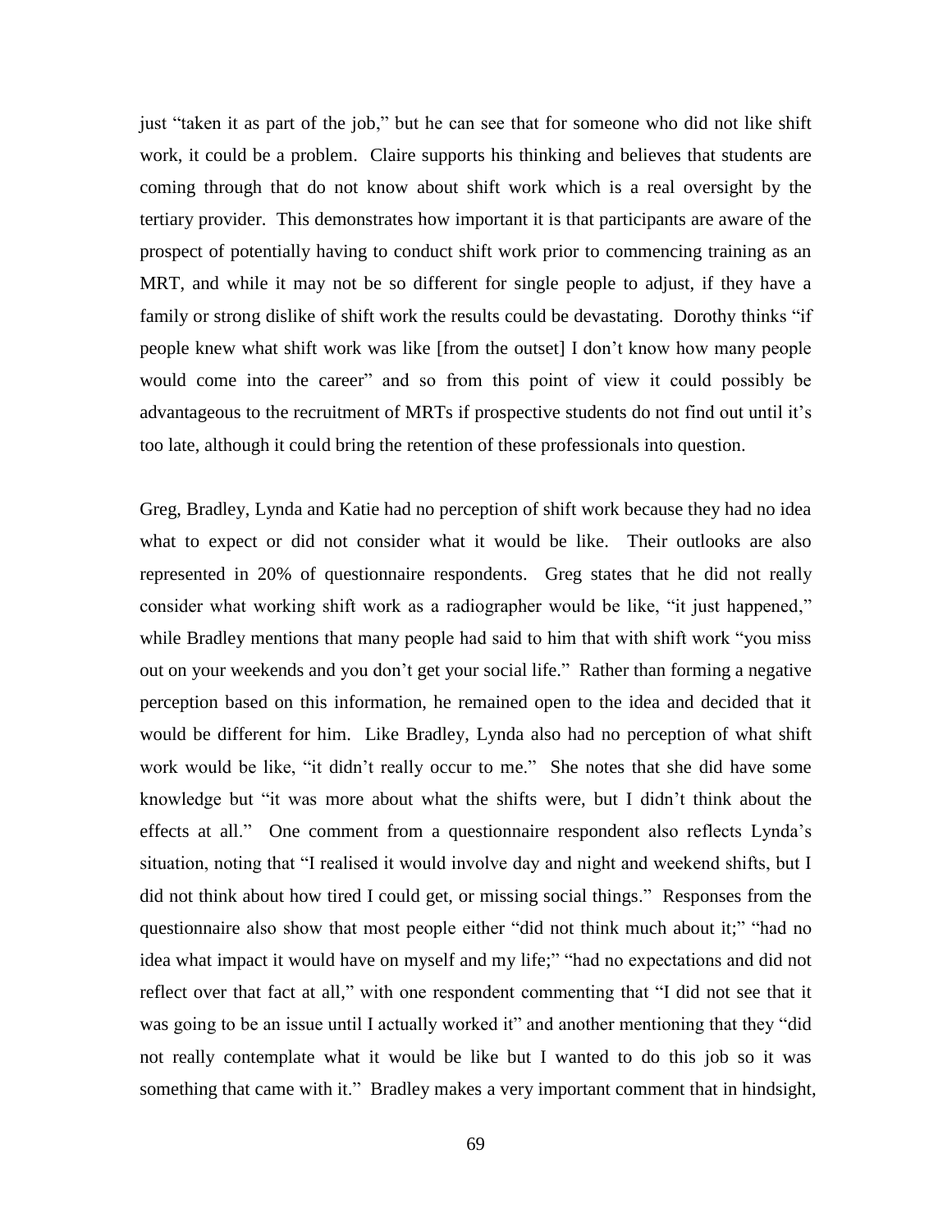just "taken it as part of the job," but he can see that for someone who did not like shift work, it could be a problem. Claire supports his thinking and believes that students are coming through that do not know about shift work which is a real oversight by the tertiary provider. This demonstrates how important it is that participants are aware of the prospect of potentially having to conduct shift work prior to commencing training as an MRT, and while it may not be so different for single people to adjust, if they have a family or strong dislike of shift work the results could be devastating. Dorothy thinks "if people knew what shift work was like [from the outset] I don't know how many people would come into the career" and so from this point of view it could possibly be advantageous to the recruitment of MRTs if prospective students do not find out until it's too late, although it could bring the retention of these professionals into question.

Greg, Bradley, Lynda and Katie had no perception of shift work because they had no idea what to expect or did not consider what it would be like. Their outlooks are also represented in 20% of questionnaire respondents. Greg states that he did not really consider what working shift work as a radiographer would be like, "it just happened," while Bradley mentions that many people had said to him that with shift work "you miss out on your weekends and you don't get your social life." Rather than forming a negative perception based on this information, he remained open to the idea and decided that it would be different for him. Like Bradley, Lynda also had no perception of what shift work would be like, "it didn't really occur to me." She notes that she did have some knowledge but "it was more about what the shifts were, but I didn't think about the effects at all." One comment from a questionnaire respondent also reflects Lynda's situation, noting that "I realised it would involve day and night and weekend shifts, but I did not think about how tired I could get, or missing social things." Responses from the questionnaire also show that most people either "did not think much about it;" "had no idea what impact it would have on myself and my life;" "had no expectations and did not reflect over that fact at all," with one respondent commenting that "I did not see that it was going to be an issue until I actually worked it" and another mentioning that they "did not really contemplate what it would be like but I wanted to do this job so it was something that came with it." Bradley makes a very important comment that in hindsight,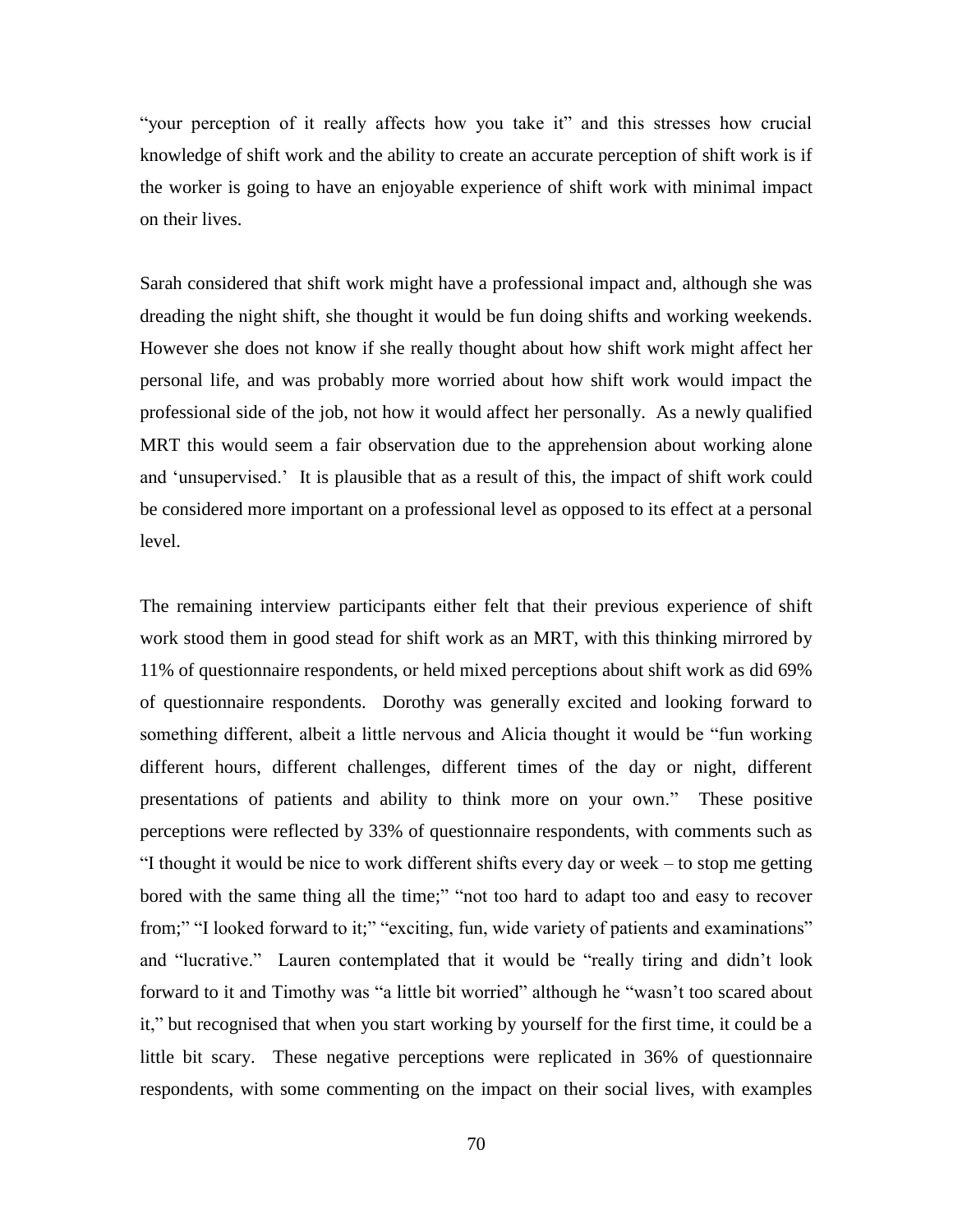"your perception of it really affects how you take it" and this stresses how crucial knowledge of shift work and the ability to create an accurate perception of shift work is if the worker is going to have an enjoyable experience of shift work with minimal impact on their lives.

Sarah considered that shift work might have a professional impact and, although she was dreading the night shift, she thought it would be fun doing shifts and working weekends. However she does not know if she really thought about how shift work might affect her personal life, and was probably more worried about how shift work would impact the professional side of the job, not how it would affect her personally. As a newly qualified MRT this would seem a fair observation due to the apprehension about working alone and 'unsupervised.' It is plausible that as a result of this, the impact of shift work could be considered more important on a professional level as opposed to its effect at a personal level.

The remaining interview participants either felt that their previous experience of shift work stood them in good stead for shift work as an MRT, with this thinking mirrored by 11% of questionnaire respondents, or held mixed perceptions about shift work as did 69% of questionnaire respondents. Dorothy was generally excited and looking forward to something different, albeit a little nervous and Alicia thought it would be "fun working different hours, different challenges, different times of the day or night, different presentations of patients and ability to think more on your own." These positive perceptions were reflected by 33% of questionnaire respondents, with comments such as "I thought it would be nice to work different shifts every day or week – to stop me getting bored with the same thing all the time;" "not too hard to adapt too and easy to recover from;" "I looked forward to it;" "exciting, fun, wide variety of patients and examinations" and "lucrative." Lauren contemplated that it would be "really tiring and didn't look forward to it and Timothy was "a little bit worried" although he "wasn't too scared about it," but recognised that when you start working by yourself for the first time, it could be a little bit scary. These negative perceptions were replicated in 36% of questionnaire respondents, with some commenting on the impact on their social lives, with examples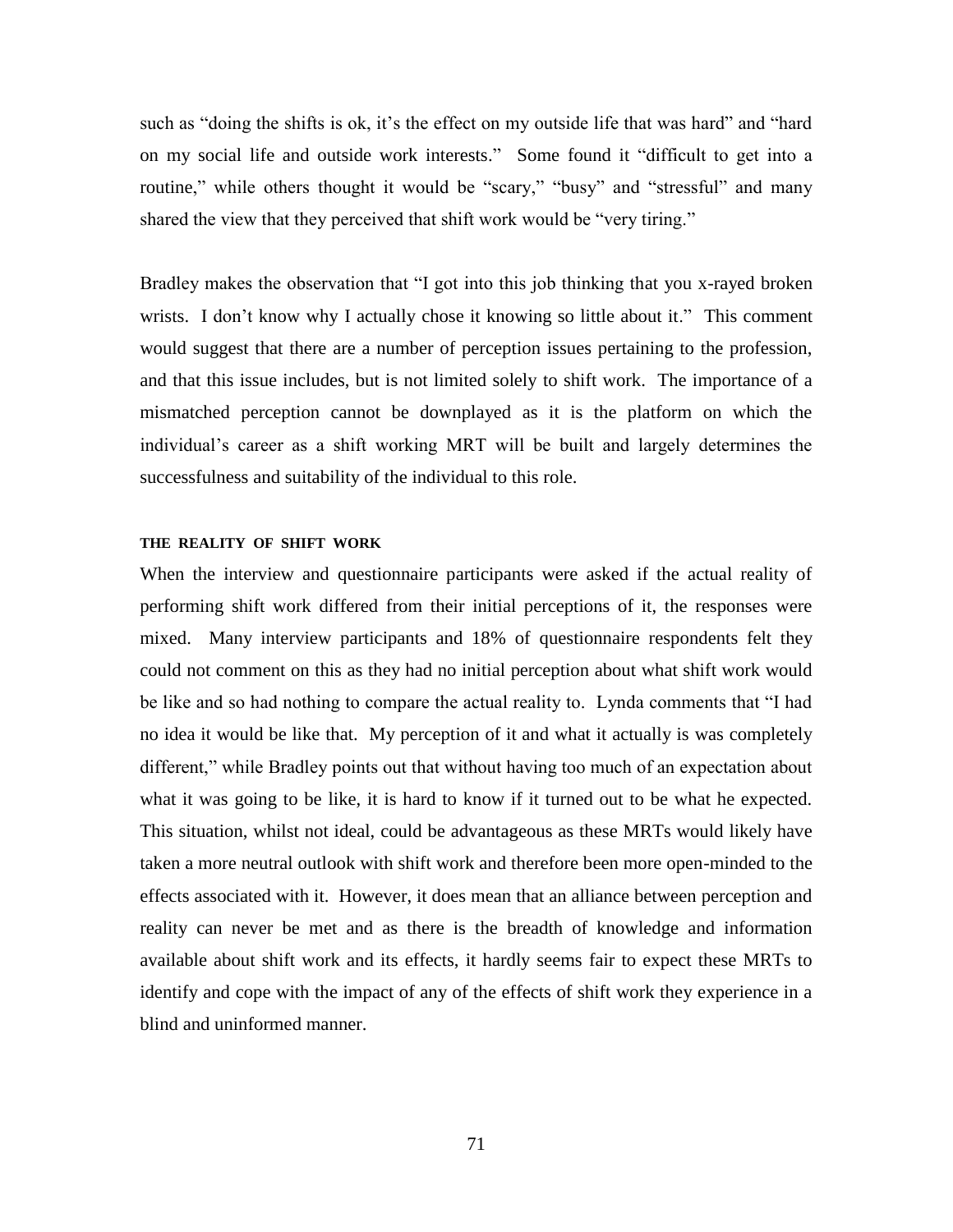such as "doing the shifts is ok, it's the effect on my outside life that was hard" and "hard on my social life and outside work interests." Some found it "difficult to get into a routine," while others thought it would be "scary," "busy" and "stressful" and many shared the view that they perceived that shift work would be "very tiring."

Bradley makes the observation that "I got into this job thinking that you x-rayed broken wrists. I don't know why I actually chose it knowing so little about it." This comment would suggest that there are a number of perception issues pertaining to the profession, and that this issue includes, but is not limited solely to shift work. The importance of a mismatched perception cannot be downplayed as it is the platform on which the individual's career as a shift working MRT will be built and largely determines the successfulness and suitability of the individual to this role.

### THE REALITY OF SHIFT WORK

When the interview and questionnaire participants were asked if the actual reality of performing shift work differed from their initial perceptions of it, the responses were mixed. Many interview participants and 18% of questionnaire respondents felt they could not comment on this as they had no initial perception about what shift work would be like and so had nothing to compare the actual reality to. Lynda comments that "I had no idea it would be like that. My perception of it and what it actually is was completely different," while Bradley points out that without having too much of an expectation about what it was going to be like, it is hard to know if it turned out to be what he expected. This situation, whilst not ideal, could be advantageous as these MRTs would likely have taken a more neutral outlook with shift work and therefore been more open-minded to the effects associated with it. However, it does mean that an alliance between perception and reality can never be met and as there is the breadth of knowledge and information available about shift work and its effects, it hardly seems fair to expect these MRTs to identify and cope with the impact of any of the effects of shift work they experience in a blind and uninformed manner.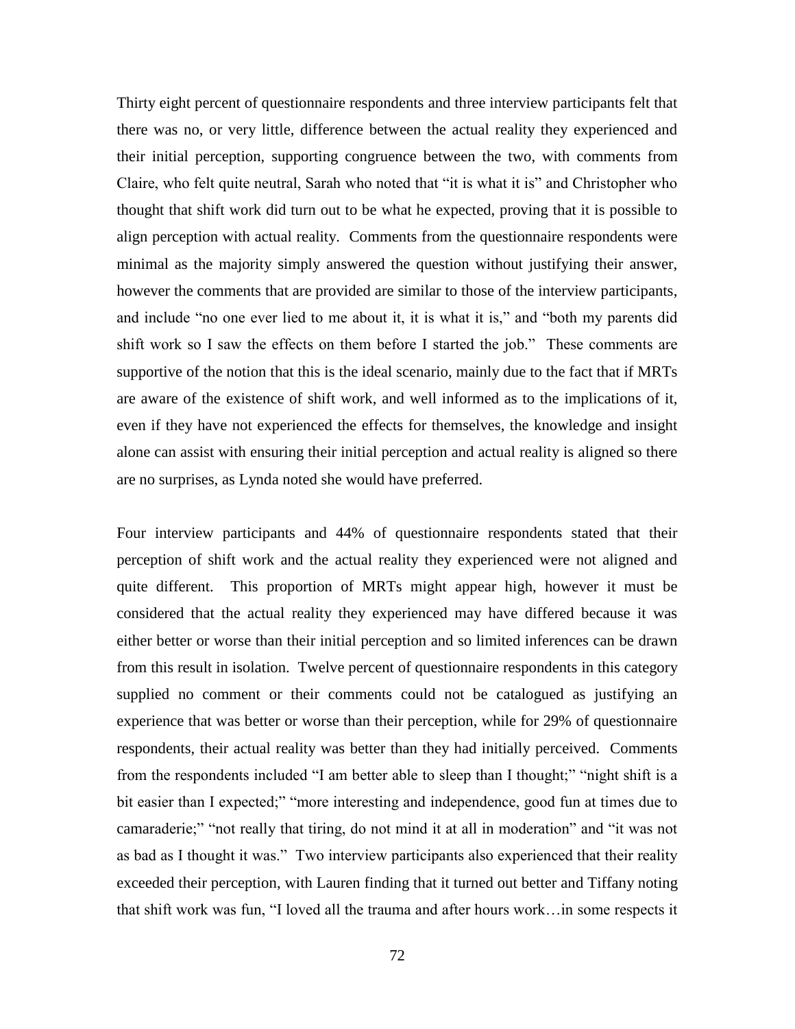Thirty eight percent of questionnaire respondents and three interview participants felt that there was no, or very little, difference between the actual reality they experienced and their initial perception, supporting congruence between the two, with comments from Claire, who felt quite neutral, Sarah who noted that "it is what it is" and Christopher who thought that shift work did turn out to be what he expected, proving that it is possible to align perception with actual reality. Comments from the questionnaire respondents were minimal as the majority simply answered the question without justifying their answer, however the comments that are provided are similar to those of the interview participants, and include "no one ever lied to me about it, it is what it is," and "both my parents did shift work so I saw the effects on them before I started the job." These comments are supportive of the notion that this is the ideal scenario, mainly due to the fact that if MRTs are aware of the existence of shift work, and well informed as to the implications of it, even if they have not experienced the effects for themselves, the knowledge and insight alone can assist with ensuring their initial perception and actual reality is aligned so there are no surprises, as Lynda noted she would have preferred.

Four interview participants and 44% of questionnaire respondents stated that their perception of shift work and the actual reality they experienced were not aligned and quite different. This proportion of MRTs might appear high, however it must be considered that the actual reality they experienced may have differed because it was either better or worse than their initial perception and so limited inferences can be drawn from this result in isolation. Twelve percent of questionnaire respondents in this category supplied no comment or their comments could not be catalogued as justifying an experience that was better or worse than their perception, while for 29% of questionnaire respondents, their actual reality was better than they had initially perceived. Comments from the respondents included "I am better able to sleep than I thought;" "night shift is a bit easier than I expected;" "more interesting and independence, good fun at times due to camaraderie;" "not really that tiring, do not mind it at all in moderation" and "it was not as bad as I thought it was." Two interview participants also experienced that their reality exceeded their perception, with Lauren finding that it turned out better and Tiffany noting that shift work was fun, "I loved all the trauma and after hours work…in some respects it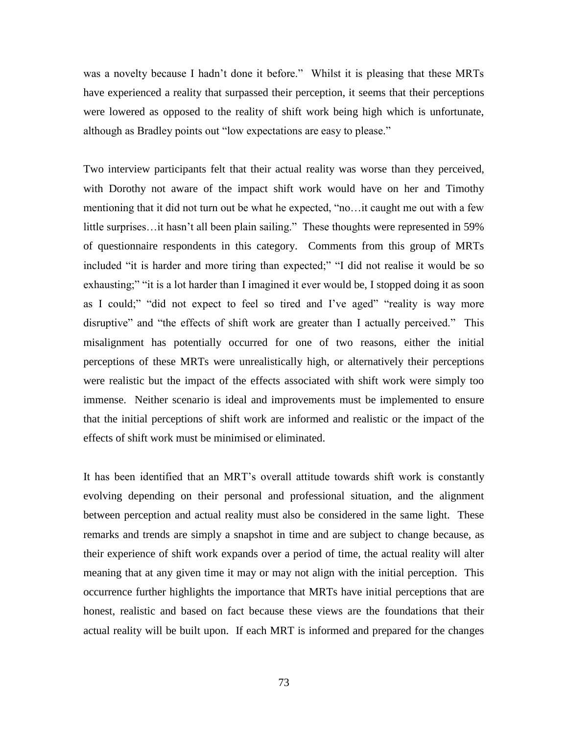was a novelty because I hadn't done it before." Whilst it is pleasing that these MRTs have experienced a reality that surpassed their perception, it seems that their perceptions were lowered as opposed to the reality of shift work being high which is unfortunate, although as Bradley points out "low expectations are easy to please."

Two interview participants felt that their actual reality was worse than they perceived, with Dorothy not aware of the impact shift work would have on her and Timothy mentioning that it did not turn out be what he expected, "no…it caught me out with a few little surprises…it hasn't all been plain sailing." These thoughts were represented in 59% of questionnaire respondents in this category. Comments from this group of MRTs included "it is harder and more tiring than expected;" "I did not realise it would be so exhausting;" "it is a lot harder than I imagined it ever would be, I stopped doing it as soon as I could;" "did not expect to feel so tired and I've aged" "reality is way more disruptive" and "the effects of shift work are greater than I actually perceived." This misalignment has potentially occurred for one of two reasons, either the initial perceptions of these MRTs were unrealistically high, or alternatively their perceptions were realistic but the impact of the effects associated with shift work were simply too immense. Neither scenario is ideal and improvements must be implemented to ensure that the initial perceptions of shift work are informed and realistic or the impact of the effects of shift work must be minimised or eliminated.

It has been identified that an MRT's overall attitude towards shift work is constantly evolving depending on their personal and professional situation, and the alignment between perception and actual reality must also be considered in the same light. These remarks and trends are simply a snapshot in time and are subject to change because, as their experience of shift work expands over a period of time, the actual reality will alter meaning that at any given time it may or may not align with the initial perception. This occurrence further highlights the importance that MRTs have initial perceptions that are honest, realistic and based on fact because these views are the foundations that their actual reality will be built upon. If each MRT is informed and prepared for the changes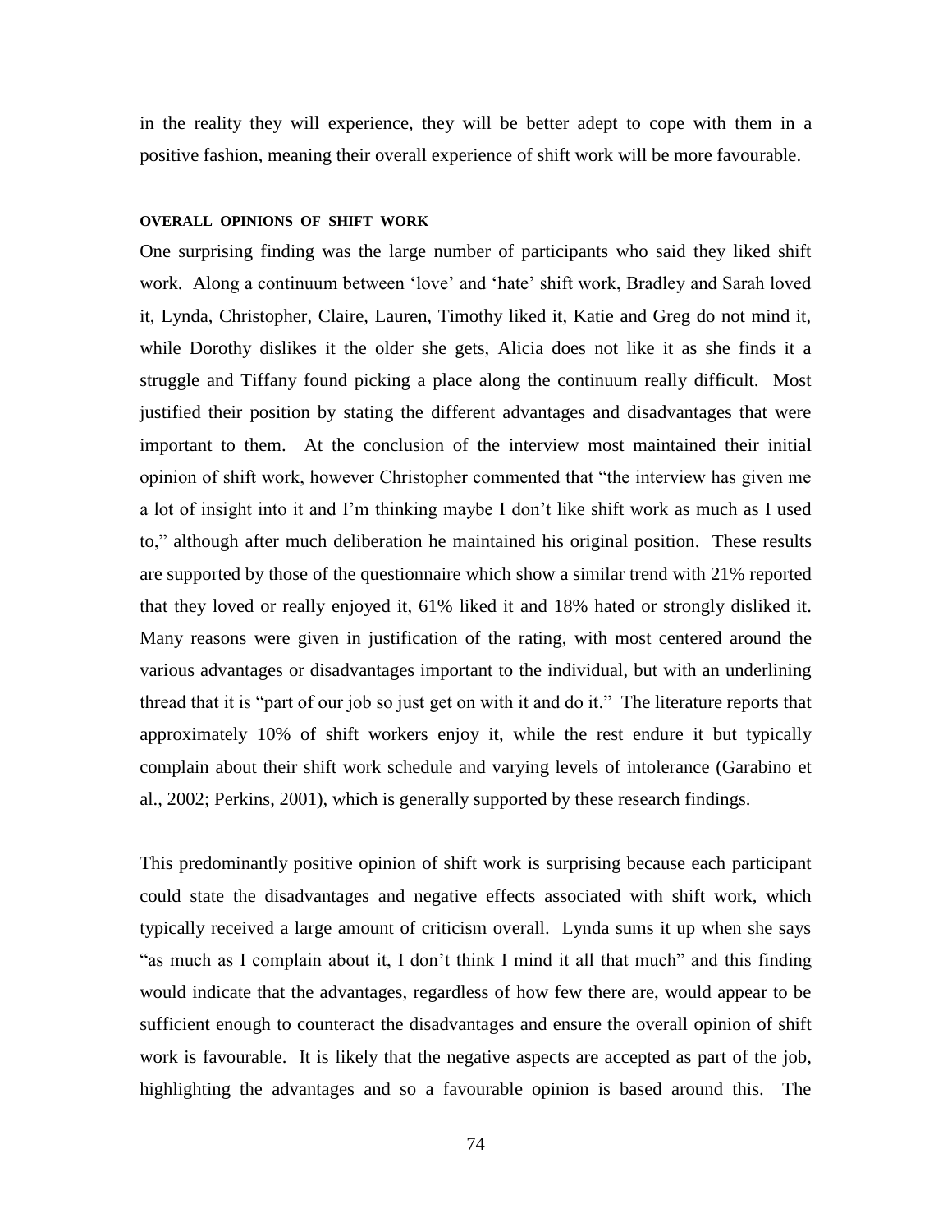in the reality they will experience, they will be better adept to cope with them in a positive fashion, meaning their overall experience of shift work will be more favourable.

#### OVERALL OPINIONS OF SHIFT WORK

One surprising finding was the large number of participants who said they liked shift work. Along a continuum between 'love' and 'hate' shift work, Bradley and Sarah loved it, Lynda, Christopher, Claire, Lauren, Timothy liked it, Katie and Greg do not mind it, while Dorothy dislikes it the older she gets, Alicia does not like it as she finds it a struggle and Tiffany found picking a place along the continuum really difficult. Most justified their position by stating the different advantages and disadvantages that were important to them. At the conclusion of the interview most maintained their initial opinion of shift work, however Christopher commented that "the interview has given me a lot of insight into it and I'm thinking maybe I don't like shift work as much as I used to," although after much deliberation he maintained his original position. These results are supported by those of the questionnaire which show a similar trend with 21% reported that they loved or really enjoyed it, 61% liked it and 18% hated or strongly disliked it. Many reasons were given in justification of the rating, with most centered around the various advantages or disadvantages important to the individual, but with an underlining thread that it is "part of our job so just get on with it and do it." The literature reports that approximately 10% of shift workers enjoy it, while the rest endure it but typically complain about their shift work schedule and varying levels of intolerance (Garabino et al., 2002; Perkins, 2001), which is generally supported by these research findings.

This predominantly positive opinion of shift work is surprising because each participant could state the disadvantages and negative effects associated with shift work, which typically received a large amount of criticism overall. Lynda sums it up when she says "as much as I complain about it, I don't think I mind it all that much" and this finding would indicate that the advantages, regardless of how few there are, would appear to be sufficient enough to counteract the disadvantages and ensure the overall opinion of shift work is favourable. It is likely that the negative aspects are accepted as part of the job, highlighting the advantages and so a favourable opinion is based around this. The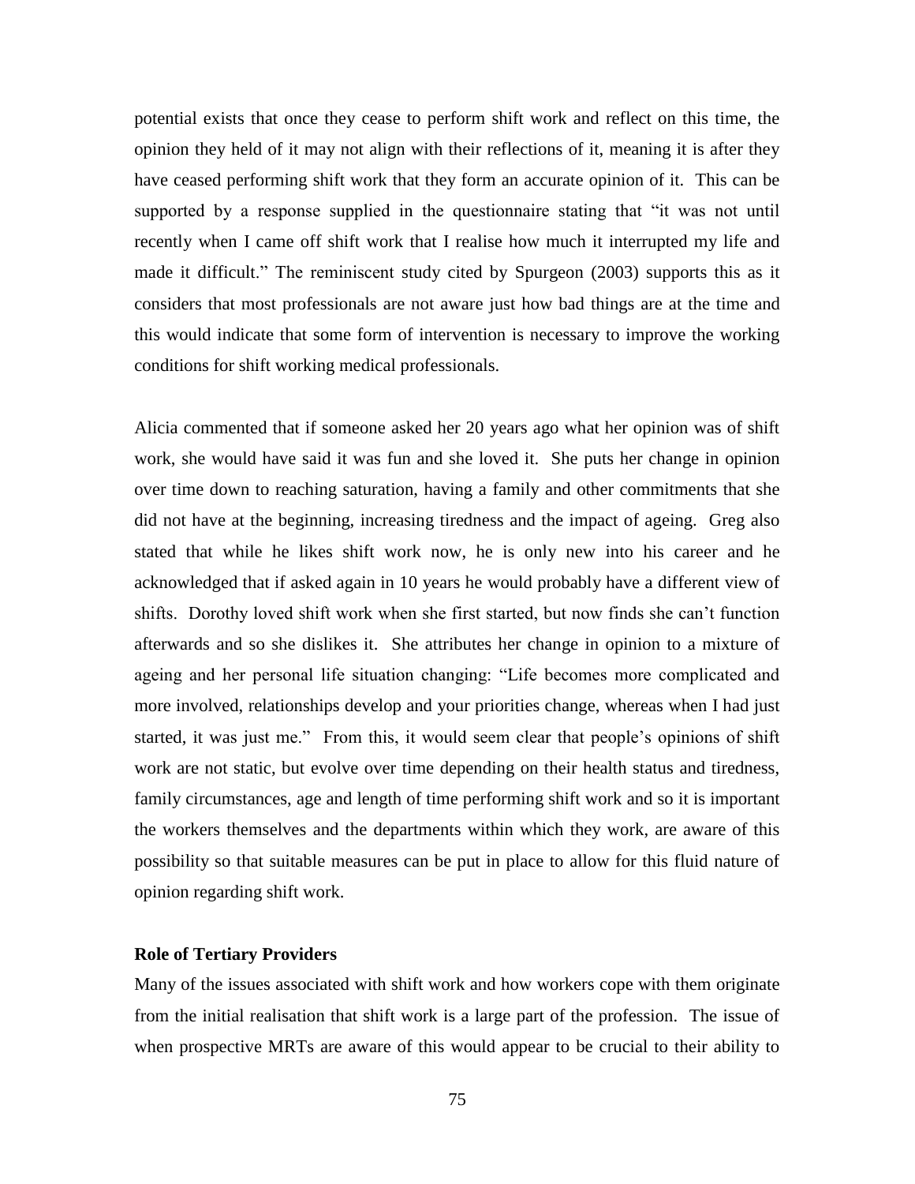potential exists that once they cease to perform shift work and reflect on this time, the opinion they held of it may not align with their reflections of it, meaning it is after they have ceased performing shift work that they form an accurate opinion of it. This can be supported by a response supplied in the questionnaire stating that "it was not until recently when I came off shift work that I realise how much it interrupted my life and made it difficult." The reminiscent study cited by Spurgeon (2003) supports this as it considers that most professionals are not aware just how bad things are at the time and this would indicate that some form of intervention is necessary to improve the working conditions for shift working medical professionals.

Alicia commented that if someone asked her 20 years ago what her opinion was of shift work, she would have said it was fun and she loved it. She puts her change in opinion over time down to reaching saturation, having a family and other commitments that she did not have at the beginning, increasing tiredness and the impact of ageing. Greg also stated that while he likes shift work now, he is only new into his career and he acknowledged that if asked again in 10 years he would probably have a different view of shifts. Dorothy loved shift work when she first started, but now finds she can't function afterwards and so she dislikes it. She attributes her change in opinion to a mixture of ageing and her personal life situation changing: "Life becomes more complicated and more involved, relationships develop and your priorities change, whereas when I had just started, it was just me." From this, it would seem clear that people's opinions of shift work are not static, but evolve over time depending on their health status and tiredness, family circumstances, age and length of time performing shift work and so it is important the workers themselves and the departments within which they work, are aware of this possibility so that suitable measures can be put in place to allow for this fluid nature of opinion regarding shift work.

**Role of Tertiary Providers**

Many of the issues associated with shift work and how workers cope with them originate from the initial realisation that shift work is a large part of the profession. The issue of when prospective MRTs are aware of this would appear to be crucial to their ability to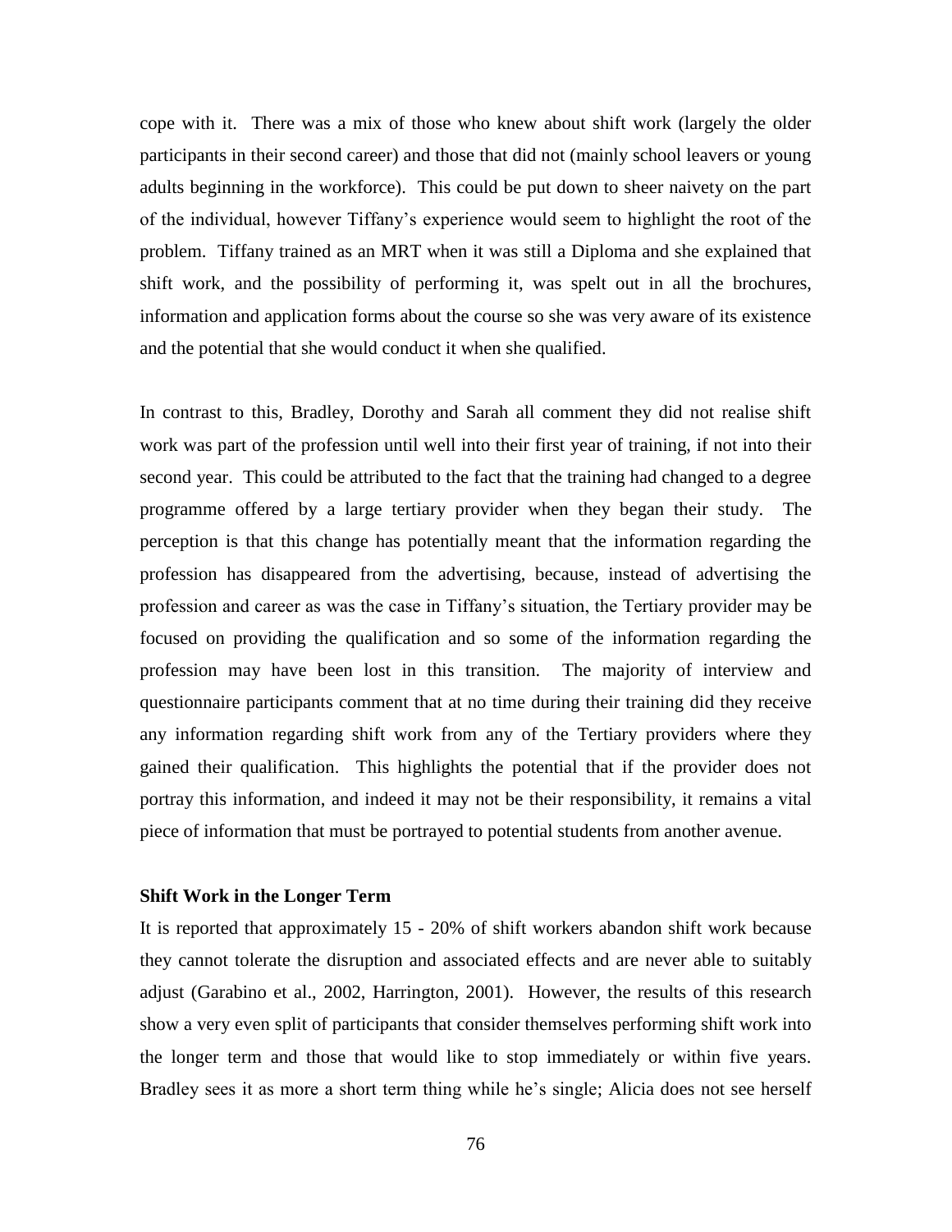cope with it. There was a mix of those who knew about shift work (largely the older participants in their second career) and those that did not (mainly school leavers or young adults beginning in the workforce). This could be put down to sheer naivety on the part of the individual, however Tiffany's experience would seem to highlight the root of the problem. Tiffany trained as an MRT when it was still a Diploma and she explained that shift work, and the possibility of performing it, was spelt out in all the brochures, information and application forms about the course so she was very aware of its existence and the potential that she would conduct it when she qualified.

In contrast to this, Bradley, Dorothy and Sarah all comment they did not realise shift work was part of the profession until well into their first year of training, if not into their second year. This could be attributed to the fact that the training had changed to a degree programme offered by a large tertiary provider when they began their study. The perception is that this change has potentially meant that the information regarding the profession has disappeared from the advertising, because, instead of advertising the profession and career as was the case in Tiffany's situation, the Tertiary provider may be focused on providing the qualification and so some of the information regarding the profession may have been lost in this transition. The majority of interview and questionnaire participants comment that at no time during their training did they receive any information regarding shift work from any of the Tertiary providers where they gained their qualification. This highlights the potential that if the provider does not portray this information, and indeed it may not be their responsibility, it remains a vital piece of information that must be portrayed to potential students from another avenue.

**Shift Work in the Longer Term**

It is reported that approximately 15 - 20% of shift workers abandon shift work because they cannot tolerate the disruption and associated effects and are never able to suitably adjust (Garabino et al., 2002, Harrington, 2001). However, the results of this research show a very even split of participants that consider themselves performing shift work into the longer term and those that would like to stop immediately or within five years. Bradley sees it as more a short term thing while he's single; Alicia does not see herself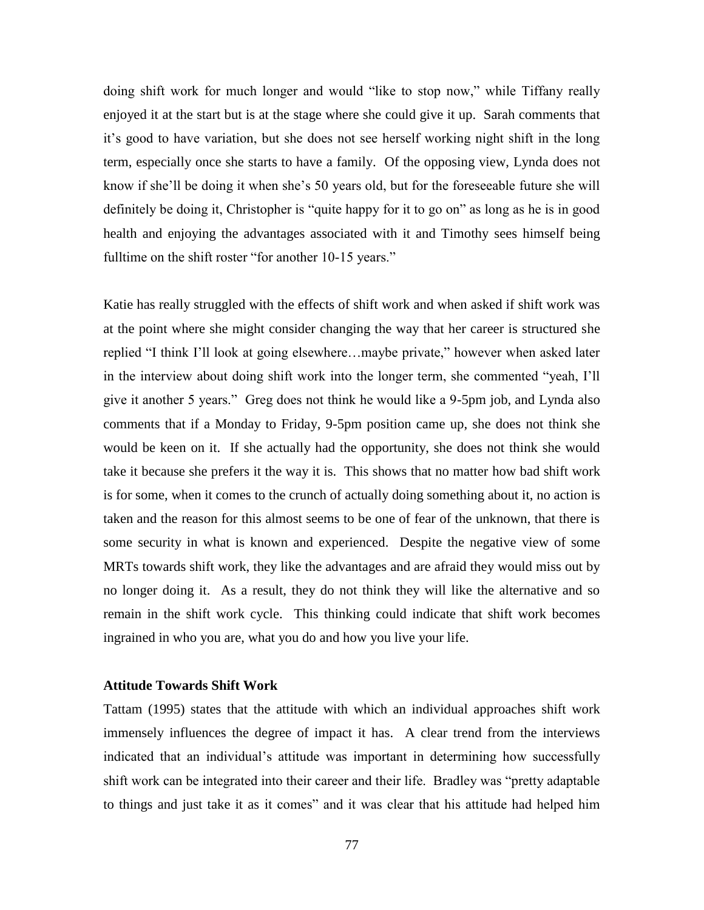doing shift work for much longer and would "like to stop now," while Tiffany really enjoyed it at the start but is at the stage where she could give it up. Sarah comments that it's good to have variation, but she does not see herself working night shift in the long term, especially once she starts to have a family. Of the opposing view, Lynda does not know if she'll be doing it when she's 50 years old, but for the foreseeable future she will definitely be doing it, Christopher is "quite happy for it to go on" as long as he is in good health and enjoying the advantages associated with it and Timothy sees himself being fulltime on the shift roster "for another 10-15 years."

Katie has really struggled with the effects of shift work and when asked if shift work was at the point where she might consider changing the way that her career is structured she replied "I think I'll look at going elsewhere…maybe private," however when asked later in the interview about doing shift work into the longer term, she commented "yeah, I'll give it another 5 years." Greg does not think he would like a 9-5pm job, and Lynda also comments that if a Monday to Friday, 9-5pm position came up, she does not think she would be keen on it. If she actually had the opportunity, she does not think she would take it because she prefers it the way it is. This shows that no matter how bad shift work is for some, when it comes to the crunch of actually doing something about it, no action is taken and the reason for this almost seems to be one of fear of the unknown, that there is some security in what is known and experienced. Despite the negative view of some MRTs towards shift work, they like the advantages and are afraid they would miss out by no longer doing it. As a result, they do not think they will like the alternative and so remain in the shift work cycle. This thinking could indicate that shift work becomes ingrained in who you are, what you do and how you live your life.

### Attitude Towards Shift Work

Tattam (1995) states that the attitude with which an individual approaches shift work immensely influences the degree of impact it has. A clear trend from the interviews indicated that an individual's attitude was important in determining how successfully shift work can be integrated into their career and their life. Bradley was "pretty adaptable to things and just take it as it comes" and it was clear that his attitude had helped him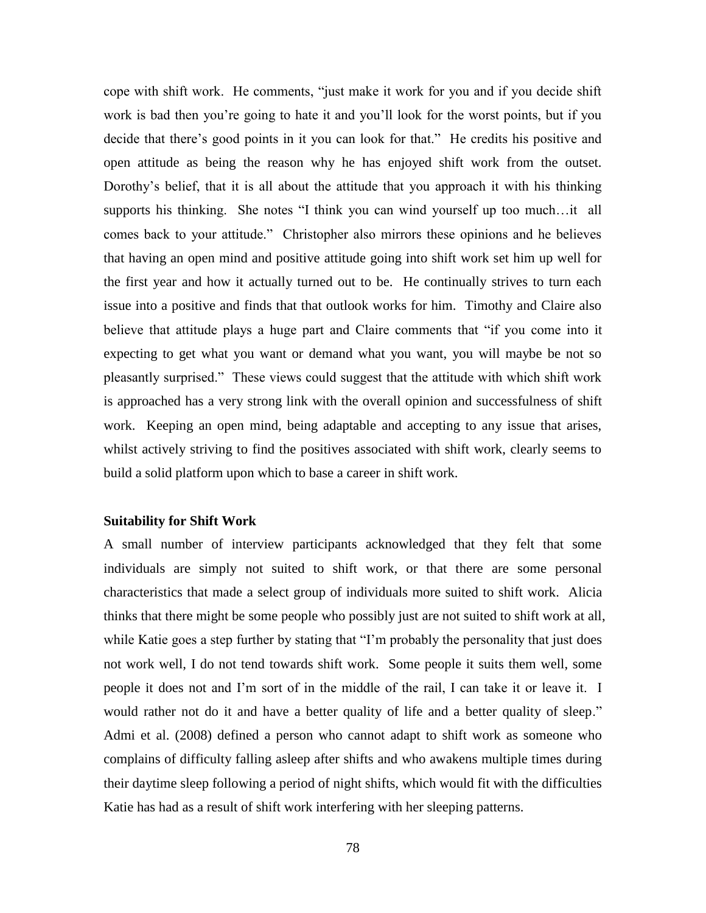cope with shift work. He comments, "just make it work for you and if you decide shift work is bad then you're going to hate it and you'll look for the worst points, but if you decide that there's good points in it you can look for that." He credits his positive and open attitude as being the reason why he has enjoyed shift work from the outset. Dorothy's belief, that it is all about the attitude that you approach it with his thinking supports his thinking. She notes "I think you can wind yourself up too much…it all comes back to your attitude." Christopher also mirrors these opinions and he believes that having an open mind and positive attitude going into shift work set him up well for the first year and how it actually turned out to be. He continually strives to turn each issue into a positive and finds that that outlook works for him. Timothy and Claire also believe that attitude plays a huge part and Claire comments that "if you come into it expecting to get what you want or demand what you want, you will maybe be not so pleasantly surprised." These views could suggest that the attitude with which shift work is approached has a very strong link with the overall opinion and successfulness of shift work. Keeping an open mind, being adaptable and accepting to any issue that arises, whilst actively striving to find the positives associated with shift work, clearly seems to build a solid platform upon which to base a career in shift work.

### Suitability for Shift Work

A small number of interview participants acknowledged that they felt that some individuals are simply not suited to shift work, or that there are some personal characteristics that made a select group of individuals more suited to shift work. Alicia thinks that there might be some people who possibly just are not suited to shift work at all, while Katie goes a step further by stating that "I'm probably the personality that just does not work well, I do not tend towards shift work. Some people it suits them well, some people it does not and I'm sort of in the middle of the rail, I can take it or leave it. I would rather not do it and have a better quality of life and a better quality of sleep." Admi et al. (2008) defined a person who cannot adapt to shift work as someone who complains of difficulty falling asleep after shifts and who awakens multiple times during their daytime sleep following a period of night shifts, which would fit with the difficulties Katie has had as a result of shift work interfering with her sleeping patterns.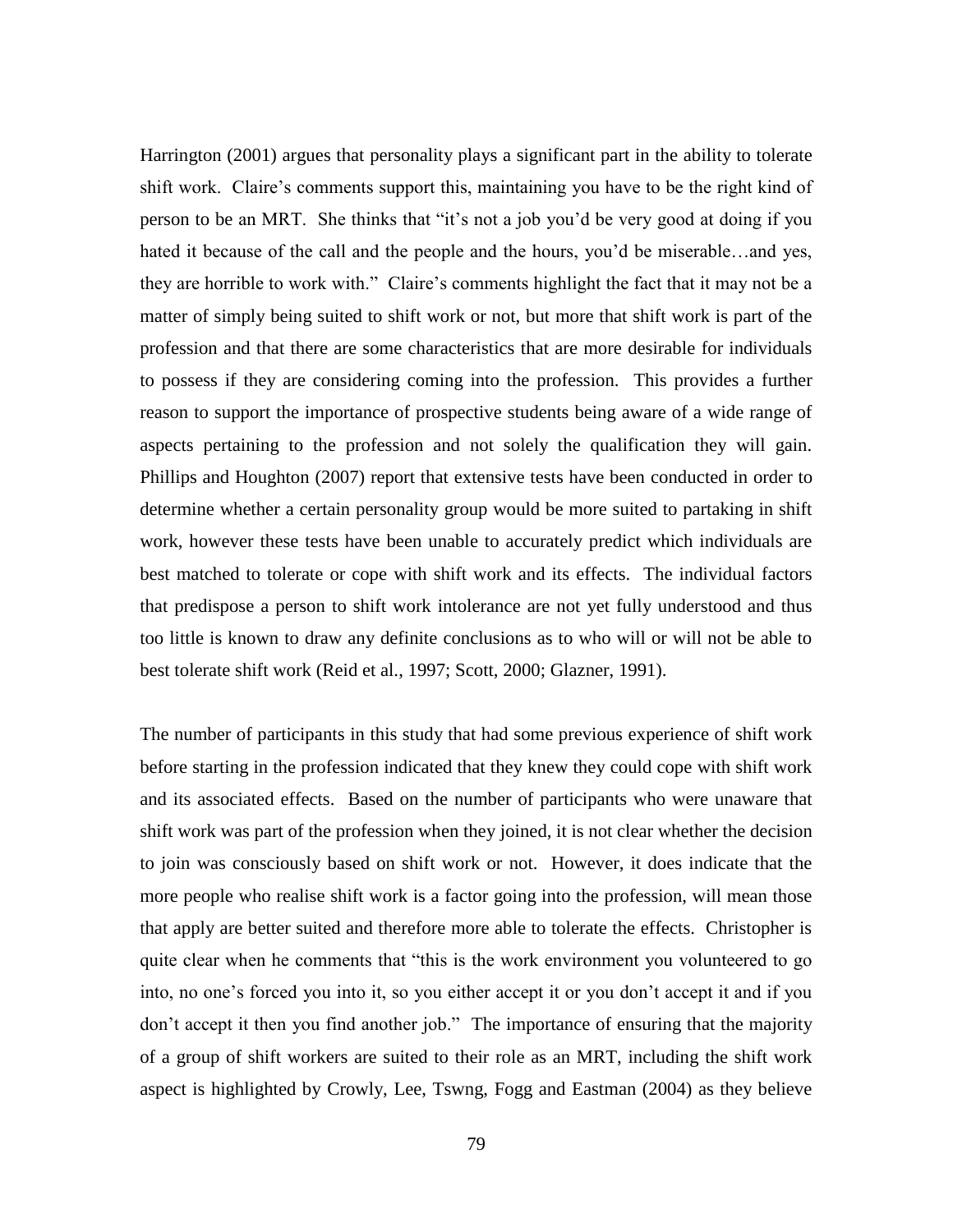Harrington (2001) argues that personality plays a significant part in the ability to tolerate shift work. Claire's comments support this, maintaining you have to be the right kind of person to be an MRT. She thinks that "it's not a job you'd be very good at doing if you hated it because of the call and the people and the hours, you'd be miserable…and yes, they are horrible to work with." Claire's comments highlight the fact that it may not be a matter of simply being suited to shift work or not, but more that shift work is part of the profession and that there are some characteristics that are more desirable for individuals to possess if they are considering coming into the profession. This provides a further reason to support the importance of prospective students being aware of a wide range of aspects pertaining to the profession and not solely the qualification they will gain. Phillips and Houghton (2007) report that extensive tests have been conducted in order to determine whether a certain personality group would be more suited to partaking in shift work, however these tests have been unable to accurately predict which individuals are best matched to tolerate or cope with shift work and its effects. The individual factors that predispose a person to shift work intolerance are not yet fully understood and thus too little is known to draw any definite conclusions as to who will or will not be able to best tolerate shift work (Reid et al., 1997; Scott, 2000; Glazner, 1991).

The number of participants in this study that had some previous experience of shift work before starting in the profession indicated that they knew they could cope with shift work and its associated effects. Based on the number of participants who were unaware that shift work was part of the profession when they joined, it is not clear whether the decision to join was consciously based on shift work or not. However, it does indicate that the more people who realise shift work is a factor going into the profession, will mean those that apply are better suited and therefore more able to tolerate the effects. Christopher is quite clear when he comments that "this is the work environment you volunteered to go into, no one's forced you into it, so you either accept it or you don't accept it and if you don't accept it then you find another job." The importance of ensuring that the majority of a group of shift workers are suited to their role as an MRT, including the shift work aspect is highlighted by Crowly, Lee, Tswng, Fogg and Eastman (2004) as they believe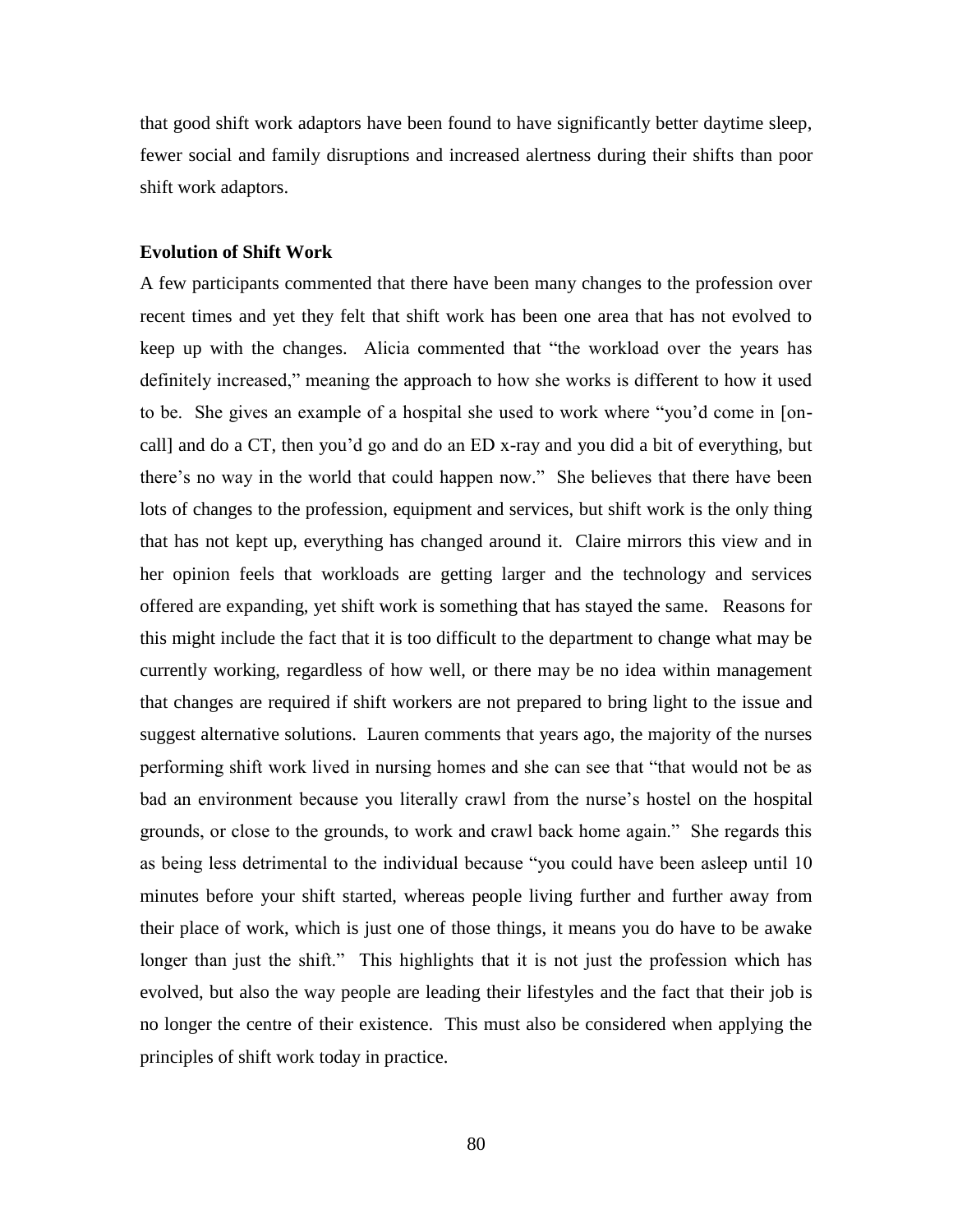that good shift work adaptors have been found to have significantly better daytime sleep, fewer social and family disruptions and increased alertness during their shifts than poor shift work adaptors.

### Evolution of Shift Work

A few participants commented that there have been many changes to the profession over recent times and yet they felt that shift work has been one area that has not evolved to keep up with the changes. Alicia commented that "the workload over the years has definitely increased," meaning the approach to how she works is different to how it used to be. She gives an example of a hospital she used to work where "you'd come in [on-call] and do a CT, then you'd go and do an ED x-ray and you did a bit of everything, but there's no way in the world that could happen now." She believes that there have been lots of changes to the profession, equipment and services, but shift work is the only thing that has not kept up, everything has changed around it. Claire mirrors this view and in her opinion feels that workloads are getting larger and the technology and services offered are expanding, yet shift work is something that has stayed the same. Reasons for this might include the fact that it is too difficult to the department to change what may be currently working, regardless of how well, or there may be no idea within management that changes are required if shift workers are not prepared to bring light to the issue and suggest alternative solutions. Lauren comments that years ago, the majority of the nurses performing shift work lived in nursing homes and she can see that "that would not be as bad an environment because you literally crawl from the nurse's hostel on the hospital grounds, or close to the grounds, to work and crawl back home again." She regards this as being less detrimental to the individual because "you could have been asleep until 10 minutes before your shift started, whereas people living further and further away from their place of work, which is just one of those things, it means you do have to be awake longer than just the shift." This highlights that it is not just the profession which has evolved, but also the way people are leading their lifestyles and the fact that their job is no longer the centre of their existence. This must also be considered when applying the principles of shift work today in practice.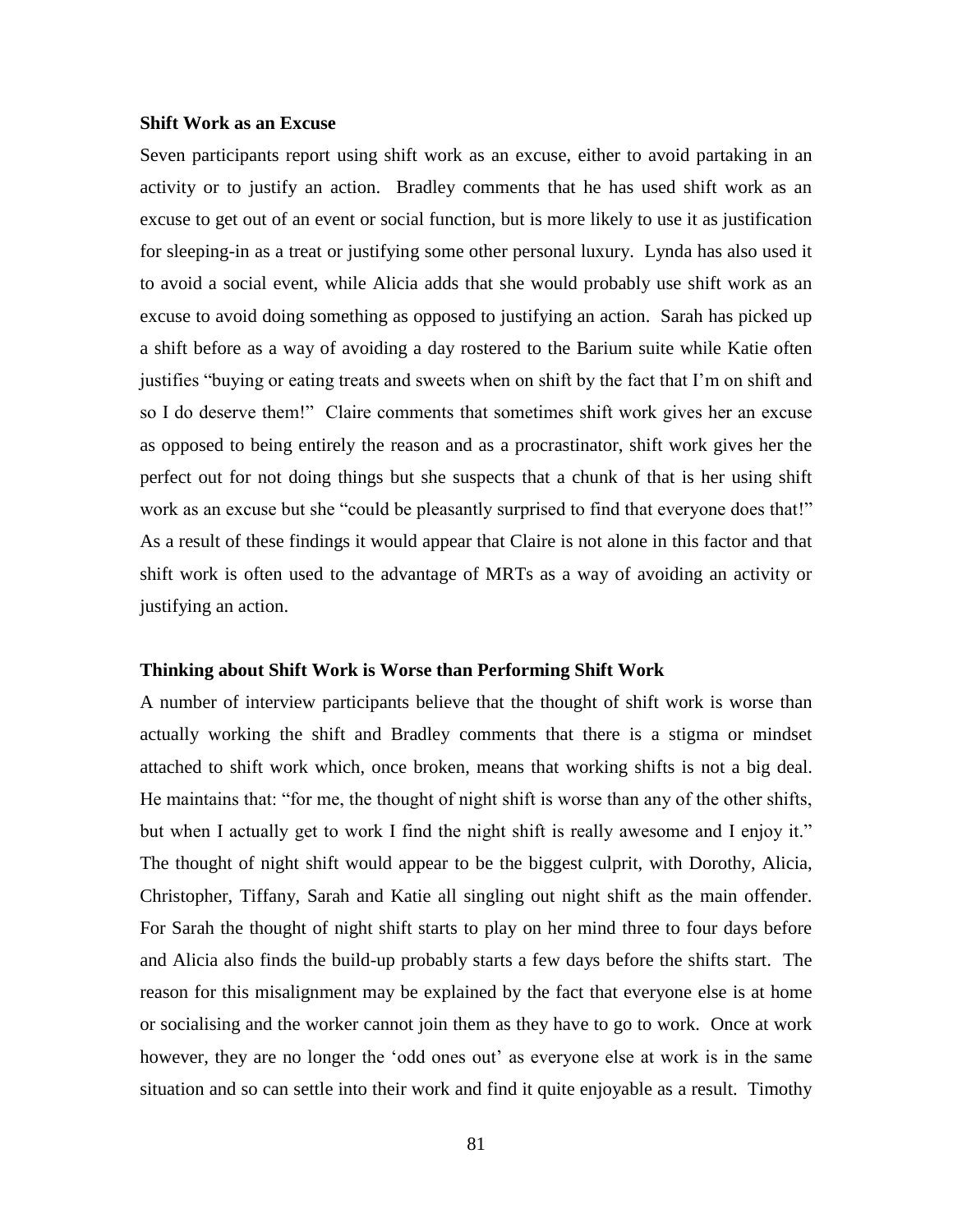**Shift Work as an Excuse**

Seven participants report using shift work as an excuse, either to avoid partaking in an activity or to justify an action. Bradley comments that he has used shift work as an excuse to get out of an event or social function, but is more likely to use it as justification for sleeping-in as a treat or justifying some other personal luxury. Lynda has also used it to avoid a social event, while Alicia adds that she would probably use shift work as an excuse to avoid doing something as opposed to justifying an action. Sarah has picked up a shift before as a way of avoiding a day rostered to the Barium suite while Katie often justifies "buying or eating treats and sweets when on shift by the fact that I'm on shift and so I do deserve them!" Claire comments that sometimes shift work gives her an excuse as opposed to being entirely the reason and as a procrastinator, shift work gives her the perfect out for not doing things but she suspects that a chunk of that is her using shift work as an excuse but she "could be pleasantly surprised to find that everyone does that!" As a result of these findings it would appear that Claire is not alone in this factor and that shift work is often used to the advantage of MRTs as a way of avoiding an activity or justifying an action.

**Thinking about Shift Work is Worse than Performing Shift Work**

A number of interview participants believe that the thought of shift work is worse than actually working the shift and Bradley comments that there is a stigma or mindset attached to shift work which, once broken, means that working shifts is not a big deal. He maintains that: "for me, the thought of night shift is worse than any of the other shifts, but when I actually get to work I find the night shift is really awesome and I enjoy it." The thought of night shift would appear to be the biggest culprit, with Dorothy, Alicia, Christopher, Tiffany, Sarah and Katie all singling out night shift as the main offender. For Sarah the thought of night shift starts to play on her mind three to four days before and Alicia also finds the build-up probably starts a few days before the shifts start. The reason for this misalignment may be explained by the fact that everyone else is at home or socialising and the worker cannot join them as they have to go to work. Once at work however, they are no longer the 'odd ones out' as everyone else at work is in the same situation and so can settle into their work and find it quite enjoyable as a result. Timothy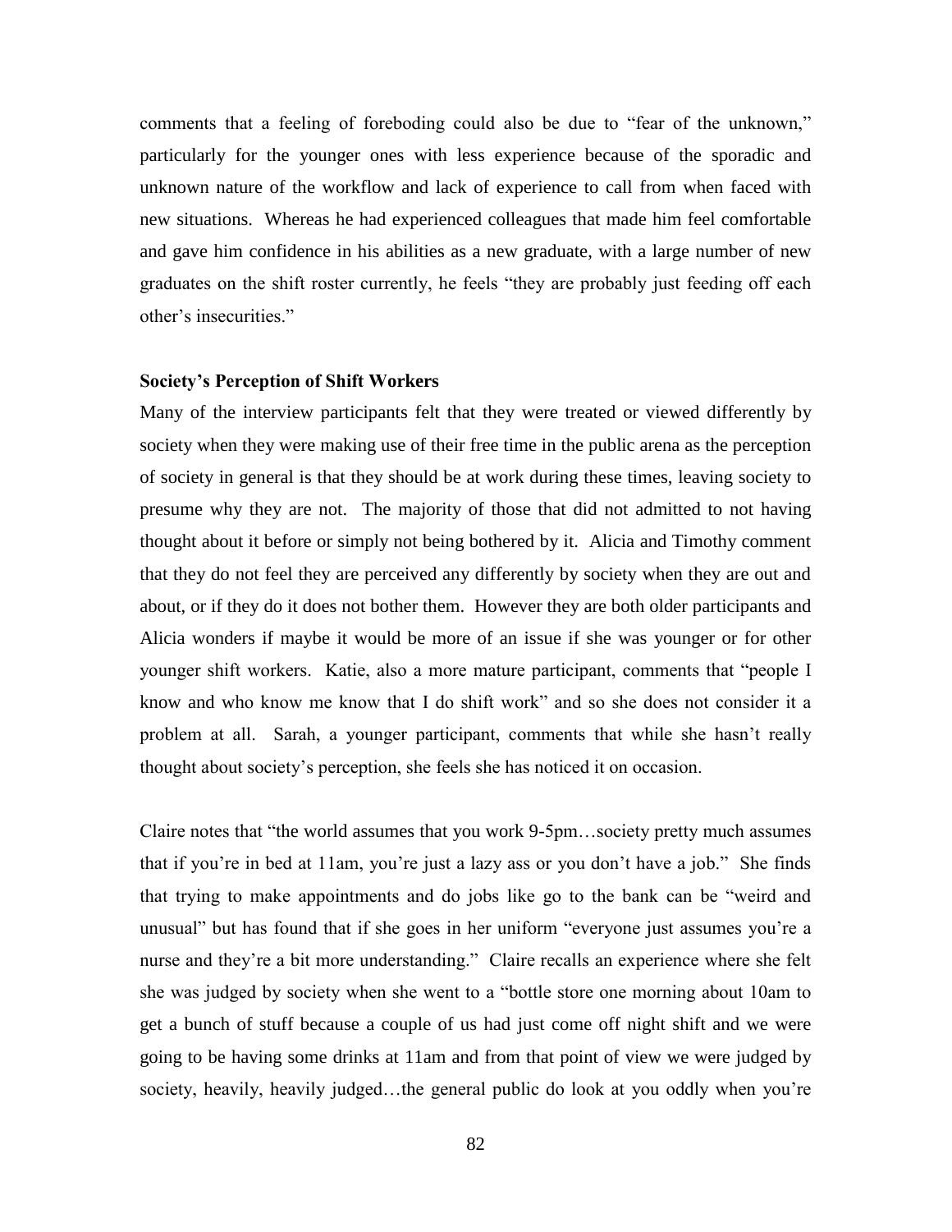comments that a feeling of foreboding could also be due to "fear of the unknown," particularly for the younger ones with less experience because of the sporadic and unknown nature of the workflow and lack of experience to call from when faced with new situations. Whereas he had experienced colleagues that made him feel comfortable and gave him confidence in his abilities as a new graduate, with a large number of new graduates on the shift roster currently, he feels "they are probably just feeding off each other's insecurities."

### Society's Perception of Shift Workers

Many of the interview participants felt that they were treated or viewed differently by society when they were making use of their free time in the public arena as the perception of society in general is that they should be at work during these times, leaving society to presume why they are not. The majority of those that did not admitted to not having thought about it before or simply not being bothered by it. Alicia and Timothy comment that they do not feel they are perceived any differently by society when they are out and about, or if they do it does not bother them. However they are both older participants and Alicia wonders if maybe it would be more of an issue if she was younger or for other younger shift workers. Katie, also a more mature participant, comments that "people I know and who know me know that I do shift work" and so she does not consider it a problem at all. Sarah, a younger participant, comments that while she hasn't really thought about society's perception, she feels she has noticed it on occasion.

Claire notes that "the world assumes that you work 9-5pm…society pretty much assumes that if you're in bed at 11am, you're just a lazy ass or you don't have a job." She finds that trying to make appointments and do jobs like go to the bank can be "weird and unusual" but has found that if she goes in her uniform "everyone just assumes you're a nurse and they're a bit more understanding." Claire recalls an experience where she felt she was judged by society when she went to a "bottle store one morning about 10am to get a bunch of stuff because a couple of us had just come off night shift and we were going to be having some drinks at 11am and from that point of view we were judged by society, heavily, heavily judged…the general public do look at you oddly when you're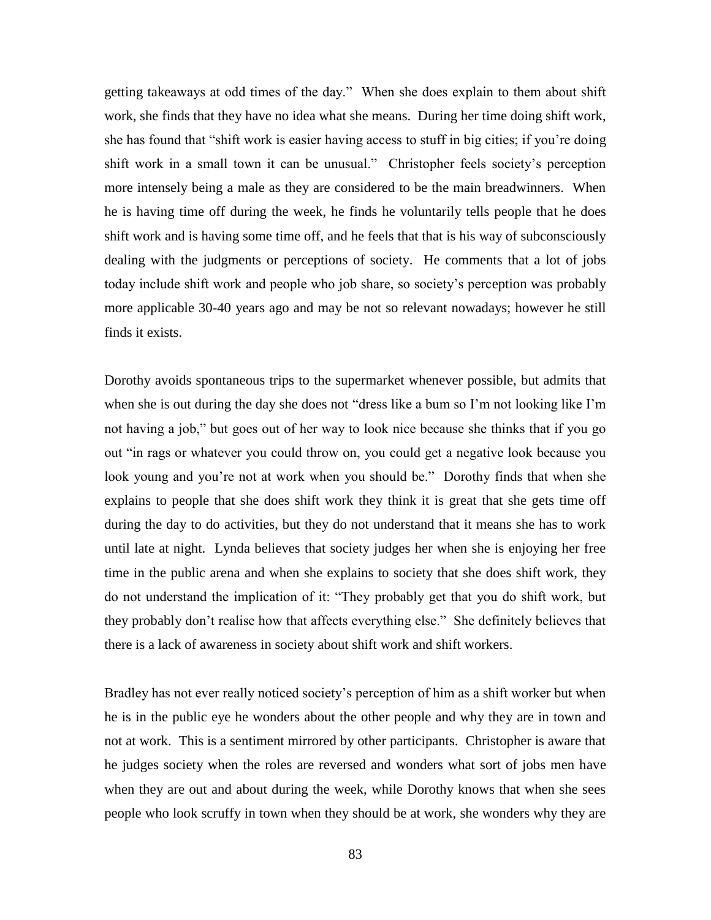getting takeaways at odd times of the day." When she does explain to them about shift work, she finds that they have no idea what she means. During her time doing shift work, she has found that "shift work is easier having access to stuff in big cities; if you're doing shift work in a small town it can be unusual." Christopher feels society's perception more intensely being a male as they are considered to be the main breadwinners. When he is having time off during the week, he finds he voluntarily tells people that he does shift work and is having some time off, and he feels that that is his way of subconsciously dealing with the judgments or perceptions of society. He comments that a lot of jobs today include shift work and people who job share, so society's perception was probably more applicable 30-40 years ago and may be not so relevant nowadays; however he still finds it exists.

Dorothy avoids spontaneous trips to the supermarket whenever possible, but admits that when she is out during the day she does not "dress like a bum so I'm not looking like I'm not having a job," but goes out of her way to look nice because she thinks that if you go out "in rags or whatever you could throw on, you could get a negative look because you look young and you're not at work when you should be." Dorothy finds that when she explains to people that she does shift work they think it is great that she gets time off during the day to do activities, but they do not understand that it means she has to work until late at night. Lynda believes that society judges her when she is enjoying her free time in the public arena and when she explains to society that she does shift work, they do not understand the implication of it: "They probably get that you do shift work, but they probably don't realise how that affects everything else." She definitely believes that there is a lack of awareness in society about shift work and shift workers.

Bradley has not ever really noticed society's perception of him as a shift worker but when he is in the public eye he wonders about the other people and why they are in town and not at work. This is a sentiment mirrored by other participants. Christopher is aware that he judges society when the roles are reversed and wonders what sort of jobs men have when they are out and about during the week, while Dorothy knows that when she sees people who look scruffy in town when they should be at work, she wonders why they are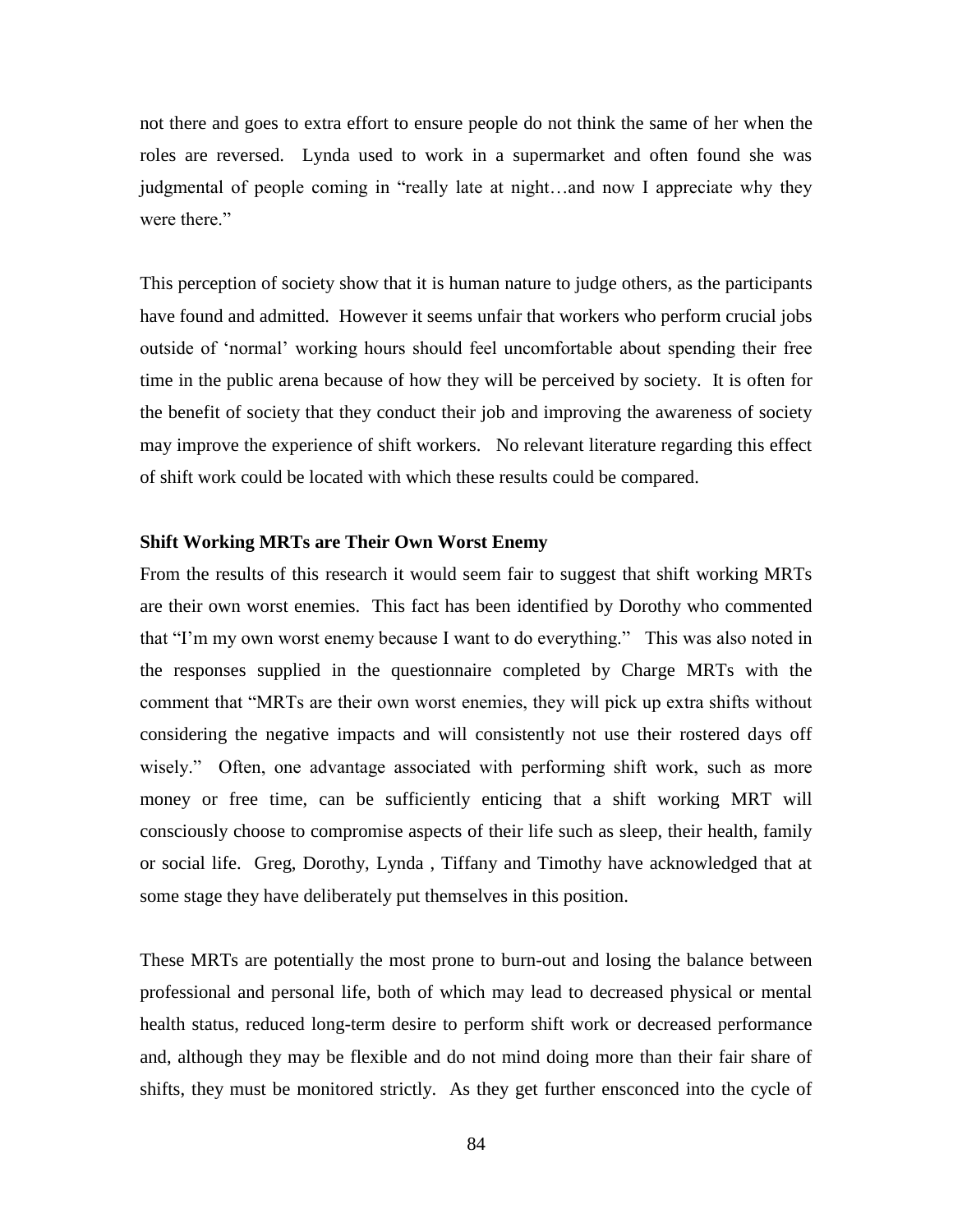not there and goes to extra effort to ensure people do not think the same of her when the roles are reversed. Lynda used to work in a supermarket and often found she was judgmental of people coming in "really late at night…and now I appreciate why they were there."

This perception of society show that it is human nature to judge others, as the participants have found and admitted. However it seems unfair that workers who perform crucial jobs outside of 'normal' working hours should feel uncomfortable about spending their free time in the public arena because of how they will be perceived by society. It is often for the benefit of society that they conduct their job and improving the awareness of society may improve the experience of shift workers. No relevant literature regarding this effect of shift work could be located with which these results could be compared.

**Shift Working MRTs are Their Own Worst Enemy**

From the results of this research it would seem fair to suggest that shift working MRTs are their own worst enemies. This fact has been identified by Dorothy who commented that "I'm my own worst enemy because I want to do everything." This was also noted in the responses supplied in the questionnaire completed by Charge MRTs with the comment that "MRTs are their own worst enemies, they will pick up extra shifts without considering the negative impacts and will consistently not use their rostered days off wisely." Often, one advantage associated with performing shift work, such as more money or free time, can be sufficiently enticing that a shift working MRT will consciously choose to compromise aspects of their life such as sleep, their health, family or social life. Greg, Dorothy, Lynda , Tiffany and Timothy have acknowledged that at some stage they have deliberately put themselves in this position.

These MRTs are potentially the most prone to burn-out and losing the balance between professional and personal life, both of which may lead to decreased physical or mental health status, reduced long-term desire to perform shift work or decreased performance and, although they may be flexible and do not mind doing more than their fair share of shifts, they must be monitored strictly. As they get further ensconced into the cycle of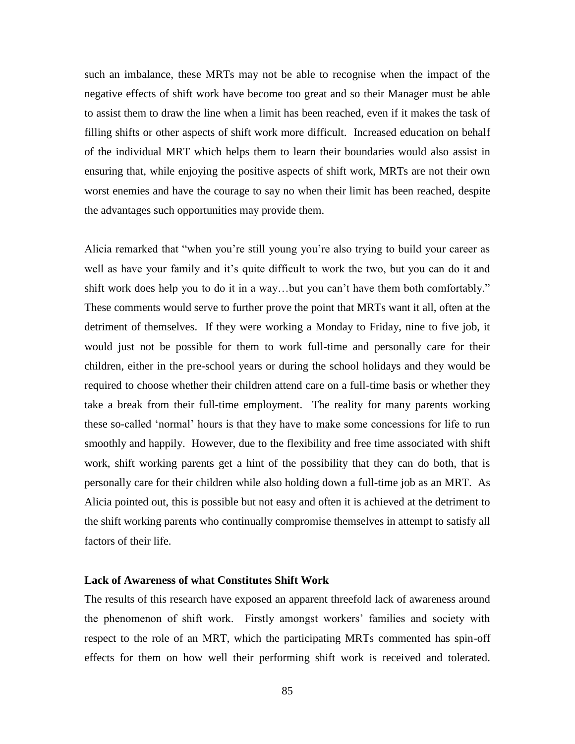such an imbalance, these MRTs may not be able to recognise when the impact of the negative effects of shift work have become too great and so their Manager must be able to assist them to draw the line when a limit has been reached, even if it makes the task of filling shifts or other aspects of shift work more difficult. Increased education on behalf of the individual MRT which helps them to learn their boundaries would also assist in ensuring that, while enjoying the positive aspects of shift work, MRTs are not their own worst enemies and have the courage to say no when their limit has been reached, despite the advantages such opportunities may provide them.

Alicia remarked that "when you're still young you're also trying to build your career as well as have your family and it's quite difficult to work the two, but you can do it and shift work does help you to do it in a way…but you can't have them both comfortably." These comments would serve to further prove the point that MRTs want it all, often at the detriment of themselves. If they were working a Monday to Friday, nine to five job, it would just not be possible for them to work full-time and personally care for their children, either in the pre-school years or during the school holidays and they would be required to choose whether their children attend care on a full-time basis or whether they take a break from their full-time employment. The reality for many parents working these so-called 'normal' hours is that they have to make some concessions for life to run smoothly and happily. However, due to the flexibility and free time associated with shift work, shift working parents get a hint of the possibility that they can do both, that is personally care for their children while also holding down a full-time job as an MRT. As Alicia pointed out, this is possible but not easy and often it is achieved at the detriment to the shift working parents who continually compromise themselves in attempt to satisfy all factors of their life.

**Lack of Awareness of what Constitutes Shift Work**

The results of this research have exposed an apparent threefold lack of awareness around the phenomenon of shift work. Firstly amongst workers' families and society with respect to the role of an MRT, which the participating MRTs commented has spin-off effects for them on how well their performing shift work is received and tolerated.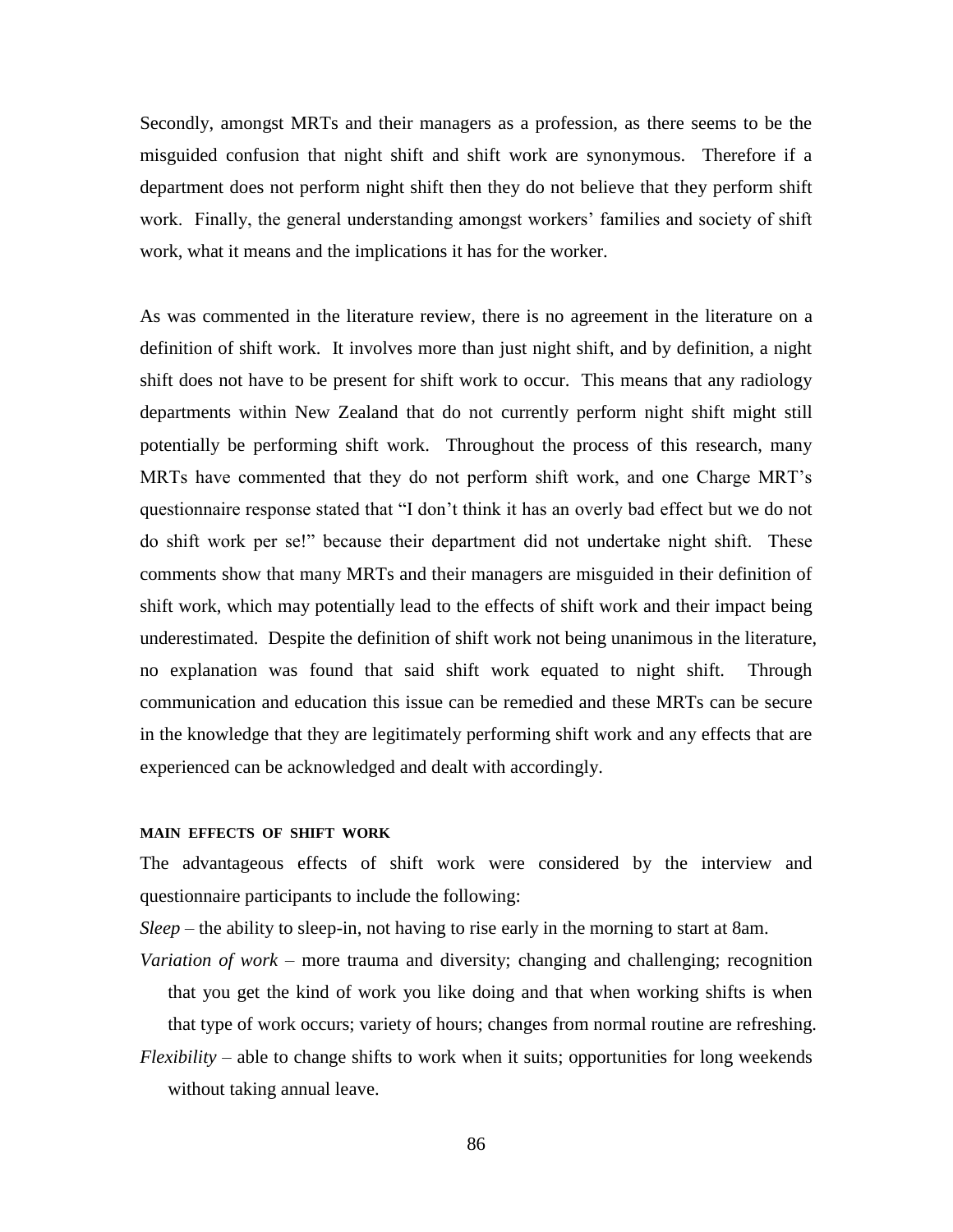Secondly, amongst MRTs and their managers as a profession, as there seems to be the misguided confusion that night shift and shift work are synonymous. Therefore if a department does not perform night shift then they do not believe that they perform shift work. Finally, the general understanding amongst workers' families and society of shift work, what it means and the implications it has for the worker.

As was commented in the literature review, there is no agreement in the literature on a definition of shift work. It involves more than just night shift, and by definition, a night shift does not have to be present for shift work to occur. This means that any radiology departments within New Zealand that do not currently perform night shift might still potentially be performing shift work. Throughout the process of this research, many MRTs have commented that they do not perform shift work, and one Charge MRT's questionnaire response stated that "I don't think it has an overly bad effect but we do not do shift work per se!" because their department did not undertake night shift. These comments show that many MRTs and their managers are misguided in their definition of shift work, which may potentially lead to the effects of shift work and their impact being underestimated. Despite the definition of shift work not being unanimous in the literature, no explanation was found that said shift work equated to night shift. Through communication and education this issue can be remedied and these MRTs can be secure in the knowledge that they are legitimately performing shift work and any effects that are experienced can be acknowledged and dealt with accordingly.

#### MAIN EFFECTS OF SHIFT WORK

The advantageous effects of shift work were considered by the interview and questionnaire participants to include the following:

*Sleep* – the ability to sleep-in, not having to rise early in the morning to start at 8am.

*Variation of work* – more trauma and diversity; changing and challenging; recognition that you get the kind of work you like doing and that when working shifts is when that type of work occurs; variety of hours; changes from normal routine are refreshing.

*Flexibility* – able to change shifts to work when it suits; opportunities for long weekends without taking annual leave.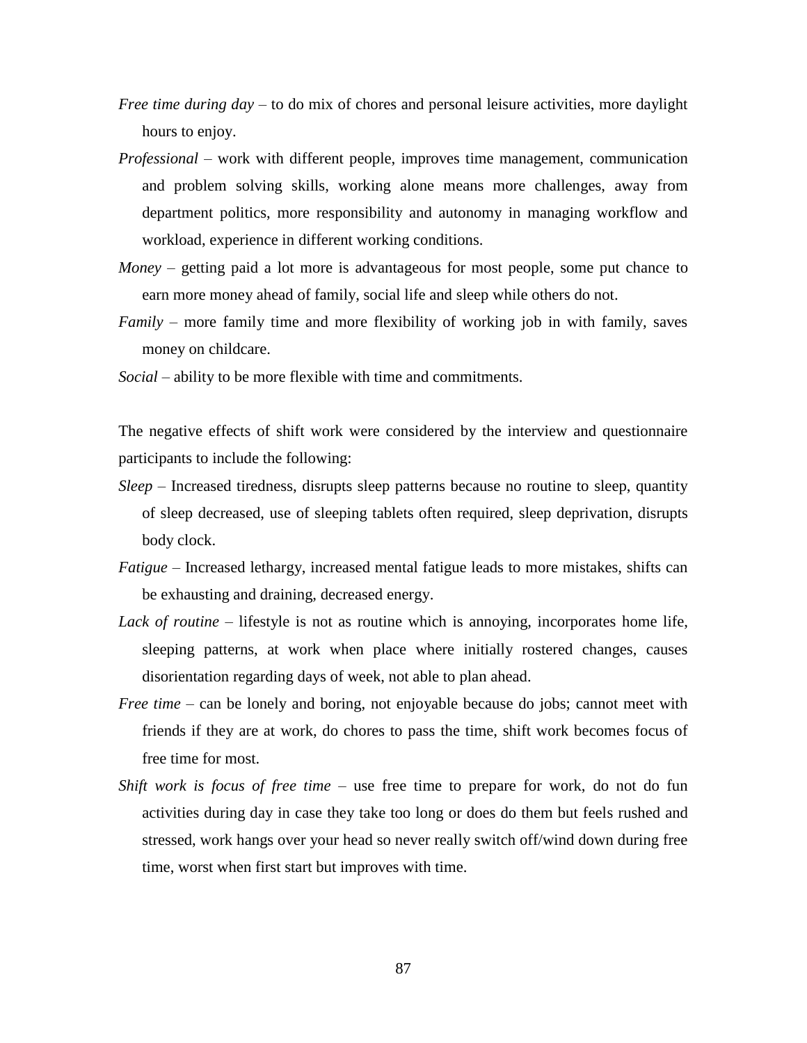*Free time during day* – to do mix of chores and personal leisure activities, more daylight hours to enjoy.

*Professional* – work with different people, improves time management, communication and problem solving skills, working alone means more challenges, away from department politics, more responsibility and autonomy in managing workflow and workload, experience in different working conditions.

*Money* – getting paid a lot more is advantageous for most people, some put chance to earn more money ahead of family, social life and sleep while others do not.

*Family* – more family time and more flexibility of working job in with family, saves money on childcare.

*Social* – ability to be more flexible with time and commitments.

The negative effects of shift work were considered by the interview and questionnaire participants to include the following:

*Sleep* – Increased tiredness, disrupts sleep patterns because no routine to sleep, quantity of sleep decreased, use of sleeping tablets often required, sleep deprivation, disrupts body clock.

*Fatigue* – Increased lethargy, increased mental fatigue leads to more mistakes, shifts can be exhausting and draining, decreased energy.

*Lack of routine* – lifestyle is not as routine which is annoying, incorporates home life, sleeping patterns, at work when place where initially rostered changes, causes disorientation regarding days of week, not able to plan ahead.

*Free time* – can be lonely and boring, not enjoyable because do jobs; cannot meet with friends if they are at work, do chores to pass the time, shift work becomes focus of free time for most.

*Shift work is focus of free time* – use free time to prepare for work, do not do fun activities during day in case they take too long or does do them but feels rushed and stressed, work hangs over your head so never really switch off/wind down during free time, worst when first start but improves with time.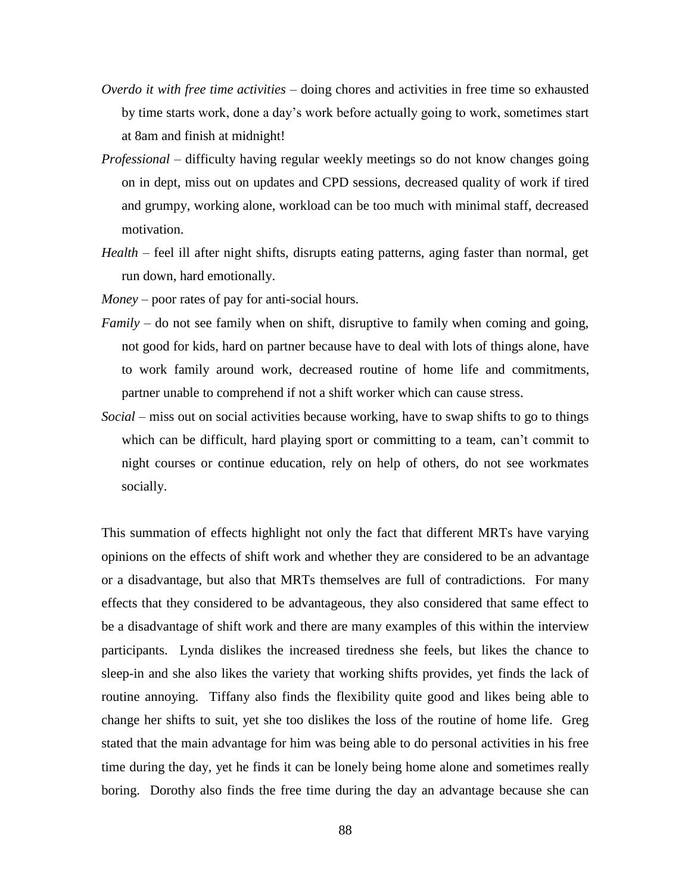*Overdo it with free time activities* – doing chores and activities in free time so exhausted by time starts work, done a day's work before actually going to work, sometimes start at 8am and finish at midnight!

*Professional* – difficulty having regular weekly meetings so do not know changes going on in dept, miss out on updates and CPD sessions, decreased quality of work if tired and grumpy, working alone, workload can be too much with minimal staff, decreased motivation.

*Health* – feel ill after night shifts, disrupts eating patterns, aging faster than normal, get run down, hard emotionally.

*Money* – poor rates of pay for anti-social hours.

*Family* – do not see family when on shift, disruptive to family when coming and going, not good for kids, hard on partner because have to deal with lots of things alone, have to work family around work, decreased routine of home life and commitments, partner unable to comprehend if not a shift worker which can cause stress.

*Social* – miss out on social activities because working, have to swap shifts to go to things which can be difficult, hard playing sport or committing to a team, can't commit to night courses or continue education, rely on help of others, do not see workmates socially.

This summation of effects highlight not only the fact that different MRTs have varying opinions on the effects of shift work and whether they are considered to be an advantage or a disadvantage, but also that MRTs themselves are full of contradictions. For many effects that they considered to be advantageous, they also considered that same effect to be a disadvantage of shift work and there are many examples of this within the interview participants. Lynda dislikes the increased tiredness she feels, but likes the chance to sleep-in and she also likes the variety that working shifts provides, yet finds the lack of routine annoying. Tiffany also finds the flexibility quite good and likes being able to change her shifts to suit, yet she too dislikes the loss of the routine of home life. Greg stated that the main advantage for him was being able to do personal activities in his free time during the day, yet he finds it can be lonely being home alone and sometimes really boring. Dorothy also finds the free time during the day an advantage because she can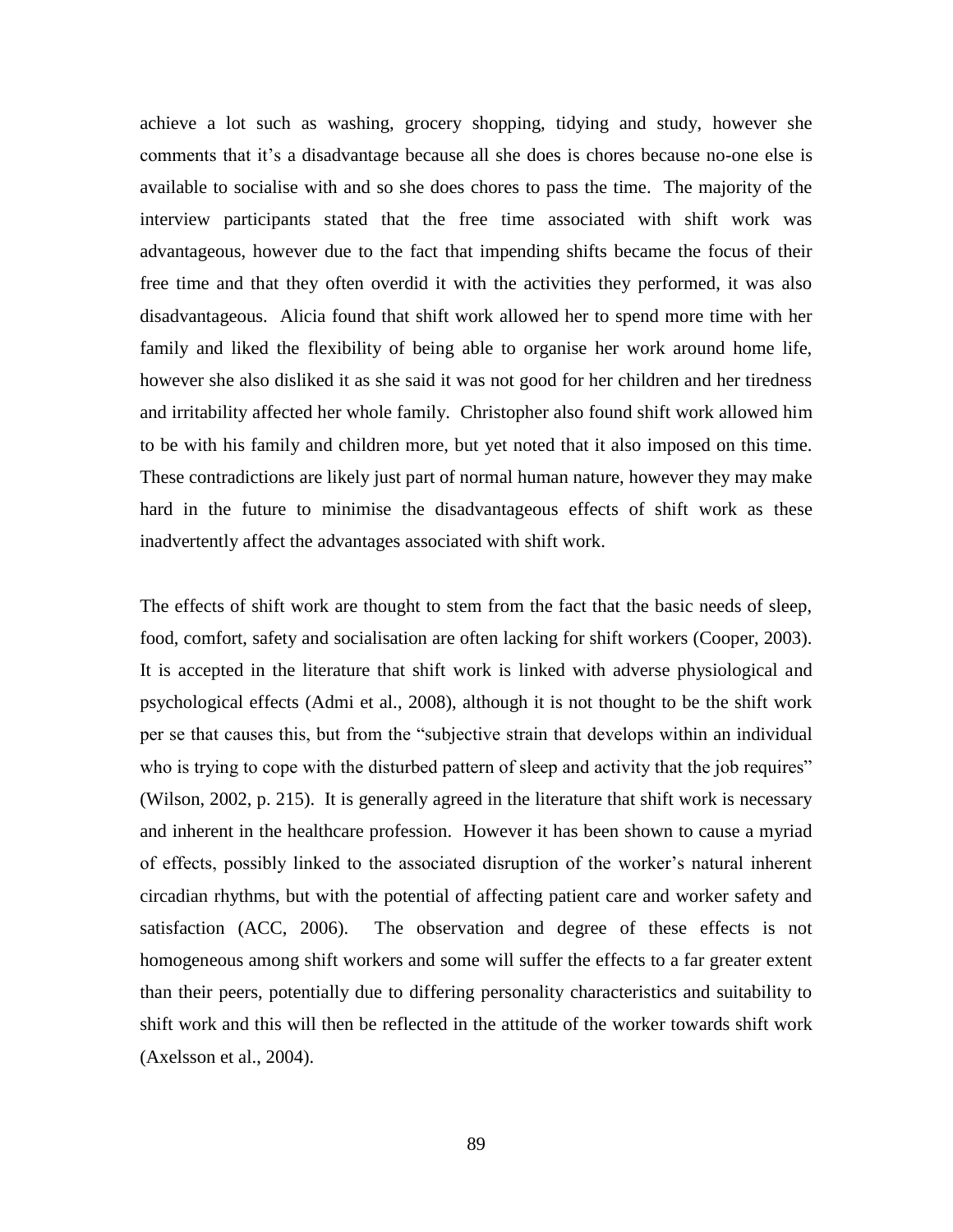achieve a lot such as washing, grocery shopping, tidying and study, however she comments that it's a disadvantage because all she does is chores because no-one else is available to socialise with and so she does chores to pass the time. The majority of the interview participants stated that the free time associated with shift work was advantageous, however due to the fact that impending shifts became the focus of their free time and that they often overdid it with the activities they performed, it was also disadvantageous. Alicia found that shift work allowed her to spend more time with her family and liked the flexibility of being able to organise her work around home life, however she also disliked it as she said it was not good for her children and her tiredness and irritability affected her whole family. Christopher also found shift work allowed him to be with his family and children more, but yet noted that it also imposed on this time. These contradictions are likely just part of normal human nature, however they may make hard in the future to minimise the disadvantageous effects of shift work as these inadvertently affect the advantages associated with shift work.

The effects of shift work are thought to stem from the fact that the basic needs of sleep, food, comfort, safety and socialisation are often lacking for shift workers (Cooper, 2003). It is accepted in the literature that shift work is linked with adverse physiological and psychological effects (Admi et al., 2008), although it is not thought to be the shift work per se that causes this, but from the "subjective strain that develops within an individual who is trying to cope with the disturbed pattern of sleep and activity that the job requires" (Wilson, 2002, p. 215). It is generally agreed in the literature that shift work is necessary and inherent in the healthcare profession. However it has been shown to cause a myriad of effects, possibly linked to the associated disruption of the worker's natural inherent circadian rhythms, but with the potential of affecting patient care and worker safety and satisfaction (ACC, 2006). The observation and degree of these effects is not homogeneous among shift workers and some will suffer the effects to a far greater extent than their peers, potentially due to differing personality characteristics and suitability to shift work and this will then be reflected in the attitude of the worker towards shift work (Axelsson et al., 2004).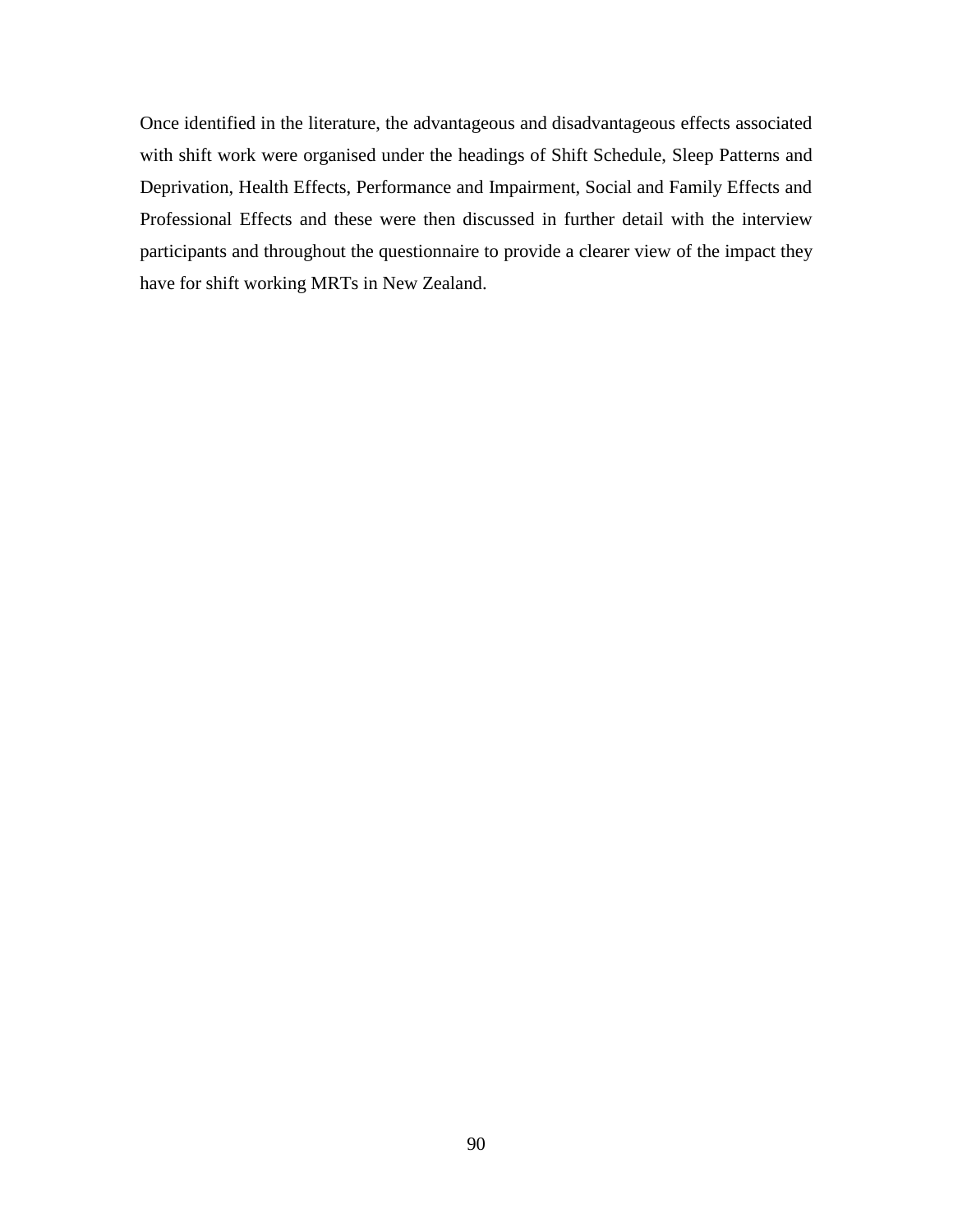Once identified in the literature, the advantageous and disadvantageous effects associated with shift work were organised under the headings of Shift Schedule, Sleep Patterns and Deprivation, Health Effects, Performance and Impairment, Social and Family Effects and Professional Effects and these were then discussed in further detail with the interview participants and throughout the questionnaire to provide a clearer view of the impact they have for shift working MRTs in New Zealand.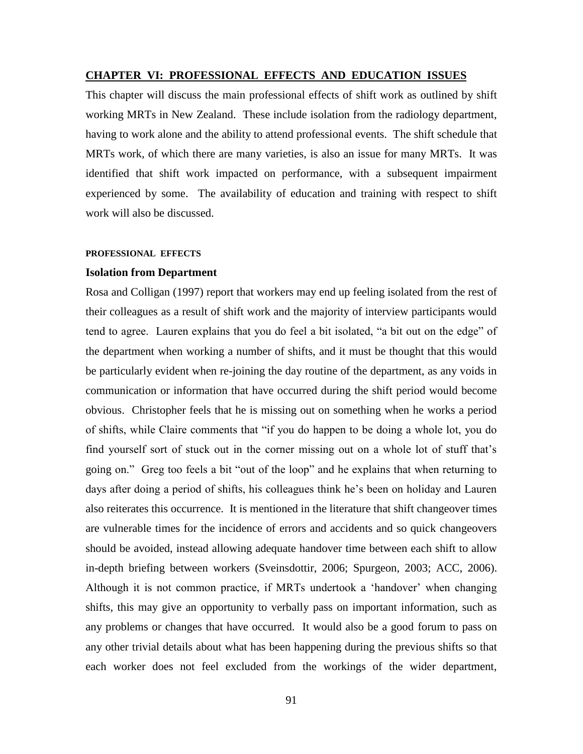## CHAPTER VI: PROFESSIONAL EFFECTS AND EDUCATION ISSUES

This chapter will discuss the main professional effects of shift work as outlined by shift working MRTs in New Zealand. These include isolation from the radiology department, having to work alone and the ability to attend professional events. The shift schedule that MRTs work, of which there are many varieties, is also an issue for many MRTs. It was identified that shift work impacted on performance, with a subsequent impairment experienced by some. The availability of education and training with respect to shift work will also be discussed.

### PROFESSIONAL EFFECTS

#### Isolation from Department

Rosa and Colligan (1997) report that workers may end up feeling isolated from the rest of their colleagues as a result of shift work and the majority of interview participants would tend to agree. Lauren explains that you do feel a bit isolated, "a bit out on the edge" of the department when working a number of shifts, and it must be thought that this would be particularly evident when re-joining the day routine of the department, as any voids in communication or information that have occurred during the shift period would become obvious. Christopher feels that he is missing out on something when he works a period of shifts, while Claire comments that "if you do happen to be doing a whole lot, you do find yourself sort of stuck out in the corner missing out on a whole lot of stuff that's going on." Greg too feels a bit "out of the loop" and he explains that when returning to days after doing a period of shifts, his colleagues think he's been on holiday and Lauren also reiterates this occurrence. It is mentioned in the literature that shift changeover times are vulnerable times for the incidence of errors and accidents and so quick changeovers should be avoided, instead allowing adequate handover time between each shift to allow in-depth briefing between workers (Sveinsdottir, 2006; Spurgeon, 2003; ACC, 2006). Although it is not common practice, if MRTs undertook a 'handover' when changing shifts, this may give an opportunity to verbally pass on important information, such as any problems or changes that have occurred. It would also be a good forum to pass on any other trivial details about what has been happening during the previous shifts so that each worker does not feel excluded from the workings of the wider department,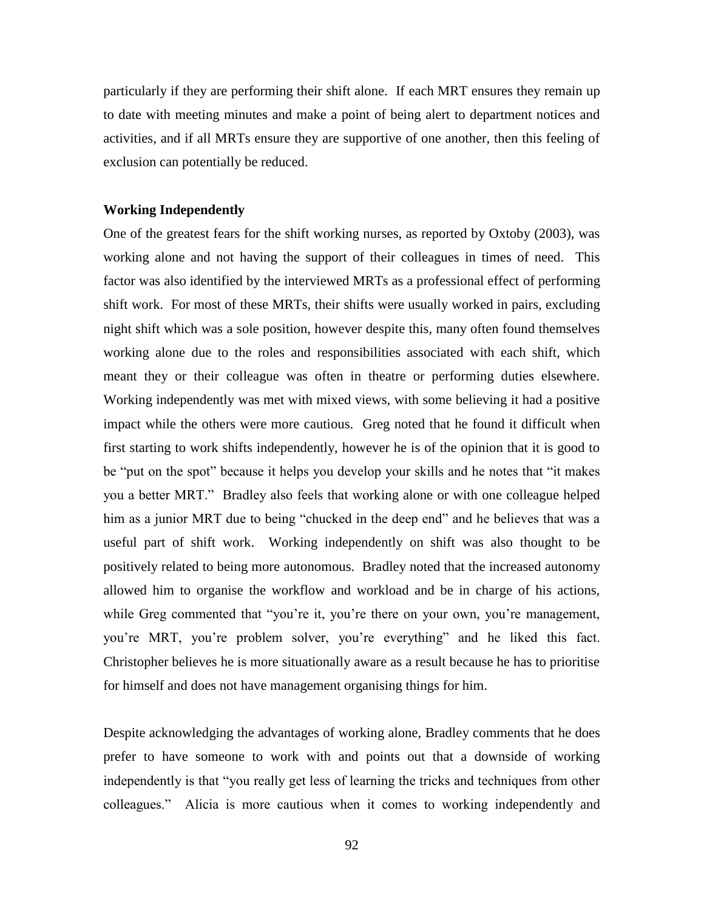particularly if they are performing their shift alone. If each MRT ensures they remain up to date with meeting minutes and make a point of being alert to department notices and activities, and if all MRTs ensure they are supportive of one another, then this feeling of exclusion can potentially be reduced.

**Working Independently**

One of the greatest fears for the shift working nurses, as reported by Oxtoby (2003), was working alone and not having the support of their colleagues in times of need. This factor was also identified by the interviewed MRTs as a professional effect of performing shift work. For most of these MRTs, their shifts were usually worked in pairs, excluding night shift which was a sole position, however despite this, many often found themselves working alone due to the roles and responsibilities associated with each shift, which meant they or their colleague was often in theatre or performing duties elsewhere. Working independently was met with mixed views, with some believing it had a positive impact while the others were more cautious. Greg noted that he found it difficult when first starting to work shifts independently, however he is of the opinion that it is good to be "put on the spot" because it helps you develop your skills and he notes that "it makes you a better MRT." Bradley also feels that working alone or with one colleague helped him as a junior MRT due to being "chucked in the deep end" and he believes that was a useful part of shift work. Working independently on shift was also thought to be positively related to being more autonomous. Bradley noted that the increased autonomy allowed him to organise the workflow and workload and be in charge of his actions, while Greg commented that "you're it, you're there on your own, you're management, you're MRT, you're problem solver, you're everything" and he liked this fact. Christopher believes he is more situationally aware as a result because he has to prioritise for himself and does not have management organising things for him.

Despite acknowledging the advantages of working alone, Bradley comments that he does prefer to have someone to work with and points out that a downside of working independently is that "you really get less of learning the tricks and techniques from other colleagues." Alicia is more cautious when it comes to working independently and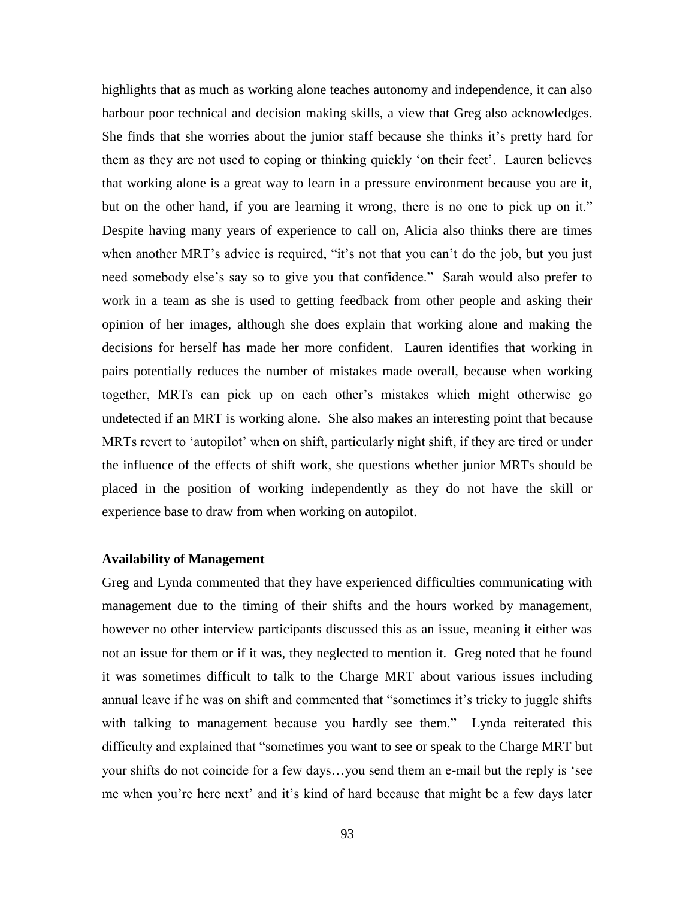highlights that as much as working alone teaches autonomy and independence, it can also harbour poor technical and decision making skills, a view that Greg also acknowledges. She finds that she worries about the junior staff because she thinks it's pretty hard for them as they are not used to coping or thinking quickly 'on their feet'. Lauren believes that working alone is a great way to learn in a pressure environment because you are it, but on the other hand, if you are learning it wrong, there is no one to pick up on it." Despite having many years of experience to call on, Alicia also thinks there are times when another MRT's advice is required, "it's not that you can't do the job, but you just need somebody else's say so to give you that confidence." Sarah would also prefer to work in a team as she is used to getting feedback from other people and asking their opinion of her images, although she does explain that working alone and making the decisions for herself has made her more confident. Lauren identifies that working in pairs potentially reduces the number of mistakes made overall, because when working together, MRTs can pick up on each other's mistakes which might otherwise go undetected if an MRT is working alone. She also makes an interesting point that because MRTs revert to 'autopilot' when on shift, particularly night shift, if they are tired or under the influence of the effects of shift work, she questions whether junior MRTs should be placed in the position of working independently as they do not have the skill or experience base to draw from when working on autopilot.

**Availability of Management**

Greg and Lynda commented that they have experienced difficulties communicating with management due to the timing of their shifts and the hours worked by management, however no other interview participants discussed this as an issue, meaning it either was not an issue for them or if it was, they neglected to mention it. Greg noted that he found it was sometimes difficult to talk to the Charge MRT about various issues including annual leave if he was on shift and commented that "sometimes it's tricky to juggle shifts with talking to management because you hardly see them." Lynda reiterated this difficulty and explained that "sometimes you want to see or speak to the Charge MRT but your shifts do not coincide for a few days…you send them an e-mail but the reply is 'see me when you're here next' and it's kind of hard because that might be a few days later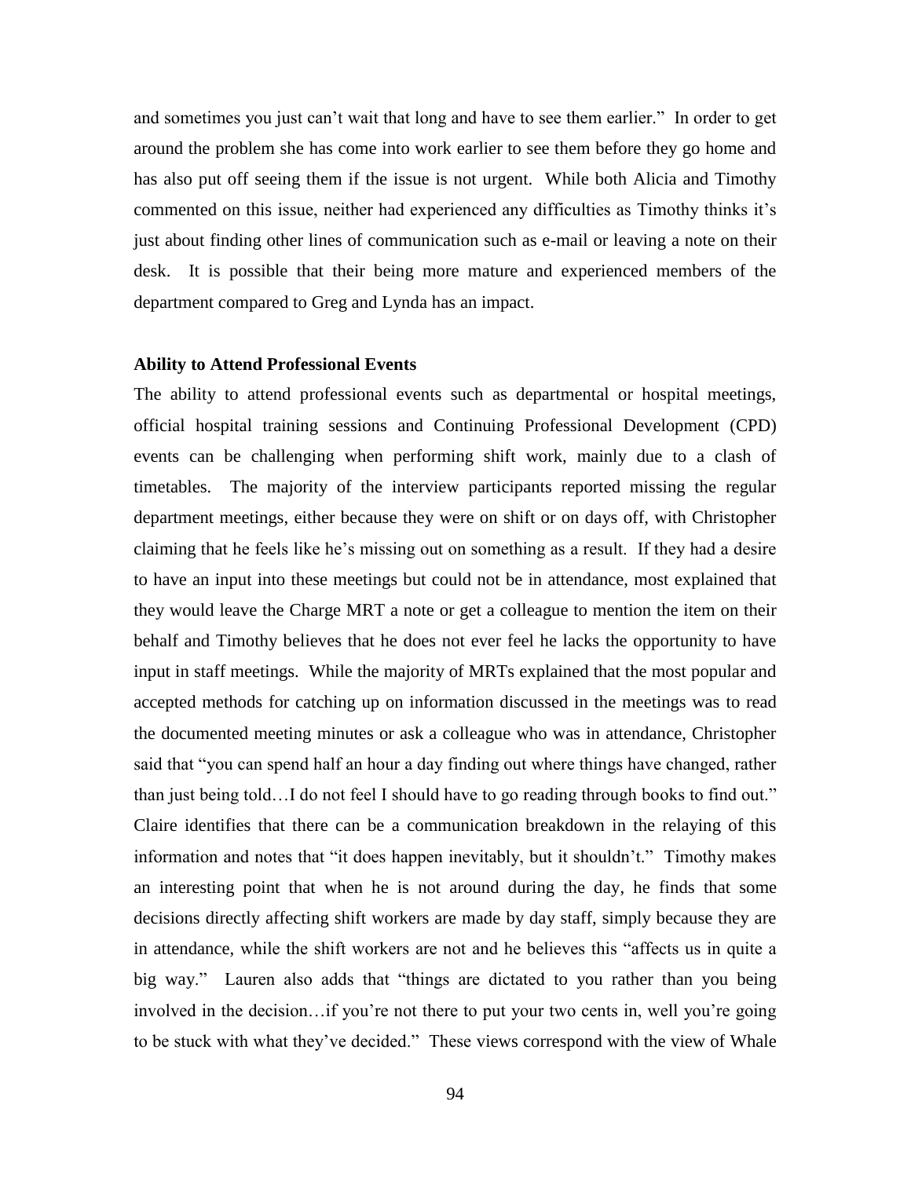and sometimes you just can't wait that long and have to see them earlier." In order to get around the problem she has come into work earlier to see them before they go home and has also put off seeing them if the issue is not urgent. While both Alicia and Timothy commented on this issue, neither had experienced any difficulties as Timothy thinks it's just about finding other lines of communication such as e-mail or leaving a note on their desk. It is possible that their being more mature and experienced members of the department compared to Greg and Lynda has an impact.

**Ability to Attend Professional Events**

The ability to attend professional events such as departmental or hospital meetings, official hospital training sessions and Continuing Professional Development (CPD) events can be challenging when performing shift work, mainly due to a clash of timetables. The majority of the interview participants reported missing the regular department meetings, either because they were on shift or on days off, with Christopher claiming that he feels like he's missing out on something as a result. If they had a desire to have an input into these meetings but could not be in attendance, most explained that they would leave the Charge MRT a note or get a colleague to mention the item on their behalf and Timothy believes that he does not ever feel he lacks the opportunity to have input in staff meetings. While the majority of MRTs explained that the most popular and accepted methods for catching up on information discussed in the meetings was to read the documented meeting minutes or ask a colleague who was in attendance, Christopher said that "you can spend half an hour a day finding out where things have changed, rather than just being told…I do not feel I should have to go reading through books to find out." Claire identifies that there can be a communication breakdown in the relaying of this information and notes that "it does happen inevitably, but it shouldn't." Timothy makes an interesting point that when he is not around during the day, he finds that some decisions directly affecting shift workers are made by day staff, simply because they are in attendance, while the shift workers are not and he believes this "affects us in quite a big way." Lauren also adds that "things are dictated to you rather than you being involved in the decision…if you're not there to put your two cents in, well you're going to be stuck with what they've decided." These views correspond with the view of Whale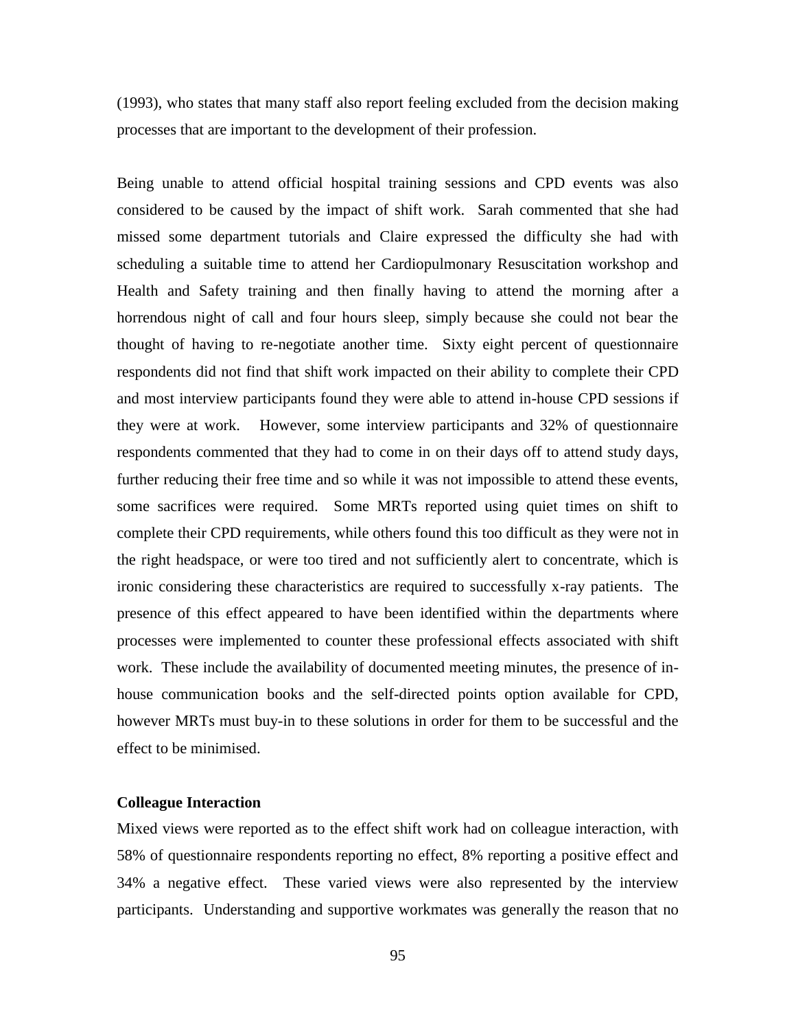(1993), who states that many staff also report feeling excluded from the decision making processes that are important to the development of their profession.

Being unable to attend official hospital training sessions and CPD events was also considered to be caused by the impact of shift work. Sarah commented that she had missed some department tutorials and Claire expressed the difficulty she had with scheduling a suitable time to attend her Cardiopulmonary Resuscitation workshop and Health and Safety training and then finally having to attend the morning after a horrendous night of call and four hours sleep, simply because she could not bear the thought of having to re-negotiate another time. Sixty eight percent of questionnaire respondents did not find that shift work impacted on their ability to complete their CPD and most interview participants found they were able to attend in-house CPD sessions if they were at work. However, some interview participants and 32% of questionnaire respondents commented that they had to come in on their days off to attend study days, further reducing their free time and so while it was not impossible to attend these events, some sacrifices were required. Some MRTs reported using quiet times on shift to complete their CPD requirements, while others found this too difficult as they were not in the right headspace, or were too tired and not sufficiently alert to concentrate, which is ironic considering these characteristics are required to successfully x-ray patients. The presence of this effect appeared to have been identified within the departments where processes were implemented to counter these professional effects associated with shift work. These include the availability of documented meeting minutes, the presence of in-house communication books and the self-directed points option available for CPD, however MRTs must buy-in to these solutions in order for them to be successful and the effect to be minimised.

**Colleague Interaction**

Mixed views were reported as to the effect shift work had on colleague interaction, with 58% of questionnaire respondents reporting no effect, 8% reporting a positive effect and 34% a negative effect. These varied views were also represented by the interview participants. Understanding and supportive workmates was generally the reason that no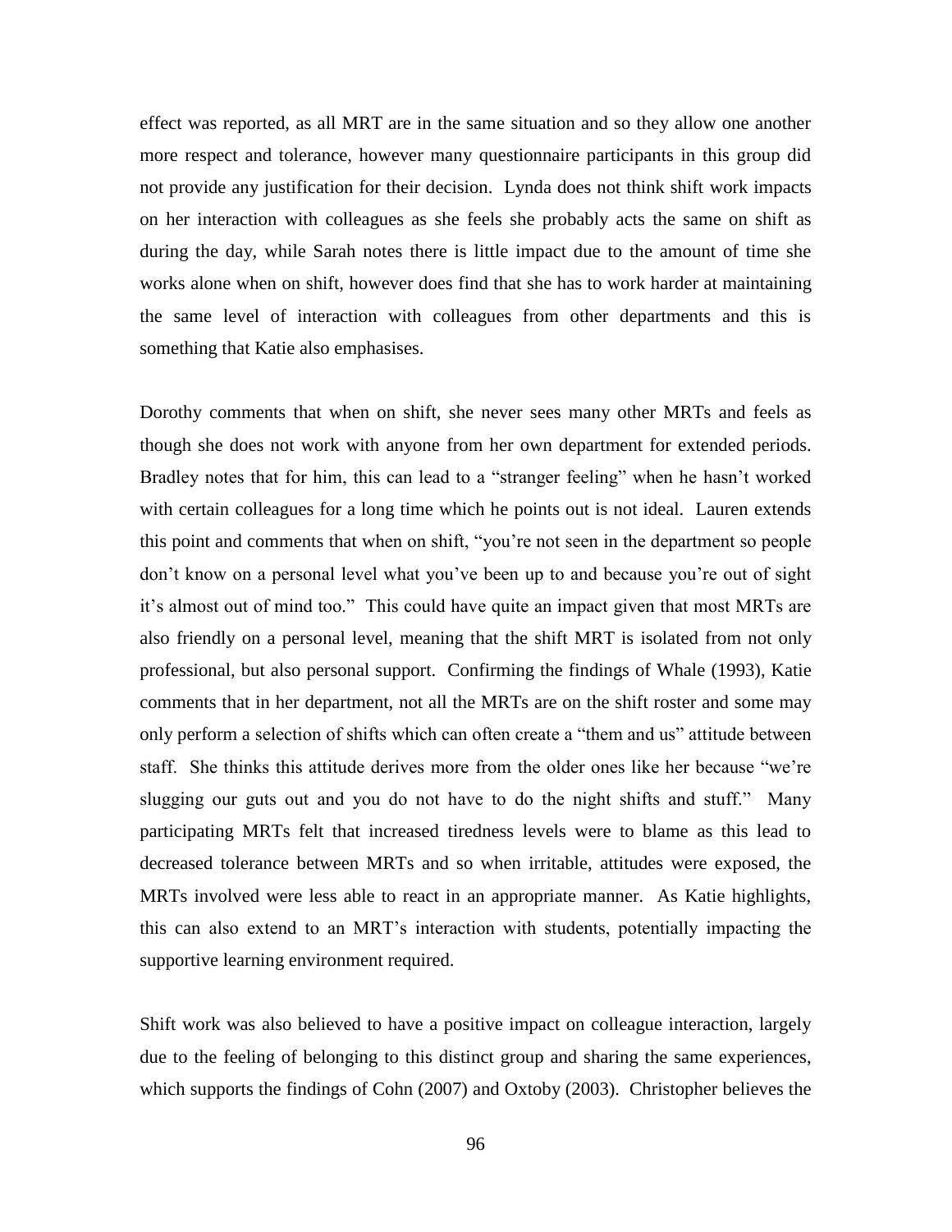effect was reported, as all MRT are in the same situation and so they allow one another more respect and tolerance, however many questionnaire participants in this group did not provide any justification for their decision. Lynda does not think shift work impacts on her interaction with colleagues as she feels she probably acts the same on shift as during the day, while Sarah notes there is little impact due to the amount of time she works alone when on shift, however does find that she has to work harder at maintaining the same level of interaction with colleagues from other departments and this is something that Katie also emphasises.

Dorothy comments that when on shift, she never sees many other MRTs and feels as though she does not work with anyone from her own department for extended periods. Bradley notes that for him, this can lead to a "stranger feeling" when he hasn't worked with certain colleagues for a long time which he points out is not ideal. Lauren extends this point and comments that when on shift, "you're not seen in the department so people don't know on a personal level what you've been up to and because you're out of sight it's almost out of mind too." This could have quite an impact given that most MRTs are also friendly on a personal level, meaning that the shift MRT is isolated from not only professional, but also personal support. Confirming the findings of Whale (1993), Katie comments that in her department, not all the MRTs are on the shift roster and some may only perform a selection of shifts which can often create a "them and us" attitude between staff. She thinks this attitude derives more from the older ones like her because "we're slugging our guts out and you do not have to do the night shifts and stuff." Many participating MRTs felt that increased tiredness levels were to blame as this lead to decreased tolerance between MRTs and so when irritable, attitudes were exposed, the MRTs involved were less able to react in an appropriate manner. As Katie highlights, this can also extend to an MRT's interaction with students, potentially impacting the supportive learning environment required.

Shift work was also believed to have a positive impact on colleague interaction, largely due to the feeling of belonging to this distinct group and sharing the same experiences, which supports the findings of Cohn (2007) and Oxtoby (2003). Christopher believes the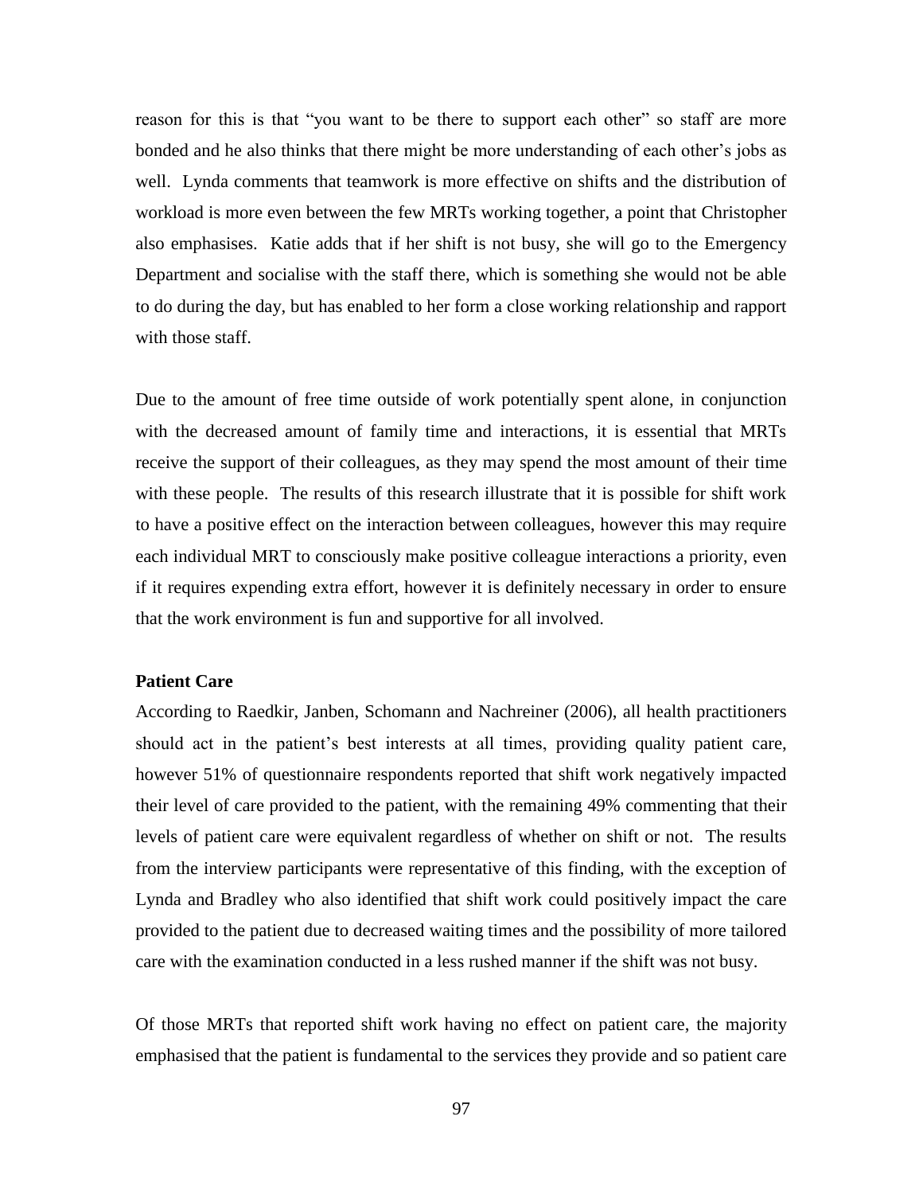reason for this is that "you want to be there to support each other" so staff are more bonded and he also thinks that there might be more understanding of each other's jobs as well. Lynda comments that teamwork is more effective on shifts and the distribution of workload is more even between the few MRTs working together, a point that Christopher also emphasises. Katie adds that if her shift is not busy, she will go to the Emergency Department and socialise with the staff there, which is something she would not be able to do during the day, but has enabled to her form a close working relationship and rapport with those staff.

Due to the amount of free time outside of work potentially spent alone, in conjunction with the decreased amount of family time and interactions, it is essential that MRTs receive the support of their colleagues, as they may spend the most amount of their time with these people. The results of this research illustrate that it is possible for shift work to have a positive effect on the interaction between colleagues, however this may require each individual MRT to consciously make positive colleague interactions a priority, even if it requires expending extra effort, however it is definitely necessary in order to ensure that the work environment is fun and supportive for all involved.

**Patient Care**

According to Raedkir, Janben, Schomann and Nachreiner (2006), all health practitioners should act in the patient's best interests at all times, providing quality patient care, however 51% of questionnaire respondents reported that shift work negatively impacted their level of care provided to the patient, with the remaining 49% commenting that their levels of patient care were equivalent regardless of whether on shift or not. The results from the interview participants were representative of this finding, with the exception of Lynda and Bradley who also identified that shift work could positively impact the care provided to the patient due to decreased waiting times and the possibility of more tailored care with the examination conducted in a less rushed manner if the shift was not busy.

Of those MRTs that reported shift work having no effect on patient care, the majority emphasised that the patient is fundamental to the services they provide and so patient care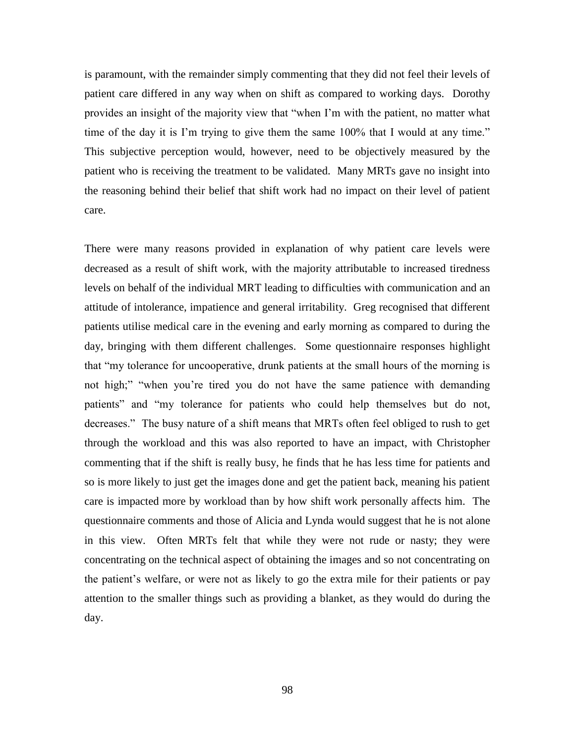is paramount, with the remainder simply commenting that they did not feel their levels of patient care differed in any way when on shift as compared to working days. Dorothy provides an insight of the majority view that "when I'm with the patient, no matter what time of the day it is I'm trying to give them the same 100% that I would at any time." This subjective perception would, however, need to be objectively measured by the patient who is receiving the treatment to be validated. Many MRTs gave no insight into the reasoning behind their belief that shift work had no impact on their level of patient care.

There were many reasons provided in explanation of why patient care levels were decreased as a result of shift work, with the majority attributable to increased tiredness levels on behalf of the individual MRT leading to difficulties with communication and an attitude of intolerance, impatience and general irritability. Greg recognised that different patients utilise medical care in the evening and early morning as compared to during the day, bringing with them different challenges. Some questionnaire responses highlight that "my tolerance for uncooperative, drunk patients at the small hours of the morning is not high;" "when you're tired you do not have the same patience with demanding patients" and "my tolerance for patients who could help themselves but do not, decreases." The busy nature of a shift means that MRTs often feel obliged to rush to get through the workload and this was also reported to have an impact, with Christopher commenting that if the shift is really busy, he finds that he has less time for patients and so is more likely to just get the images done and get the patient back, meaning his patient care is impacted more by workload than by how shift work personally affects him. The questionnaire comments and those of Alicia and Lynda would suggest that he is not alone in this view. Often MRTs felt that while they were not rude or nasty; they were concentrating on the technical aspect of obtaining the images and so not concentrating on the patient's welfare, or were not as likely to go the extra mile for their patients or pay attention to the smaller things such as providing a blanket, as they would do during the day.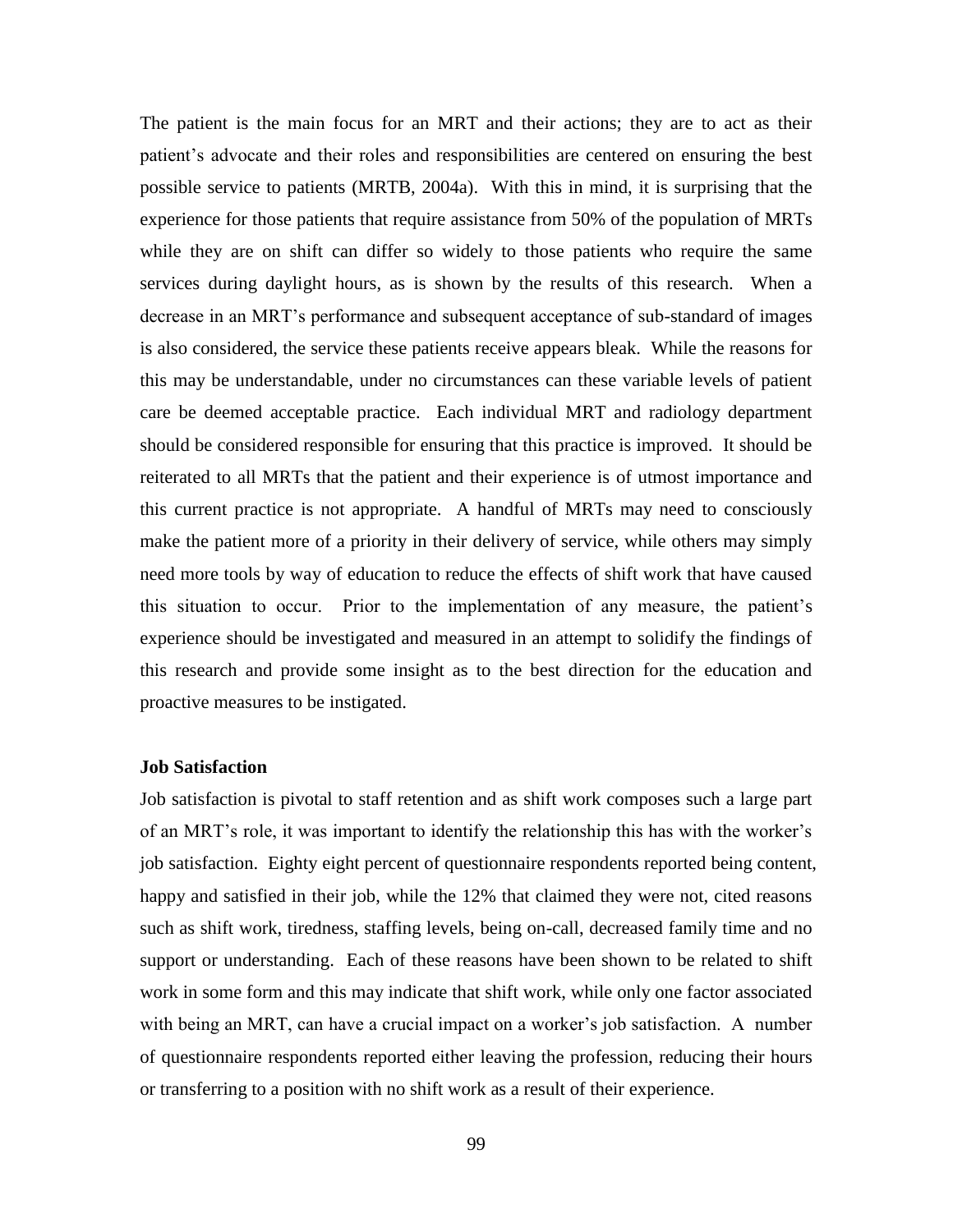The patient is the main focus for an MRT and their actions; they are to act as their patient's advocate and their roles and responsibilities are centered on ensuring the best possible service to patients (MRTB, 2004a). With this in mind, it is surprising that the experience for those patients that require assistance from 50% of the population of MRTs while they are on shift can differ so widely to those patients who require the same services during daylight hours, as is shown by the results of this research. When a decrease in an MRT's performance and subsequent acceptance of sub-standard of images is also considered, the service these patients receive appears bleak. While the reasons for this may be understandable, under no circumstances can these variable levels of patient care be deemed acceptable practice. Each individual MRT and radiology department should be considered responsible for ensuring that this practice is improved. It should be reiterated to all MRTs that the patient and their experience is of utmost importance and this current practice is not appropriate. A handful of MRTs may need to consciously make the patient more of a priority in their delivery of service, while others may simply need more tools by way of education to reduce the effects of shift work that have caused this situation to occur. Prior to the implementation of any measure, the patient's experience should be investigated and measured in an attempt to solidify the findings of this research and provide some insight as to the best direction for the education and proactive measures to be instigated.

**Job Satisfaction**

Job satisfaction is pivotal to staff retention and as shift work composes such a large part of an MRT's role, it was important to identify the relationship this has with the worker's job satisfaction. Eighty eight percent of questionnaire respondents reported being content, happy and satisfied in their job, while the 12% that claimed they were not, cited reasons such as shift work, tiredness, staffing levels, being on-call, decreased family time and no support or understanding. Each of these reasons have been shown to be related to shift work in some form and this may indicate that shift work, while only one factor associated with being an MRT, can have a crucial impact on a worker's job satisfaction. A number of questionnaire respondents reported either leaving the profession, reducing their hours or transferring to a position with no shift work as a result of their experience.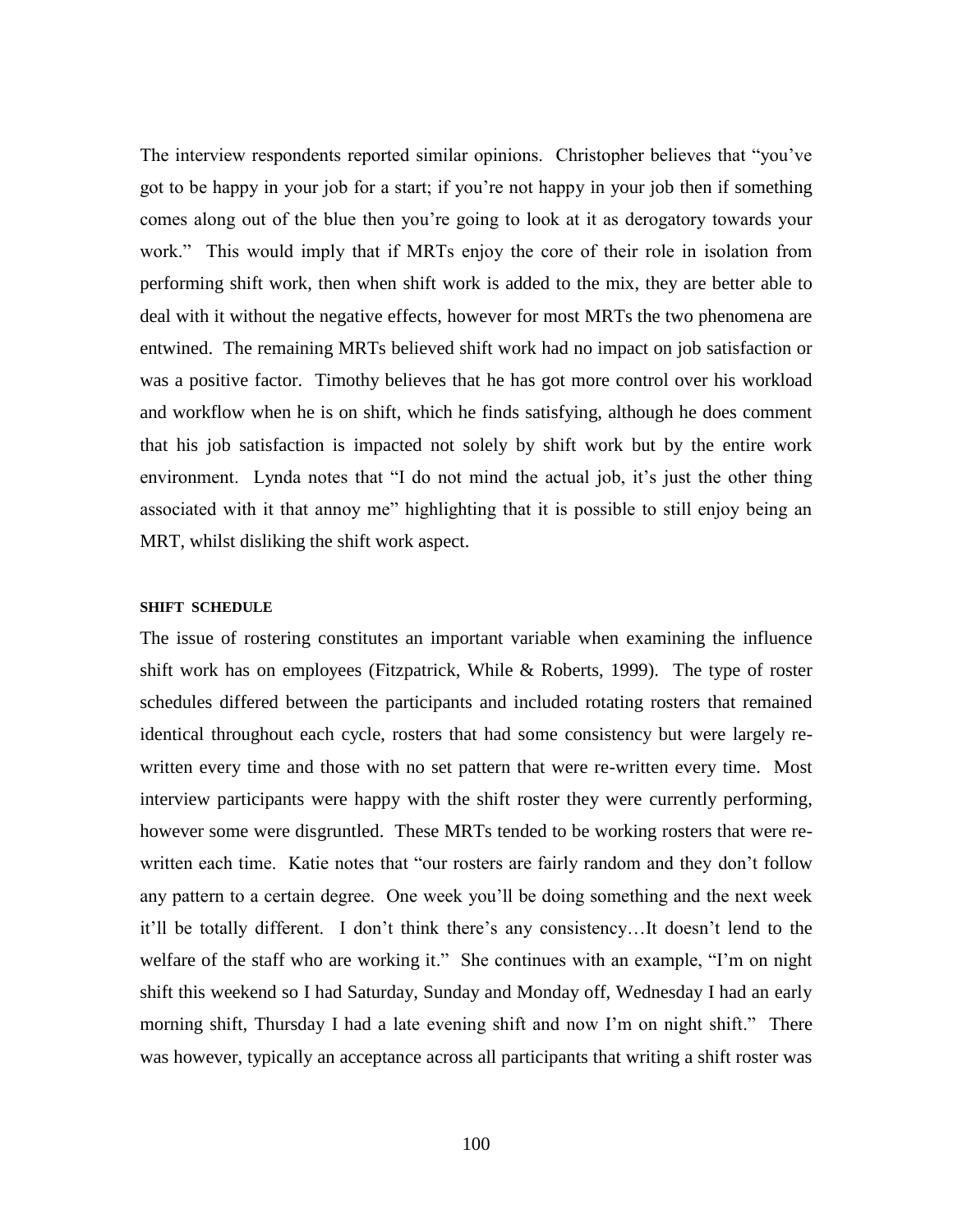The interview respondents reported similar opinions. Christopher believes that "you've got to be happy in your job for a start; if you're not happy in your job then if something comes along out of the blue then you're going to look at it as derogatory towards your work." This would imply that if MRTs enjoy the core of their role in isolation from performing shift work, then when shift work is added to the mix, they are better able to deal with it without the negative effects, however for most MRTs the two phenomena are entwined. The remaining MRTs believed shift work had no impact on job satisfaction or was a positive factor. Timothy believes that he has got more control over his workload and workflow when he is on shift, which he finds satisfying, although he does comment that his job satisfaction is impacted not solely by shift work but by the entire work environment. Lynda notes that "I do not mind the actual job, it's just the other thing associated with it that annoy me" highlighting that it is possible to still enjoy being an MRT, whilst disliking the shift work aspect.

#### SHIFT SCHEDULE

The issue of rostering constitutes an important variable when examining the influence shift work has on employees (Fitzpatrick, While & Roberts, 1999). The type of roster schedules differed between the participants and included rotating rosters that remained identical throughout each cycle, rosters that had some consistency but were largely re-written every time and those with no set pattern that were re-written every time. Most interview participants were happy with the shift roster they were currently performing, however some were disgruntled. These MRTs tended to be working rosters that were re-written each time. Katie notes that "our rosters are fairly random and they don't follow any pattern to a certain degree. One week you'll be doing something and the next week it'll be totally different. I don't think there's any consistency…It doesn't lend to the welfare of the staff who are working it." She continues with an example, "I'm on night shift this weekend so I had Saturday, Sunday and Monday off, Wednesday I had an early morning shift, Thursday I had a late evening shift and now I'm on night shift." There was however, typically an acceptance across all participants that writing a shift roster was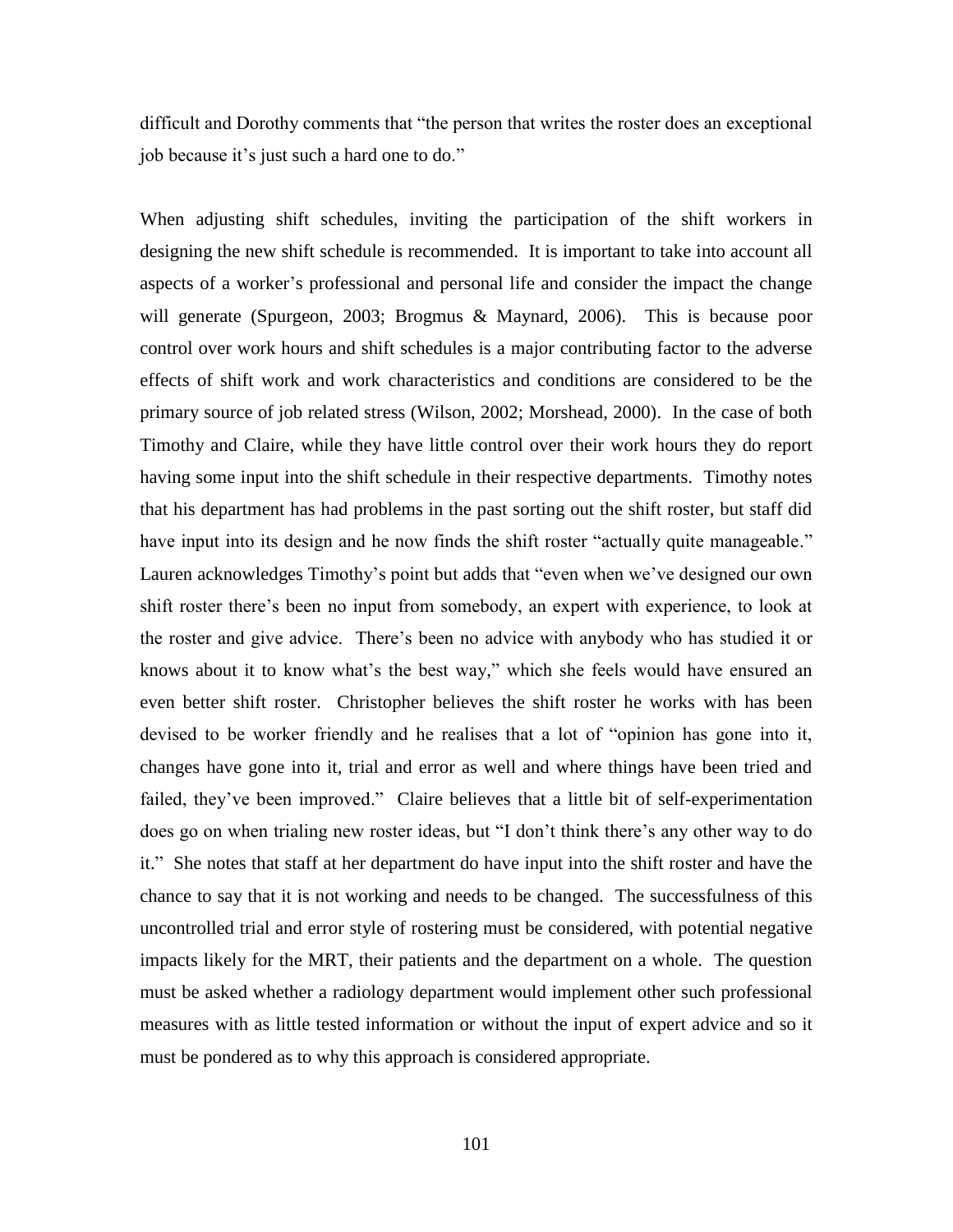difficult and Dorothy comments that "the person that writes the roster does an exceptional job because it's just such a hard one to do."

When adjusting shift schedules, inviting the participation of the shift workers in designing the new shift schedule is recommended. It is important to take into account all aspects of a worker's professional and personal life and consider the impact the change will generate (Spurgeon, 2003; Brogmus & Maynard, 2006). This is because poor control over work hours and shift schedules is a major contributing factor to the adverse effects of shift work and work characteristics and conditions are considered to be the primary source of job related stress (Wilson, 2002; Morshead, 2000). In the case of both Timothy and Claire, while they have little control over their work hours they do report having some input into the shift schedule in their respective departments. Timothy notes that his department has had problems in the past sorting out the shift roster, but staff did have input into its design and he now finds the shift roster "actually quite manageable." Lauren acknowledges Timothy's point but adds that "even when we've designed our own shift roster there's been no input from somebody, an expert with experience, to look at the roster and give advice. There's been no advice with anybody who has studied it or knows about it to know what's the best way," which she feels would have ensured an even better shift roster. Christopher believes the shift roster he works with has been devised to be worker friendly and he realises that a lot of "opinion has gone into it, changes have gone into it, trial and error as well and where things have been tried and failed, they've been improved." Claire believes that a little bit of self-experimentation does go on when trialing new roster ideas, but "I don't think there's any other way to do it." She notes that staff at her department do have input into the shift roster and have the chance to say that it is not working and needs to be changed. The successfulness of this uncontrolled trial and error style of rostering must be considered, with potential negative impacts likely for the MRT, their patients and the department on a whole. The question must be asked whether a radiology department would implement other such professional measures with as little tested information or without the input of expert advice and so it must be pondered as to why this approach is considered appropriate.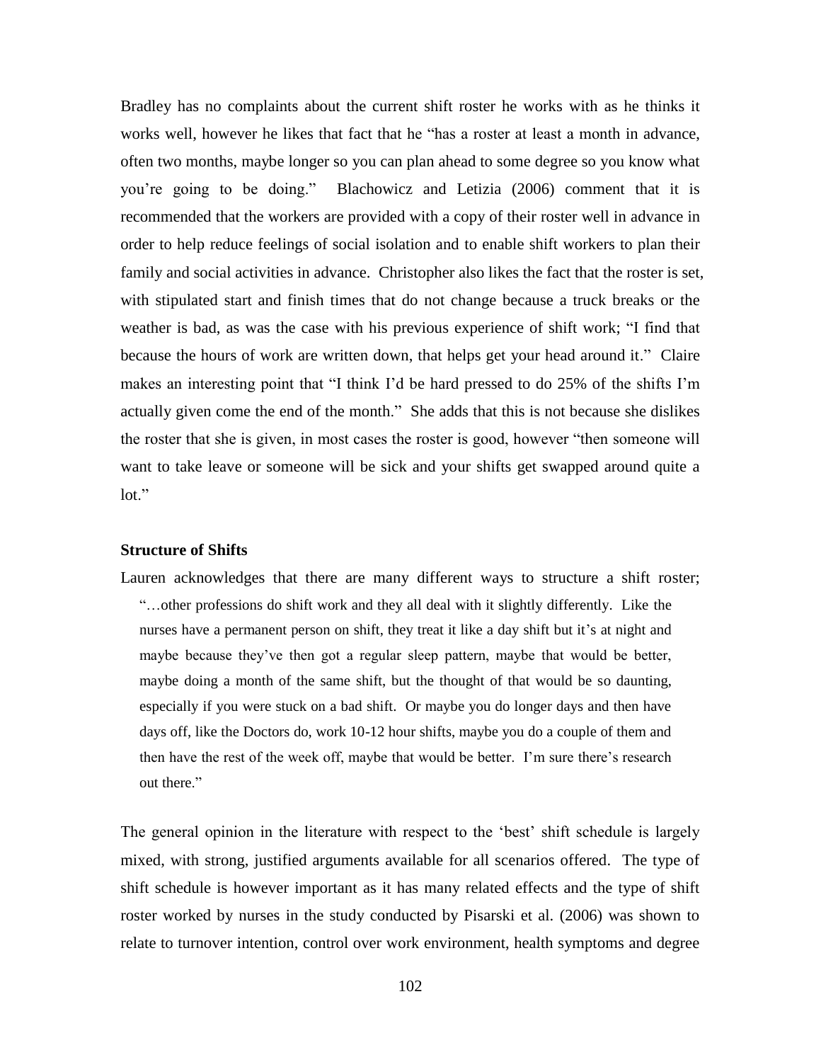Bradley has no complaints about the current shift roster he works with as he thinks it works well, however he likes that fact that he "has a roster at least a month in advance, often two months, maybe longer so you can plan ahead to some degree so you know what you're going to be doing." Blachowicz and Letizia (2006) comment that it is recommended that the workers are provided with a copy of their roster well in advance in order to help reduce feelings of social isolation and to enable shift workers to plan their family and social activities in advance. Christopher also likes the fact that the roster is set, with stipulated start and finish times that do not change because a truck breaks or the weather is bad, as was the case with his previous experience of shift work; "I find that because the hours of work are written down, that helps get your head around it." Claire makes an interesting point that "I think I'd be hard pressed to do 25% of the shifts I'm actually given come the end of the month." She adds that this is not because she dislikes the roster that she is given, in most cases the roster is good, however "then someone will want to take leave or someone will be sick and your shifts get swapped around quite a lot."

**Structure of Shifts**

Lauren acknowledges that there are many different ways to structure a shift roster;

> "…other professions do shift work and they all deal with it slightly differently. Like the nurses have a permanent person on shift, they treat it like a day shift but it's at night and maybe because they've then got a regular sleep pattern, maybe that would be better, maybe doing a month of the same shift, but the thought of that would be so daunting, especially if you were stuck on a bad shift. Or maybe you do longer days and then have days off, like the Doctors do, work 10-12 hour shifts, maybe you do a couple of them and then have the rest of the week off, maybe that would be better. I'm sure there's research out there."

The general opinion in the literature with respect to the 'best' shift schedule is largely mixed, with strong, justified arguments available for all scenarios offered. The type of shift schedule is however important as it has many related effects and the type of shift roster worked by nurses in the study conducted by Pisarski et al. (2006) was shown to relate to turnover intention, control over work environment, health symptoms and degree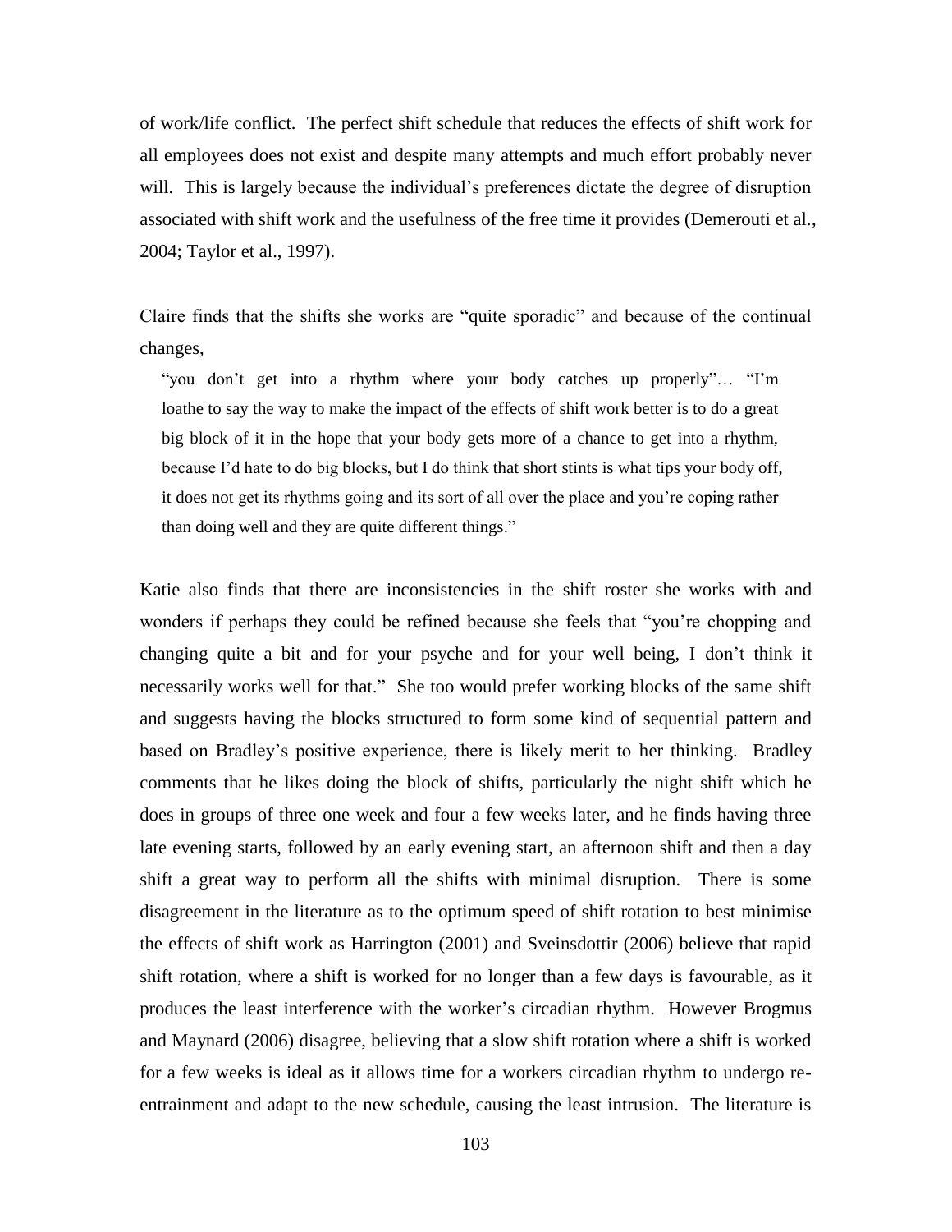of work/life conflict. The perfect shift schedule that reduces the effects of shift work for all employees does not exist and despite many attempts and much effort probably never will. This is largely because the individual's preferences dictate the degree of disruption associated with shift work and the usefulness of the free time it provides (Demerouti et al., 2004; Taylor et al., 1997).

Claire finds that the shifts she works are "quite sporadic" and because of the continual changes,

> "you don't get into a rhythm where your body catches up properly"… "I'm loathe to say the way to make the impact of the effects of shift work better is to do a great big block of it in the hope that your body gets more of a chance to get into a rhythm, because I'd hate to do big blocks, but I do think that short stints is what tips your body off, it does not get its rhythms going and its sort of all over the place and you're coping rather than doing well and they are quite different things."

Katie also finds that there are inconsistencies in the shift roster she works with and wonders if perhaps they could be refined because she feels that "you're chopping and changing quite a bit and for your psyche and for your well being, I don't think it necessarily works well for that." She too would prefer working blocks of the same shift and suggests having the blocks structured to form some kind of sequential pattern and based on Bradley's positive experience, there is likely merit to her thinking. Bradley comments that he likes doing the block of shifts, particularly the night shift which he does in groups of three one week and four a few weeks later, and he finds having three late evening starts, followed by an early evening start, an afternoon shift and then a day shift a great way to perform all the shifts with minimal disruption. There is some disagreement in the literature as to the optimum speed of shift rotation to best minimise the effects of shift work as Harrington (2001) and Sveinsdottir (2006) believe that rapid shift rotation, where a shift is worked for no longer than a few days is favourable, as it produces the least interference with the worker's circadian rhythm. However Brogmus and Maynard (2006) disagree, believing that a slow shift rotation where a shift is worked for a few weeks is ideal as it allows time for a workers circadian rhythm to undergo re-entrainment and adapt to the new schedule, causing the least intrusion. The literature is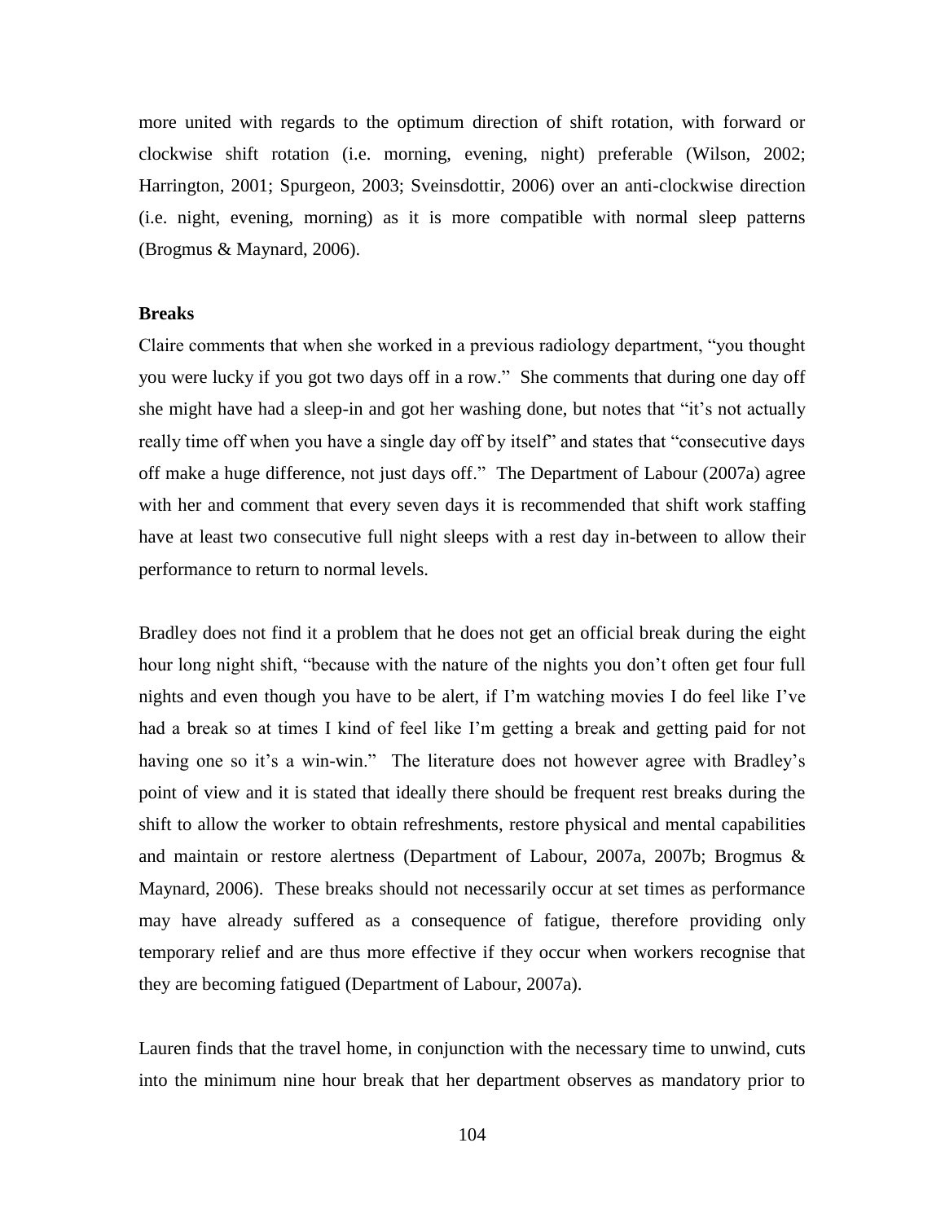more united with regards to the optimum direction of shift rotation, with forward or clockwise shift rotation (i.e. morning, evening, night) preferable (Wilson, 2002; Harrington, 2001; Spurgeon, 2003; Sveinsdottir, 2006) over an anti-clockwise direction (i.e. night, evening, morning) as it is more compatible with normal sleep patterns (Brogmus & Maynard, 2006).

**Breaks**

Claire comments that when she worked in a previous radiology department, "you thought you were lucky if you got two days off in a row." She comments that during one day off she might have had a sleep-in and got her washing done, but notes that "it's not actually really time off when you have a single day off by itself" and states that "consecutive days off make a huge difference, not just days off." The Department of Labour (2007a) agree with her and comment that every seven days it is recommended that shift work staffing have at least two consecutive full night sleeps with a rest day in-between to allow their performance to return to normal levels.

Bradley does not find it a problem that he does not get an official break during the eight hour long night shift, "because with the nature of the nights you don't often get four full nights and even though you have to be alert, if I'm watching movies I do feel like I've had a break so at times I kind of feel like I'm getting a break and getting paid for not having one so it's a win-win." The literature does not however agree with Bradley's point of view and it is stated that ideally there should be frequent rest breaks during the shift to allow the worker to obtain refreshments, restore physical and mental capabilities and maintain or restore alertness (Department of Labour, 2007a, 2007b; Brogmus & Maynard, 2006). These breaks should not necessarily occur at set times as performance may have already suffered as a consequence of fatigue, therefore providing only temporary relief and are thus more effective if they occur when workers recognise that they are becoming fatigued (Department of Labour, 2007a).

Lauren finds that the travel home, in conjunction with the necessary time to unwind, cuts into the minimum nine hour break that her department observes as mandatory prior to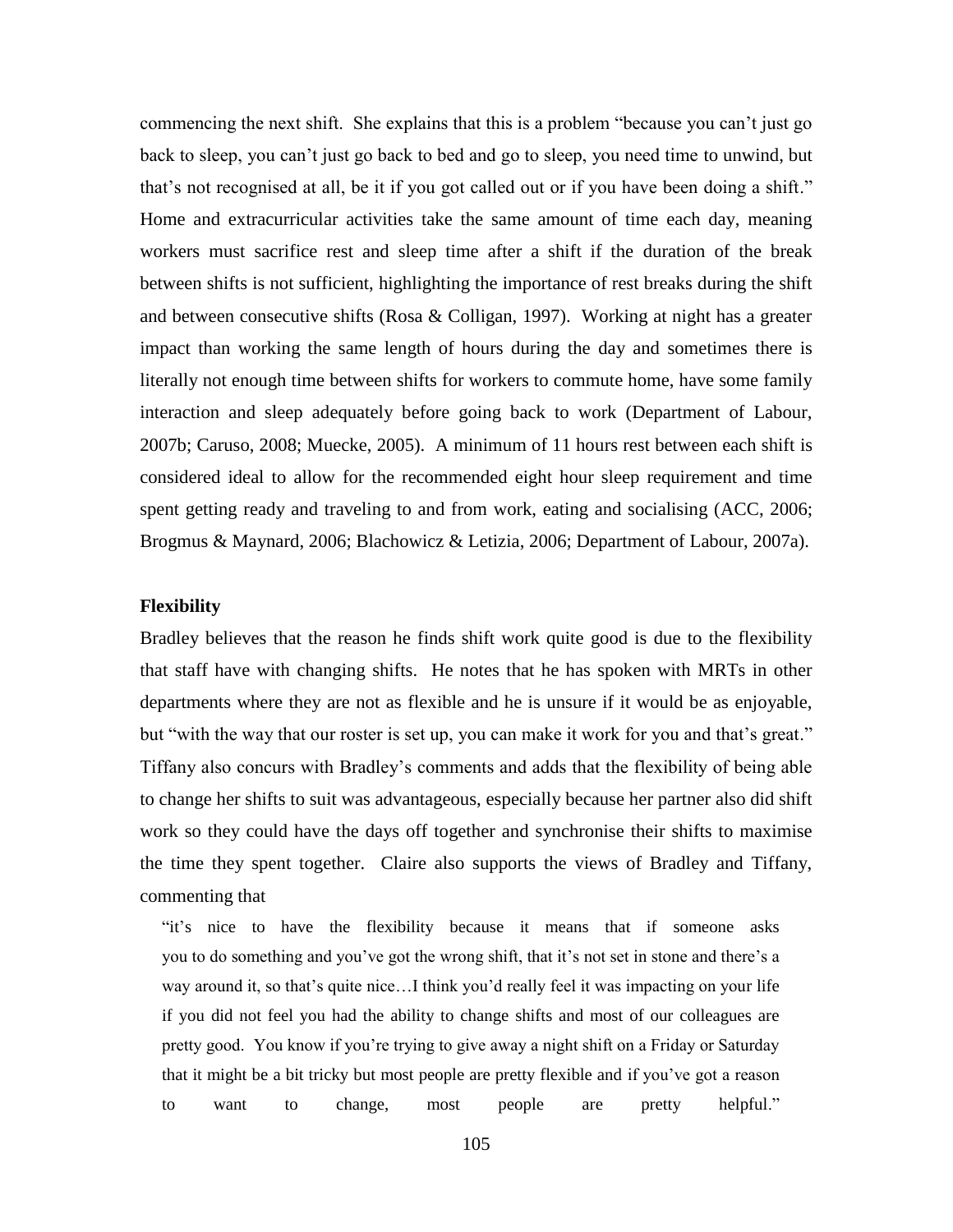commencing the next shift. She explains that this is a problem "because you can't just go back to sleep, you can't just go back to bed and go to sleep, you need time to unwind, but that's not recognised at all, be it if you got called out or if you have been doing a shift." Home and extracurricular activities take the same amount of time each day, meaning workers must sacrifice rest and sleep time after a shift if the duration of the break between shifts is not sufficient, highlighting the importance of rest breaks during the shift and between consecutive shifts (Rosa & Colligan, 1997). Working at night has a greater impact than working the same length of hours during the day and sometimes there is literally not enough time between shifts for workers to commute home, have some family interaction and sleep adequately before going back to work (Department of Labour, 2007b; Caruso, 2008; Muecke, 2005). A minimum of 11 hours rest between each shift is considered ideal to allow for the recommended eight hour sleep requirement and time spent getting ready and traveling to and from work, eating and socialising (ACC, 2006; Brogmus & Maynard, 2006; Blachowicz & Letizia, 2006; Department of Labour, 2007a).

**Flexibility**

Bradley believes that the reason he finds shift work quite good is due to the flexibility that staff have with changing shifts. He notes that he has spoken with MRTs in other departments where they are not as flexible and he is unsure if it would be as enjoyable, but "with the way that our roster is set up, you can make it work for you and that's great." Tiffany also concurs with Bradley's comments and adds that the flexibility of being able to change her shifts to suit was advantageous, especially because her partner also did shift work so they could have the days off together and synchronise their shifts to maximise the time they spent together. Claire also supports the views of Bradley and Tiffany, commenting that

> "it's nice to have the flexibility because it means that if someone asks you to do something and you've got the wrong shift, that it's not set in stone and there's a way around it, so that's quite nice…I think you'd really feel it was impacting on your life if you did not feel you had the ability to change shifts and most of our colleagues are pretty good. You know if you're trying to give away a night shift on a Friday or Saturday that it might be a bit tricky but most people are pretty flexible and if you've got a reason to want to change, most people are pretty helpful."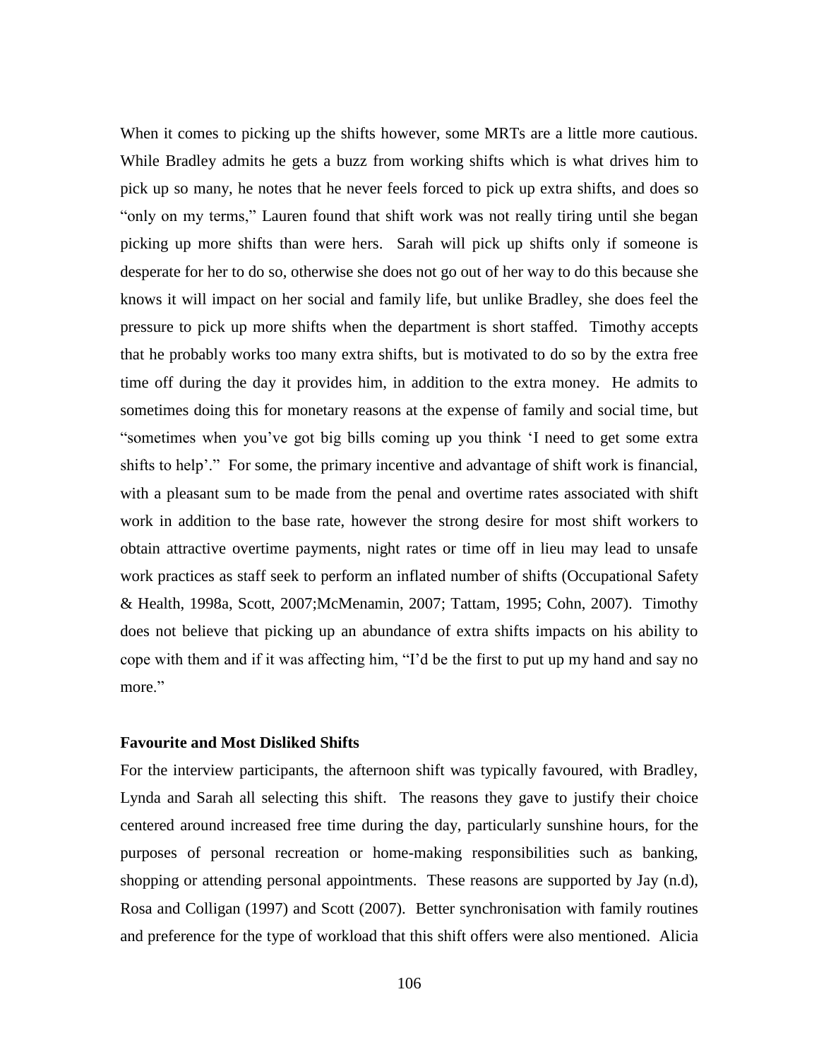When it comes to picking up the shifts however, some MRTs are a little more cautious. While Bradley admits he gets a buzz from working shifts which is what drives him to pick up so many, he notes that he never feels forced to pick up extra shifts, and does so "only on my terms," Lauren found that shift work was not really tiring until she began picking up more shifts than were hers. Sarah will pick up shifts only if someone is desperate for her to do so, otherwise she does not go out of her way to do this because she knows it will impact on her social and family life, but unlike Bradley, she does feel the pressure to pick up more shifts when the department is short staffed. Timothy accepts that he probably works too many extra shifts, but is motivated to do so by the extra free time off during the day it provides him, in addition to the extra money. He admits to sometimes doing this for monetary reasons at the expense of family and social time, but "sometimes when you've got big bills coming up you think 'I need to get some extra shifts to help'." For some, the primary incentive and advantage of shift work is financial, with a pleasant sum to be made from the penal and overtime rates associated with shift work in addition to the base rate, however the strong desire for most shift workers to obtain attractive overtime payments, night rates or time off in lieu may lead to unsafe work practices as staff seek to perform an inflated number of shifts (Occupational Safety & Health, 1998a, Scott, 2007;McMenamin, 2007; Tattam, 1995; Cohn, 2007). Timothy does not believe that picking up an abundance of extra shifts impacts on his ability to cope with them and if it was affecting him, "I'd be the first to put up my hand and say no more."

**Favourite and Most Disliked Shifts**

For the interview participants, the afternoon shift was typically favoured, with Bradley, Lynda and Sarah all selecting this shift. The reasons they gave to justify their choice centered around increased free time during the day, particularly sunshine hours, for the purposes of personal recreation or home-making responsibilities such as banking, shopping or attending personal appointments. These reasons are supported by Jay (n.d), Rosa and Colligan (1997) and Scott (2007). Better synchronisation with family routines and preference for the type of workload that this shift offers were also mentioned. Alicia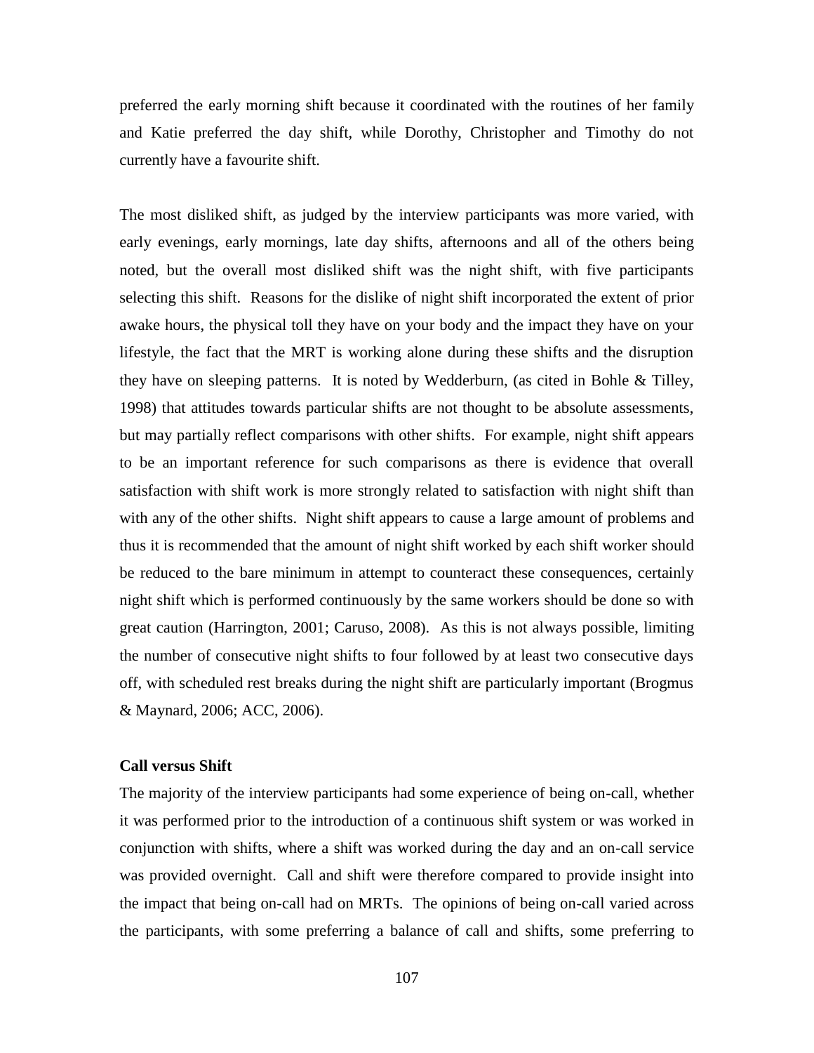preferred the early morning shift because it coordinated with the routines of her family and Katie preferred the day shift, while Dorothy, Christopher and Timothy do not currently have a favourite shift.

The most disliked shift, as judged by the interview participants was more varied, with early evenings, early mornings, late day shifts, afternoons and all of the others being noted, but the overall most disliked shift was the night shift, with five participants selecting this shift. Reasons for the dislike of night shift incorporated the extent of prior awake hours, the physical toll they have on your body and the impact they have on your lifestyle, the fact that the MRT is working alone during these shifts and the disruption they have on sleeping patterns. It is noted by Wedderburn, (as cited in Bohle & Tilley, 1998) that attitudes towards particular shifts are not thought to be absolute assessments, but may partially reflect comparisons with other shifts. For example, night shift appears to be an important reference for such comparisons as there is evidence that overall satisfaction with shift work is more strongly related to satisfaction with night shift than with any of the other shifts. Night shift appears to cause a large amount of problems and thus it is recommended that the amount of night shift worked by each shift worker should be reduced to the bare minimum in attempt to counteract these consequences, certainly night shift which is performed continuously by the same workers should be done so with great caution (Harrington, 2001; Caruso, 2008). As this is not always possible, limiting the number of consecutive night shifts to four followed by at least two consecutive days off, with scheduled rest breaks during the night shift are particularly important (Brogmus & Maynard, 2006; ACC, 2006).

**Call versus Shift**

The majority of the interview participants had some experience of being on-call, whether it was performed prior to the introduction of a continuous shift system or was worked in conjunction with shifts, where a shift was worked during the day and an on-call service was provided overnight. Call and shift were therefore compared to provide insight into the impact that being on-call had on MRTs. The opinions of being on-call varied across the participants, with some preferring a balance of call and shifts, some preferring to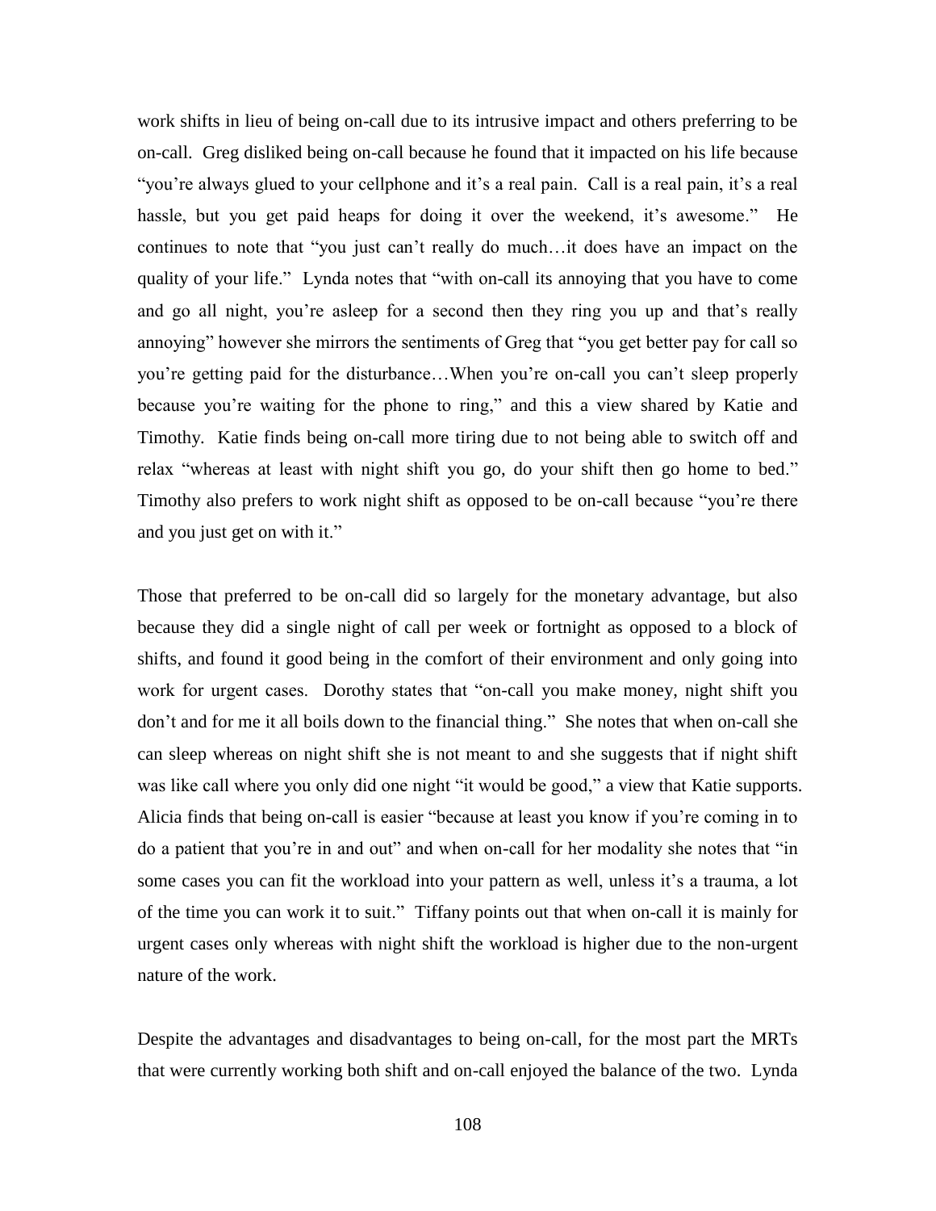work shifts in lieu of being on-call due to its intrusive impact and others preferring to be on-call. Greg disliked being on-call because he found that it impacted on his life because "you're always glued to your cellphone and it's a real pain. Call is a real pain, it's a real hassle, but you get paid heaps for doing it over the weekend, it's awesome." He continues to note that "you just can't really do much…it does have an impact on the quality of your life." Lynda notes that "with on-call its annoying that you have to come and go all night, you're asleep for a second then they ring you up and that's really annoying" however she mirrors the sentiments of Greg that "you get better pay for call so you're getting paid for the disturbance…When you're on-call you can't sleep properly because you're waiting for the phone to ring," and this a view shared by Katie and Timothy. Katie finds being on-call more tiring due to not being able to switch off and relax "whereas at least with night shift you go, do your shift then go home to bed." Timothy also prefers to work night shift as opposed to be on-call because "you're there and you just get on with it."

Those that preferred to be on-call did so largely for the monetary advantage, but also because they did a single night of call per week or fortnight as opposed to a block of shifts, and found it good being in the comfort of their environment and only going into work for urgent cases. Dorothy states that "on-call you make money, night shift you don't and for me it all boils down to the financial thing." She notes that when on-call she can sleep whereas on night shift she is not meant to and she suggests that if night shift was like call where you only did one night "it would be good," a view that Katie supports. Alicia finds that being on-call is easier "because at least you know if you're coming in to do a patient that you're in and out" and when on-call for her modality she notes that "in some cases you can fit the workload into your pattern as well, unless it's a trauma, a lot of the time you can work it to suit." Tiffany points out that when on-call it is mainly for urgent cases only whereas with night shift the workload is higher due to the non-urgent nature of the work.

Despite the advantages and disadvantages to being on-call, for the most part the MRTs that were currently working both shift and on-call enjoyed the balance of the two. Lynda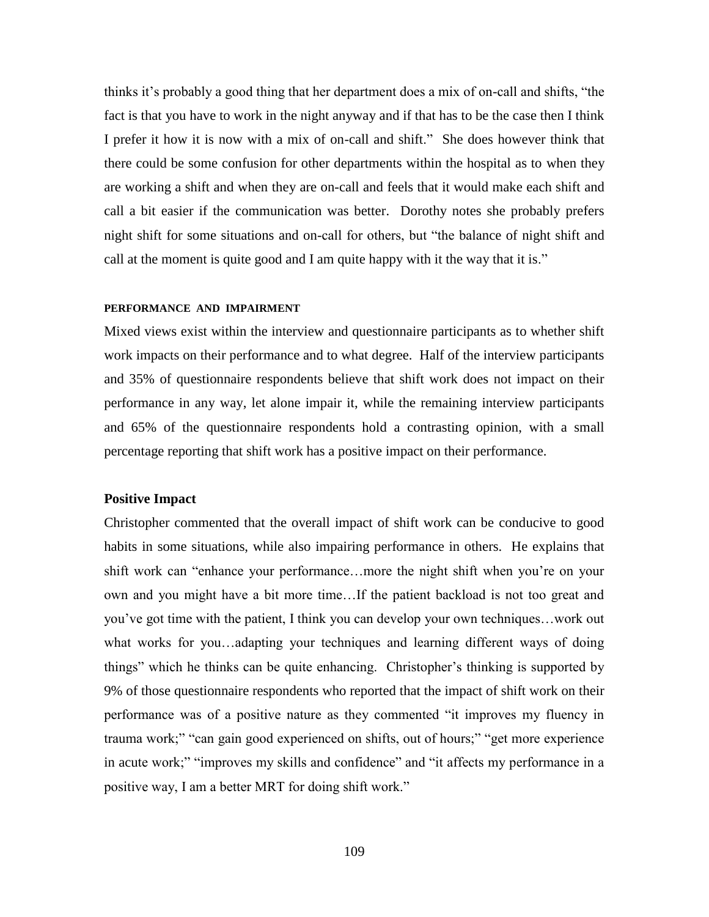thinks it's probably a good thing that her department does a mix of on-call and shifts, "the fact is that you have to work in the night anyway and if that has to be the case then I think I prefer it how it is now with a mix of on-call and shift." She does however think that there could be some confusion for other departments within the hospital as to when they are working a shift and when they are on-call and feels that it would make each shift and call a bit easier if the communication was better. Dorothy notes she probably prefers night shift for some situations and on-call for others, but "the balance of night shift and call at the moment is quite good and I am quite happy with it the way that it is."

#### PERFORMANCE AND IMPAIRMENT

Mixed views exist within the interview and questionnaire participants as to whether shift work impacts on their performance and to what degree. Half of the interview participants and 35% of questionnaire respondents believe that shift work does not impact on their performance in any way, let alone impair it, while the remaining interview participants and 65% of the questionnaire respondents hold a contrasting opinion, with a small percentage reporting that shift work has a positive impact on their performance.

### Positive Impact

Christopher commented that the overall impact of shift work can be conducive to good habits in some situations, while also impairing performance in others. He explains that shift work can "enhance your performance…more the night shift when you're on your own and you might have a bit more time…If the patient backload is not too great and you've got time with the patient, I think you can develop your own techniques…work out what works for you…adapting your techniques and learning different ways of doing things" which he thinks can be quite enhancing. Christopher's thinking is supported by 9% of those questionnaire respondents who reported that the impact of shift work on their performance was of a positive nature as they commented "it improves my fluency in trauma work;" "can gain good experienced on shifts, out of hours;" "get more experience in acute work;" "improves my skills and confidence" and "it affects my performance in a positive way, I am a better MRT for doing shift work."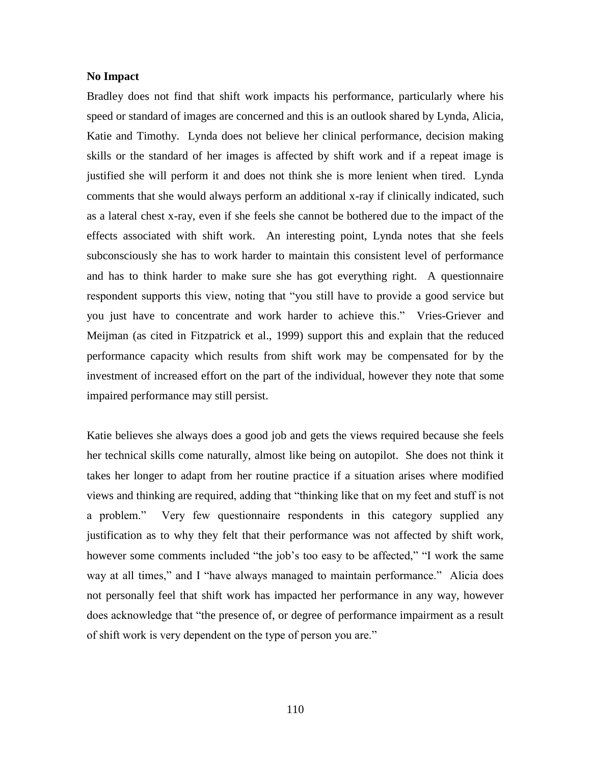**No Impact**

Bradley does not find that shift work impacts his performance, particularly where his speed or standard of images are concerned and this is an outlook shared by Lynda, Alicia, Katie and Timothy. Lynda does not believe her clinical performance, decision making skills or the standard of her images is affected by shift work and if a repeat image is justified she will perform it and does not think she is more lenient when tired. Lynda comments that she would always perform an additional x-ray if clinically indicated, such as a lateral chest x-ray, even if she feels she cannot be bothered due to the impact of the effects associated with shift work. An interesting point, Lynda notes that she feels subconsciously she has to work harder to maintain this consistent level of performance and has to think harder to make sure she has got everything right. A questionnaire respondent supports this view, noting that "you still have to provide a good service but you just have to concentrate and work harder to achieve this." Vries-Griever and Meijman (as cited in Fitzpatrick et al., 1999) support this and explain that the reduced performance capacity which results from shift work may be compensated for by the investment of increased effort on the part of the individual, however they note that some impaired performance may still persist.

Katie believes she always does a good job and gets the views required because she feels her technical skills come naturally, almost like being on autopilot. She does not think it takes her longer to adapt from her routine practice if a situation arises where modified views and thinking are required, adding that "thinking like that on my feet and stuff is not a problem." Very few questionnaire respondents in this category supplied any justification as to why they felt that their performance was not affected by shift work, however some comments included "the job's too easy to be affected," "I work the same way at all times," and I "have always managed to maintain performance." Alicia does not personally feel that shift work has impacted her performance in any way, however does acknowledge that "the presence of, or degree of performance impairment as a result of shift work is very dependent on the type of person you are."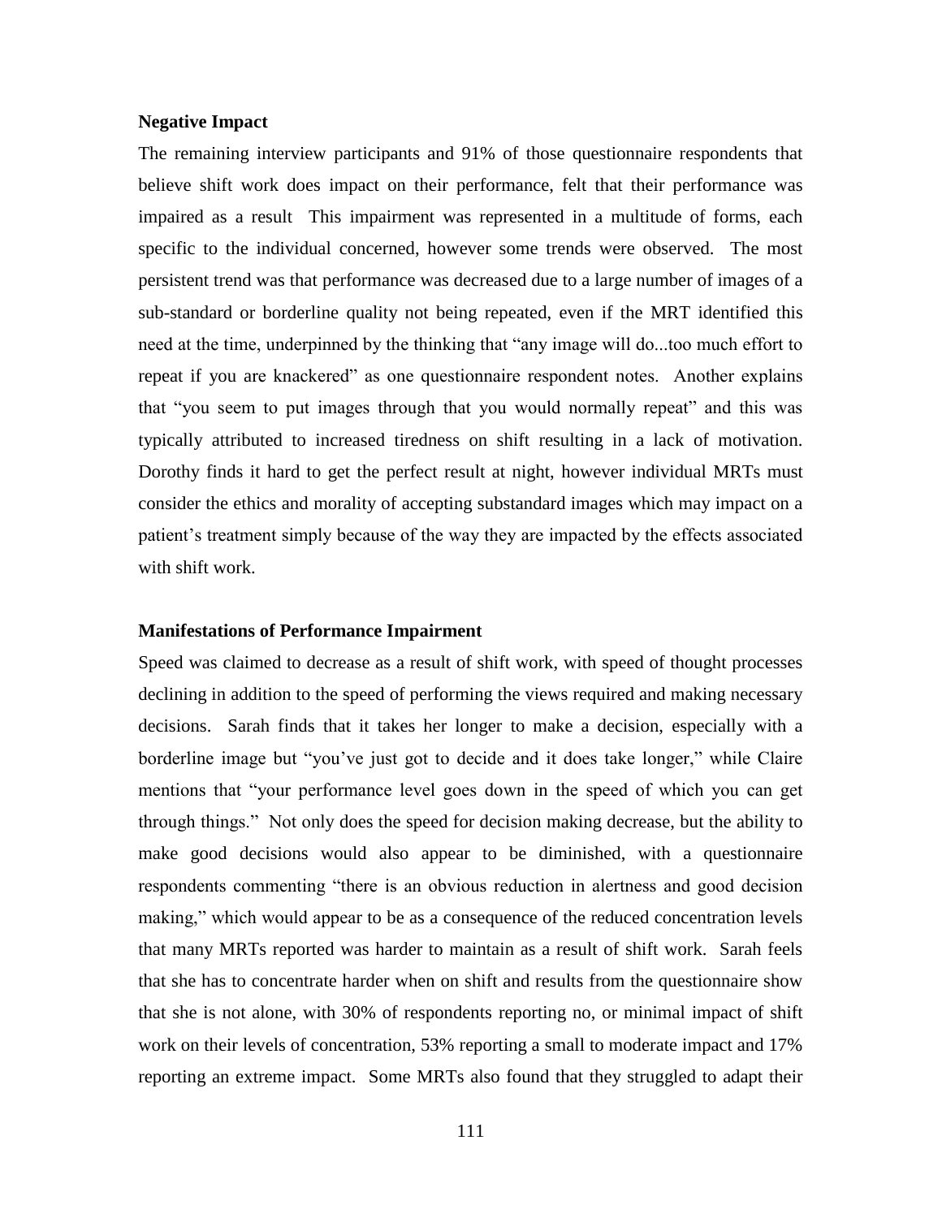**Negative Impact**

The remaining interview participants and 91% of those questionnaire respondents that believe shift work does impact on their performance, felt that their performance was impaired as a result This impairment was represented in a multitude of forms, each specific to the individual concerned, however some trends were observed. The most persistent trend was that performance was decreased due to a large number of images of a sub-standard or borderline quality not being repeated, even if the MRT identified this need at the time, underpinned by the thinking that "any image will do...too much effort to repeat if you are knackered" as one questionnaire respondent notes. Another explains that "you seem to put images through that you would normally repeat" and this was typically attributed to increased tiredness on shift resulting in a lack of motivation. Dorothy finds it hard to get the perfect result at night, however individual MRTs must consider the ethics and morality of accepting substandard images which may impact on a patient's treatment simply because of the way they are impacted by the effects associated with shift work.

**Manifestations of Performance Impairment**

Speed was claimed to decrease as a result of shift work, with speed of thought processes declining in addition to the speed of performing the views required and making necessary decisions. Sarah finds that it takes her longer to make a decision, especially with a borderline image but "you've just got to decide and it does take longer," while Claire mentions that "your performance level goes down in the speed of which you can get through things." Not only does the speed for decision making decrease, but the ability to make good decisions would also appear to be diminished, with a questionnaire respondents commenting "there is an obvious reduction in alertness and good decision making," which would appear to be as a consequence of the reduced concentration levels that many MRTs reported was harder to maintain as a result of shift work. Sarah feels that she has to concentrate harder when on shift and results from the questionnaire show that she is not alone, with 30% of respondents reporting no, or minimal impact of shift work on their levels of concentration, 53% reporting a small to moderate impact and 17% reporting an extreme impact. Some MRTs also found that they struggled to adapt their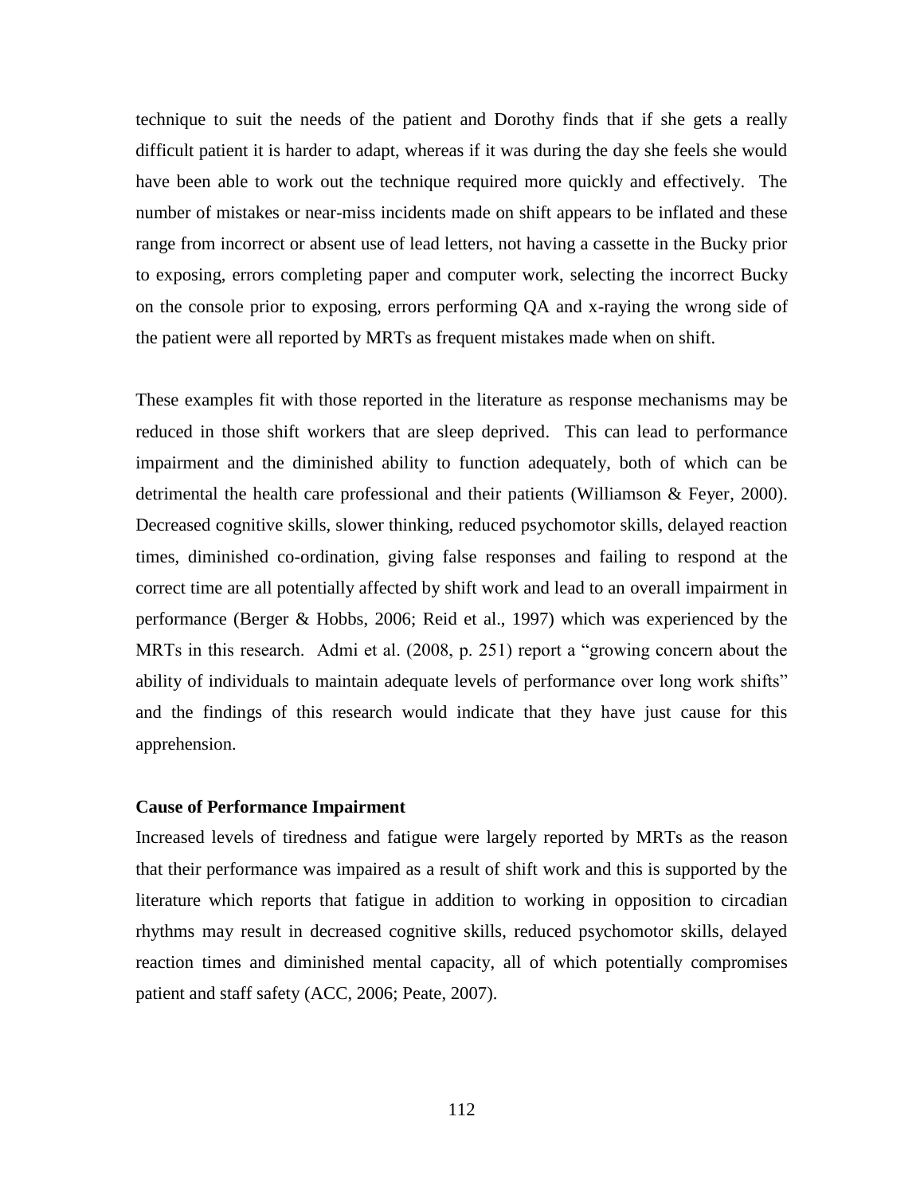technique to suit the needs of the patient and Dorothy finds that if she gets a really difficult patient it is harder to adapt, whereas if it was during the day she feels she would have been able to work out the technique required more quickly and effectively. The number of mistakes or near-miss incidents made on shift appears to be inflated and these range from incorrect or absent use of lead letters, not having a cassette in the Bucky prior to exposing, errors completing paper and computer work, selecting the incorrect Bucky on the console prior to exposing, errors performing QA and x-raying the wrong side of the patient were all reported by MRTs as frequent mistakes made when on shift.

These examples fit with those reported in the literature as response mechanisms may be reduced in those shift workers that are sleep deprived. This can lead to performance impairment and the diminished ability to function adequately, both of which can be detrimental the health care professional and their patients (Williamson & Feyer, 2000). Decreased cognitive skills, slower thinking, reduced psychomotor skills, delayed reaction times, diminished co-ordination, giving false responses and failing to respond at the correct time are all potentially affected by shift work and lead to an overall impairment in performance (Berger & Hobbs, 2006; Reid et al., 1997) which was experienced by the MRTs in this research. Admi et al. (2008, p. 251) report a "growing concern about the ability of individuals to maintain adequate levels of performance over long work shifts" and the findings of this research would indicate that they have just cause for this apprehension.

**Cause of Performance Impairment**

Increased levels of tiredness and fatigue were largely reported by MRTs as the reason that their performance was impaired as a result of shift work and this is supported by the literature which reports that fatigue in addition to working in opposition to circadian rhythms may result in decreased cognitive skills, reduced psychomotor skills, delayed reaction times and diminished mental capacity, all of which potentially compromises patient and staff safety (ACC, 2006; Peate, 2007).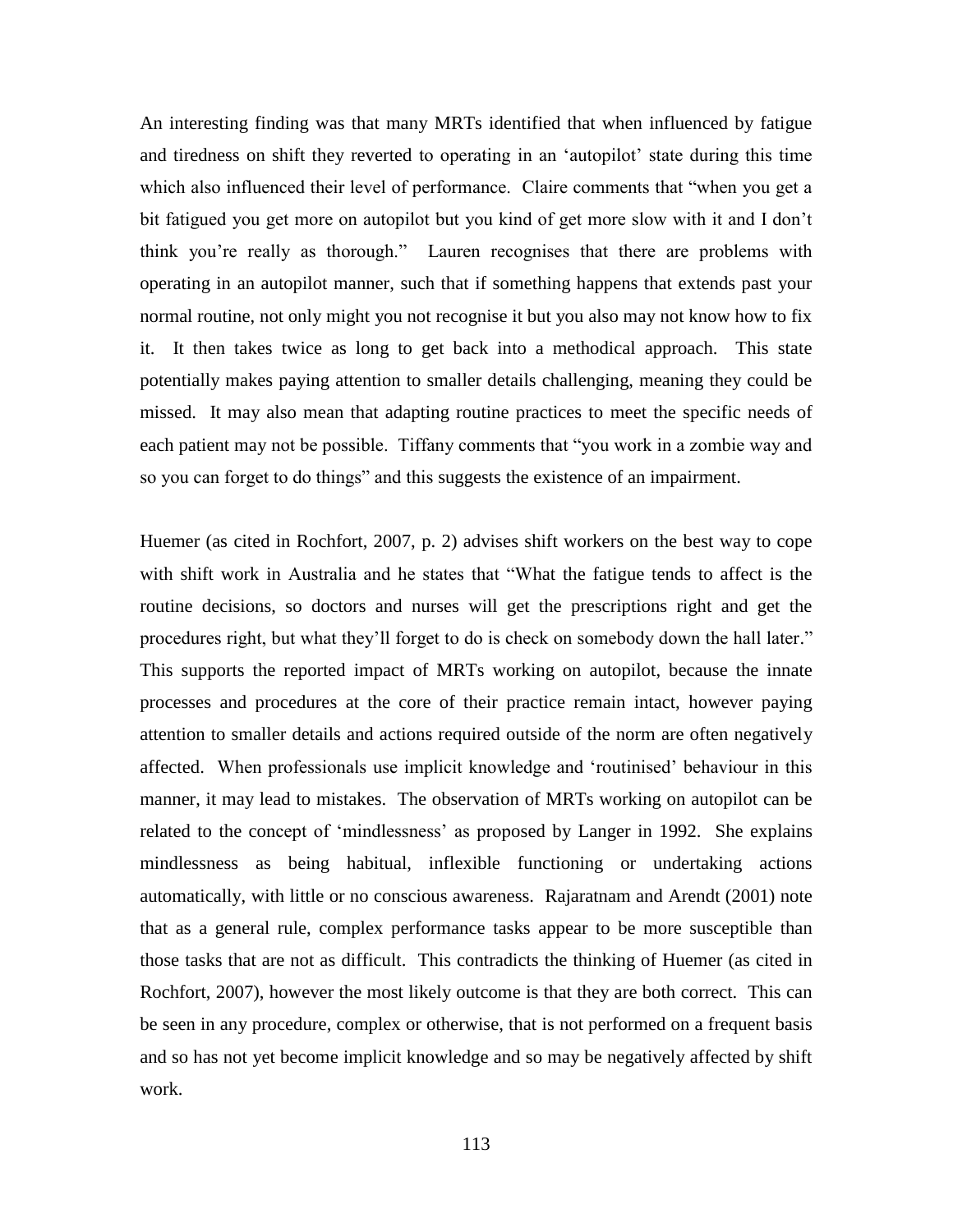An interesting finding was that many MRTs identified that when influenced by fatigue and tiredness on shift they reverted to operating in an 'autopilot' state during this time which also influenced their level of performance. Claire comments that "when you get a bit fatigued you get more on autopilot but you kind of get more slow with it and I don't think you're really as thorough." Lauren recognises that there are problems with operating in an autopilot manner, such that if something happens that extends past your normal routine, not only might you not recognise it but you also may not know how to fix it. It then takes twice as long to get back into a methodical approach. This state potentially makes paying attention to smaller details challenging, meaning they could be missed. It may also mean that adapting routine practices to meet the specific needs of each patient may not be possible. Tiffany comments that "you work in a zombie way and so you can forget to do things" and this suggests the existence of an impairment.

Huemer (as cited in Rochfort, 2007, p. 2) advises shift workers on the best way to cope with shift work in Australia and he states that "What the fatigue tends to affect is the routine decisions, so doctors and nurses will get the prescriptions right and get the procedures right, but what they'll forget to do is check on somebody down the hall later." This supports the reported impact of MRTs working on autopilot, because the innate processes and procedures at the core of their practice remain intact, however paying attention to smaller details and actions required outside of the norm are often negatively affected. When professionals use implicit knowledge and 'routinised' behaviour in this manner, it may lead to mistakes. The observation of MRTs working on autopilot can be related to the concept of 'mindlessness' as proposed by Langer in 1992. She explains mindlessness as being habitual, inflexible functioning or undertaking actions automatically, with little or no conscious awareness. Rajaratnam and Arendt (2001) note that as a general rule, complex performance tasks appear to be more susceptible than those tasks that are not as difficult. This contradicts the thinking of Huemer (as cited in Rochfort, 2007), however the most likely outcome is that they are both correct. This can be seen in any procedure, complex or otherwise, that is not performed on a frequent basis and so has not yet become implicit knowledge and so may be negatively affected by shift work.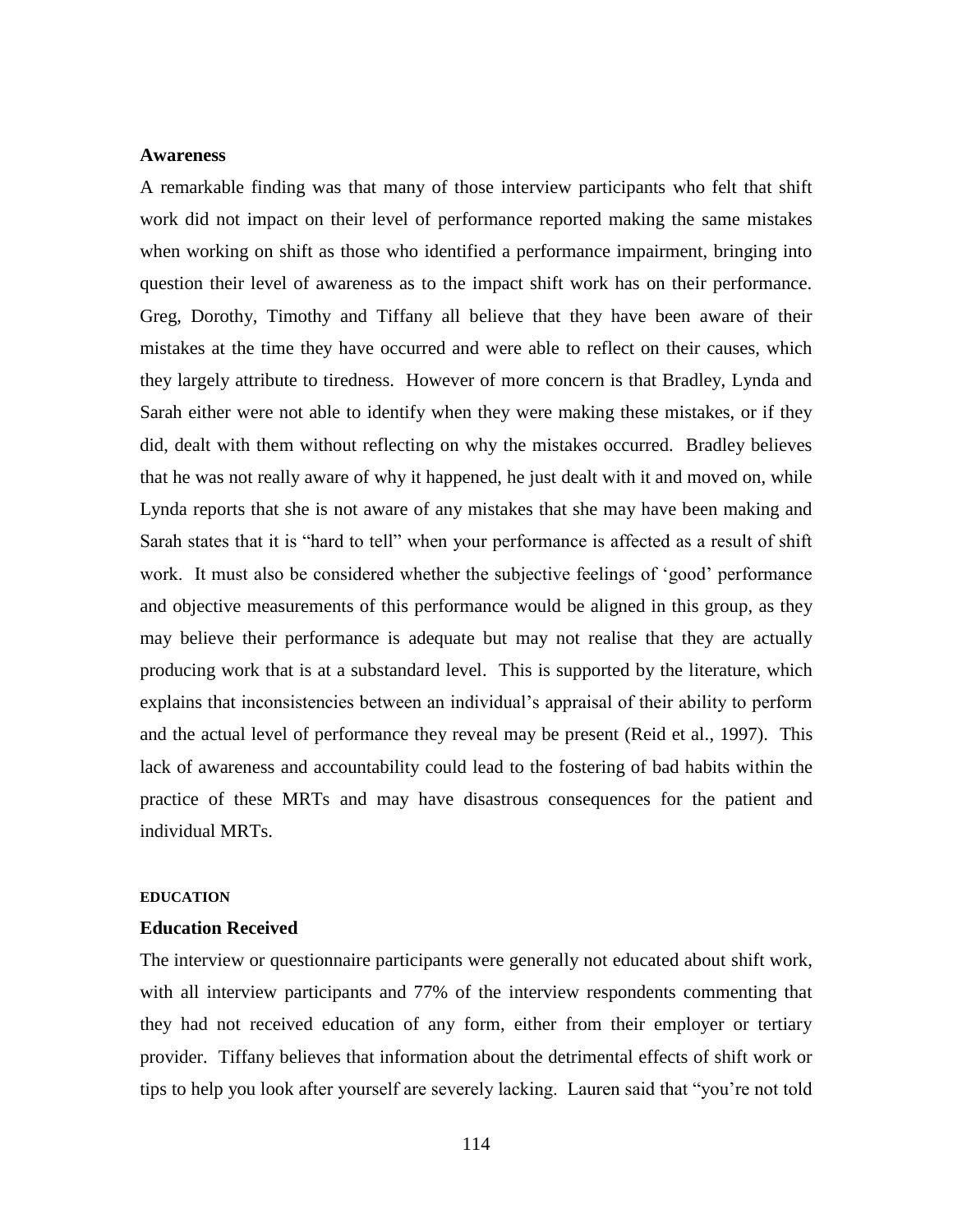### Awareness

A remarkable finding was that many of those interview participants who felt that shift work did not impact on their level of performance reported making the same mistakes when working on shift as those who identified a performance impairment, bringing into question their level of awareness as to the impact shift work has on their performance. Greg, Dorothy, Timothy and Tiffany all believe that they have been aware of their mistakes at the time they have occurred and were able to reflect on their causes, which they largely attribute to tiredness. However of more concern is that Bradley, Lynda and Sarah either were not able to identify when they were making these mistakes, or if they did, dealt with them without reflecting on why the mistakes occurred. Bradley believes that he was not really aware of why it happened, he just dealt with it and moved on, while Lynda reports that she is not aware of any mistakes that she may have been making and Sarah states that it is "hard to tell" when your performance is affected as a result of shift work. It must also be considered whether the subjective feelings of 'good' performance and objective measurements of this performance would be aligned in this group, as they may believe their performance is adequate but may not realise that they are actually producing work that is at a substandard level. This is supported by the literature, which explains that inconsistencies between an individual's appraisal of their ability to perform and the actual level of performance they reveal may be present (Reid et al., 1997). This lack of awareness and accountability could lead to the fostering of bad habits within the practice of these MRTs and may have disastrous consequences for the patient and individual MRTs.

## EDUCATION

### Education Received

The interview or questionnaire participants were generally not educated about shift work, with all interview participants and 77% of the interview respondents commenting that they had not received education of any form, either from their employer or tertiary provider. Tiffany believes that information about the detrimental effects of shift work or tips to help you look after yourself are severely lacking. Lauren said that "you're not told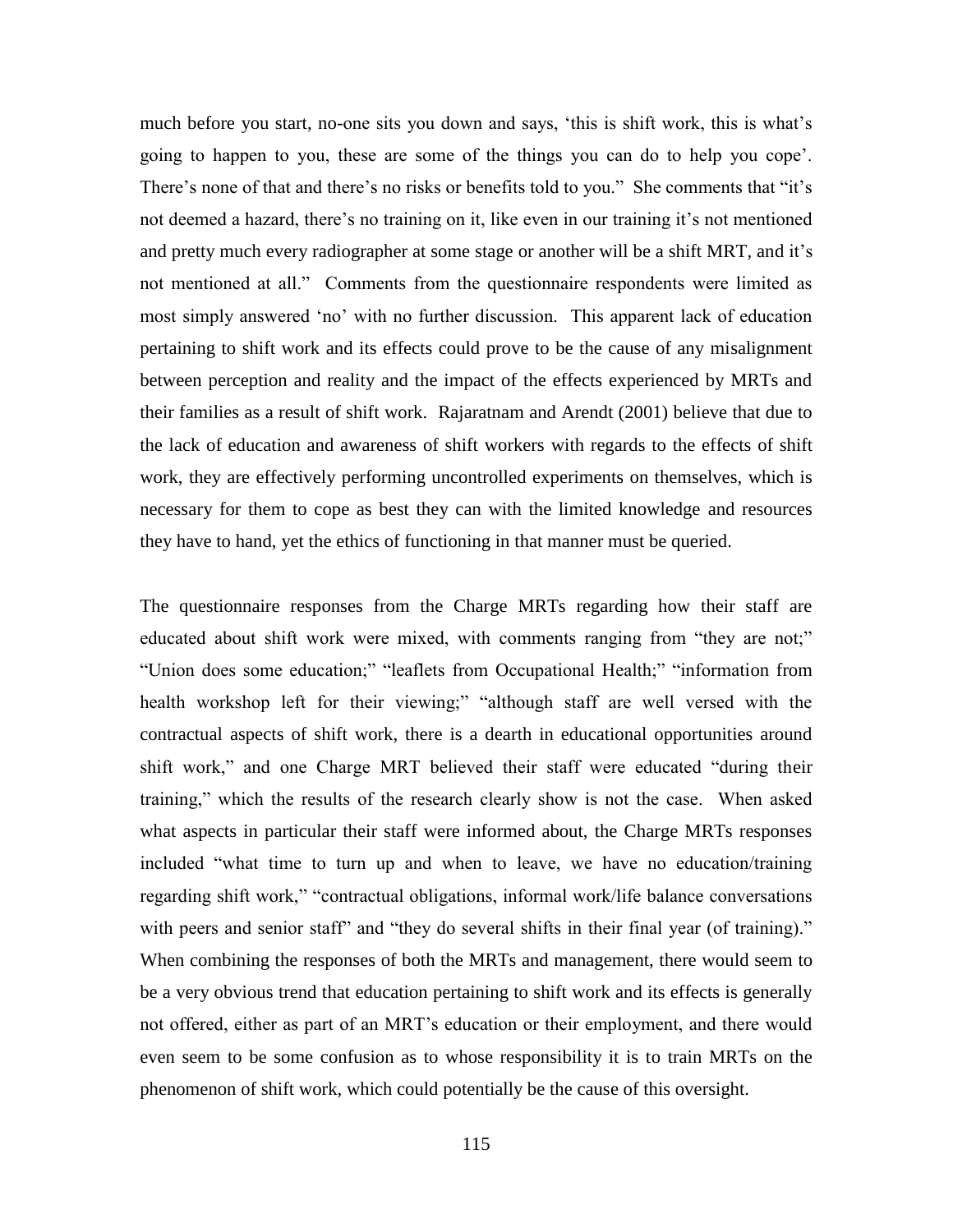much before you start, no-one sits you down and says, 'this is shift work, this is what's going to happen to you, these are some of the things you can do to help you cope'. There's none of that and there's no risks or benefits told to you." She comments that "it's not deemed a hazard, there's no training on it, like even in our training it's not mentioned and pretty much every radiographer at some stage or another will be a shift MRT, and it's not mentioned at all." Comments from the questionnaire respondents were limited as most simply answered 'no' with no further discussion. This apparent lack of education pertaining to shift work and its effects could prove to be the cause of any misalignment between perception and reality and the impact of the effects experienced by MRTs and their families as a result of shift work. Rajaratnam and Arendt (2001) believe that due to the lack of education and awareness of shift workers with regards to the effects of shift work, they are effectively performing uncontrolled experiments on themselves, which is necessary for them to cope as best they can with the limited knowledge and resources they have to hand, yet the ethics of functioning in that manner must be queried.

The questionnaire responses from the Charge MRTs regarding how their staff are educated about shift work were mixed, with comments ranging from "they are not;" "Union does some education;" "leaflets from Occupational Health;" "information from health workshop left for their viewing;" "although staff are well versed with the contractual aspects of shift work, there is a dearth in educational opportunities around shift work," and one Charge MRT believed their staff were educated "during their training," which the results of the research clearly show is not the case. When asked what aspects in particular their staff were informed about, the Charge MRTs responses included "what time to turn up and when to leave, we have no education/training regarding shift work," "contractual obligations, informal work/life balance conversations with peers and senior staff" and "they do several shifts in their final year (of training)." When combining the responses of both the MRTs and management, there would seem to be a very obvious trend that education pertaining to shift work and its effects is generally not offered, either as part of an MRT's education or their employment, and there would even seem to be some confusion as to whose responsibility it is to train MRTs on the phenomenon of shift work, which could potentially be the cause of this oversight.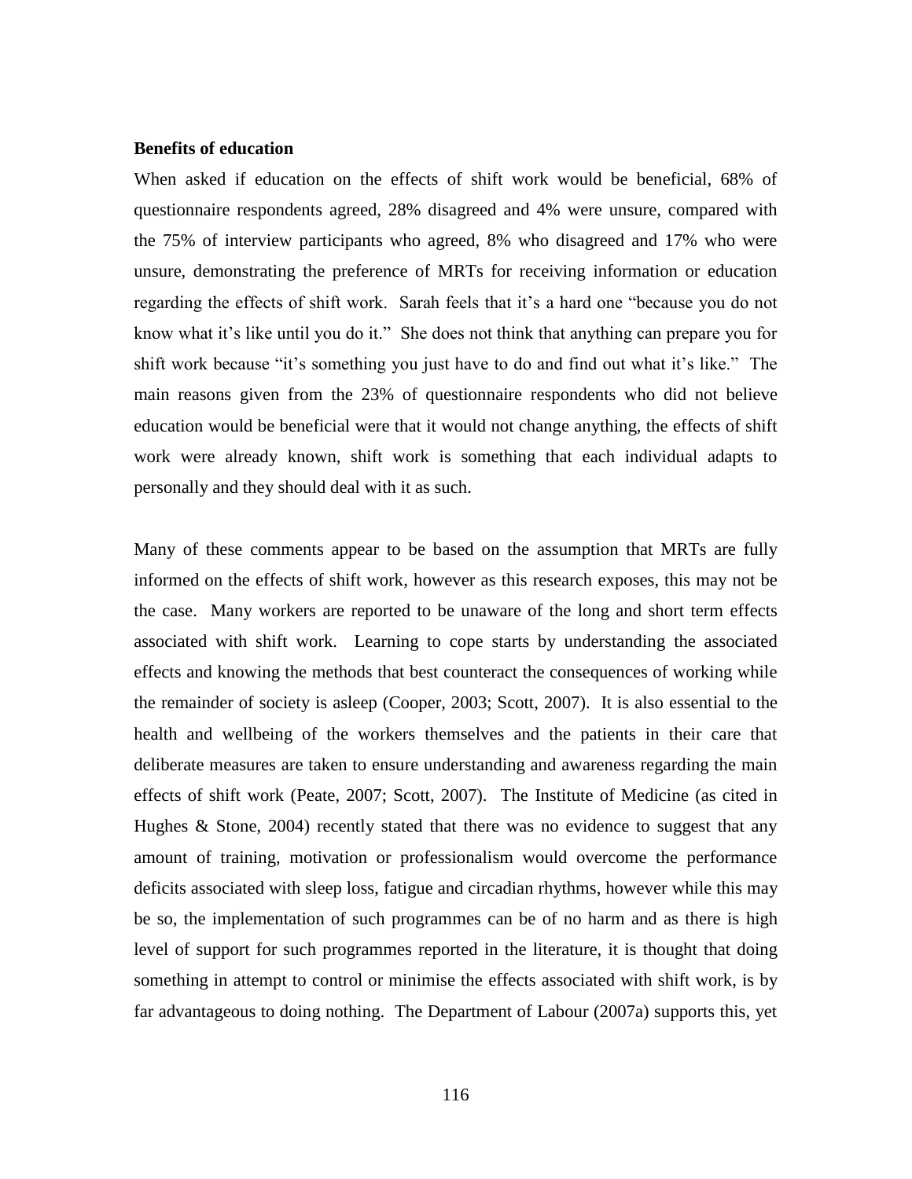**Benefits of education**

When asked if education on the effects of shift work would be beneficial, 68% of questionnaire respondents agreed, 28% disagreed and 4% were unsure, compared with the 75% of interview participants who agreed, 8% who disagreed and 17% who were unsure, demonstrating the preference of MRTs for receiving information or education regarding the effects of shift work. Sarah feels that it's a hard one "because you do not know what it's like until you do it." She does not think that anything can prepare you for shift work because "it's something you just have to do and find out what it's like." The main reasons given from the 23% of questionnaire respondents who did not believe education would be beneficial were that it would not change anything, the effects of shift work were already known, shift work is something that each individual adapts to personally and they should deal with it as such.

Many of these comments appear to be based on the assumption that MRTs are fully informed on the effects of shift work, however as this research exposes, this may not be the case. Many workers are reported to be unaware of the long and short term effects associated with shift work. Learning to cope starts by understanding the associated effects and knowing the methods that best counteract the consequences of working while the remainder of society is asleep (Cooper, 2003; Scott, 2007). It is also essential to the health and wellbeing of the workers themselves and the patients in their care that deliberate measures are taken to ensure understanding and awareness regarding the main effects of shift work (Peate, 2007; Scott, 2007). The Institute of Medicine (as cited in Hughes & Stone, 2004) recently stated that there was no evidence to suggest that any amount of training, motivation or professionalism would overcome the performance deficits associated with sleep loss, fatigue and circadian rhythms, however while this may be so, the implementation of such programmes can be of no harm and as there is high level of support for such programmes reported in the literature, it is thought that doing something in attempt to control or minimise the effects associated with shift work, is by far advantageous to doing nothing. The Department of Labour (2007a) supports this, yet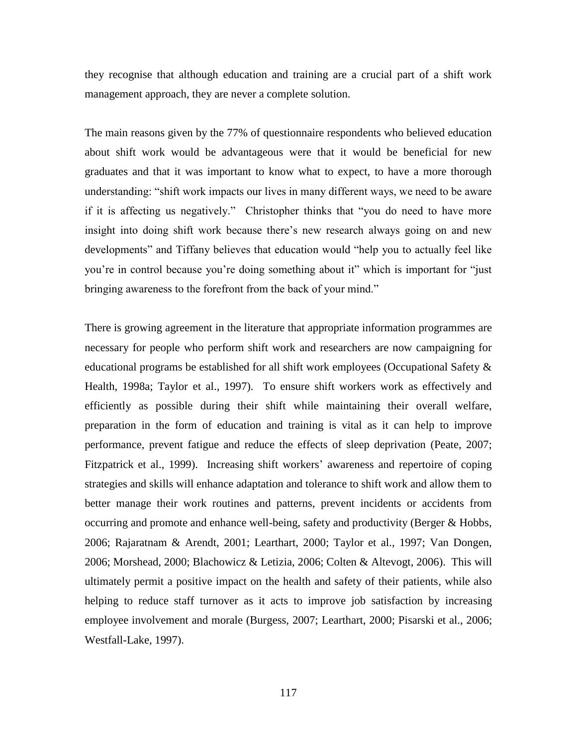they recognise that although education and training are a crucial part of a shift work management approach, they are never a complete solution.

The main reasons given by the 77% of questionnaire respondents who believed education about shift work would be advantageous were that it would be beneficial for new graduates and that it was important to know what to expect, to have a more thorough understanding: "shift work impacts our lives in many different ways, we need to be aware if it is affecting us negatively." Christopher thinks that "you do need to have more insight into doing shift work because there's new research always going on and new developments" and Tiffany believes that education would "help you to actually feel like you're in control because you're doing something about it" which is important for "just bringing awareness to the forefront from the back of your mind."

There is growing agreement in the literature that appropriate information programmes are necessary for people who perform shift work and researchers are now campaigning for educational programs be established for all shift work employees (Occupational Safety & Health, 1998a; Taylor et al., 1997). To ensure shift workers work as effectively and efficiently as possible during their shift while maintaining their overall welfare, preparation in the form of education and training is vital as it can help to improve performance, prevent fatigue and reduce the effects of sleep deprivation (Peate, 2007; Fitzpatrick et al., 1999). Increasing shift workers' awareness and repertoire of coping strategies and skills will enhance adaptation and tolerance to shift work and allow them to better manage their work routines and patterns, prevent incidents or accidents from occurring and promote and enhance well-being, safety and productivity (Berger & Hobbs, 2006; Rajaratnam & Arendt, 2001; Learthart, 2000; Taylor et al., 1997; Van Dongen, 2006; Morshead, 2000; Blachowicz & Letizia, 2006; Colten & Altevogt, 2006). This will ultimately permit a positive impact on the health and safety of their patients, while also helping to reduce staff turnover as it acts to improve job satisfaction by increasing employee involvement and morale (Burgess, 2007; Learthart, 2000; Pisarski et al., 2006; Westfall-Lake, 1997).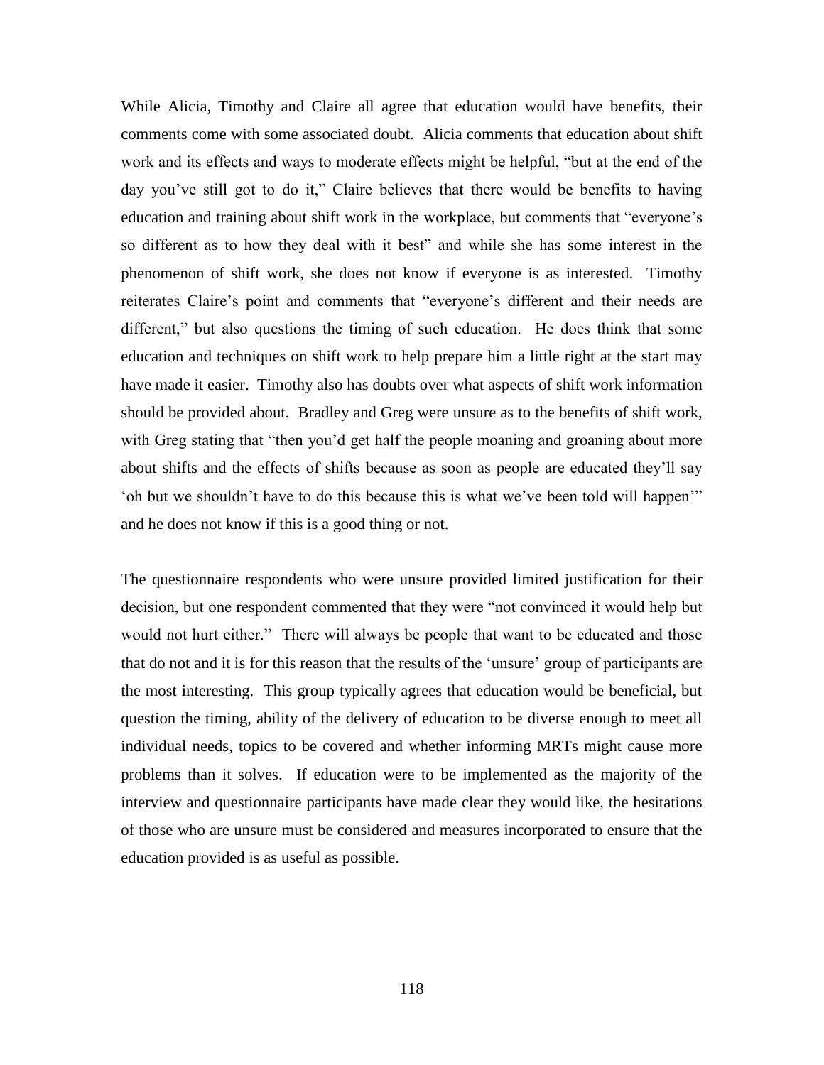While Alicia, Timothy and Claire all agree that education would have benefits, their comments come with some associated doubt. Alicia comments that education about shift work and its effects and ways to moderate effects might be helpful, "but at the end of the day you've still got to do it," Claire believes that there would be benefits to having education and training about shift work in the workplace, but comments that "everyone's so different as to how they deal with it best" and while she has some interest in the phenomenon of shift work, she does not know if everyone is as interested. Timothy reiterates Claire's point and comments that "everyone's different and their needs are different," but also questions the timing of such education. He does think that some education and techniques on shift work to help prepare him a little right at the start may have made it easier. Timothy also has doubts over what aspects of shift work information should be provided about. Bradley and Greg were unsure as to the benefits of shift work, with Greg stating that "then you'd get half the people moaning and groaning about more about shifts and the effects of shifts because as soon as people are educated they'll say 'oh but we shouldn't have to do this because this is what we've been told will happen'" and he does not know if this is a good thing or not.

The questionnaire respondents who were unsure provided limited justification for their decision, but one respondent commented that they were "not convinced it would help but would not hurt either." There will always be people that want to be educated and those that do not and it is for this reason that the results of the 'unsure' group of participants are the most interesting. This group typically agrees that education would be beneficial, but question the timing, ability of the delivery of education to be diverse enough to meet all individual needs, topics to be covered and whether informing MRTs might cause more problems than it solves. If education were to be implemented as the majority of the interview and questionnaire participants have made clear they would like, the hesitations of those who are unsure must be considered and measures incorporated to ensure that the education provided is as useful as possible.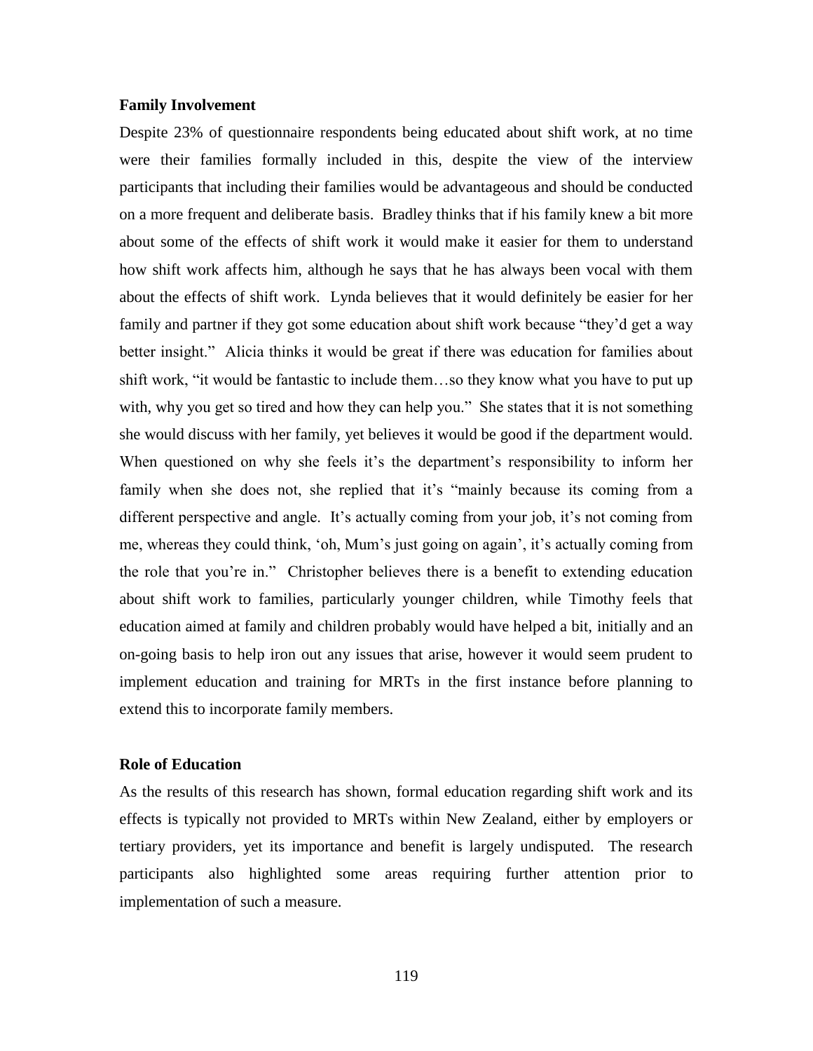**Family Involvement**

Despite 23% of questionnaire respondents being educated about shift work, at no time were their families formally included in this, despite the view of the interview participants that including their families would be advantageous and should be conducted on a more frequent and deliberate basis. Bradley thinks that if his family knew a bit more about some of the effects of shift work it would make it easier for them to understand how shift work affects him, although he says that he has always been vocal with them about the effects of shift work. Lynda believes that it would definitely be easier for her family and partner if they got some education about shift work because "they'd get a way better insight." Alicia thinks it would be great if there was education for families about shift work, "it would be fantastic to include them…so they know what you have to put up with, why you get so tired and how they can help you." She states that it is not something she would discuss with her family, yet believes it would be good if the department would. When questioned on why she feels it's the department's responsibility to inform her family when she does not, she replied that it's "mainly because its coming from a different perspective and angle. It's actually coming from your job, it's not coming from me, whereas they could think, 'oh, Mum's just going on again', it's actually coming from the role that you're in." Christopher believes there is a benefit to extending education about shift work to families, particularly younger children, while Timothy feels that education aimed at family and children probably would have helped a bit, initially and an on-going basis to help iron out any issues that arise, however it would seem prudent to implement education and training for MRTs in the first instance before planning to extend this to incorporate family members.

**Role of Education**

As the results of this research has shown, formal education regarding shift work and its effects is typically not provided to MRTs within New Zealand, either by employers or tertiary providers, yet its importance and benefit is largely undisputed. The research participants also highlighted some areas requiring further attention prior to implementation of such a measure.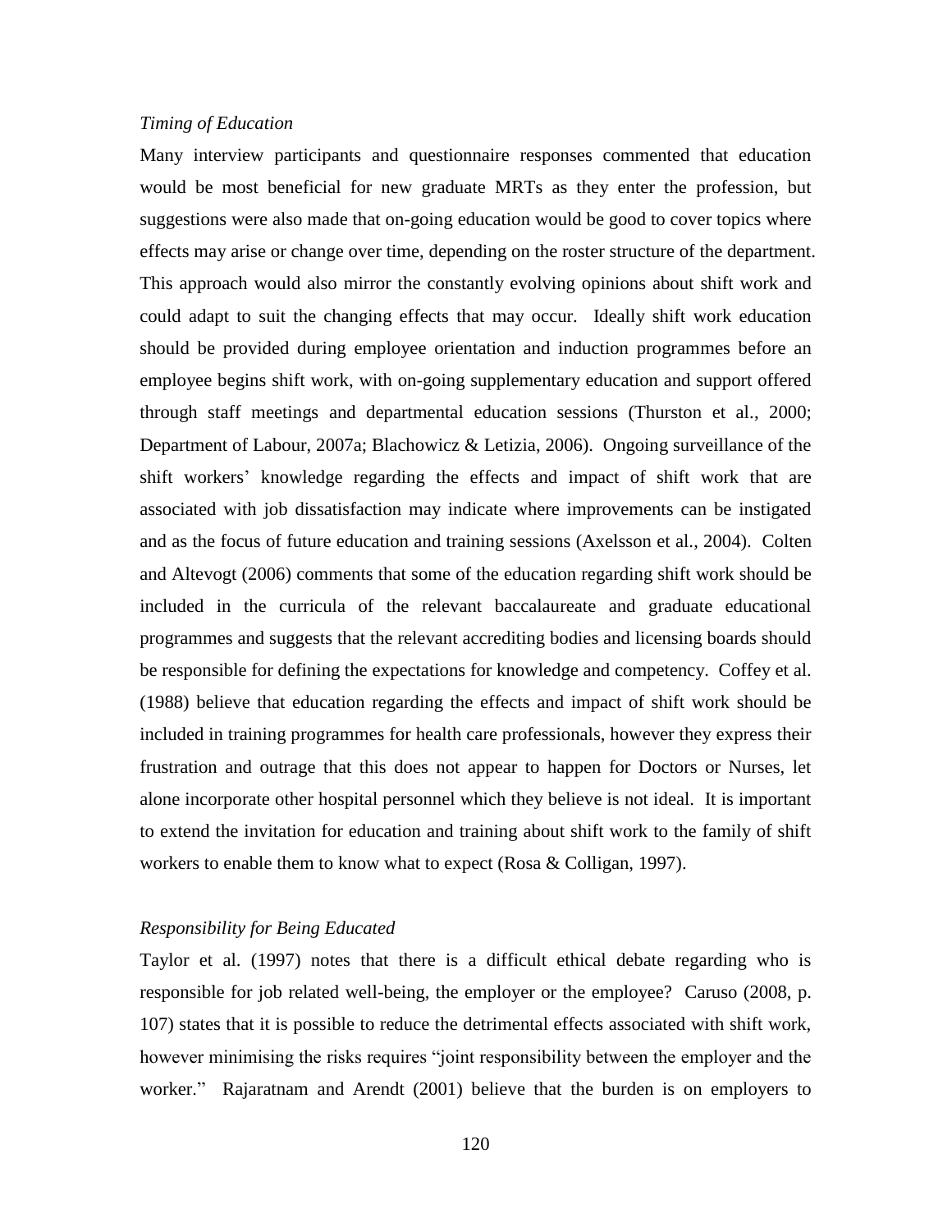*Timing of Education*

Many interview participants and questionnaire responses commented that education would be most beneficial for new graduate MRTs as they enter the profession, but suggestions were also made that on-going education would be good to cover topics where effects may arise or change over time, depending on the roster structure of the department. This approach would also mirror the constantly evolving opinions about shift work and could adapt to suit the changing effects that may occur. Ideally shift work education should be provided during employee orientation and induction programmes before an employee begins shift work, with on-going supplementary education and support offered through staff meetings and departmental education sessions (Thurston et al., 2000; Department of Labour, 2007a; Blachowicz & Letizia, 2006). Ongoing surveillance of the shift workers' knowledge regarding the effects and impact of shift work that are associated with job dissatisfaction may indicate where improvements can be instigated and as the focus of future education and training sessions (Axelsson et al., 2004). Colten and Altevogt (2006) comments that some of the education regarding shift work should be included in the curricula of the relevant baccalaureate and graduate educational programmes and suggests that the relevant accrediting bodies and licensing boards should be responsible for defining the expectations for knowledge and competency. Coffey et al. (1988) believe that education regarding the effects and impact of shift work should be included in training programmes for health care professionals, however they express their frustration and outrage that this does not appear to happen for Doctors or Nurses, let alone incorporate other hospital personnel which they believe is not ideal. It is important to extend the invitation for education and training about shift work to the family of shift workers to enable them to know what to expect (Rosa & Colligan, 1997).

*Responsibility for Being Educated*

Taylor et al. (1997) notes that there is a difficult ethical debate regarding who is responsible for job related well-being, the employer or the employee? Caruso (2008, p. 107) states that it is possible to reduce the detrimental effects associated with shift work, however minimising the risks requires "joint responsibility between the employer and the worker." Rajaratnam and Arendt (2001) believe that the burden is on employers to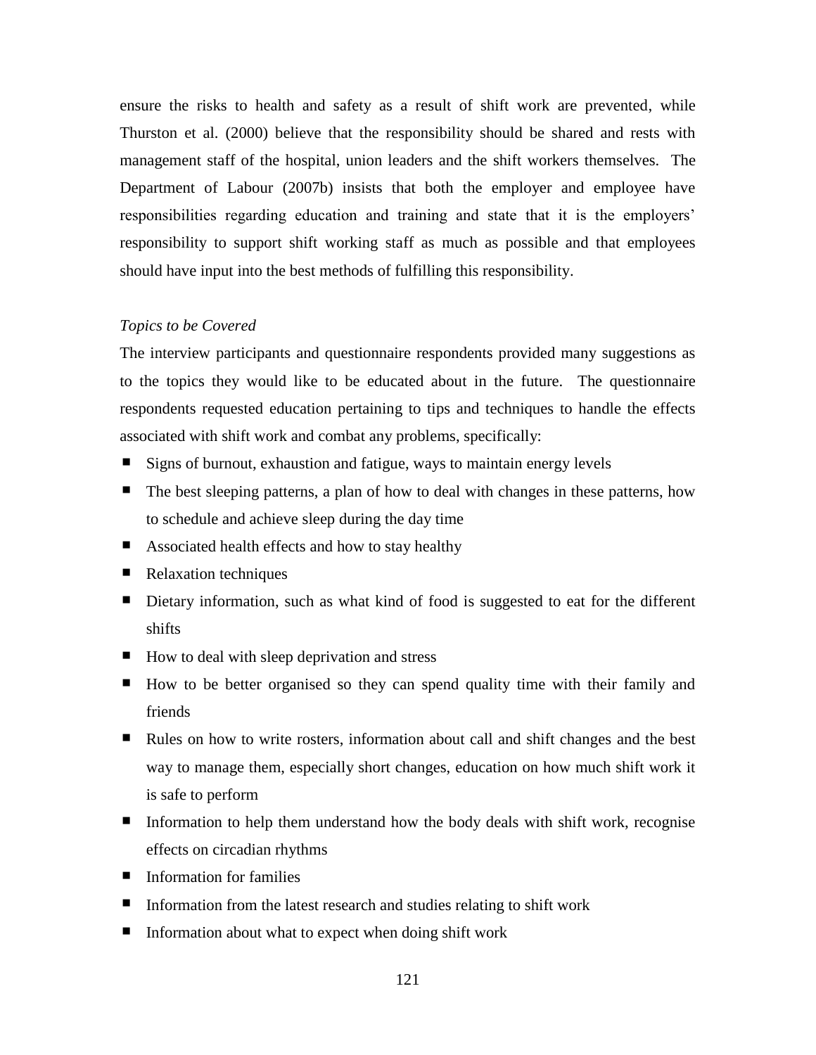ensure the risks to health and safety as a result of shift work are prevented, while Thurston et al. (2000) believe that the responsibility should be shared and rests with management staff of the hospital, union leaders and the shift workers themselves. The Department of Labour (2007b) insists that both the employer and employee have responsibilities regarding education and training and state that it is the employers' responsibility to support shift working staff as much as possible and that employees should have input into the best methods of fulfilling this responsibility.

*Topics to be Covered*

The interview participants and questionnaire respondents provided many suggestions as to the topics they would like to be educated about in the future. The questionnaire respondents requested education pertaining to tips and techniques to handle the effects associated with shift work and combat any problems, specifically:

- Signs of burnout, exhaustion and fatigue, ways to maintain energy levels
- The best sleeping patterns, a plan of how to deal with changes in these patterns, how to schedule and achieve sleep during the day time
- Associated health effects and how to stay healthy
- Relaxation techniques
- Dietary information, such as what kind of food is suggested to eat for the different shifts
- How to deal with sleep deprivation and stress
- How to be better organised so they can spend quality time with their family and friends
- Rules on how to write rosters, information about call and shift changes and the best way to manage them, especially short changes, education on how much shift work it is safe to perform
- Information to help them understand how the body deals with shift work, recognise effects on circadian rhythms
- Information for families
- Information from the latest research and studies relating to shift work
- Information about what to expect when doing shift work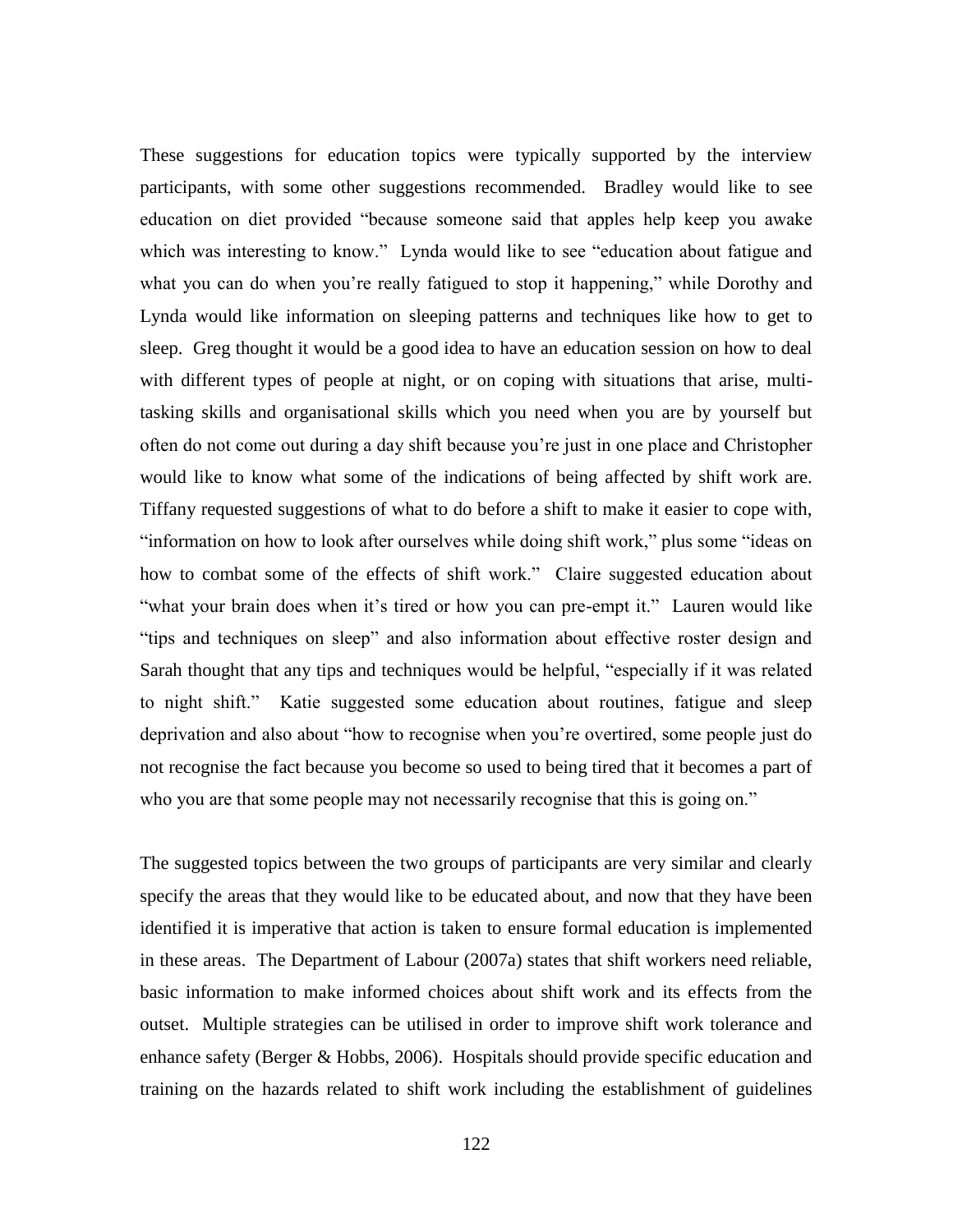These suggestions for education topics were typically supported by the interview participants, with some other suggestions recommended. Bradley would like to see education on diet provided "because someone said that apples help keep you awake which was interesting to know." Lynda would like to see "education about fatigue and what you can do when you're really fatigued to stop it happening," while Dorothy and Lynda would like information on sleeping patterns and techniques like how to get to sleep. Greg thought it would be a good idea to have an education session on how to deal with different types of people at night, or on coping with situations that arise, multi-tasking skills and organisational skills which you need when you are by yourself but often do not come out during a day shift because you're just in one place and Christopher would like to know what some of the indications of being affected by shift work are. Tiffany requested suggestions of what to do before a shift to make it easier to cope with, "information on how to look after ourselves while doing shift work," plus some "ideas on how to combat some of the effects of shift work." Claire suggested education about "what your brain does when it's tired or how you can pre-empt it." Lauren would like "tips and techniques on sleep" and also information about effective roster design and Sarah thought that any tips and techniques would be helpful, "especially if it was related to night shift." Katie suggested some education about routines, fatigue and sleep deprivation and also about "how to recognise when you're overtired, some people just do not recognise the fact because you become so used to being tired that it becomes a part of who you are that some people may not necessarily recognise that this is going on."

The suggested topics between the two groups of participants are very similar and clearly specify the areas that they would like to be educated about, and now that they have been identified it is imperative that action is taken to ensure formal education is implemented in these areas. The Department of Labour (2007a) states that shift workers need reliable, basic information to make informed choices about shift work and its effects from the outset. Multiple strategies can be utilised in order to improve shift work tolerance and enhance safety (Berger & Hobbs, 2006). Hospitals should provide specific education and training on the hazards related to shift work including the establishment of guidelines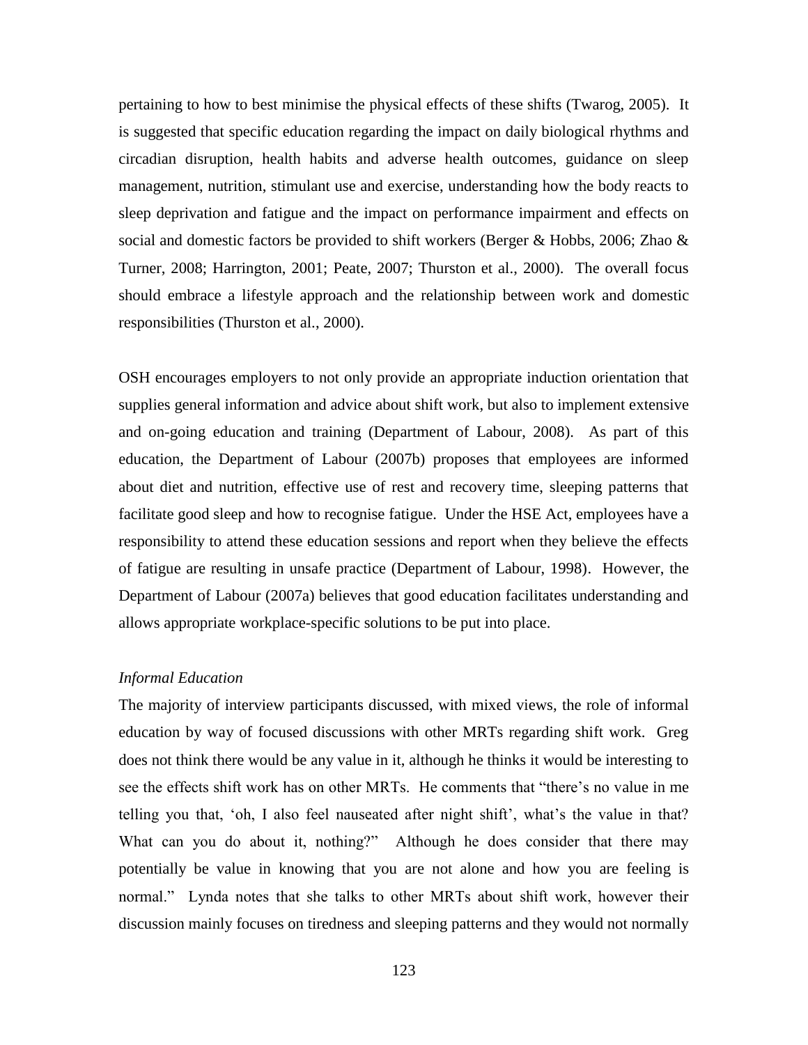pertaining to how to best minimise the physical effects of these shifts (Twarog, 2005). It is suggested that specific education regarding the impact on daily biological rhythms and circadian disruption, health habits and adverse health outcomes, guidance on sleep management, nutrition, stimulant use and exercise, understanding how the body reacts to sleep deprivation and fatigue and the impact on performance impairment and effects on social and domestic factors be provided to shift workers (Berger & Hobbs, 2006; Zhao & Turner, 2008; Harrington, 2001; Peate, 2007; Thurston et al., 2000). The overall focus should embrace a lifestyle approach and the relationship between work and domestic responsibilities (Thurston et al., 2000).

OSH encourages employers to not only provide an appropriate induction orientation that supplies general information and advice about shift work, but also to implement extensive and on-going education and training (Department of Labour, 2008). As part of this education, the Department of Labour (2007b) proposes that employees are informed about diet and nutrition, effective use of rest and recovery time, sleeping patterns that facilitate good sleep and how to recognise fatigue. Under the HSE Act, employees have a responsibility to attend these education sessions and report when they believe the effects of fatigue are resulting in unsafe practice (Department of Labour, 1998). However, the Department of Labour (2007a) believes that good education facilitates understanding and allows appropriate workplace-specific solutions to be put into place.

*Informal Education*

The majority of interview participants discussed, with mixed views, the role of informal education by way of focused discussions with other MRTs regarding shift work. Greg does not think there would be any value in it, although he thinks it would be interesting to see the effects shift work has on other MRTs. He comments that "there's no value in me telling you that, 'oh, I also feel nauseated after night shift', what's the value in that? What can you do about it, nothing?" Although he does consider that there may potentially be value in knowing that you are not alone and how you are feeling is normal." Lynda notes that she talks to other MRTs about shift work, however their discussion mainly focuses on tiredness and sleeping patterns and they would not normally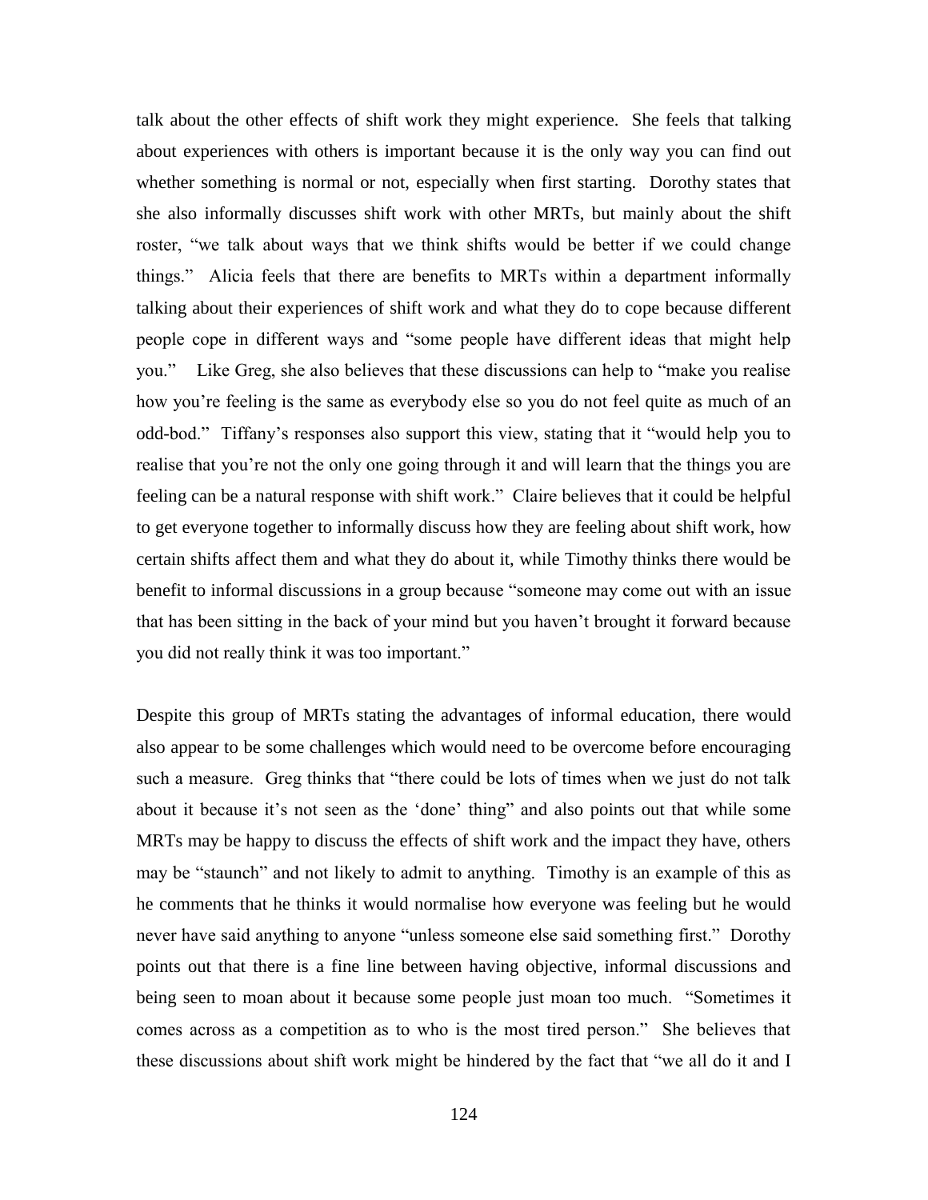talk about the other effects of shift work they might experience. She feels that talking about experiences with others is important because it is the only way you can find out whether something is normal or not, especially when first starting. Dorothy states that she also informally discusses shift work with other MRTs, but mainly about the shift roster, "we talk about ways that we think shifts would be better if we could change things." Alicia feels that there are benefits to MRTs within a department informally talking about their experiences of shift work and what they do to cope because different people cope in different ways and "some people have different ideas that might help you." Like Greg, she also believes that these discussions can help to "make you realise how you're feeling is the same as everybody else so you do not feel quite as much of an odd-bod." Tiffany's responses also support this view, stating that it "would help you to realise that you're not the only one going through it and will learn that the things you are feeling can be a natural response with shift work." Claire believes that it could be helpful to get everyone together to informally discuss how they are feeling about shift work, how certain shifts affect them and what they do about it, while Timothy thinks there would be benefit to informal discussions in a group because "someone may come out with an issue that has been sitting in the back of your mind but you haven't brought it forward because you did not really think it was too important."

Despite this group of MRTs stating the advantages of informal education, there would also appear to be some challenges which would need to be overcome before encouraging such a measure. Greg thinks that "there could be lots of times when we just do not talk about it because it's not seen as the 'done' thing" and also points out that while some MRTs may be happy to discuss the effects of shift work and the impact they have, others may be "staunch" and not likely to admit to anything. Timothy is an example of this as he comments that he thinks it would normalise how everyone was feeling but he would never have said anything to anyone "unless someone else said something first." Dorothy points out that there is a fine line between having objective, informal discussions and being seen to moan about it because some people just moan too much. "Sometimes it comes across as a competition as to who is the most tired person." She believes that these discussions about shift work might be hindered by the fact that "we all do it and I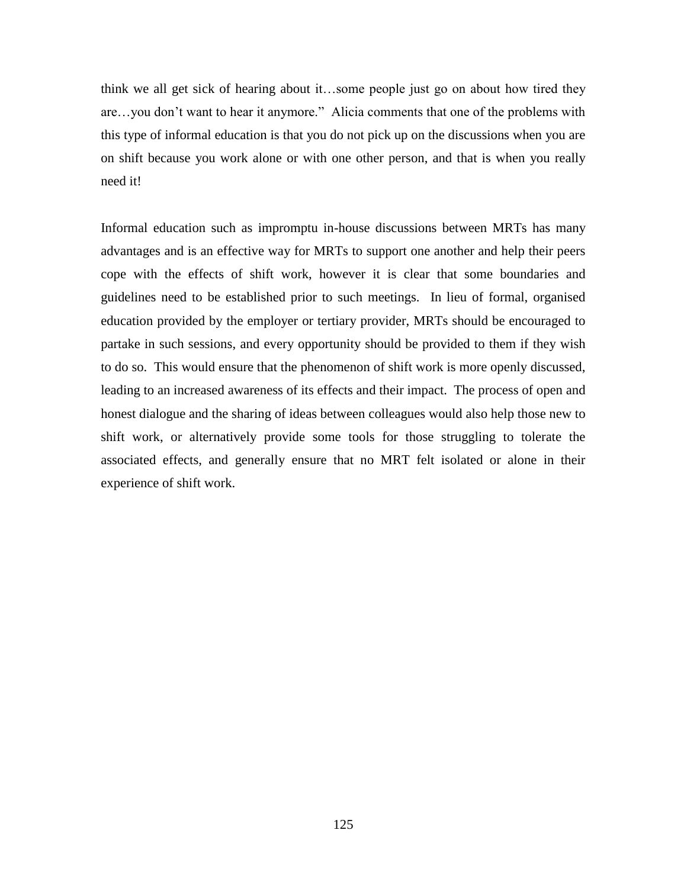think we all get sick of hearing about it…some people just go on about how tired they are…you don't want to hear it anymore." Alicia comments that one of the problems with this type of informal education is that you do not pick up on the discussions when you are on shift because you work alone or with one other person, and that is when you really need it!

Informal education such as impromptu in-house discussions between MRTs has many advantages and is an effective way for MRTs to support one another and help their peers cope with the effects of shift work, however it is clear that some boundaries and guidelines need to be established prior to such meetings. In lieu of formal, organised education provided by the employer or tertiary provider, MRTs should be encouraged to partake in such sessions, and every opportunity should be provided to them if they wish to do so. This would ensure that the phenomenon of shift work is more openly discussed, leading to an increased awareness of its effects and their impact. The process of open and honest dialogue and the sharing of ideas between colleagues would also help those new to shift work, or alternatively provide some tools for those struggling to tolerate the associated effects, and generally ensure that no MRT felt isolated or alone in their experience of shift work.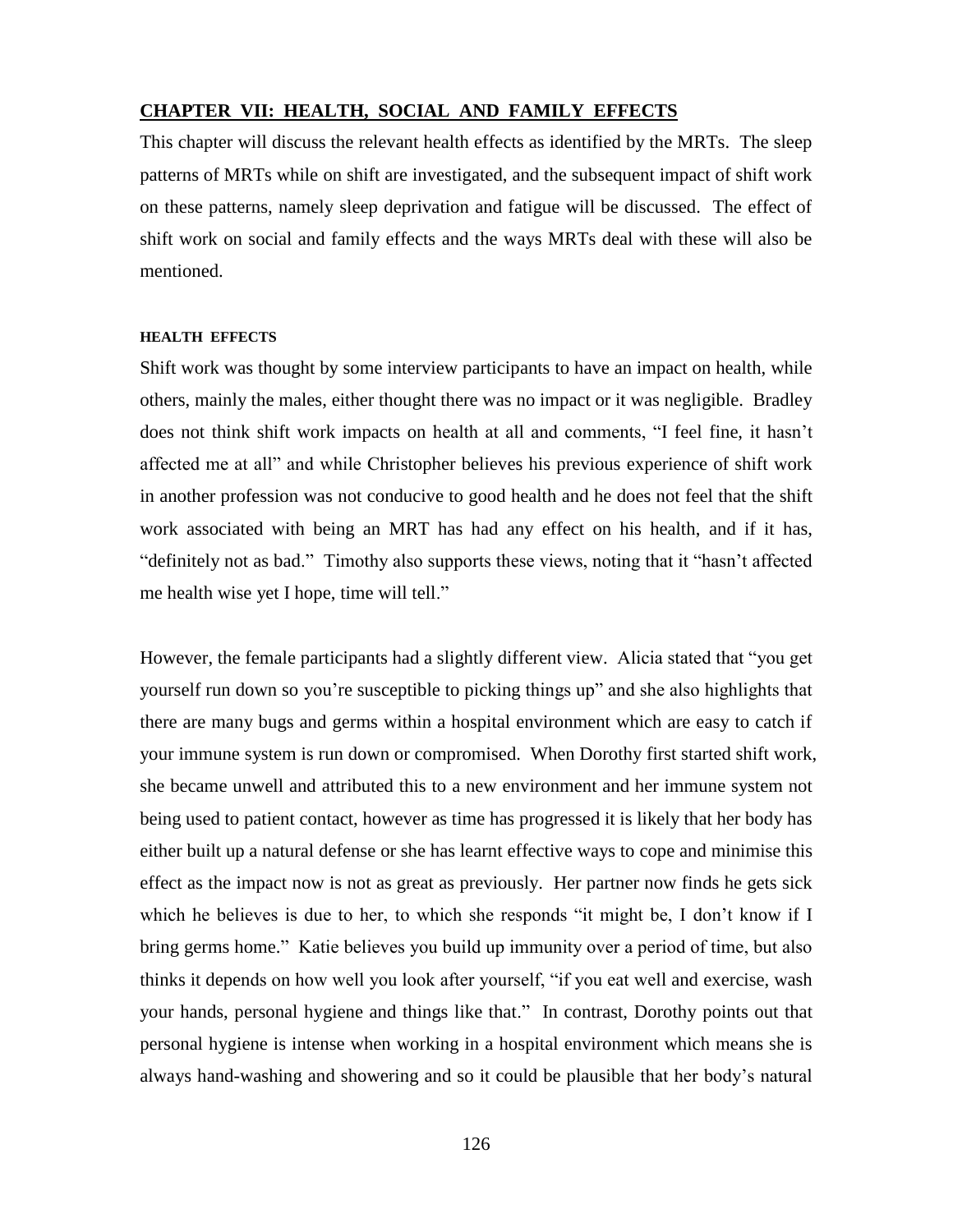## CHAPTER VII: HEALTH, SOCIAL AND FAMILY EFFECTS

This chapter will discuss the relevant health effects as identified by the MRTs. The sleep patterns of MRTs while on shift are investigated, and the subsequent impact of shift work on these patterns, namely sleep deprivation and fatigue will be discussed. The effect of shift work on social and family effects and the ways MRTs deal with these will also be mentioned.

### HEALTH EFFECTS

Shift work was thought by some interview participants to have an impact on health, while others, mainly the males, either thought there was no impact or it was negligible. Bradley does not think shift work impacts on health at all and comments, "I feel fine, it hasn't affected me at all" and while Christopher believes his previous experience of shift work in another profession was not conducive to good health and he does not feel that the shift work associated with being an MRT has had any effect on his health, and if it has, "definitely not as bad." Timothy also supports these views, noting that it "hasn't affected me health wise yet I hope, time will tell."

However, the female participants had a slightly different view. Alicia stated that "you get yourself run down so you're susceptible to picking things up" and she also highlights that there are many bugs and germs within a hospital environment which are easy to catch if your immune system is run down or compromised. When Dorothy first started shift work, she became unwell and attributed this to a new environment and her immune system not being used to patient contact, however as time has progressed it is likely that her body has either built up a natural defense or she has learnt effective ways to cope and minimise this effect as the impact now is not as great as previously. Her partner now finds he gets sick which he believes is due to her, to which she responds "it might be, I don't know if I bring germs home." Katie believes you build up immunity over a period of time, but also thinks it depends on how well you look after yourself, "if you eat well and exercise, wash your hands, personal hygiene and things like that." In contrast, Dorothy points out that personal hygiene is intense when working in a hospital environment which means she is always hand-washing and showering and so it could be plausible that her body's natural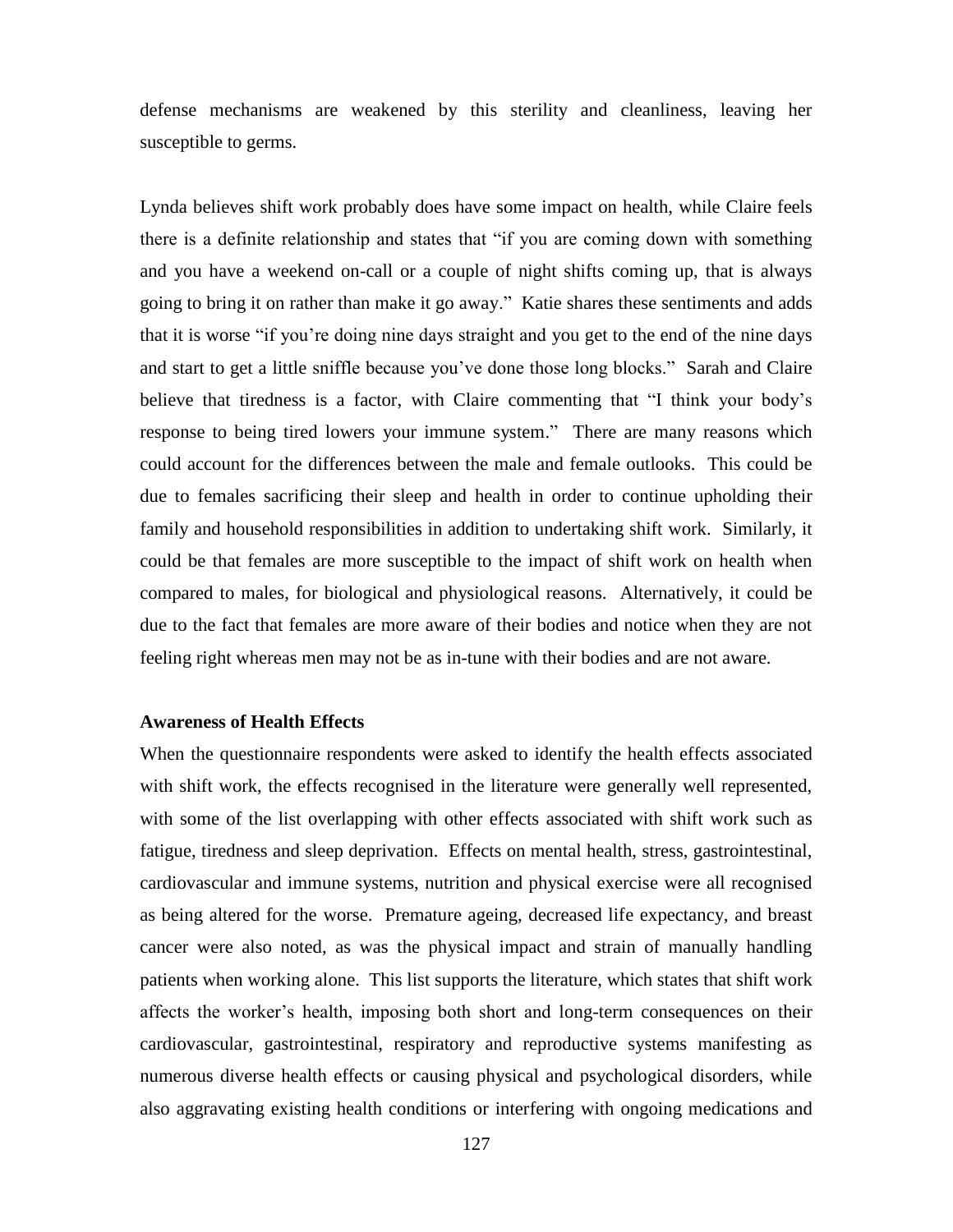defense mechanisms are weakened by this sterility and cleanliness, leaving her susceptible to germs.

Lynda believes shift work probably does have some impact on health, while Claire feels there is a definite relationship and states that "if you are coming down with something and you have a weekend on-call or a couple of night shifts coming up, that is always going to bring it on rather than make it go away." Katie shares these sentiments and adds that it is worse "if you're doing nine days straight and you get to the end of the nine days and start to get a little sniffle because you've done those long blocks." Sarah and Claire believe that tiredness is a factor, with Claire commenting that "I think your body's response to being tired lowers your immune system." There are many reasons which could account for the differences between the male and female outlooks. This could be due to females sacrificing their sleep and health in order to continue upholding their family and household responsibilities in addition to undertaking shift work. Similarly, it could be that females are more susceptible to the impact of shift work on health when compared to males, for biological and physiological reasons. Alternatively, it could be due to the fact that females are more aware of their bodies and notice when they are not feeling right whereas men may not be as in-tune with their bodies and are not aware.

**Awareness of Health Effects**

When the questionnaire respondents were asked to identify the health effects associated with shift work, the effects recognised in the literature were generally well represented, with some of the list overlapping with other effects associated with shift work such as fatigue, tiredness and sleep deprivation. Effects on mental health, stress, gastrointestinal, cardiovascular and immune systems, nutrition and physical exercise were all recognised as being altered for the worse. Premature ageing, decreased life expectancy, and breast cancer were also noted, as was the physical impact and strain of manually handling patients when working alone. This list supports the literature, which states that shift work affects the worker's health, imposing both short and long-term consequences on their cardiovascular, gastrointestinal, respiratory and reproductive systems manifesting as numerous diverse health effects or causing physical and psychological disorders, while also aggravating existing health conditions or interfering with ongoing medications and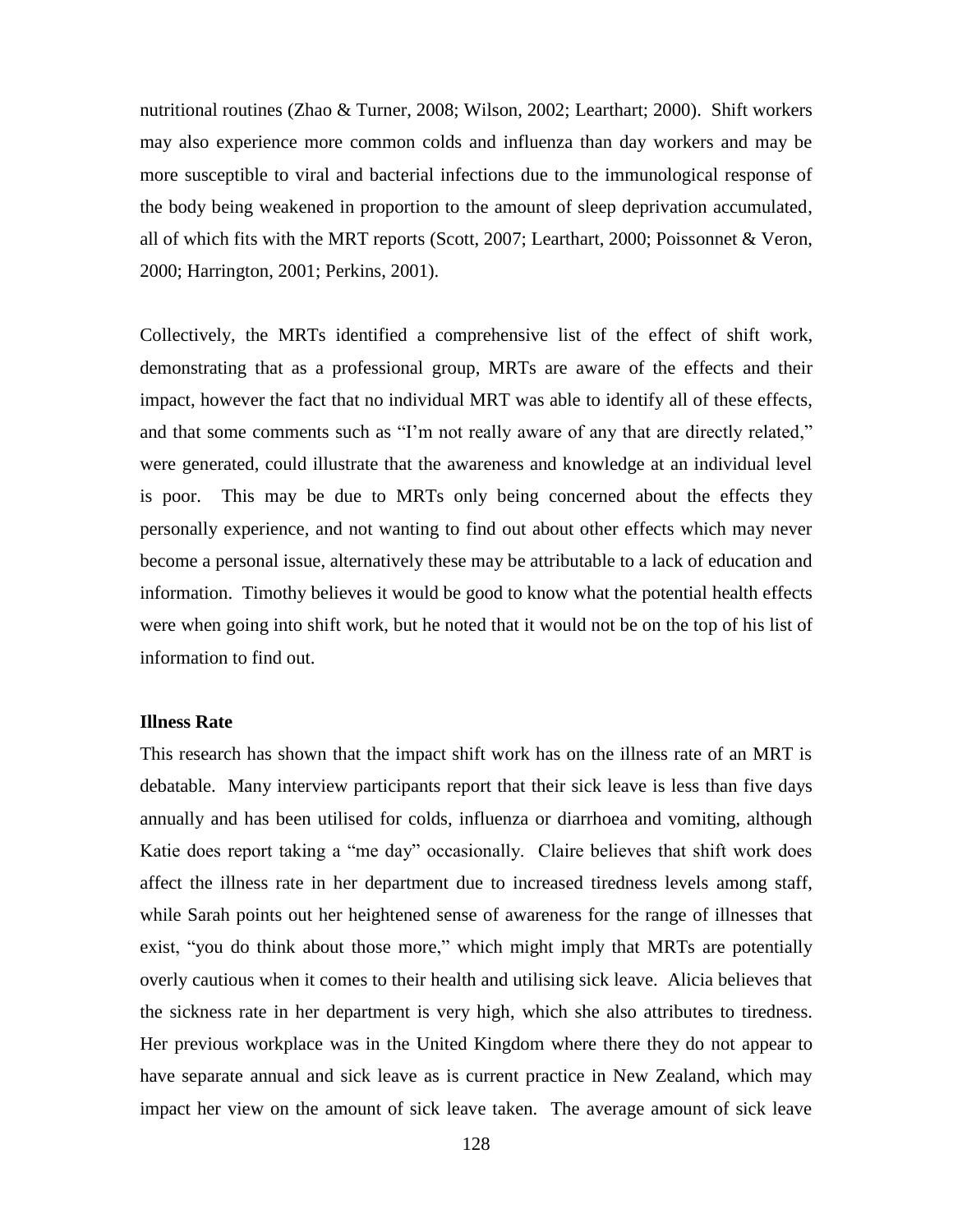nutritional routines (Zhao & Turner, 2008; Wilson, 2002; Learthart; 2000). Shift workers may also experience more common colds and influenza than day workers and may be more susceptible to viral and bacterial infections due to the immunological response of the body being weakened in proportion to the amount of sleep deprivation accumulated, all of which fits with the MRT reports (Scott, 2007; Learthart, 2000; Poissonnet & Veron, 2000; Harrington, 2001; Perkins, 2001).

Collectively, the MRTs identified a comprehensive list of the effect of shift work, demonstrating that as a professional group, MRTs are aware of the effects and their impact, however the fact that no individual MRT was able to identify all of these effects, and that some comments such as "I'm not really aware of any that are directly related," were generated, could illustrate that the awareness and knowledge at an individual level is poor. This may be due to MRTs only being concerned about the effects they personally experience, and not wanting to find out about other effects which may never become a personal issue, alternatively these may be attributable to a lack of education and information. Timothy believes it would be good to know what the potential health effects were when going into shift work, but he noted that it would not be on the top of his list of information to find out.

**Illness Rate**

This research has shown that the impact shift work has on the illness rate of an MRT is debatable. Many interview participants report that their sick leave is less than five days annually and has been utilised for colds, influenza or diarrhoea and vomiting, although Katie does report taking a "me day" occasionally. Claire believes that shift work does affect the illness rate in her department due to increased tiredness levels among staff, while Sarah points out her heightened sense of awareness for the range of illnesses that exist, "you do think about those more," which might imply that MRTs are potentially overly cautious when it comes to their health and utilising sick leave. Alicia believes that the sickness rate in her department is very high, which she also attributes to tiredness. Her previous workplace was in the United Kingdom where there they do not appear to have separate annual and sick leave as is current practice in New Zealand, which may impact her view on the amount of sick leave taken. The average amount of sick leave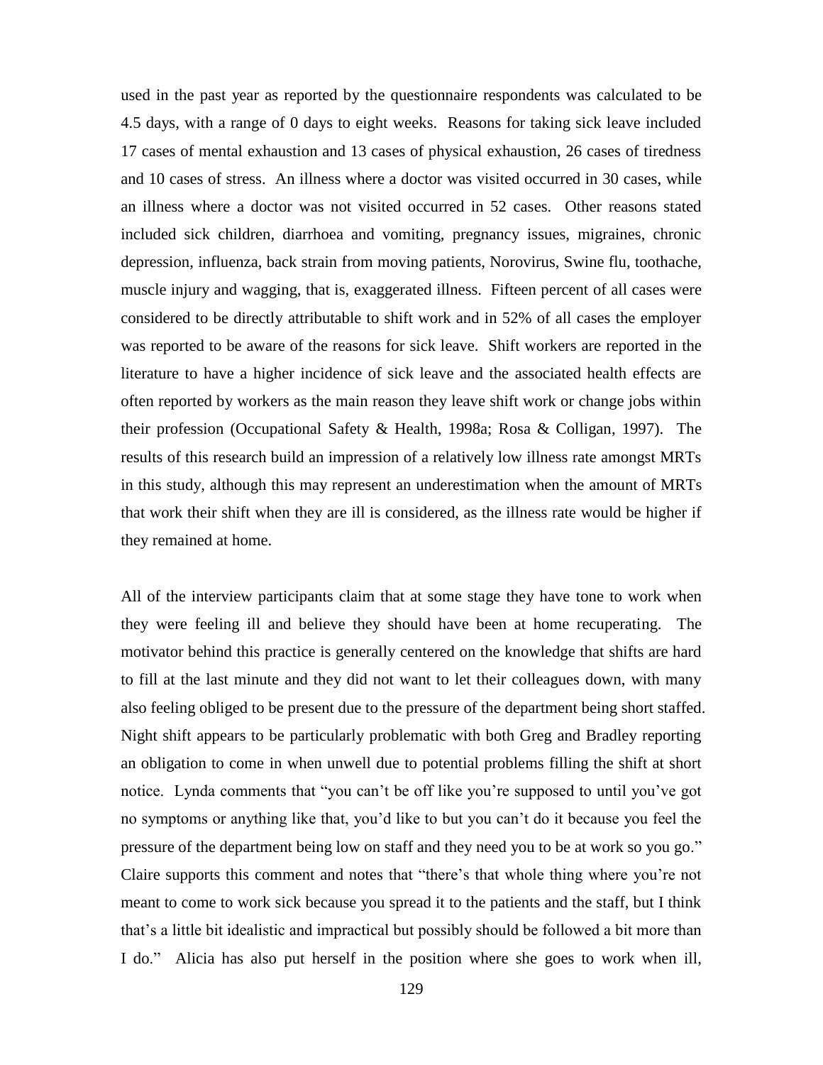used in the past year as reported by the questionnaire respondents was calculated to be 4.5 days, with a range of 0 days to eight weeks. Reasons for taking sick leave included 17 cases of mental exhaustion and 13 cases of physical exhaustion, 26 cases of tiredness and 10 cases of stress. An illness where a doctor was visited occurred in 30 cases, while an illness where a doctor was not visited occurred in 52 cases. Other reasons stated included sick children, diarrhoea and vomiting, pregnancy issues, migraines, chronic depression, influenza, back strain from moving patients, Norovirus, Swine flu, toothache, muscle injury and wagging, that is, exaggerated illness. Fifteen percent of all cases were considered to be directly attributable to shift work and in 52% of all cases the employer was reported to be aware of the reasons for sick leave. Shift workers are reported in the literature to have a higher incidence of sick leave and the associated health effects are often reported by workers as the main reason they leave shift work or change jobs within their profession (Occupational Safety & Health, 1998a; Rosa & Colligan, 1997). The results of this research build an impression of a relatively low illness rate amongst MRTs in this study, although this may represent an underestimation when the amount of MRTs that work their shift when they are ill is considered, as the illness rate would be higher if they remained at home.

All of the interview participants claim that at some stage they have tone to work when they were feeling ill and believe they should have been at home recuperating. The motivator behind this practice is generally centered on the knowledge that shifts are hard to fill at the last minute and they did not want to let their colleagues down, with many also feeling obliged to be present due to the pressure of the department being short staffed. Night shift appears to be particularly problematic with both Greg and Bradley reporting an obligation to come in when unwell due to potential problems filling the shift at short notice. Lynda comments that "you can't be off like you're supposed to until you've got no symptoms or anything like that, you'd like to but you can't do it because you feel the pressure of the department being low on staff and they need you to be at work so you go." Claire supports this comment and notes that "there's that whole thing where you're not meant to come to work sick because you spread it to the patients and the staff, but I think that's a little bit idealistic and impractical but possibly should be followed a bit more than I do." Alicia has also put herself in the position where she goes to work when ill,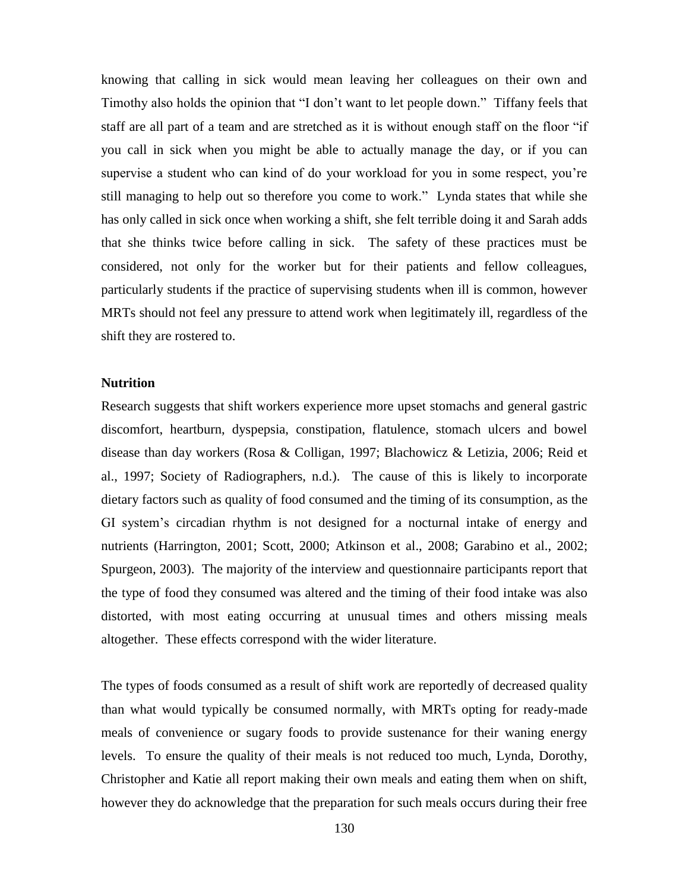knowing that calling in sick would mean leaving her colleagues on their own and Timothy also holds the opinion that "I don't want to let people down." Tiffany feels that staff are all part of a team and are stretched as it is without enough staff on the floor "if you call in sick when you might be able to actually manage the day, or if you can supervise a student who can kind of do your workload for you in some respect, you're still managing to help out so therefore you come to work." Lynda states that while she has only called in sick once when working a shift, she felt terrible doing it and Sarah adds that she thinks twice before calling in sick. The safety of these practices must be considered, not only for the worker but for their patients and fellow colleagues, particularly students if the practice of supervising students when ill is common, however MRTs should not feel any pressure to attend work when legitimately ill, regardless of the shift they are rostered to.

**Nutrition**

Research suggests that shift workers experience more upset stomachs and general gastric discomfort, heartburn, dyspepsia, constipation, flatulence, stomach ulcers and bowel disease than day workers (Rosa & Colligan, 1997; Blachowicz & Letizia, 2006; Reid et al., 1997; Society of Radiographers, n.d.). The cause of this is likely to incorporate dietary factors such as quality of food consumed and the timing of its consumption, as the GI system's circadian rhythm is not designed for a nocturnal intake of energy and nutrients (Harrington, 2001; Scott, 2000; Atkinson et al., 2008; Garabino et al., 2002; Spurgeon, 2003). The majority of the interview and questionnaire participants report that the type of food they consumed was altered and the timing of their food intake was also distorted, with most eating occurring at unusual times and others missing meals altogether. These effects correspond with the wider literature.

The types of foods consumed as a result of shift work are reportedly of decreased quality than what would typically be consumed normally, with MRTs opting for ready-made meals of convenience or sugary foods to provide sustenance for their waning energy levels. To ensure the quality of their meals is not reduced too much, Lynda, Dorothy, Christopher and Katie all report making their own meals and eating them when on shift, however they do acknowledge that the preparation for such meals occurs during their free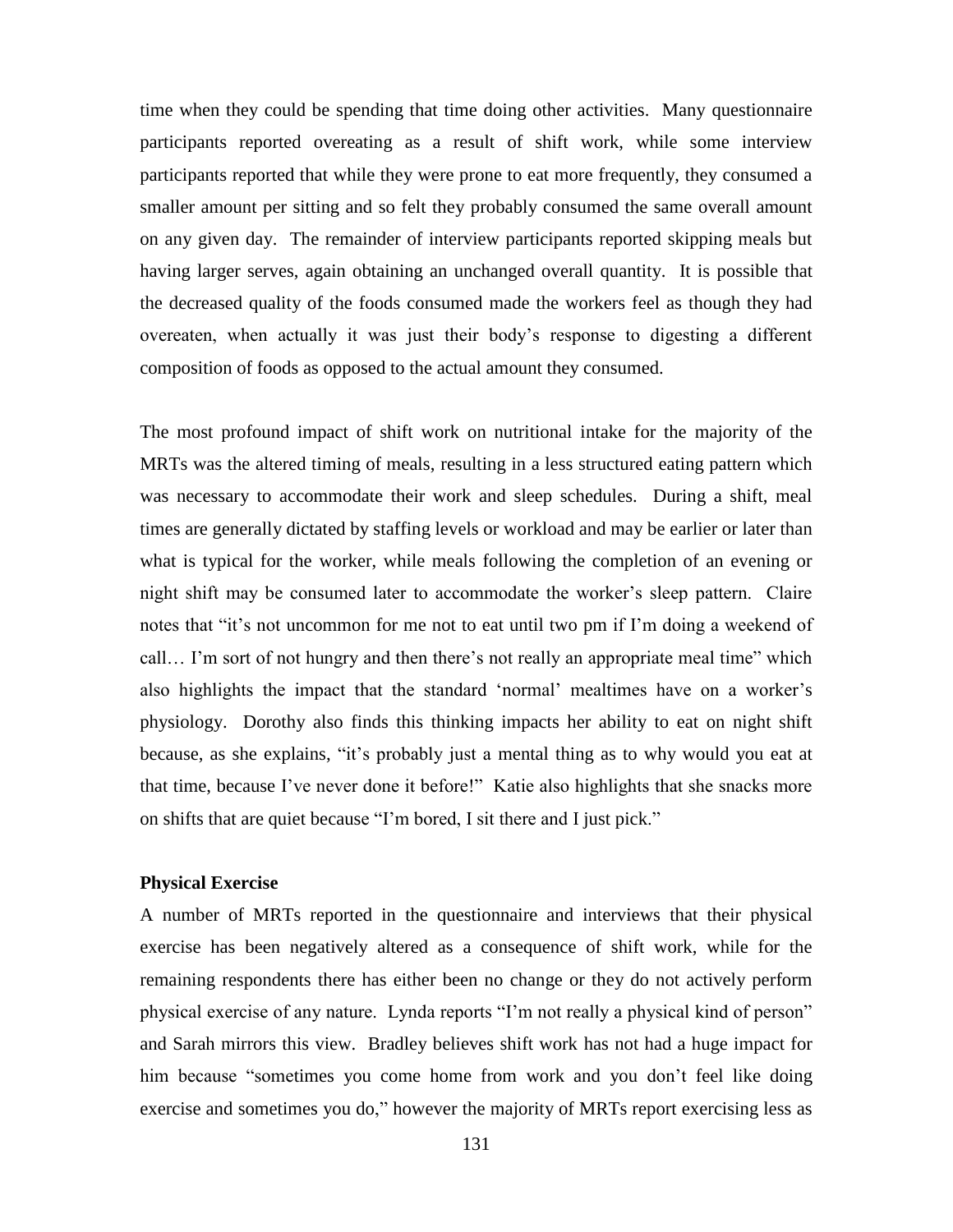time when they could be spending that time doing other activities. Many questionnaire participants reported overeating as a result of shift work, while some interview participants reported that while they were prone to eat more frequently, they consumed a smaller amount per sitting and so felt they probably consumed the same overall amount on any given day. The remainder of interview participants reported skipping meals but having larger serves, again obtaining an unchanged overall quantity. It is possible that the decreased quality of the foods consumed made the workers feel as though they had overeaten, when actually it was just their body's response to digesting a different composition of foods as opposed to the actual amount they consumed.

The most profound impact of shift work on nutritional intake for the majority of the MRTs was the altered timing of meals, resulting in a less structured eating pattern which was necessary to accommodate their work and sleep schedules. During a shift, meal times are generally dictated by staffing levels or workload and may be earlier or later than what is typical for the worker, while meals following the completion of an evening or night shift may be consumed later to accommodate the worker's sleep pattern. Claire notes that "it's not uncommon for me not to eat until two pm if I'm doing a weekend of call… I'm sort of not hungry and then there's not really an appropriate meal time" which also highlights the impact that the standard 'normal' mealtimes have on a worker's physiology. Dorothy also finds this thinking impacts her ability to eat on night shift because, as she explains, "it's probably just a mental thing as to why would you eat at that time, because I've never done it before!" Katie also highlights that she snacks more on shifts that are quiet because "I'm bored, I sit there and I just pick."

### Physical Exercise

A number of MRTs reported in the questionnaire and interviews that their physical exercise has been negatively altered as a consequence of shift work, while for the remaining respondents there has either been no change or they do not actively perform physical exercise of any nature. Lynda reports "I'm not really a physical kind of person" and Sarah mirrors this view. Bradley believes shift work has not had a huge impact for him because "sometimes you come home from work and you don't feel like doing exercise and sometimes you do," however the majority of MRTs report exercising less as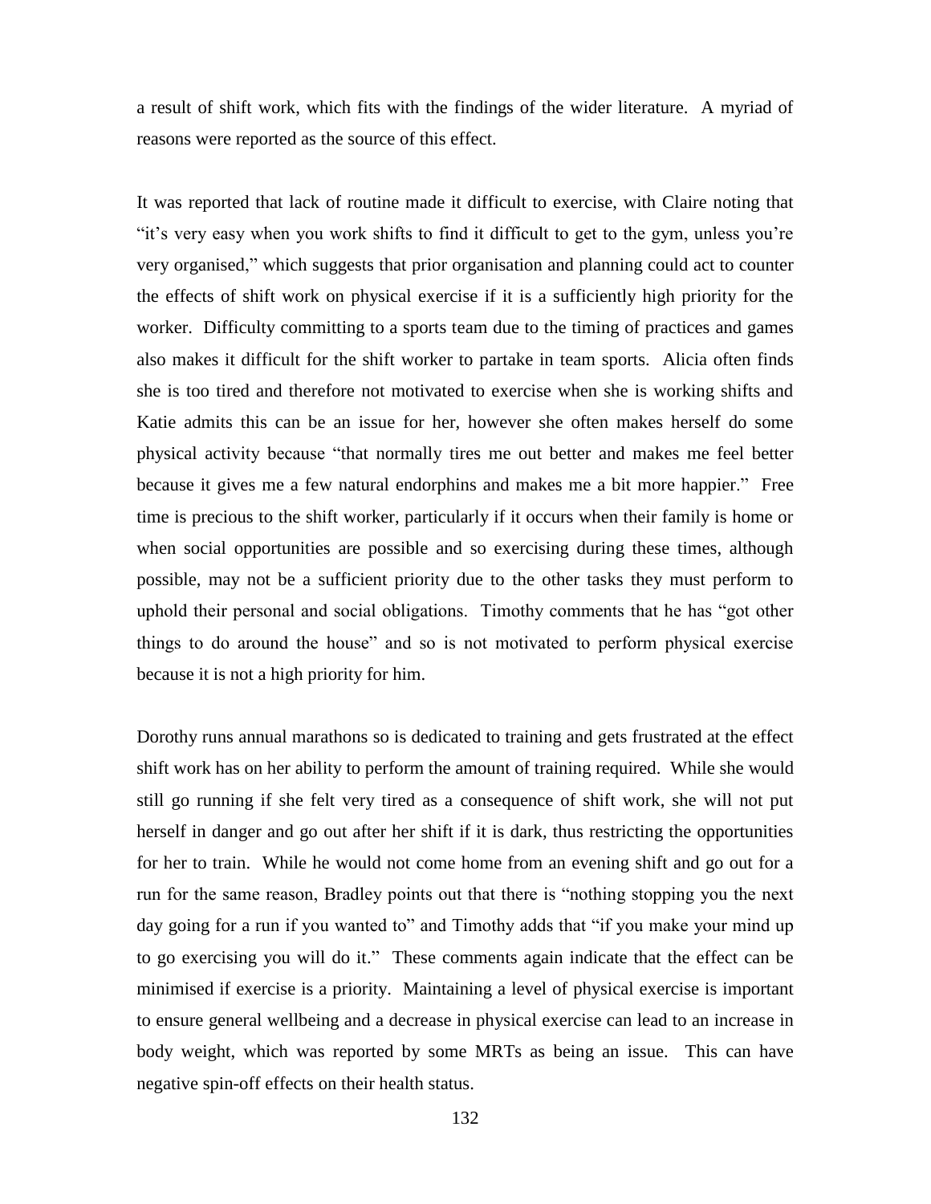a result of shift work, which fits with the findings of the wider literature. A myriad of reasons were reported as the source of this effect.

It was reported that lack of routine made it difficult to exercise, with Claire noting that "it's very easy when you work shifts to find it difficult to get to the gym, unless you're very organised," which suggests that prior organisation and planning could act to counter the effects of shift work on physical exercise if it is a sufficiently high priority for the worker. Difficulty committing to a sports team due to the timing of practices and games also makes it difficult for the shift worker to partake in team sports. Alicia often finds she is too tired and therefore not motivated to exercise when she is working shifts and Katie admits this can be an issue for her, however she often makes herself do some physical activity because "that normally tires me out better and makes me feel better because it gives me a few natural endorphins and makes me a bit more happier." Free time is precious to the shift worker, particularly if it occurs when their family is home or when social opportunities are possible and so exercising during these times, although possible, may not be a sufficient priority due to the other tasks they must perform to uphold their personal and social obligations. Timothy comments that he has "got other things to do around the house" and so is not motivated to perform physical exercise because it is not a high priority for him.

Dorothy runs annual marathons so is dedicated to training and gets frustrated at the effect shift work has on her ability to perform the amount of training required. While she would still go running if she felt very tired as a consequence of shift work, she will not put herself in danger and go out after her shift if it is dark, thus restricting the opportunities for her to train. While he would not come home from an evening shift and go out for a run for the same reason, Bradley points out that there is "nothing stopping you the next day going for a run if you wanted to" and Timothy adds that "if you make your mind up to go exercising you will do it." These comments again indicate that the effect can be minimised if exercise is a priority. Maintaining a level of physical exercise is important to ensure general wellbeing and a decrease in physical exercise can lead to an increase in body weight, which was reported by some MRTs as being an issue. This can have negative spin-off effects on their health status.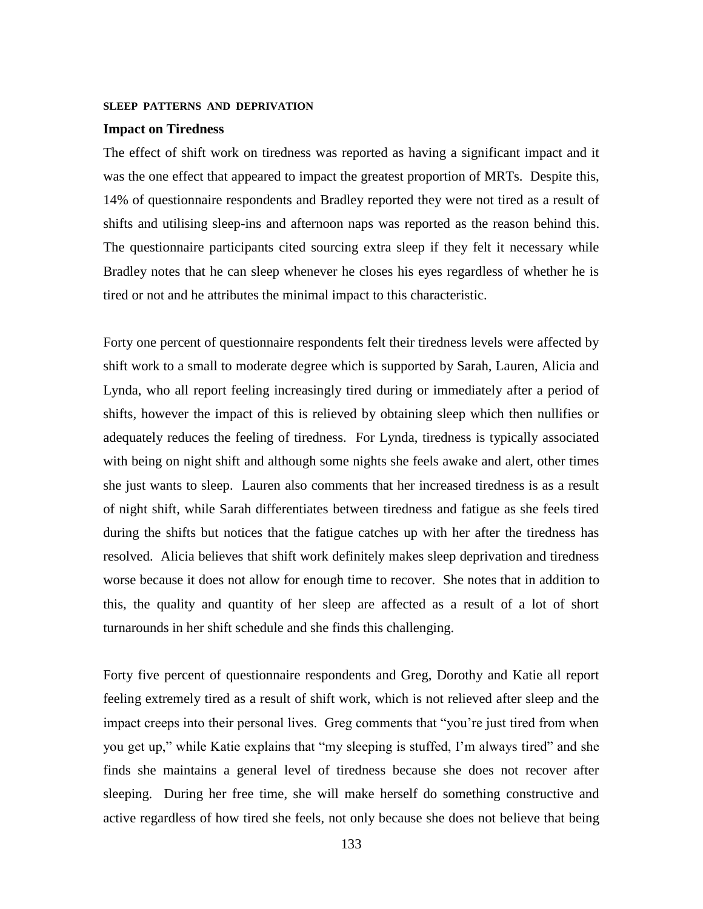## SLEEP PATTERNS AND DEPRIVATION

### Impact on Tiredness

The effect of shift work on tiredness was reported as having a significant impact and it was the one effect that appeared to impact the greatest proportion of MRTs. Despite this, 14% of questionnaire respondents and Bradley reported they were not tired as a result of shifts and utilising sleep-ins and afternoon naps was reported as the reason behind this. The questionnaire participants cited sourcing extra sleep if they felt it necessary while Bradley notes that he can sleep whenever he closes his eyes regardless of whether he is tired or not and he attributes the minimal impact to this characteristic.

Forty one percent of questionnaire respondents felt their tiredness levels were affected by shift work to a small to moderate degree which is supported by Sarah, Lauren, Alicia and Lynda, who all report feeling increasingly tired during or immediately after a period of shifts, however the impact of this is relieved by obtaining sleep which then nullifies or adequately reduces the feeling of tiredness. For Lynda, tiredness is typically associated with being on night shift and although some nights she feels awake and alert, other times she just wants to sleep. Lauren also comments that her increased tiredness is as a result of night shift, while Sarah differentiates between tiredness and fatigue as she feels tired during the shifts but notices that the fatigue catches up with her after the tiredness has resolved. Alicia believes that shift work definitely makes sleep deprivation and tiredness worse because it does not allow for enough time to recover. She notes that in addition to this, the quality and quantity of her sleep are affected as a result of a lot of short turnarounds in her shift schedule and she finds this challenging.

Forty five percent of questionnaire respondents and Greg, Dorothy and Katie all report feeling extremely tired as a result of shift work, which is not relieved after sleep and the impact creeps into their personal lives. Greg comments that "you're just tired from when you get up," while Katie explains that "my sleeping is stuffed, I'm always tired" and she finds she maintains a general level of tiredness because she does not recover after sleeping. During her free time, she will make herself do something constructive and active regardless of how tired she feels, not only because she does not believe that being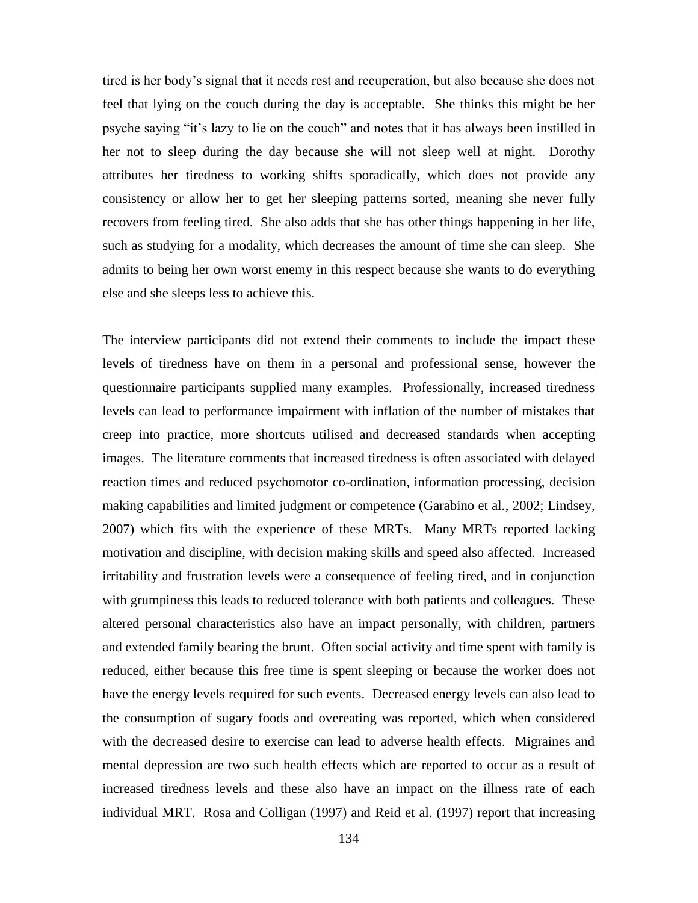tired is her body's signal that it needs rest and recuperation, but also because she does not feel that lying on the couch during the day is acceptable. She thinks this might be her psyche saying "it's lazy to lie on the couch" and notes that it has always been instilled in her not to sleep during the day because she will not sleep well at night. Dorothy attributes her tiredness to working shifts sporadically, which does not provide any consistency or allow her to get her sleeping patterns sorted, meaning she never fully recovers from feeling tired. She also adds that she has other things happening in her life, such as studying for a modality, which decreases the amount of time she can sleep. She admits to being her own worst enemy in this respect because she wants to do everything else and she sleeps less to achieve this.

The interview participants did not extend their comments to include the impact these levels of tiredness have on them in a personal and professional sense, however the questionnaire participants supplied many examples. Professionally, increased tiredness levels can lead to performance impairment with inflation of the number of mistakes that creep into practice, more shortcuts utilised and decreased standards when accepting images. The literature comments that increased tiredness is often associated with delayed reaction times and reduced psychomotor co-ordination, information processing, decision making capabilities and limited judgment or competence (Garabino et al., 2002; Lindsey, 2007) which fits with the experience of these MRTs. Many MRTs reported lacking motivation and discipline, with decision making skills and speed also affected. Increased irritability and frustration levels were a consequence of feeling tired, and in conjunction with grumpiness this leads to reduced tolerance with both patients and colleagues. These altered personal characteristics also have an impact personally, with children, partners and extended family bearing the brunt. Often social activity and time spent with family is reduced, either because this free time is spent sleeping or because the worker does not have the energy levels required for such events. Decreased energy levels can also lead to the consumption of sugary foods and overeating was reported, which when considered with the decreased desire to exercise can lead to adverse health effects. Migraines and mental depression are two such health effects which are reported to occur as a result of increased tiredness levels and these also have an impact on the illness rate of each individual MRT. Rosa and Colligan (1997) and Reid et al. (1997) report that increasing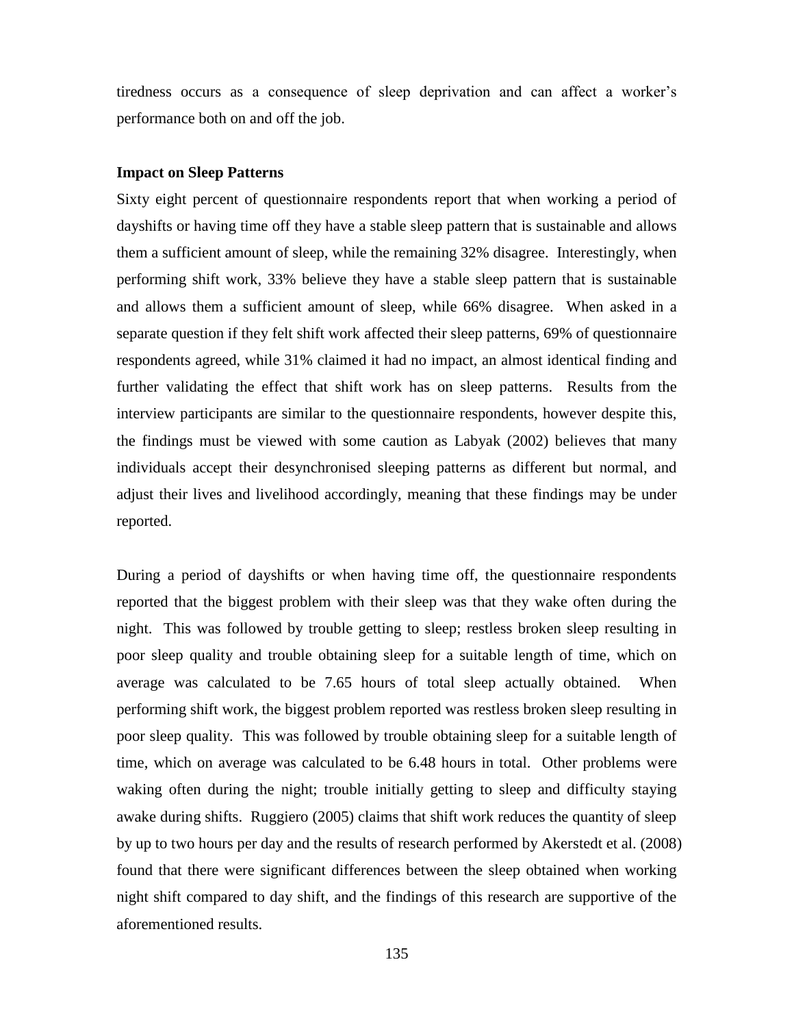tiredness occurs as a consequence of sleep deprivation and can affect a worker's performance both on and off the job.

**Impact on Sleep Patterns**

Sixty eight percent of questionnaire respondents report that when working a period of dayshifts or having time off they have a stable sleep pattern that is sustainable and allows them a sufficient amount of sleep, while the remaining 32% disagree. Interestingly, when performing shift work, 33% believe they have a stable sleep pattern that is sustainable and allows them a sufficient amount of sleep, while 66% disagree. When asked in a separate question if they felt shift work affected their sleep patterns, 69% of questionnaire respondents agreed, while 31% claimed it had no impact, an almost identical finding and further validating the effect that shift work has on sleep patterns. Results from the interview participants are similar to the questionnaire respondents, however despite this, the findings must be viewed with some caution as Labyak (2002) believes that many individuals accept their desynchronised sleeping patterns as different but normal, and adjust their lives and livelihood accordingly, meaning that these findings may be under reported.

During a period of dayshifts or when having time off, the questionnaire respondents reported that the biggest problem with their sleep was that they wake often during the night. This was followed by trouble getting to sleep; restless broken sleep resulting in poor sleep quality and trouble obtaining sleep for a suitable length of time, which on average was calculated to be 7.65 hours of total sleep actually obtained. When performing shift work, the biggest problem reported was restless broken sleep resulting in poor sleep quality. This was followed by trouble obtaining sleep for a suitable length of time, which on average was calculated to be 6.48 hours in total. Other problems were waking often during the night; trouble initially getting to sleep and difficulty staying awake during shifts. Ruggiero (2005) claims that shift work reduces the quantity of sleep by up to two hours per day and the results of research performed by Akerstedt et al. (2008) found that there were significant differences between the sleep obtained when working night shift compared to day shift, and the findings of this research are supportive of the aforementioned results.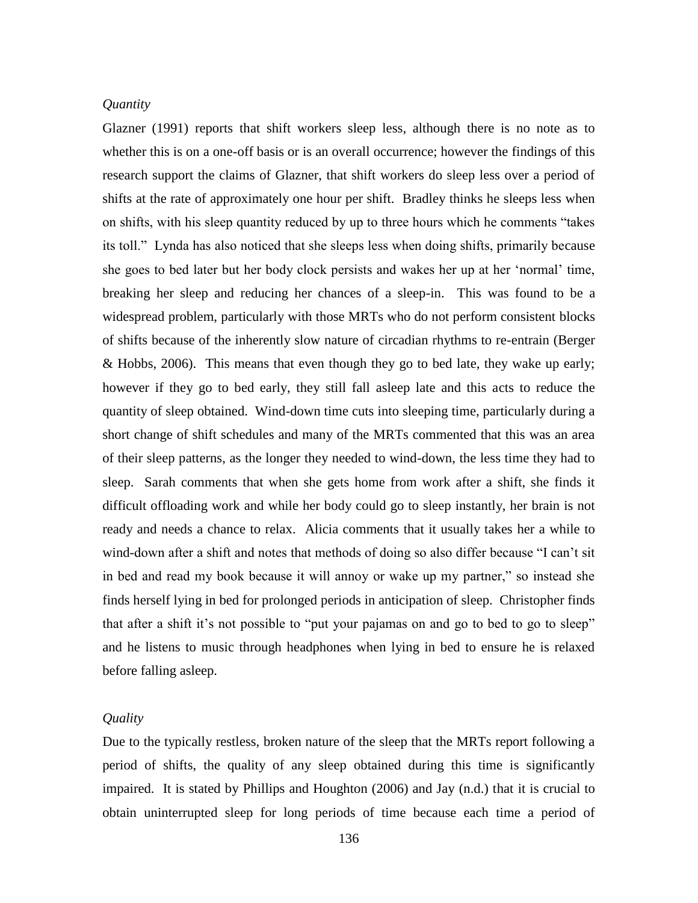*Quantity*

Glazner (1991) reports that shift workers sleep less, although there is no note as to whether this is on a one-off basis or is an overall occurrence; however the findings of this research support the claims of Glazner, that shift workers do sleep less over a period of shifts at the rate of approximately one hour per shift. Bradley thinks he sleeps less when on shifts, with his sleep quantity reduced by up to three hours which he comments "takes its toll." Lynda has also noticed that she sleeps less when doing shifts, primarily because she goes to bed later but her body clock persists and wakes her up at her 'normal' time, breaking her sleep and reducing her chances of a sleep-in. This was found to be a widespread problem, particularly with those MRTs who do not perform consistent blocks of shifts because of the inherently slow nature of circadian rhythms to re-entrain (Berger & Hobbs, 2006). This means that even though they go to bed late, they wake up early; however if they go to bed early, they still fall asleep late and this acts to reduce the quantity of sleep obtained. Wind-down time cuts into sleeping time, particularly during a short change of shift schedules and many of the MRTs commented that this was an area of their sleep patterns, as the longer they needed to wind-down, the less time they had to sleep. Sarah comments that when she gets home from work after a shift, she finds it difficult offloading work and while her body could go to sleep instantly, her brain is not ready and needs a chance to relax. Alicia comments that it usually takes her a while to wind-down after a shift and notes that methods of doing so also differ because "I can't sit in bed and read my book because it will annoy or wake up my partner," so instead she finds herself lying in bed for prolonged periods in anticipation of sleep. Christopher finds that after a shift it's not possible to "put your pajamas on and go to bed to go to sleep" and he listens to music through headphones when lying in bed to ensure he is relaxed before falling asleep.

*Quality*

Due to the typically restless, broken nature of the sleep that the MRTs report following a period of shifts, the quality of any sleep obtained during this time is significantly impaired. It is stated by Phillips and Houghton (2006) and Jay (n.d.) that it is crucial to obtain uninterrupted sleep for long periods of time because each time a period of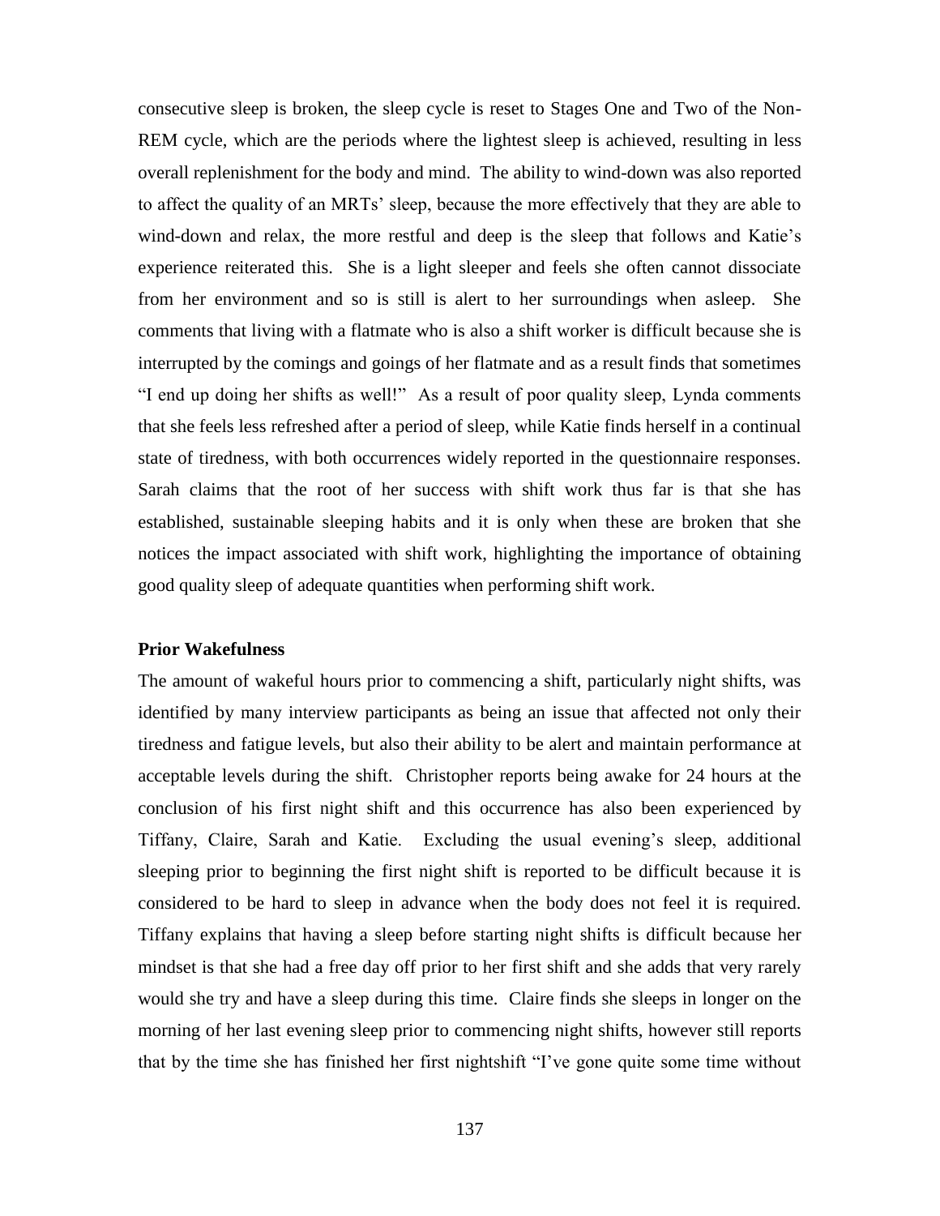consecutive sleep is broken, the sleep cycle is reset to Stages One and Two of the Non-REM cycle, which are the periods where the lightest sleep is achieved, resulting in less overall replenishment for the body and mind. The ability to wind-down was also reported to affect the quality of an MRTs' sleep, because the more effectively that they are able to wind-down and relax, the more restful and deep is the sleep that follows and Katie's experience reiterated this. She is a light sleeper and feels she often cannot dissociate from her environment and so is still is alert to her surroundings when asleep. She comments that living with a flatmate who is also a shift worker is difficult because she is interrupted by the comings and goings of her flatmate and as a result finds that sometimes "I end up doing her shifts as well!" As a result of poor quality sleep, Lynda comments that she feels less refreshed after a period of sleep, while Katie finds herself in a continual state of tiredness, with both occurrences widely reported in the questionnaire responses. Sarah claims that the root of her success with shift work thus far is that she has established, sustainable sleeping habits and it is only when these are broken that she notices the impact associated with shift work, highlighting the importance of obtaining good quality sleep of adequate quantities when performing shift work.

**Prior Wakefulness**

The amount of wakeful hours prior to commencing a shift, particularly night shifts, was identified by many interview participants as being an issue that affected not only their tiredness and fatigue levels, but also their ability to be alert and maintain performance at acceptable levels during the shift. Christopher reports being awake for 24 hours at the conclusion of his first night shift and this occurrence has also been experienced by Tiffany, Claire, Sarah and Katie. Excluding the usual evening's sleep, additional sleeping prior to beginning the first night shift is reported to be difficult because it is considered to be hard to sleep in advance when the body does not feel it is required. Tiffany explains that having a sleep before starting night shifts is difficult because her mindset is that she had a free day off prior to her first shift and she adds that very rarely would she try and have a sleep during this time. Claire finds she sleeps in longer on the morning of her last evening sleep prior to commencing night shifts, however still reports that by the time she has finished her first nightshift "I've gone quite some time without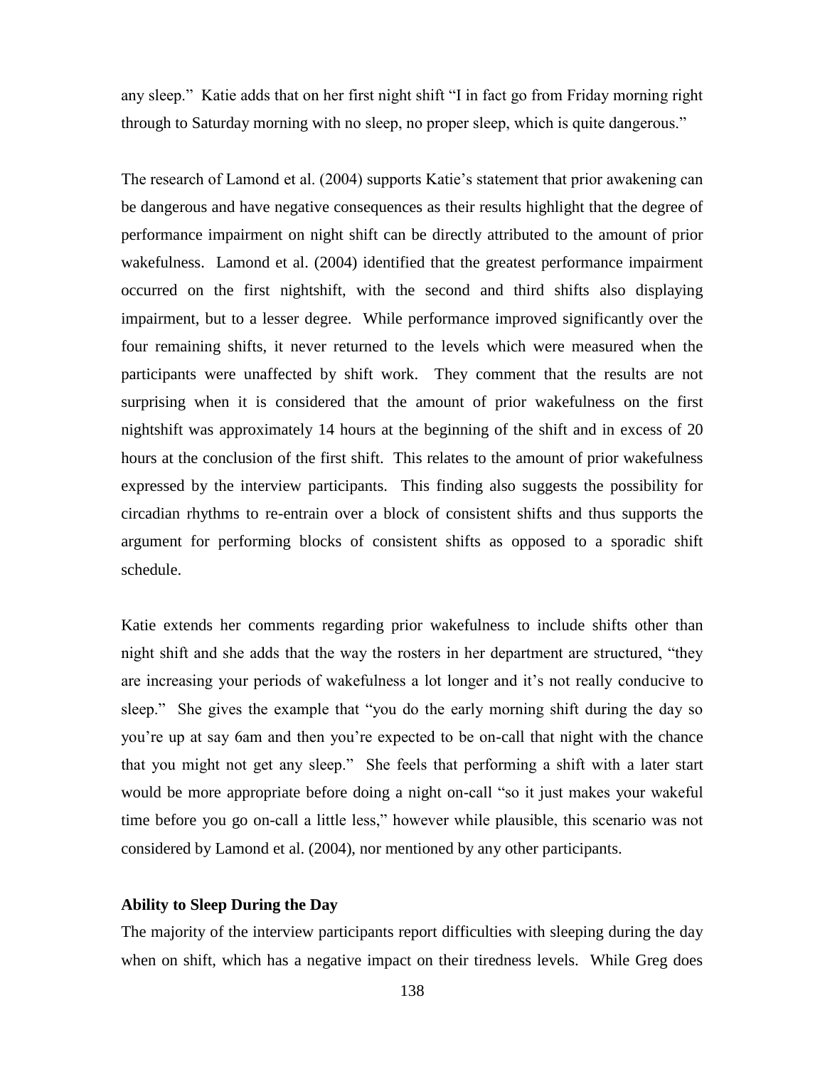any sleep." Katie adds that on her first night shift "I in fact go from Friday morning right through to Saturday morning with no sleep, no proper sleep, which is quite dangerous."

The research of Lamond et al. (2004) supports Katie's statement that prior awakening can be dangerous and have negative consequences as their results highlight that the degree of performance impairment on night shift can be directly attributed to the amount of prior wakefulness. Lamond et al. (2004) identified that the greatest performance impairment occurred on the first nightshift, with the second and third shifts also displaying impairment, but to a lesser degree. While performance improved significantly over the four remaining shifts, it never returned to the levels which were measured when the participants were unaffected by shift work. They comment that the results are not surprising when it is considered that the amount of prior wakefulness on the first nightshift was approximately 14 hours at the beginning of the shift and in excess of 20 hours at the conclusion of the first shift. This relates to the amount of prior wakefulness expressed by the interview participants. This finding also suggests the possibility for circadian rhythms to re-entrain over a block of consistent shifts and thus supports the argument for performing blocks of consistent shifts as opposed to a sporadic shift schedule.

Katie extends her comments regarding prior wakefulness to include shifts other than night shift and she adds that the way the rosters in her department are structured, "they are increasing your periods of wakefulness a lot longer and it's not really conducive to sleep." She gives the example that "you do the early morning shift during the day so you're up at say 6am and then you're expected to be on-call that night with the chance that you might not get any sleep." She feels that performing a shift with a later start would be more appropriate before doing a night on-call "so it just makes your wakeful time before you go on-call a little less," however while plausible, this scenario was not considered by Lamond et al. (2004), nor mentioned by any other participants.

**Ability to Sleep During the Day**

The majority of the interview participants report difficulties with sleeping during the day when on shift, which has a negative impact on their tiredness levels. While Greg does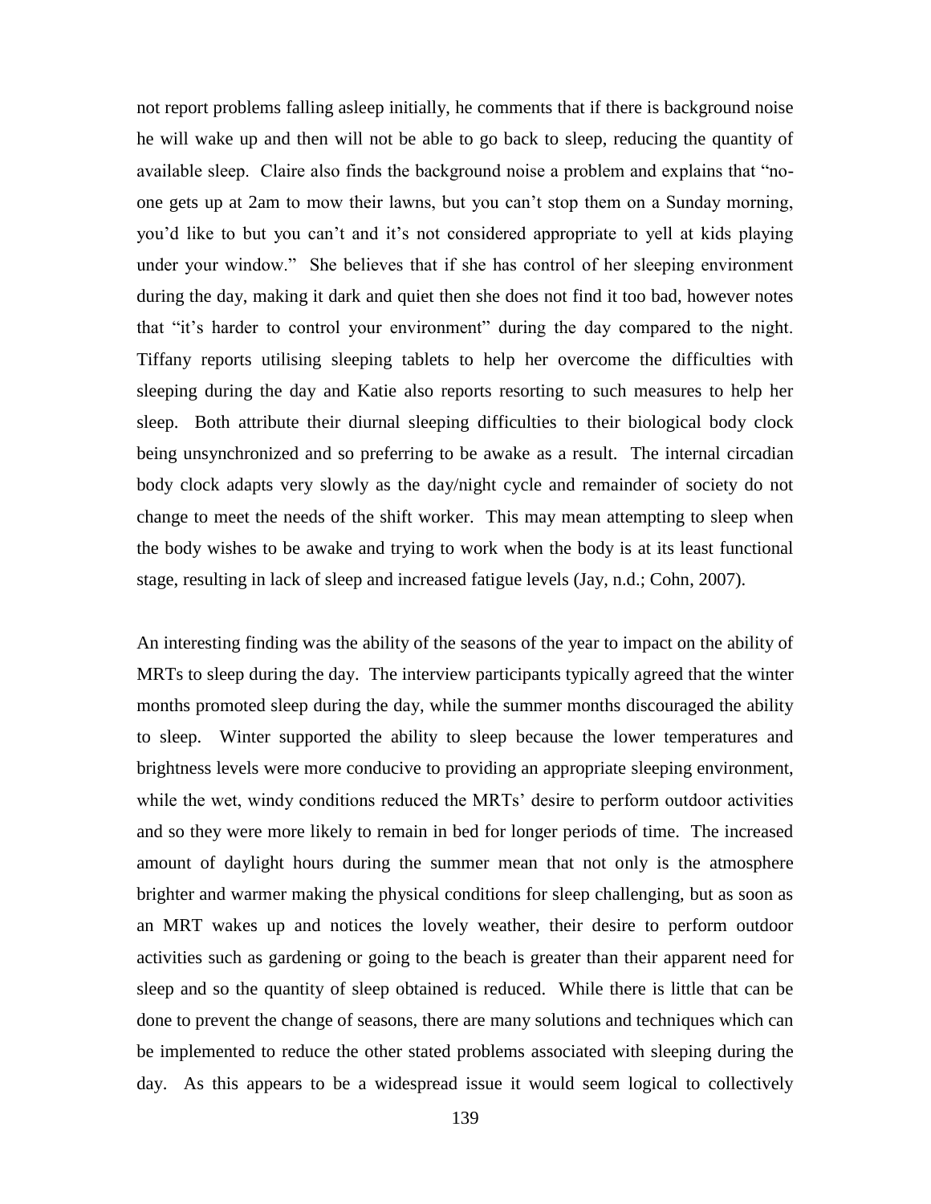not report problems falling asleep initially, he comments that if there is background noise he will wake up and then will not be able to go back to sleep, reducing the quantity of available sleep. Claire also finds the background noise a problem and explains that "no-one gets up at 2am to mow their lawns, but you can't stop them on a Sunday morning, you'd like to but you can't and it's not considered appropriate to yell at kids playing under your window." She believes that if she has control of her sleeping environment during the day, making it dark and quiet then she does not find it too bad, however notes that "it's harder to control your environment" during the day compared to the night. Tiffany reports utilising sleeping tablets to help her overcome the difficulties with sleeping during the day and Katie also reports resorting to such measures to help her sleep. Both attribute their diurnal sleeping difficulties to their biological body clock being unsynchronized and so preferring to be awake as a result. The internal circadian body clock adapts very slowly as the day/night cycle and remainder of society do not change to meet the needs of the shift worker. This may mean attempting to sleep when the body wishes to be awake and trying to work when the body is at its least functional stage, resulting in lack of sleep and increased fatigue levels (Jay, n.d.; Cohn, 2007).

An interesting finding was the ability of the seasons of the year to impact on the ability of MRTs to sleep during the day. The interview participants typically agreed that the winter months promoted sleep during the day, while the summer months discouraged the ability to sleep. Winter supported the ability to sleep because the lower temperatures and brightness levels were more conducive to providing an appropriate sleeping environment, while the wet, windy conditions reduced the MRTs' desire to perform outdoor activities and so they were more likely to remain in bed for longer periods of time. The increased amount of daylight hours during the summer mean that not only is the atmosphere brighter and warmer making the physical conditions for sleep challenging, but as soon as an MRT wakes up and notices the lovely weather, their desire to perform outdoor activities such as gardening or going to the beach is greater than their apparent need for sleep and so the quantity of sleep obtained is reduced. While there is little that can be done to prevent the change of seasons, there are many solutions and techniques which can be implemented to reduce the other stated problems associated with sleeping during the day. As this appears to be a widespread issue it would seem logical to collectively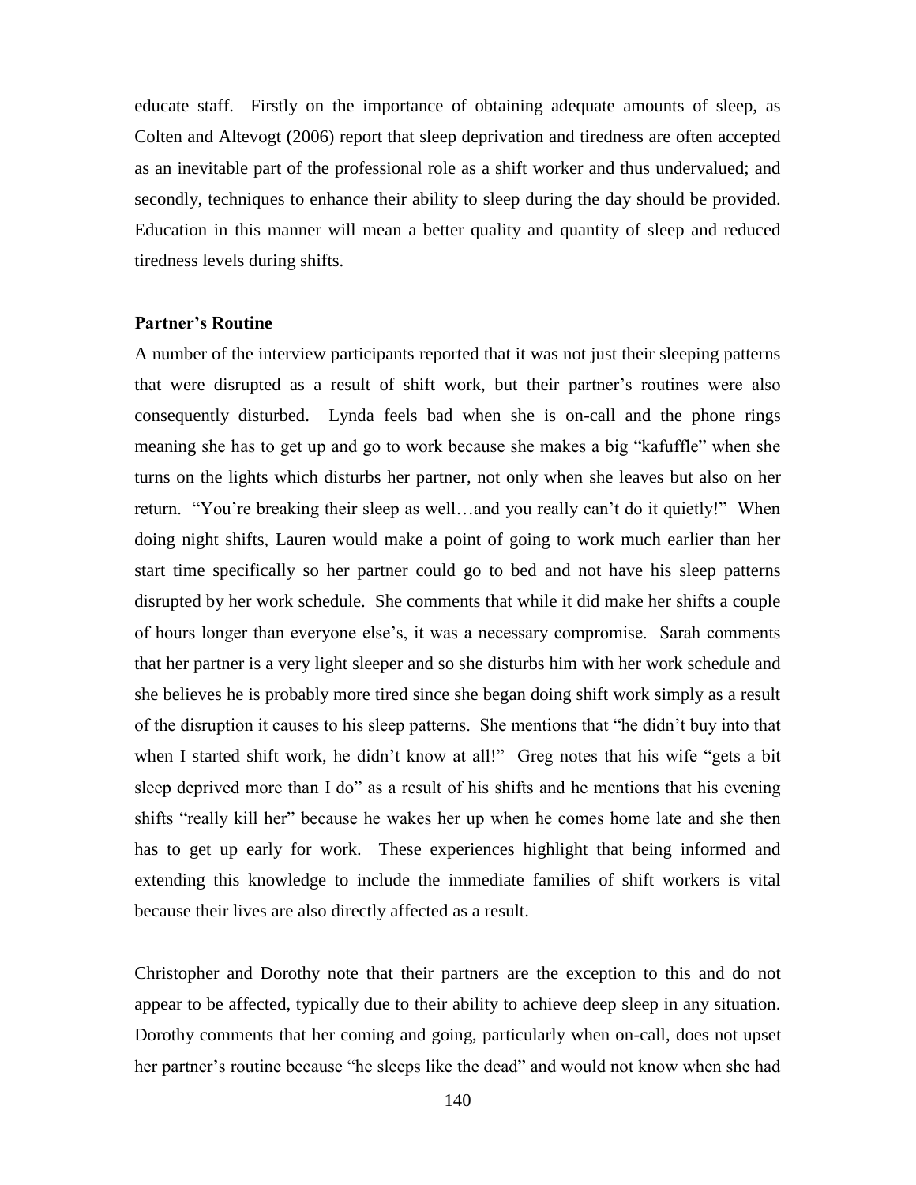educate staff. Firstly on the importance of obtaining adequate amounts of sleep, as Colten and Altevogt (2006) report that sleep deprivation and tiredness are often accepted as an inevitable part of the professional role as a shift worker and thus undervalued; and secondly, techniques to enhance their ability to sleep during the day should be provided. Education in this manner will mean a better quality and quantity of sleep and reduced tiredness levels during shifts.

**Partner's Routine**

A number of the interview participants reported that it was not just their sleeping patterns that were disrupted as a result of shift work, but their partner's routines were also consequently disturbed. Lynda feels bad when she is on-call and the phone rings meaning she has to get up and go to work because she makes a big "kafuffle" when she turns on the lights which disturbs her partner, not only when she leaves but also on her return. "You're breaking their sleep as well…and you really can't do it quietly!" When doing night shifts, Lauren would make a point of going to work much earlier than her start time specifically so her partner could go to bed and not have his sleep patterns disrupted by her work schedule. She comments that while it did make her shifts a couple of hours longer than everyone else's, it was a necessary compromise. Sarah comments that her partner is a very light sleeper and so she disturbs him with her work schedule and she believes he is probably more tired since she began doing shift work simply as a result of the disruption it causes to his sleep patterns. She mentions that "he didn't buy into that when I started shift work, he didn't know at all!" Greg notes that his wife "gets a bit sleep deprived more than I do" as a result of his shifts and he mentions that his evening shifts "really kill her" because he wakes her up when he comes home late and she then has to get up early for work. These experiences highlight that being informed and extending this knowledge to include the immediate families of shift workers is vital because their lives are also directly affected as a result.

Christopher and Dorothy note that their partners are the exception to this and do not appear to be affected, typically due to their ability to achieve deep sleep in any situation. Dorothy comments that her coming and going, particularly when on-call, does not upset her partner's routine because "he sleeps like the dead" and would not know when she had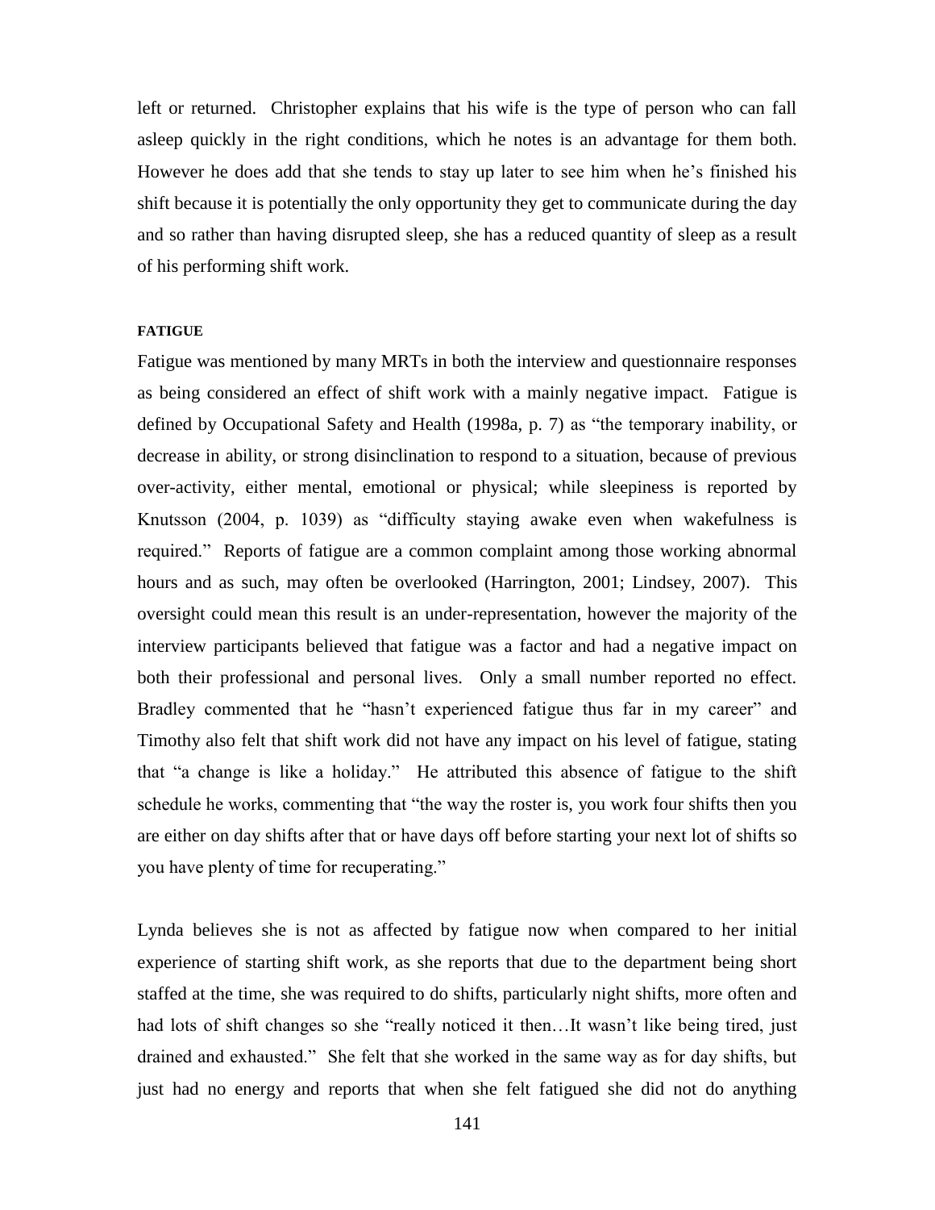left or returned. Christopher explains that his wife is the type of person who can fall asleep quickly in the right conditions, which he notes is an advantage for them both. However he does add that she tends to stay up later to see him when he's finished his shift because it is potentially the only opportunity they get to communicate during the day and so rather than having disrupted sleep, she has a reduced quantity of sleep as a result of his performing shift work.

#### FATIGUE

Fatigue was mentioned by many MRTs in both the interview and questionnaire responses as being considered an effect of shift work with a mainly negative impact. Fatigue is defined by Occupational Safety and Health (1998a, p. 7) as "the temporary inability, or decrease in ability, or strong disinclination to respond to a situation, because of previous over-activity, either mental, emotional or physical; while sleepiness is reported by Knutsson (2004, p. 1039) as "difficulty staying awake even when wakefulness is required." Reports of fatigue are a common complaint among those working abnormal hours and as such, may often be overlooked (Harrington, 2001; Lindsey, 2007). This oversight could mean this result is an under-representation, however the majority of the interview participants believed that fatigue was a factor and had a negative impact on both their professional and personal lives. Only a small number reported no effect. Bradley commented that he "hasn't experienced fatigue thus far in my career" and Timothy also felt that shift work did not have any impact on his level of fatigue, stating that "a change is like a holiday." He attributed this absence of fatigue to the shift schedule he works, commenting that "the way the roster is, you work four shifts then you are either on day shifts after that or have days off before starting your next lot of shifts so you have plenty of time for recuperating."

Lynda believes she is not as affected by fatigue now when compared to her initial experience of starting shift work, as she reports that due to the department being short staffed at the time, she was required to do shifts, particularly night shifts, more often and had lots of shift changes so she "really noticed it then…It wasn't like being tired, just drained and exhausted." She felt that she worked in the same way as for day shifts, but just had no energy and reports that when she felt fatigued she did not do anything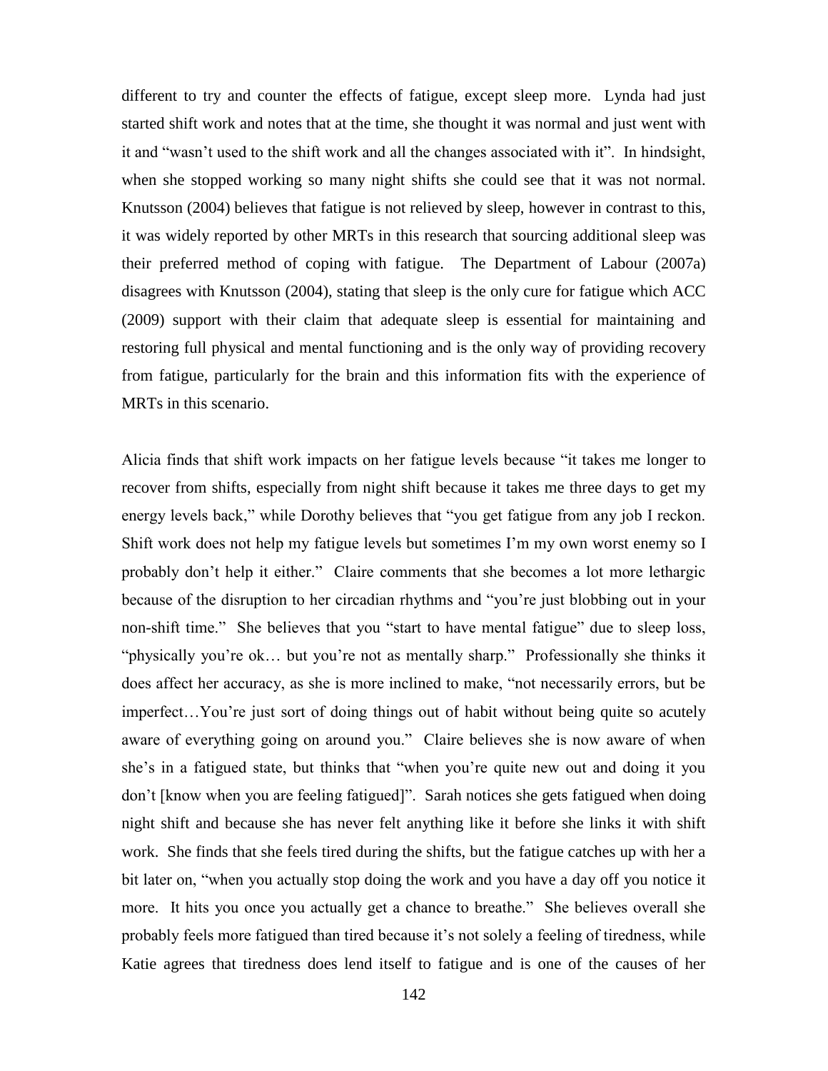different to try and counter the effects of fatigue, except sleep more. Lynda had just started shift work and notes that at the time, she thought it was normal and just went with it and "wasn't used to the shift work and all the changes associated with it". In hindsight, when she stopped working so many night shifts she could see that it was not normal. Knutsson (2004) believes that fatigue is not relieved by sleep, however in contrast to this, it was widely reported by other MRTs in this research that sourcing additional sleep was their preferred method of coping with fatigue. The Department of Labour (2007a) disagrees with Knutsson (2004), stating that sleep is the only cure for fatigue which ACC (2009) support with their claim that adequate sleep is essential for maintaining and restoring full physical and mental functioning and is the only way of providing recovery from fatigue, particularly for the brain and this information fits with the experience of MRTs in this scenario.

Alicia finds that shift work impacts on her fatigue levels because "it takes me longer to recover from shifts, especially from night shift because it takes me three days to get my energy levels back," while Dorothy believes that "you get fatigue from any job I reckon. Shift work does not help my fatigue levels but sometimes I'm my own worst enemy so I probably don't help it either." Claire comments that she becomes a lot more lethargic because of the disruption to her circadian rhythms and "you're just blobbing out in your non-shift time." She believes that you "start to have mental fatigue" due to sleep loss, "physically you're ok… but you're not as mentally sharp." Professionally she thinks it does affect her accuracy, as she is more inclined to make, "not necessarily errors, but be imperfect…You're just sort of doing things out of habit without being quite so acutely aware of everything going on around you." Claire believes she is now aware of when she's in a fatigued state, but thinks that "when you're quite new out and doing it you don't [know when you are feeling fatigued]". Sarah notices she gets fatigued when doing night shift and because she has never felt anything like it before she links it with shift work. She finds that she feels tired during the shifts, but the fatigue catches up with her a bit later on, "when you actually stop doing the work and you have a day off you notice it more. It hits you once you actually get a chance to breathe." She believes overall she probably feels more fatigued than tired because it's not solely a feeling of tiredness, while Katie agrees that tiredness does lend itself to fatigue and is one of the causes of her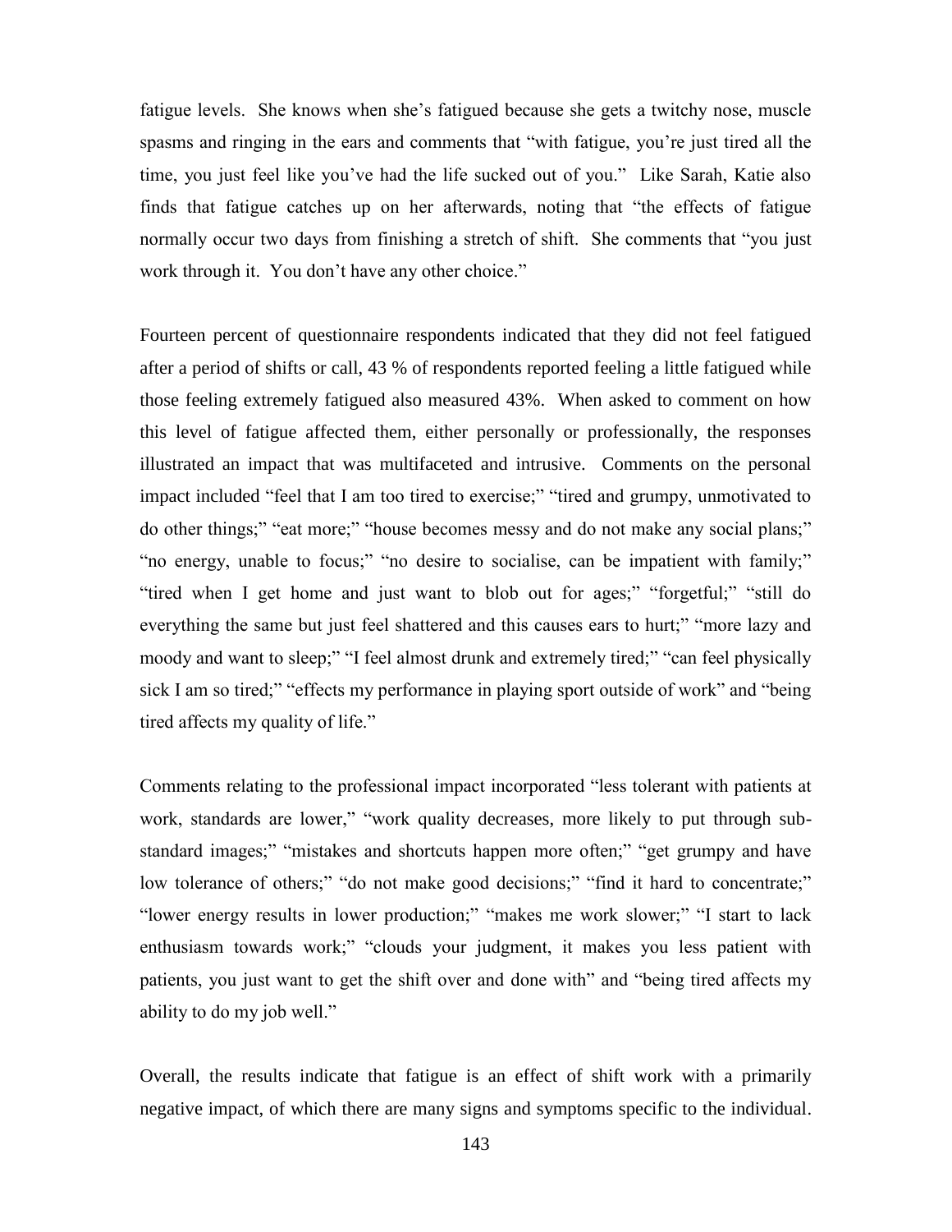fatigue levels. She knows when she's fatigued because she gets a twitchy nose, muscle spasms and ringing in the ears and comments that "with fatigue, you're just tired all the time, you just feel like you've had the life sucked out of you." Like Sarah, Katie also finds that fatigue catches up on her afterwards, noting that "the effects of fatigue normally occur two days from finishing a stretch of shift. She comments that "you just work through it. You don't have any other choice."

Fourteen percent of questionnaire respondents indicated that they did not feel fatigued after a period of shifts or call, 43 % of respondents reported feeling a little fatigued while those feeling extremely fatigued also measured 43%. When asked to comment on how this level of fatigue affected them, either personally or professionally, the responses illustrated an impact that was multifaceted and intrusive. Comments on the personal impact included "feel that I am too tired to exercise;" "tired and grumpy, unmotivated to do other things;" "eat more;" "house becomes messy and do not make any social plans;" "no energy, unable to focus;" "no desire to socialise, can be impatient with family;" "tired when I get home and just want to blob out for ages;" "forgetful;" "still do everything the same but just feel shattered and this causes ears to hurt;" "more lazy and moody and want to sleep;" "I feel almost drunk and extremely tired;" "can feel physically sick I am so tired;" "effects my performance in playing sport outside of work" and "being tired affects my quality of life."

Comments relating to the professional impact incorporated "less tolerant with patients at work, standards are lower," "work quality decreases, more likely to put through sub-standard images;" "mistakes and shortcuts happen more often;" "get grumpy and have low tolerance of others;" "do not make good decisions;" "find it hard to concentrate;" "lower energy results in lower production;" "makes me work slower;" "I start to lack enthusiasm towards work;" "clouds your judgment, it makes you less patient with patients, you just want to get the shift over and done with" and "being tired affects my ability to do my job well."

Overall, the results indicate that fatigue is an effect of shift work with a primarily negative impact, of which there are many signs and symptoms specific to the individual.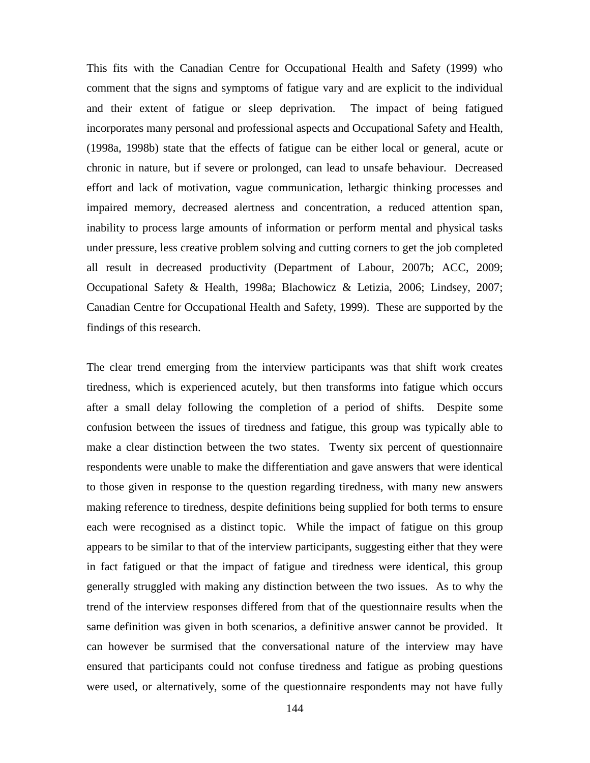This fits with the Canadian Centre for Occupational Health and Safety (1999) who comment that the signs and symptoms of fatigue vary and are explicit to the individual and their extent of fatigue or sleep deprivation. The impact of being fatigued incorporates many personal and professional aspects and Occupational Safety and Health, (1998a, 1998b) state that the effects of fatigue can be either local or general, acute or chronic in nature, but if severe or prolonged, can lead to unsafe behaviour. Decreased effort and lack of motivation, vague communication, lethargic thinking processes and impaired memory, decreased alertness and concentration, a reduced attention span, inability to process large amounts of information or perform mental and physical tasks under pressure, less creative problem solving and cutting corners to get the job completed all result in decreased productivity (Department of Labour, 2007b; ACC, 2009; Occupational Safety & Health, 1998a; Blachowicz & Letizia, 2006; Lindsey, 2007; Canadian Centre for Occupational Health and Safety, 1999). These are supported by the findings of this research.

The clear trend emerging from the interview participants was that shift work creates tiredness, which is experienced acutely, but then transforms into fatigue which occurs after a small delay following the completion of a period of shifts. Despite some confusion between the issues of tiredness and fatigue, this group was typically able to make a clear distinction between the two states. Twenty six percent of questionnaire respondents were unable to make the differentiation and gave answers that were identical to those given in response to the question regarding tiredness, with many new answers making reference to tiredness, despite definitions being supplied for both terms to ensure each were recognised as a distinct topic. While the impact of fatigue on this group appears to be similar to that of the interview participants, suggesting either that they were in fact fatigued or that the impact of fatigue and tiredness were identical, this group generally struggled with making any distinction between the two issues. As to why the trend of the interview responses differed from that of the questionnaire results when the same definition was given in both scenarios, a definitive answer cannot be provided. It can however be surmised that the conversational nature of the interview may have ensured that participants could not confuse tiredness and fatigue as probing questions were used, or alternatively, some of the questionnaire respondents may not have fully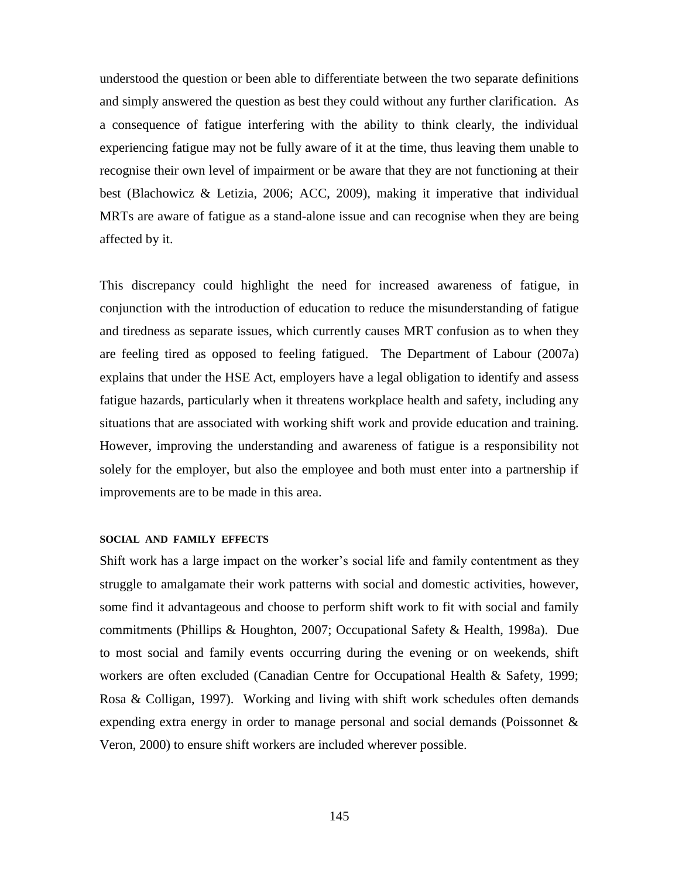understood the question or been able to differentiate between the two separate definitions and simply answered the question as best they could without any further clarification. As a consequence of fatigue interfering with the ability to think clearly, the individual experiencing fatigue may not be fully aware of it at the time, thus leaving them unable to recognise their own level of impairment or be aware that they are not functioning at their best (Blachowicz & Letizia, 2006; ACC, 2009), making it imperative that individual MRTs are aware of fatigue as a stand-alone issue and can recognise when they are being affected by it.

This discrepancy could highlight the need for increased awareness of fatigue, in conjunction with the introduction of education to reduce the misunderstanding of fatigue and tiredness as separate issues, which currently causes MRT confusion as to when they are feeling tired as opposed to feeling fatigued. The Department of Labour (2007a) explains that under the HSE Act, employers have a legal obligation to identify and assess fatigue hazards, particularly when it threatens workplace health and safety, including any situations that are associated with working shift work and provide education and training. However, improving the understanding and awareness of fatigue is a responsibility not solely for the employer, but also the employee and both must enter into a partnership if improvements are to be made in this area.

#### SOCIAL AND FAMILY EFFECTS

Shift work has a large impact on the worker's social life and family contentment as they struggle to amalgamate their work patterns with social and domestic activities, however, some find it advantageous and choose to perform shift work to fit with social and family commitments (Phillips & Houghton, 2007; Occupational Safety & Health, 1998a). Due to most social and family events occurring during the evening or on weekends, shift workers are often excluded (Canadian Centre for Occupational Health & Safety, 1999; Rosa & Colligan, 1997). Working and living with shift work schedules often demands expending extra energy in order to manage personal and social demands (Poissonnet & Veron, 2000) to ensure shift workers are included wherever possible.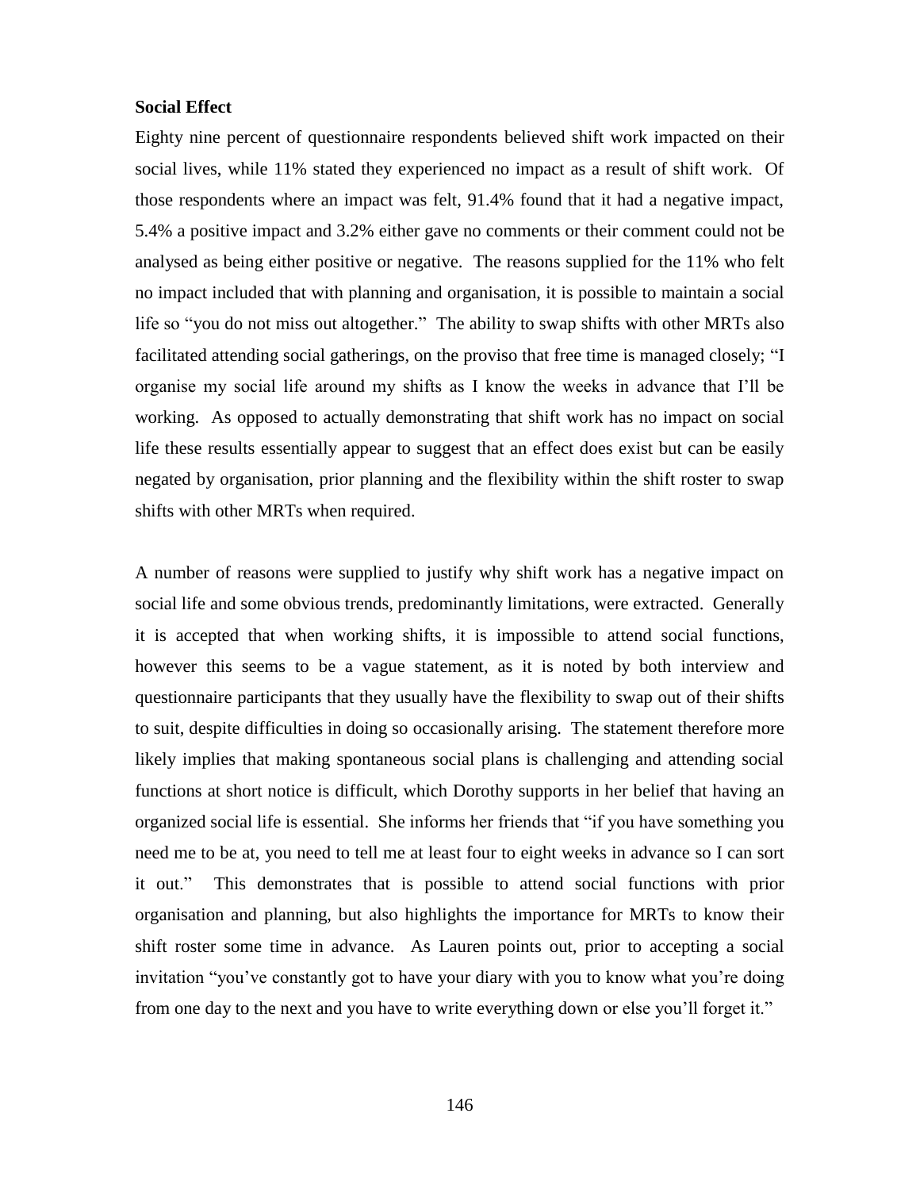**Social Effect**

Eighty nine percent of questionnaire respondents believed shift work impacted on their social lives, while 11% stated they experienced no impact as a result of shift work. Of those respondents where an impact was felt, 91.4% found that it had a negative impact, 5.4% a positive impact and 3.2% either gave no comments or their comment could not be analysed as being either positive or negative. The reasons supplied for the 11% who felt no impact included that with planning and organisation, it is possible to maintain a social life so "you do not miss out altogether." The ability to swap shifts with other MRTs also facilitated attending social gatherings, on the proviso that free time is managed closely; "I organise my social life around my shifts as I know the weeks in advance that I'll be working. As opposed to actually demonstrating that shift work has no impact on social life these results essentially appear to suggest that an effect does exist but can be easily negated by organisation, prior planning and the flexibility within the shift roster to swap shifts with other MRTs when required.

A number of reasons were supplied to justify why shift work has a negative impact on social life and some obvious trends, predominantly limitations, were extracted. Generally it is accepted that when working shifts, it is impossible to attend social functions, however this seems to be a vague statement, as it is noted by both interview and questionnaire participants that they usually have the flexibility to swap out of their shifts to suit, despite difficulties in doing so occasionally arising. The statement therefore more likely implies that making spontaneous social plans is challenging and attending social functions at short notice is difficult, which Dorothy supports in her belief that having an organized social life is essential. She informs her friends that "if you have something you need me to be at, you need to tell me at least four to eight weeks in advance so I can sort it out." This demonstrates that is possible to attend social functions with prior organisation and planning, but also highlights the importance for MRTs to know their shift roster some time in advance. As Lauren points out, prior to accepting a social invitation "you've constantly got to have your diary with you to know what you're doing from one day to the next and you have to write everything down or else you'll forget it."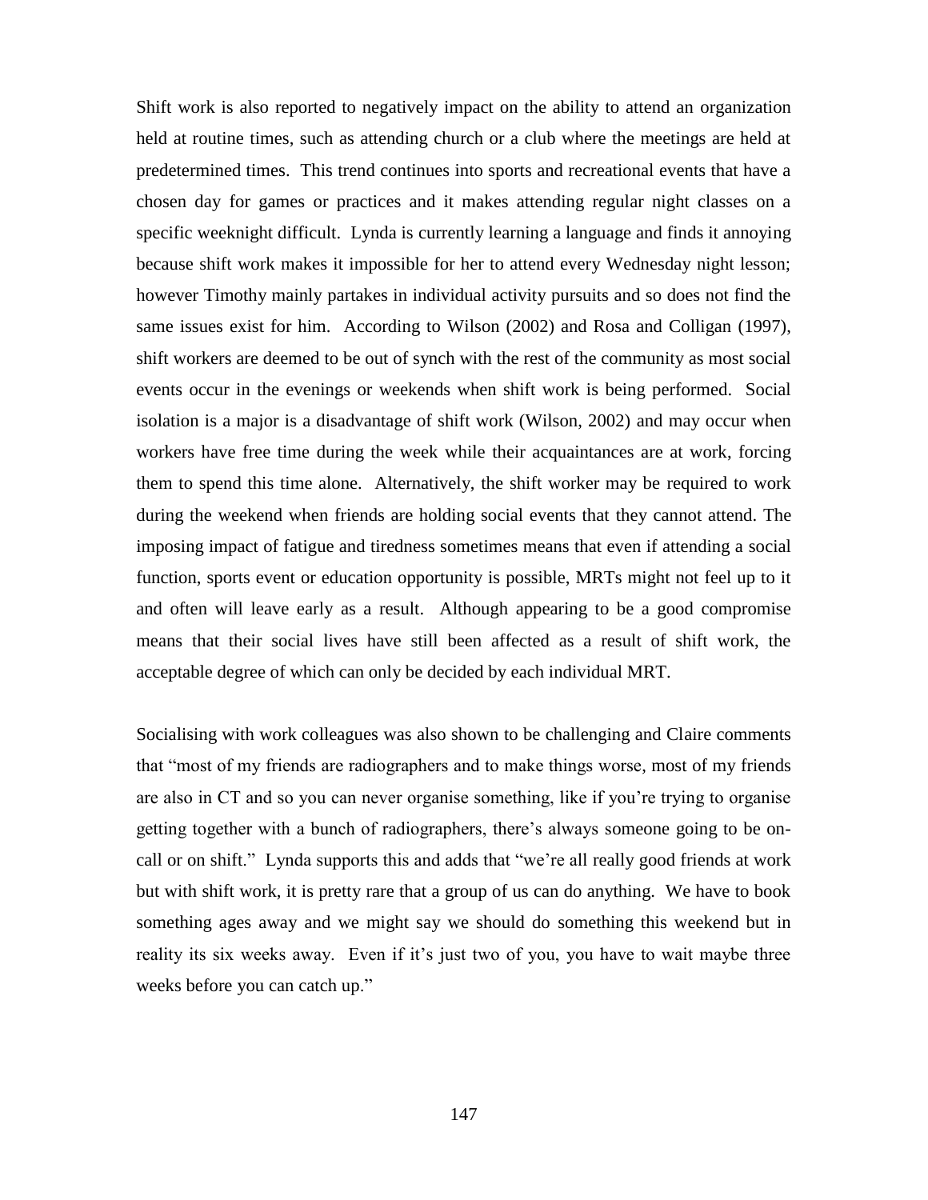Shift work is also reported to negatively impact on the ability to attend an organization held at routine times, such as attending church or a club where the meetings are held at predetermined times. This trend continues into sports and recreational events that have a chosen day for games or practices and it makes attending regular night classes on a specific weeknight difficult. Lynda is currently learning a language and finds it annoying because shift work makes it impossible for her to attend every Wednesday night lesson; however Timothy mainly partakes in individual activity pursuits and so does not find the same issues exist for him. According to Wilson (2002) and Rosa and Colligan (1997), shift workers are deemed to be out of synch with the rest of the community as most social events occur in the evenings or weekends when shift work is being performed. Social isolation is a major is a disadvantage of shift work (Wilson, 2002) and may occur when workers have free time during the week while their acquaintances are at work, forcing them to spend this time alone. Alternatively, the shift worker may be required to work during the weekend when friends are holding social events that they cannot attend. The imposing impact of fatigue and tiredness sometimes means that even if attending a social function, sports event or education opportunity is possible, MRTs might not feel up to it and often will leave early as a result. Although appearing to be a good compromise means that their social lives have still been affected as a result of shift work, the acceptable degree of which can only be decided by each individual MRT.

Socialising with work colleagues was also shown to be challenging and Claire comments that "most of my friends are radiographers and to make things worse, most of my friends are also in CT and so you can never organise something, like if you're trying to organise getting together with a bunch of radiographers, there's always someone going to be on-call or on shift." Lynda supports this and adds that "we're all really good friends at work but with shift work, it is pretty rare that a group of us can do anything. We have to book something ages away and we might say we should do something this weekend but in reality its six weeks away. Even if it's just two of you, you have to wait maybe three weeks before you can catch up."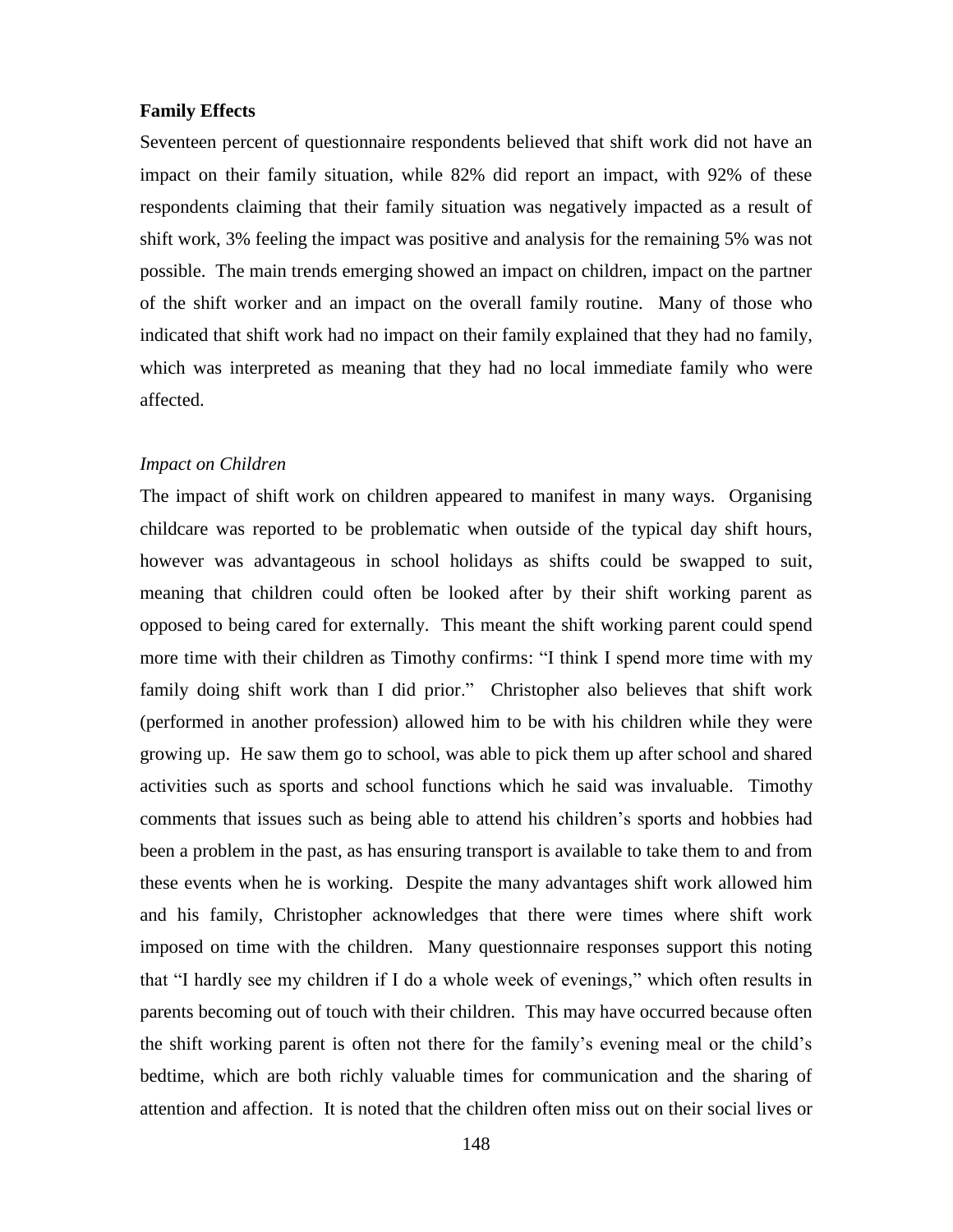**Family Effects**

Seventeen percent of questionnaire respondents believed that shift work did not have an impact on their family situation, while 82% did report an impact, with 92% of these respondents claiming that their family situation was negatively impacted as a result of shift work, 3% feeling the impact was positive and analysis for the remaining 5% was not possible. The main trends emerging showed an impact on children, impact on the partner of the shift worker and an impact on the overall family routine. Many of those who indicated that shift work had no impact on their family explained that they had no family, which was interpreted as meaning that they had no local immediate family who were affected.

*Impact on Children*

The impact of shift work on children appeared to manifest in many ways. Organising childcare was reported to be problematic when outside of the typical day shift hours, however was advantageous in school holidays as shifts could be swapped to suit, meaning that children could often be looked after by their shift working parent as opposed to being cared for externally. This meant the shift working parent could spend more time with their children as Timothy confirms: "I think I spend more time with my family doing shift work than I did prior." Christopher also believes that shift work (performed in another profession) allowed him to be with his children while they were growing up. He saw them go to school, was able to pick them up after school and shared activities such as sports and school functions which he said was invaluable. Timothy comments that issues such as being able to attend his children's sports and hobbies had been a problem in the past, as has ensuring transport is available to take them to and from these events when he is working. Despite the many advantages shift work allowed him and his family, Christopher acknowledges that there were times where shift work imposed on time with the children. Many questionnaire responses support this noting that "I hardly see my children if I do a whole week of evenings," which often results in parents becoming out of touch with their children. This may have occurred because often the shift working parent is often not there for the family's evening meal or the child's bedtime, which are both richly valuable times for communication and the sharing of attention and affection. It is noted that the children often miss out on their social lives or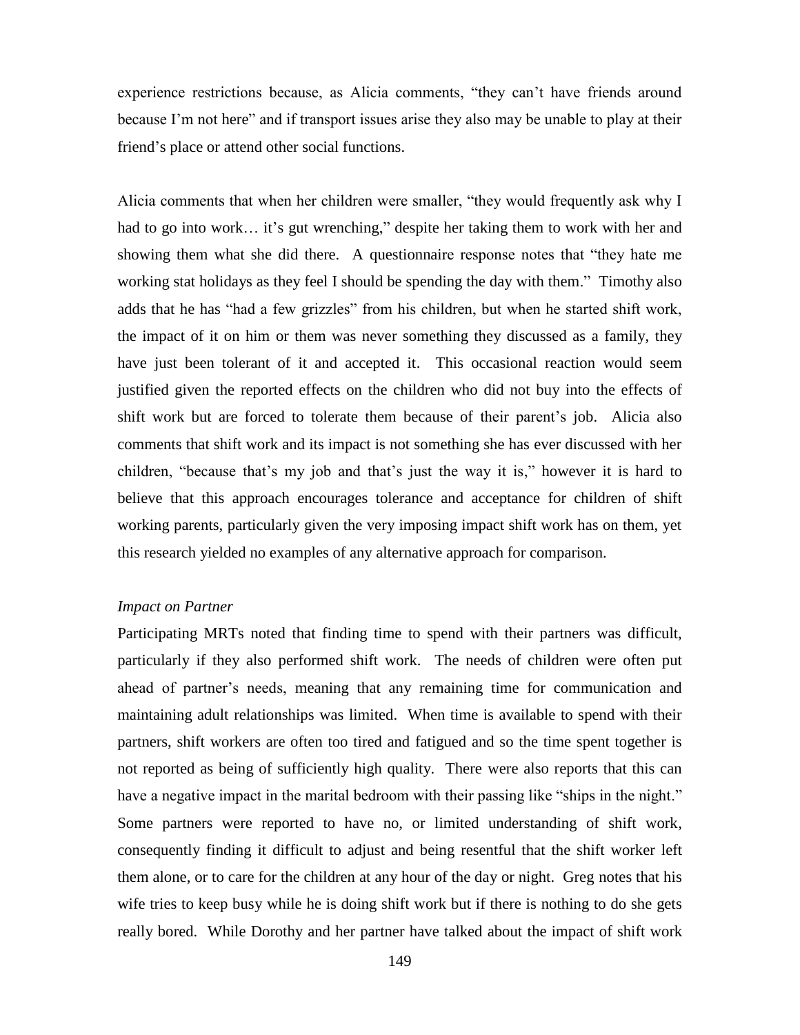experience restrictions because, as Alicia comments, "they can't have friends around because I'm not here" and if transport issues arise they also may be unable to play at their friend's place or attend other social functions.

Alicia comments that when her children were smaller, "they would frequently ask why I had to go into work… it's gut wrenching," despite her taking them to work with her and showing them what she did there. A questionnaire response notes that "they hate me working stat holidays as they feel I should be spending the day with them." Timothy also adds that he has "had a few grizzles" from his children, but when he started shift work, the impact of it on him or them was never something they discussed as a family, they have just been tolerant of it and accepted it. This occasional reaction would seem justified given the reported effects on the children who did not buy into the effects of shift work but are forced to tolerate them because of their parent's job. Alicia also comments that shift work and its impact is not something she has ever discussed with her children, "because that's my job and that's just the way it is," however it is hard to believe that this approach encourages tolerance and acceptance for children of shift working parents, particularly given the very imposing impact shift work has on them, yet this research yielded no examples of any alternative approach for comparison.

*Impact on Partner*

Participating MRTs noted that finding time to spend with their partners was difficult, particularly if they also performed shift work. The needs of children were often put ahead of partner's needs, meaning that any remaining time for communication and maintaining adult relationships was limited. When time is available to spend with their partners, shift workers are often too tired and fatigued and so the time spent together is not reported as being of sufficiently high quality. There were also reports that this can have a negative impact in the marital bedroom with their passing like "ships in the night." Some partners were reported to have no, or limited understanding of shift work, consequently finding it difficult to adjust and being resentful that the shift worker left them alone, or to care for the children at any hour of the day or night. Greg notes that his wife tries to keep busy while he is doing shift work but if there is nothing to do she gets really bored. While Dorothy and her partner have talked about the impact of shift work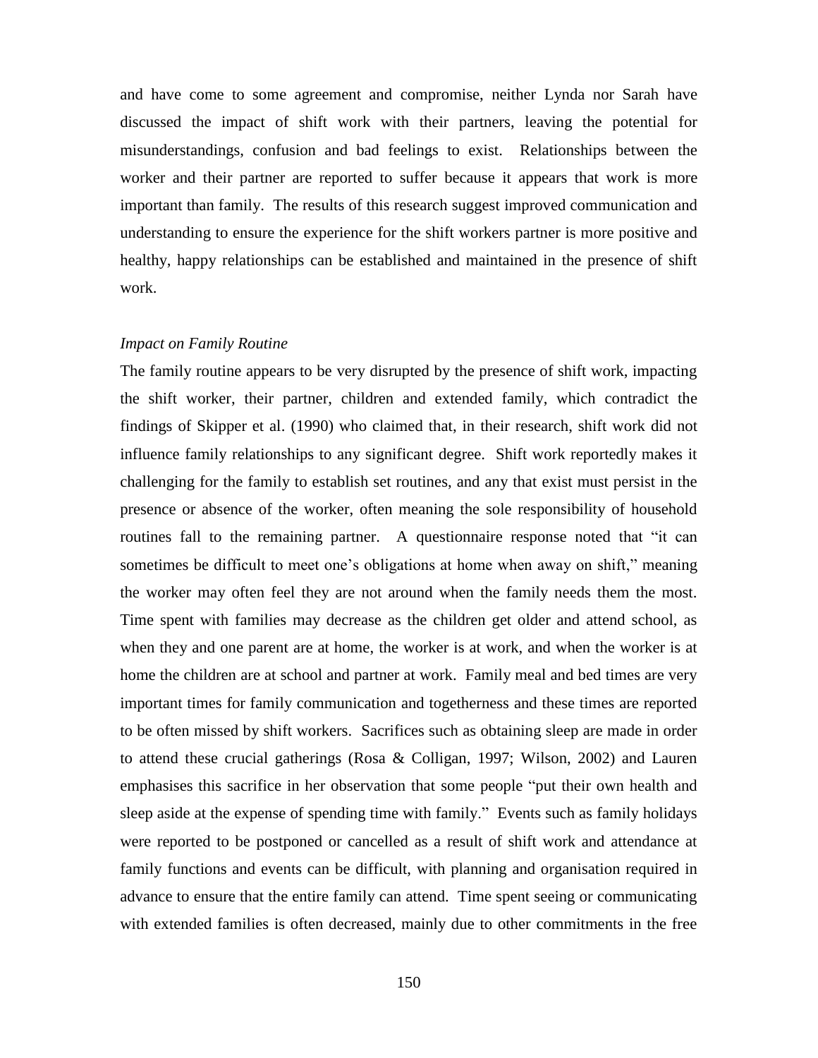and have come to some agreement and compromise, neither Lynda nor Sarah have discussed the impact of shift work with their partners, leaving the potential for misunderstandings, confusion and bad feelings to exist. Relationships between the worker and their partner are reported to suffer because it appears that work is more important than family. The results of this research suggest improved communication and understanding to ensure the experience for the shift workers partner is more positive and healthy, happy relationships can be established and maintained in the presence of shift work.

*Impact on Family Routine*

The family routine appears to be very disrupted by the presence of shift work, impacting the shift worker, their partner, children and extended family, which contradict the findings of Skipper et al. (1990) who claimed that, in their research, shift work did not influence family relationships to any significant degree. Shift work reportedly makes it challenging for the family to establish set routines, and any that exist must persist in the presence or absence of the worker, often meaning the sole responsibility of household routines fall to the remaining partner. A questionnaire response noted that "it can sometimes be difficult to meet one's obligations at home when away on shift," meaning the worker may often feel they are not around when the family needs them the most. Time spent with families may decrease as the children get older and attend school, as when they and one parent are at home, the worker is at work, and when the worker is at home the children are at school and partner at work. Family meal and bed times are very important times for family communication and togetherness and these times are reported to be often missed by shift workers. Sacrifices such as obtaining sleep are made in order to attend these crucial gatherings (Rosa & Colligan, 1997; Wilson, 2002) and Lauren emphasises this sacrifice in her observation that some people "put their own health and sleep aside at the expense of spending time with family." Events such as family holidays were reported to be postponed or cancelled as a result of shift work and attendance at family functions and events can be difficult, with planning and organisation required in advance to ensure that the entire family can attend. Time spent seeing or communicating with extended families is often decreased, mainly due to other commitments in the free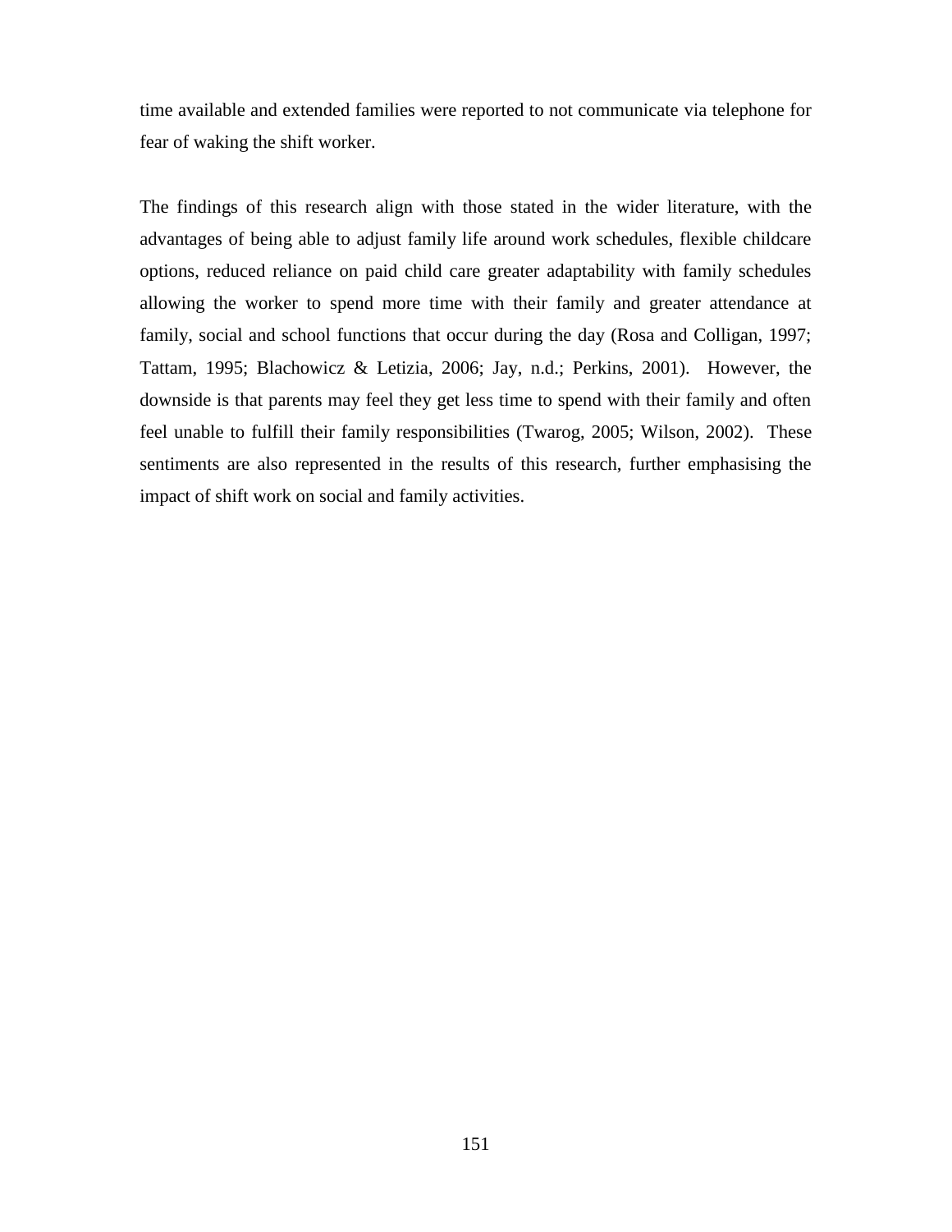time available and extended families were reported to not communicate via telephone for fear of waking the shift worker.

The findings of this research align with those stated in the wider literature, with the advantages of being able to adjust family life around work schedules, flexible childcare options, reduced reliance on paid child care greater adaptability with family schedules allowing the worker to spend more time with their family and greater attendance at family, social and school functions that occur during the day (Rosa and Colligan, 1997; Tattam, 1995; Blachowicz & Letizia, 2006; Jay, n.d.; Perkins, 2001). However, the downside is that parents may feel they get less time to spend with their family and often feel unable to fulfill their family responsibilities (Twarog, 2005; Wilson, 2002). These sentiments are also represented in the results of this research, further emphasising the impact of shift work on social and family activities.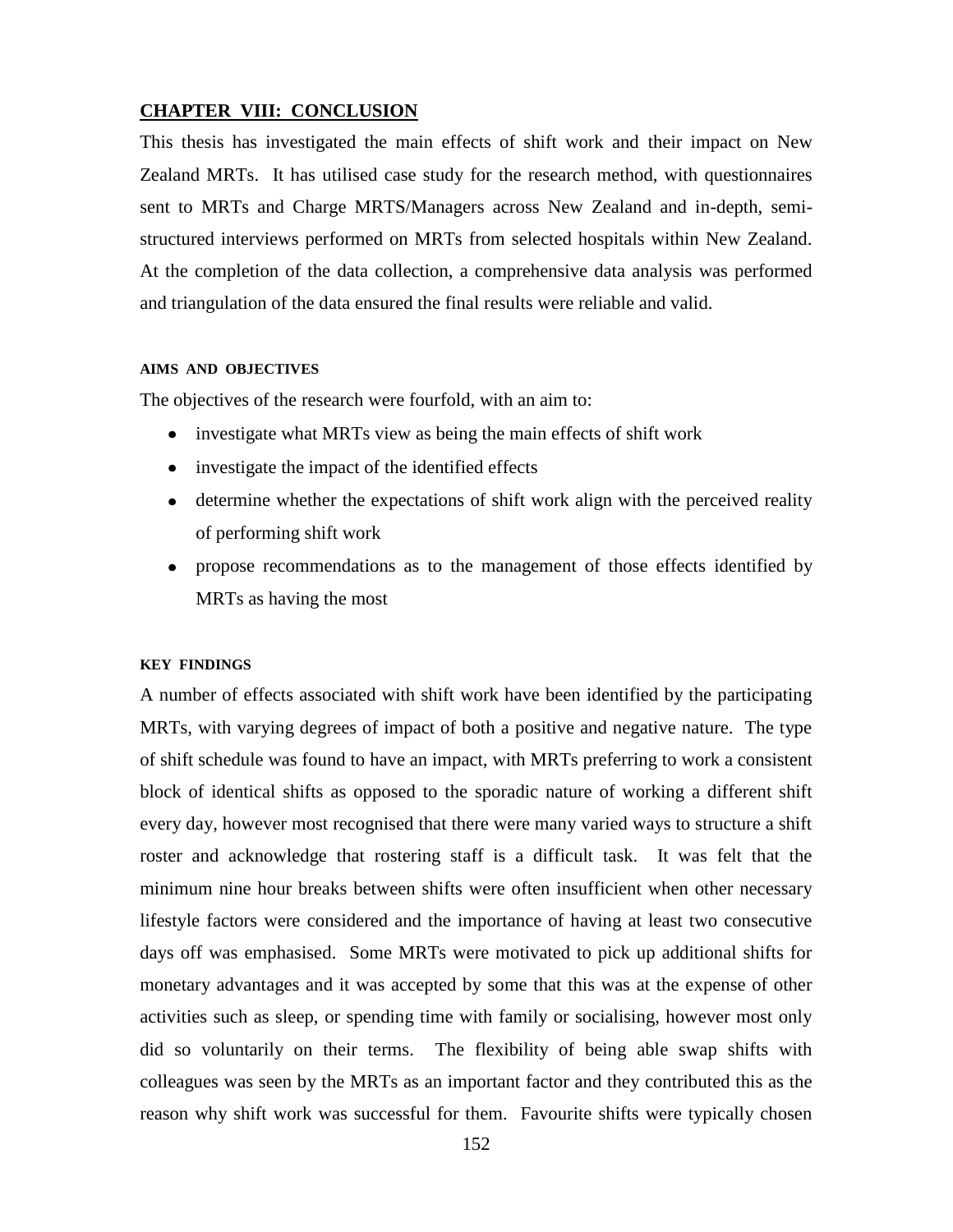## CHAPTER VIII: CONCLUSION

This thesis has investigated the main effects of shift work and their impact on New Zealand MRTs. It has utilised case study for the research method, with questionnaires sent to MRTs and Charge MRTS/Managers across New Zealand and in-depth, semi-structured interviews performed on MRTs from selected hospitals within New Zealand. At the completion of the data collection, a comprehensive data analysis was performed and triangulation of the data ensured the final results were reliable and valid.

### AIMS AND OBJECTIVES

The objectives of the research were fourfold, with an aim to:

- investigate what MRTs view as being the main effects of shift work
- investigate the impact of the identified effects
- determine whether the expectations of shift work align with the perceived reality of performing shift work
- propose recommendations as to the management of those effects identified by MRTs as having the most

### KEY FINDINGS

A number of effects associated with shift work have been identified by the participating MRTs, with varying degrees of impact of both a positive and negative nature. The type of shift schedule was found to have an impact, with MRTs preferring to work a consistent block of identical shifts as opposed to the sporadic nature of working a different shift every day, however most recognised that there were many varied ways to structure a shift roster and acknowledge that rostering staff is a difficult task. It was felt that the minimum nine hour breaks between shifts were often insufficient when other necessary lifestyle factors were considered and the importance of having at least two consecutive days off was emphasised. Some MRTs were motivated to pick up additional shifts for monetary advantages and it was accepted by some that this was at the expense of other activities such as sleep, or spending time with family or socialising, however most only did so voluntarily on their terms. The flexibility of being able swap shifts with colleagues was seen by the MRTs as an important factor and they contributed this as the reason why shift work was successful for them. Favourite shifts were typically chosen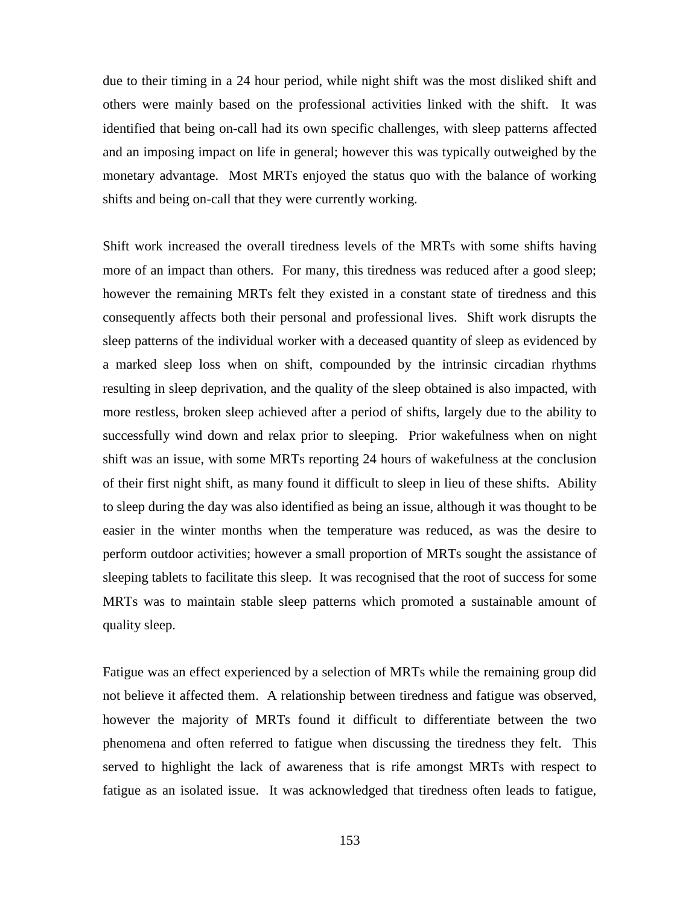due to their timing in a 24 hour period, while night shift was the most disliked shift and others were mainly based on the professional activities linked with the shift. It was identified that being on-call had its own specific challenges, with sleep patterns affected and an imposing impact on life in general; however this was typically outweighed by the monetary advantage. Most MRTs enjoyed the status quo with the balance of working shifts and being on-call that they were currently working.

Shift work increased the overall tiredness levels of the MRTs with some shifts having more of an impact than others. For many, this tiredness was reduced after a good sleep; however the remaining MRTs felt they existed in a constant state of tiredness and this consequently affects both their personal and professional lives. Shift work disrupts the sleep patterns of the individual worker with a deceased quantity of sleep as evidenced by a marked sleep loss when on shift, compounded by the intrinsic circadian rhythms resulting in sleep deprivation, and the quality of the sleep obtained is also impacted, with more restless, broken sleep achieved after a period of shifts, largely due to the ability to successfully wind down and relax prior to sleeping. Prior wakefulness when on night shift was an issue, with some MRTs reporting 24 hours of wakefulness at the conclusion of their first night shift, as many found it difficult to sleep in lieu of these shifts. Ability to sleep during the day was also identified as being an issue, although it was thought to be easier in the winter months when the temperature was reduced, as was the desire to perform outdoor activities; however a small proportion of MRTs sought the assistance of sleeping tablets to facilitate this sleep. It was recognised that the root of success for some MRTs was to maintain stable sleep patterns which promoted a sustainable amount of quality sleep.

Fatigue was an effect experienced by a selection of MRTs while the remaining group did not believe it affected them. A relationship between tiredness and fatigue was observed, however the majority of MRTs found it difficult to differentiate between the two phenomena and often referred to fatigue when discussing the tiredness they felt. This served to highlight the lack of awareness that is rife amongst MRTs with respect to fatigue as an isolated issue. It was acknowledged that tiredness often leads to fatigue,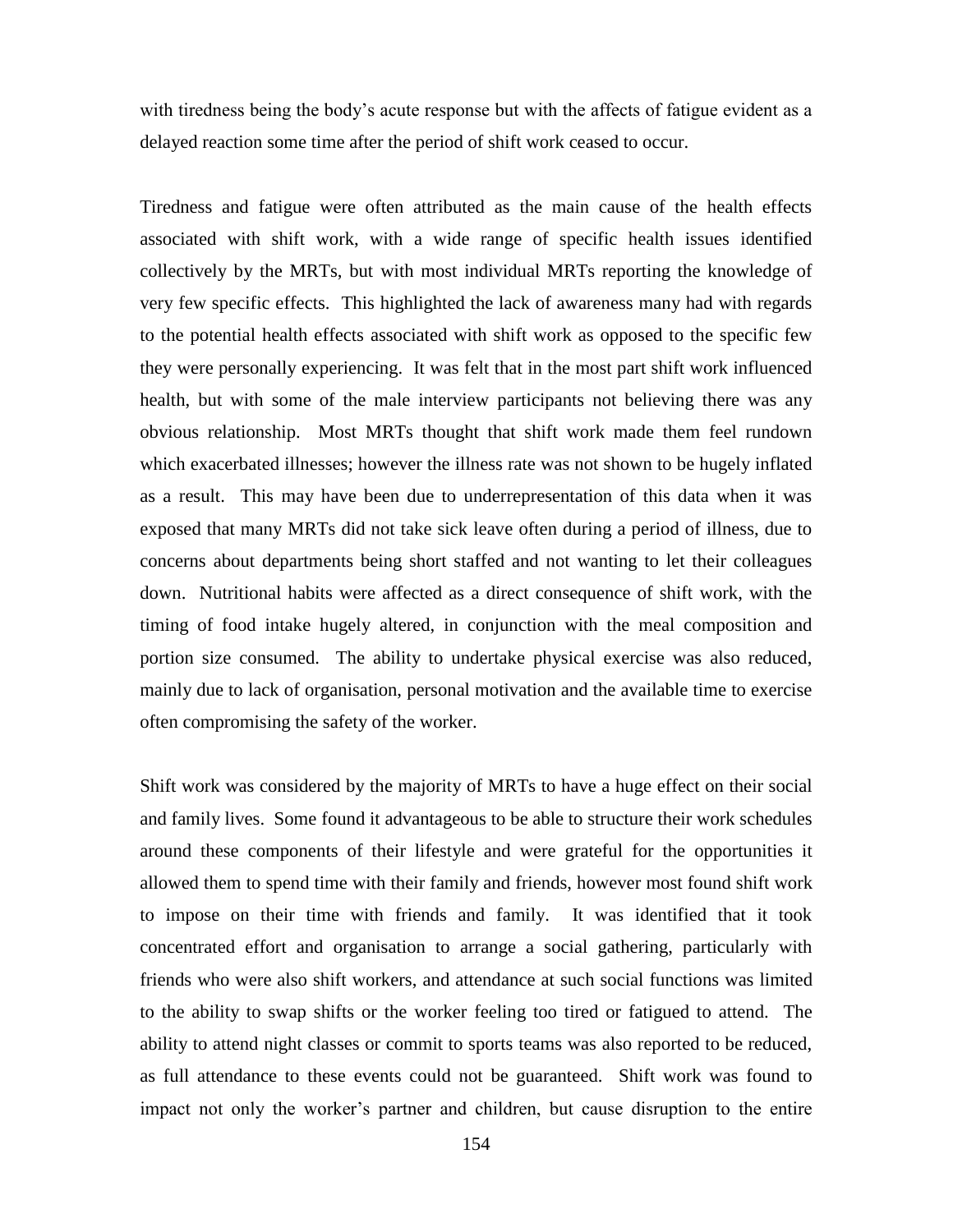with tiredness being the body's acute response but with the affects of fatigue evident as a delayed reaction some time after the period of shift work ceased to occur.

Tiredness and fatigue were often attributed as the main cause of the health effects associated with shift work, with a wide range of specific health issues identified collectively by the MRTs, but with most individual MRTs reporting the knowledge of very few specific effects. This highlighted the lack of awareness many had with regards to the potential health effects associated with shift work as opposed to the specific few they were personally experiencing. It was felt that in the most part shift work influenced health, but with some of the male interview participants not believing there was any obvious relationship. Most MRTs thought that shift work made them feel rundown which exacerbated illnesses; however the illness rate was not shown to be hugely inflated as a result. This may have been due to underrepresentation of this data when it was exposed that many MRTs did not take sick leave often during a period of illness, due to concerns about departments being short staffed and not wanting to let their colleagues down. Nutritional habits were affected as a direct consequence of shift work, with the timing of food intake hugely altered, in conjunction with the meal composition and portion size consumed. The ability to undertake physical exercise was also reduced, mainly due to lack of organisation, personal motivation and the available time to exercise often compromising the safety of the worker.

Shift work was considered by the majority of MRTs to have a huge effect on their social and family lives. Some found it advantageous to be able to structure their work schedules around these components of their lifestyle and were grateful for the opportunities it allowed them to spend time with their family and friends, however most found shift work to impose on their time with friends and family. It was identified that it took concentrated effort and organisation to arrange a social gathering, particularly with friends who were also shift workers, and attendance at such social functions was limited to the ability to swap shifts or the worker feeling too tired or fatigued to attend. The ability to attend night classes or commit to sports teams was also reported to be reduced, as full attendance to these events could not be guaranteed. Shift work was found to impact not only the worker's partner and children, but cause disruption to the entire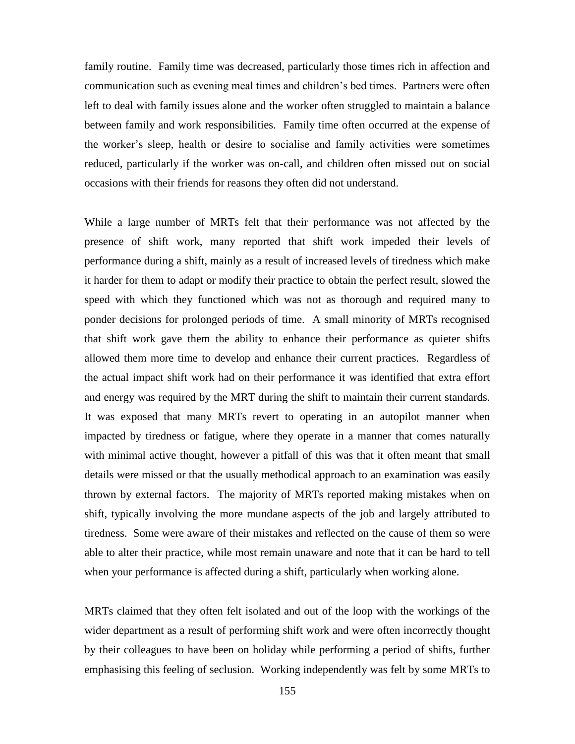family routine. Family time was decreased, particularly those times rich in affection and communication such as evening meal times and children's bed times. Partners were often left to deal with family issues alone and the worker often struggled to maintain a balance between family and work responsibilities. Family time often occurred at the expense of the worker's sleep, health or desire to socialise and family activities were sometimes reduced, particularly if the worker was on-call, and children often missed out on social occasions with their friends for reasons they often did not understand.

While a large number of MRTs felt that their performance was not affected by the presence of shift work, many reported that shift work impeded their levels of performance during a shift, mainly as a result of increased levels of tiredness which make it harder for them to adapt or modify their practice to obtain the perfect result, slowed the speed with which they functioned which was not as thorough and required many to ponder decisions for prolonged periods of time. A small minority of MRTs recognised that shift work gave them the ability to enhance their performance as quieter shifts allowed them more time to develop and enhance their current practices. Regardless of the actual impact shift work had on their performance it was identified that extra effort and energy was required by the MRT during the shift to maintain their current standards. It was exposed that many MRTs revert to operating in an autopilot manner when impacted by tiredness or fatigue, where they operate in a manner that comes naturally with minimal active thought, however a pitfall of this was that it often meant that small details were missed or that the usually methodical approach to an examination was easily thrown by external factors. The majority of MRTs reported making mistakes when on shift, typically involving the more mundane aspects of the job and largely attributed to tiredness. Some were aware of their mistakes and reflected on the cause of them so were able to alter their practice, while most remain unaware and note that it can be hard to tell when your performance is affected during a shift, particularly when working alone.

MRTs claimed that they often felt isolated and out of the loop with the workings of the wider department as a result of performing shift work and were often incorrectly thought by their colleagues to have been on holiday while performing a period of shifts, further emphasising this feeling of seclusion. Working independently was felt by some MRTs to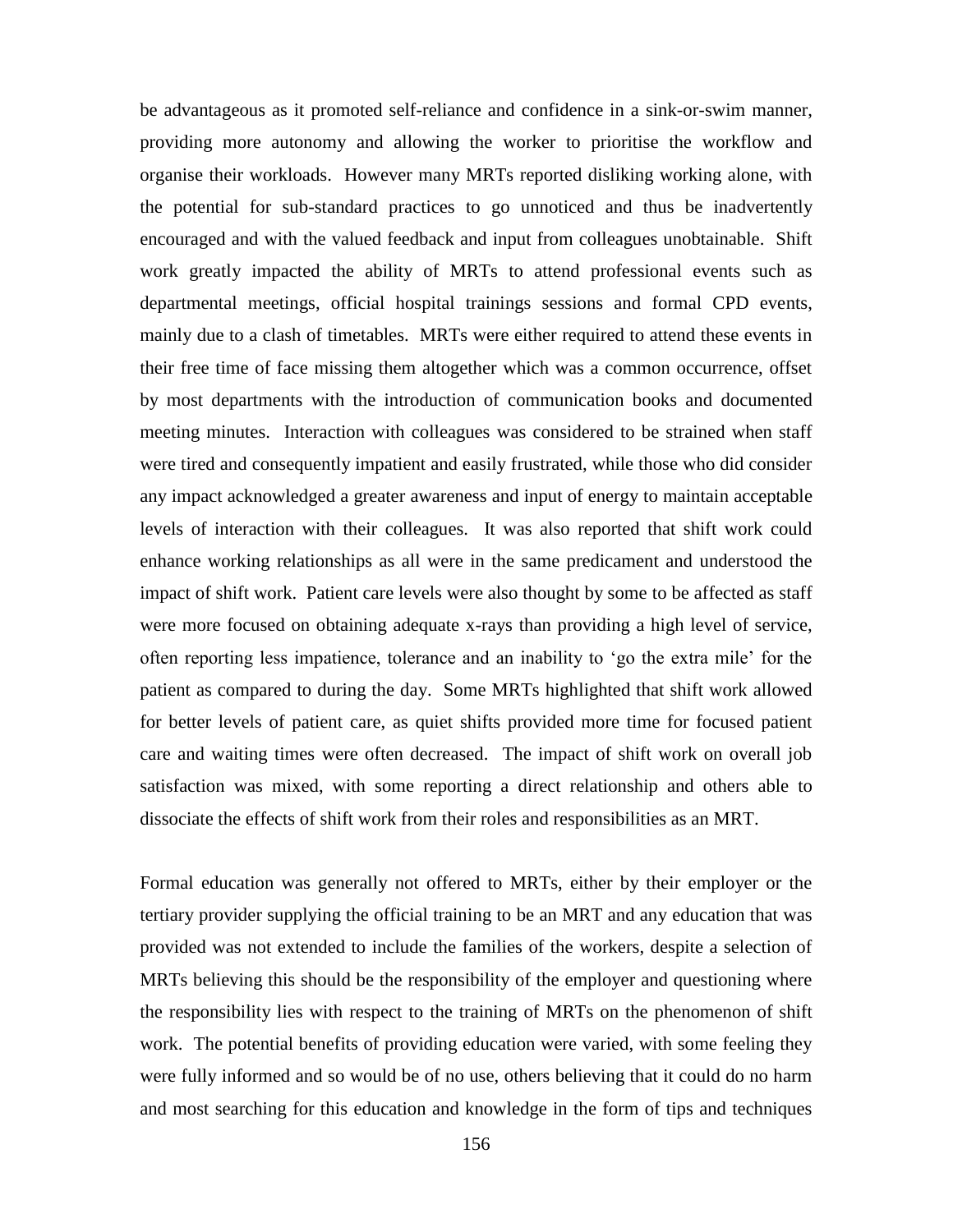be advantageous as it promoted self-reliance and confidence in a sink-or-swim manner, providing more autonomy and allowing the worker to prioritise the workflow and organise their workloads. However many MRTs reported disliking working alone, with the potential for sub-standard practices to go unnoticed and thus be inadvertently encouraged and with the valued feedback and input from colleagues unobtainable. Shift work greatly impacted the ability of MRTs to attend professional events such as departmental meetings, official hospital trainings sessions and formal CPD events, mainly due to a clash of timetables. MRTs were either required to attend these events in their free time of face missing them altogether which was a common occurrence, offset by most departments with the introduction of communication books and documented meeting minutes. Interaction with colleagues was considered to be strained when staff were tired and consequently impatient and easily frustrated, while those who did consider any impact acknowledged a greater awareness and input of energy to maintain acceptable levels of interaction with their colleagues. It was also reported that shift work could enhance working relationships as all were in the same predicament and understood the impact of shift work. Patient care levels were also thought by some to be affected as staff were more focused on obtaining adequate x-rays than providing a high level of service, often reporting less impatience, tolerance and an inability to 'go the extra mile' for the patient as compared to during the day. Some MRTs highlighted that shift work allowed for better levels of patient care, as quiet shifts provided more time for focused patient care and waiting times were often decreased. The impact of shift work on overall job satisfaction was mixed, with some reporting a direct relationship and others able to dissociate the effects of shift work from their roles and responsibilities as an MRT.

Formal education was generally not offered to MRTs, either by their employer or the tertiary provider supplying the official training to be an MRT and any education that was provided was not extended to include the families of the workers, despite a selection of MRTs believing this should be the responsibility of the employer and questioning where the responsibility lies with respect to the training of MRTs on the phenomenon of shift work. The potential benefits of providing education were varied, with some feeling they were fully informed and so would be of no use, others believing that it could do no harm and most searching for this education and knowledge in the form of tips and techniques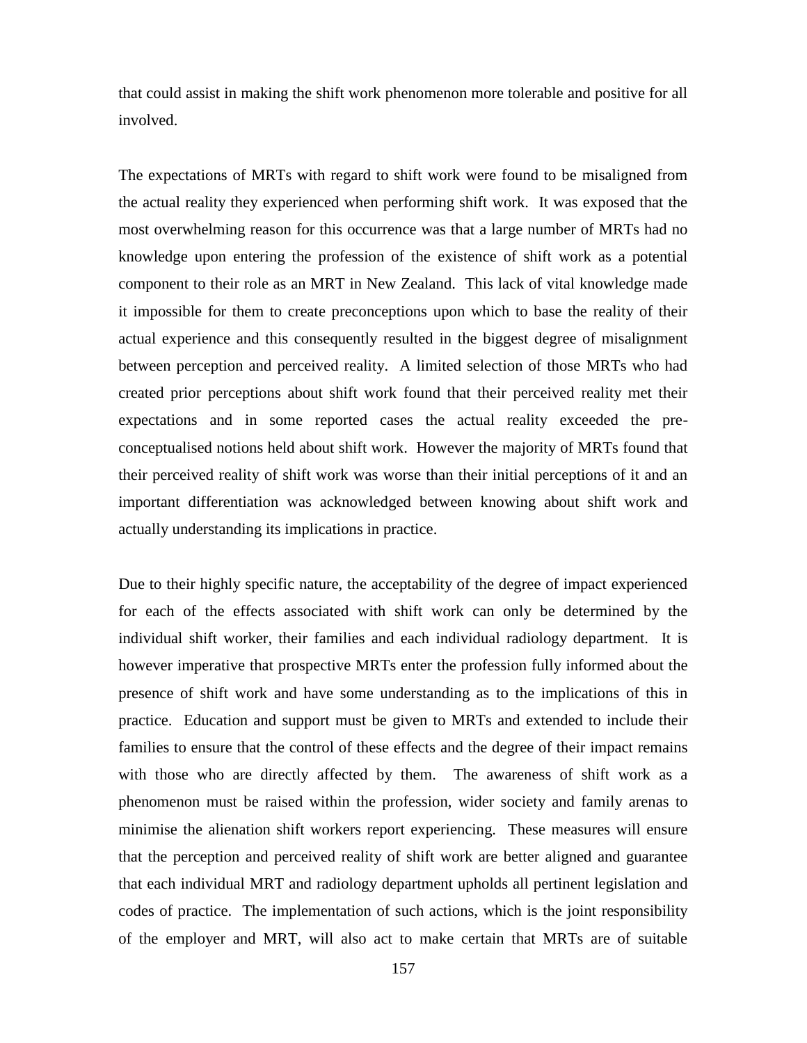that could assist in making the shift work phenomenon more tolerable and positive for all involved.

The expectations of MRTs with regard to shift work were found to be misaligned from the actual reality they experienced when performing shift work. It was exposed that the most overwhelming reason for this occurrence was that a large number of MRTs had no knowledge upon entering the profession of the existence of shift work as a potential component to their role as an MRT in New Zealand. This lack of vital knowledge made it impossible for them to create preconceptions upon which to base the reality of their actual experience and this consequently resulted in the biggest degree of misalignment between perception and perceived reality. A limited selection of those MRTs who had created prior perceptions about shift work found that their perceived reality met their expectations and in some reported cases the actual reality exceeded the pre-conceptualised notions held about shift work. However the majority of MRTs found that their perceived reality of shift work was worse than their initial perceptions of it and an important differentiation was acknowledged between knowing about shift work and actually understanding its implications in practice.

Due to their highly specific nature, the acceptability of the degree of impact experienced for each of the effects associated with shift work can only be determined by the individual shift worker, their families and each individual radiology department. It is however imperative that prospective MRTs enter the profession fully informed about the presence of shift work and have some understanding as to the implications of this in practice. Education and support must be given to MRTs and extended to include their families to ensure that the control of these effects and the degree of their impact remains with those who are directly affected by them. The awareness of shift work as a phenomenon must be raised within the profession, wider society and family arenas to minimise the alienation shift workers report experiencing. These measures will ensure that the perception and perceived reality of shift work are better aligned and guarantee that each individual MRT and radiology department upholds all pertinent legislation and codes of practice. The implementation of such actions, which is the joint responsibility of the employer and MRT, will also act to make certain that MRTs are of suitable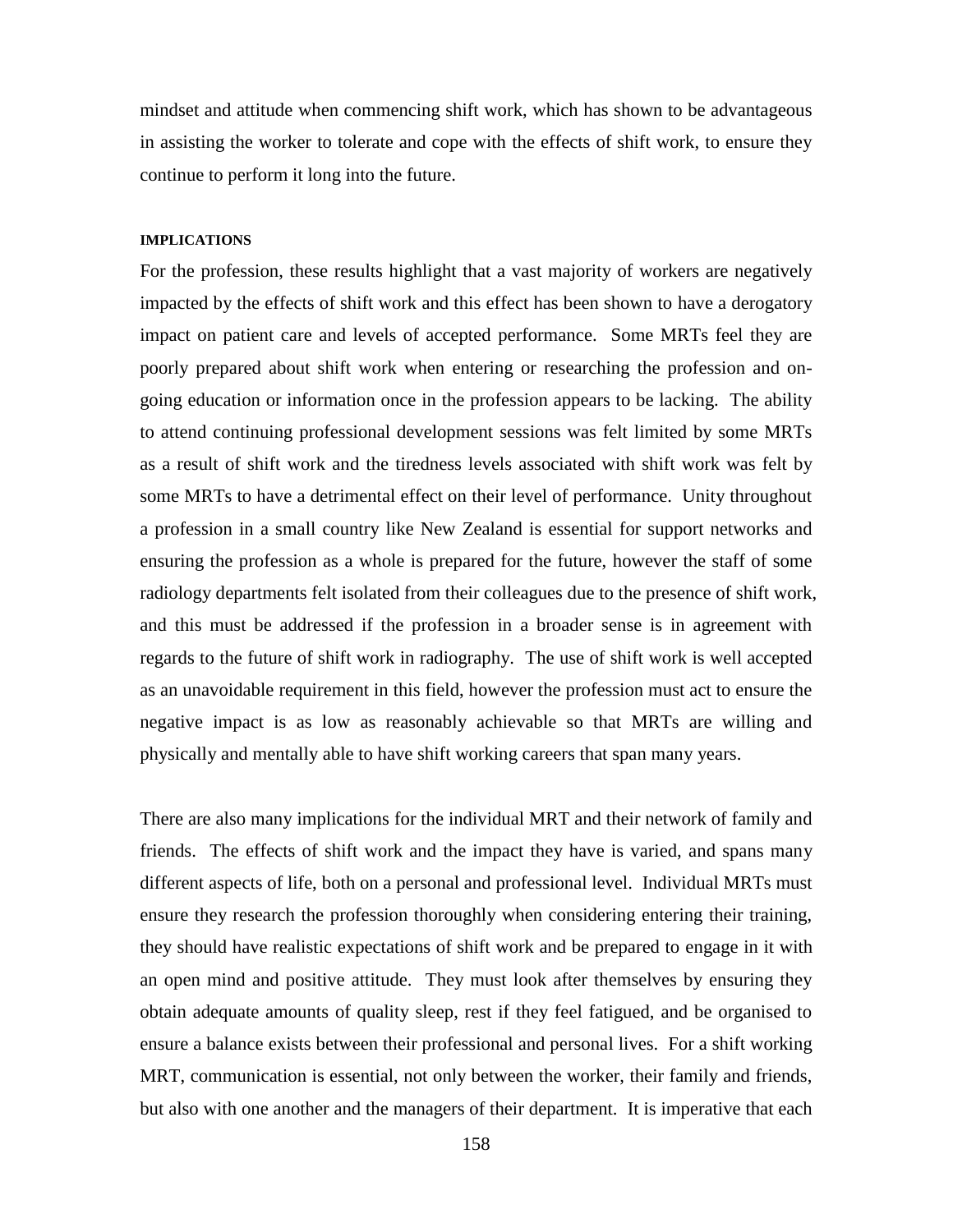mindset and attitude when commencing shift work, which has shown to be advantageous in assisting the worker to tolerate and cope with the effects of shift work, to ensure they continue to perform it long into the future.

#### IMPLICATIONS

For the profession, these results highlight that a vast majority of workers are negatively impacted by the effects of shift work and this effect has been shown to have a derogatory impact on patient care and levels of accepted performance. Some MRTs feel they are poorly prepared about shift work when entering or researching the profession and on-going education or information once in the profession appears to be lacking. The ability to attend continuing professional development sessions was felt limited by some MRTs as a result of shift work and the tiredness levels associated with shift work was felt by some MRTs to have a detrimental effect on their level of performance. Unity throughout a profession in a small country like New Zealand is essential for support networks and ensuring the profession as a whole is prepared for the future, however the staff of some radiology departments felt isolated from their colleagues due to the presence of shift work, and this must be addressed if the profession in a broader sense is in agreement with regards to the future of shift work in radiography. The use of shift work is well accepted as an unavoidable requirement in this field, however the profession must act to ensure the negative impact is as low as reasonably achievable so that MRTs are willing and physically and mentally able to have shift working careers that span many years.

There are also many implications for the individual MRT and their network of family and friends. The effects of shift work and the impact they have is varied, and spans many different aspects of life, both on a personal and professional level. Individual MRTs must ensure they research the profession thoroughly when considering entering their training, they should have realistic expectations of shift work and be prepared to engage in it with an open mind and positive attitude. They must look after themselves by ensuring they obtain adequate amounts of quality sleep, rest if they feel fatigued, and be organised to ensure a balance exists between their professional and personal lives. For a shift working MRT, communication is essential, not only between the worker, their family and friends, but also with one another and the managers of their department. It is imperative that each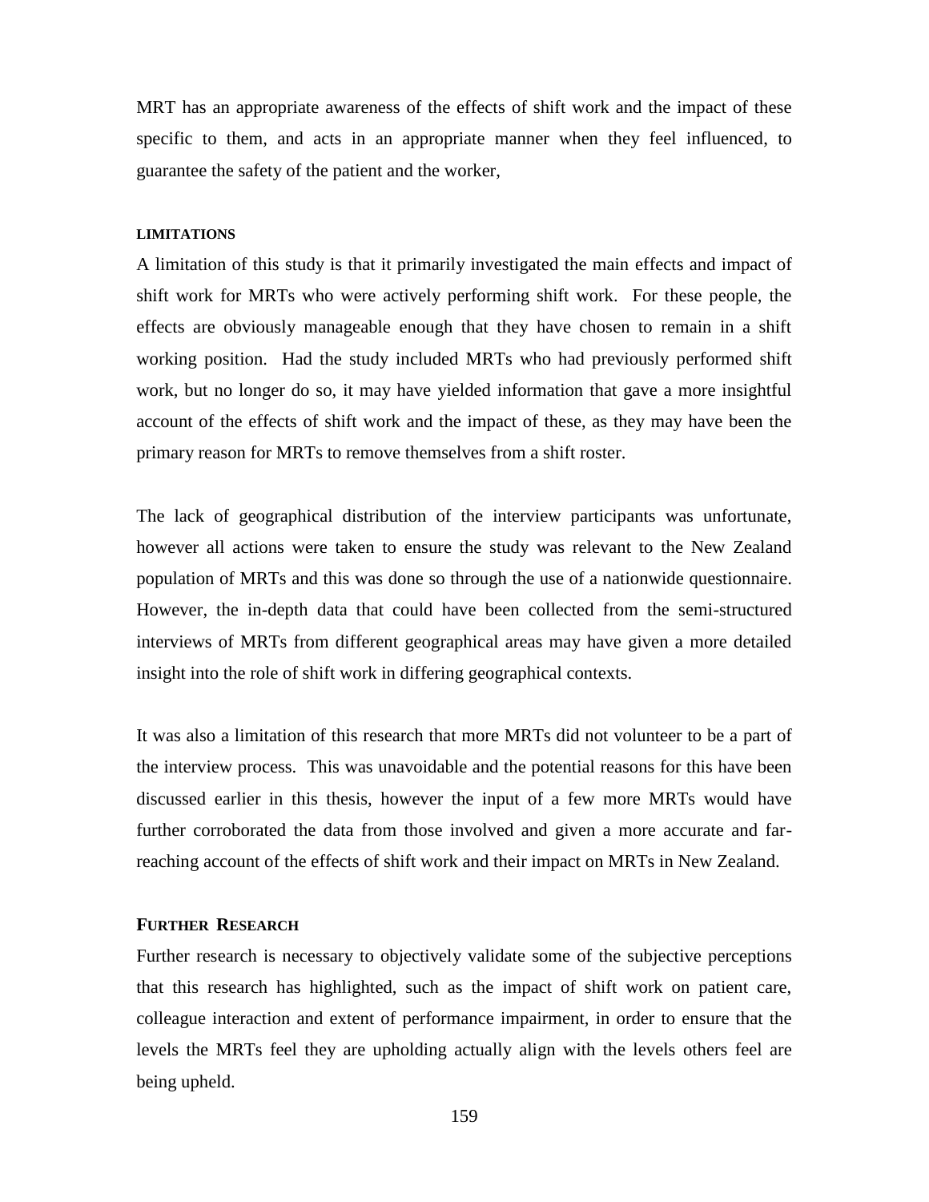MRT has an appropriate awareness of the effects of shift work and the impact of these specific to them, and acts in an appropriate manner when they feel influenced, to guarantee the safety of the patient and the worker,

### LIMITATIONS

A limitation of this study is that it primarily investigated the main effects and impact of shift work for MRTs who were actively performing shift work. For these people, the effects are obviously manageable enough that they have chosen to remain in a shift working position. Had the study included MRTs who had previously performed shift work, but no longer do so, it may have yielded information that gave a more insightful account of the effects of shift work and the impact of these, as they may have been the primary reason for MRTs to remove themselves from a shift roster.

The lack of geographical distribution of the interview participants was unfortunate, however all actions were taken to ensure the study was relevant to the New Zealand population of MRTs and this was done so through the use of a nationwide questionnaire. However, the in-depth data that could have been collected from the semi-structured interviews of MRTs from different geographical areas may have given a more detailed insight into the role of shift work in differing geographical contexts.

It was also a limitation of this research that more MRTs did not volunteer to be a part of the interview process. This was unavoidable and the potential reasons for this have been discussed earlier in this thesis, however the input of a few more MRTs would have further corroborated the data from those involved and given a more accurate and far-reaching account of the effects of shift work and their impact on MRTs in New Zealand.

### FURTHER RESEARCH

Further research is necessary to objectively validate some of the subjective perceptions that this research has highlighted, such as the impact of shift work on patient care, colleague interaction and extent of performance impairment, in order to ensure that the levels the MRTs feel they are upholding actually align with the levels others feel are being upheld.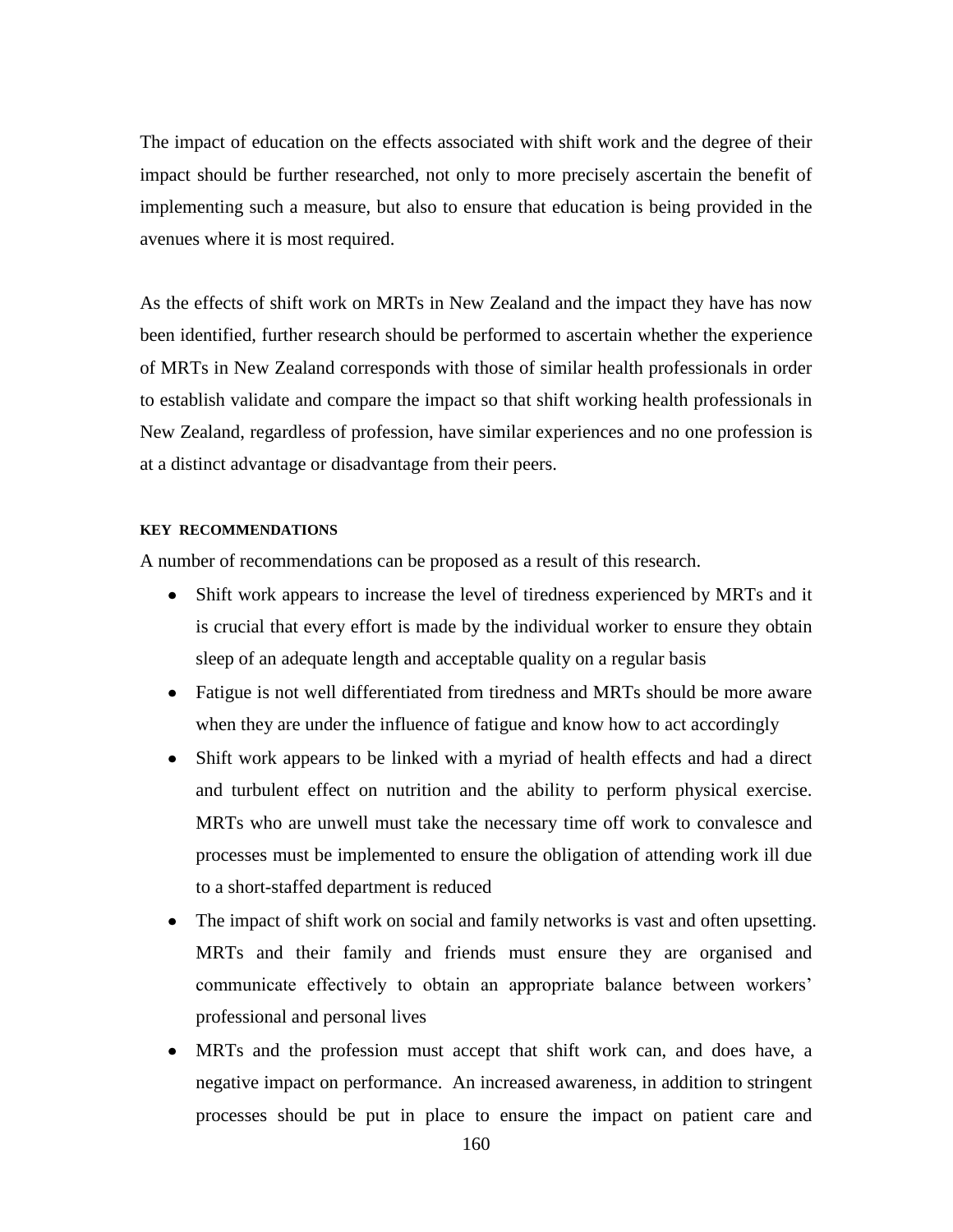The impact of education on the effects associated with shift work and the degree of their impact should be further researched, not only to more precisely ascertain the benefit of implementing such a measure, but also to ensure that education is being provided in the avenues where it is most required.

As the effects of shift work on MRTs in New Zealand and the impact they have has now been identified, further research should be performed to ascertain whether the experience of MRTs in New Zealand corresponds with those of similar health professionals in order to establish validate and compare the impact so that shift working health professionals in New Zealand, regardless of profession, have similar experiences and no one profession is at a distinct advantage or disadvantage from their peers.

#### KEY RECOMMENDATIONS

A number of recommendations can be proposed as a result of this research.

- Shift work appears to increase the level of tiredness experienced by MRTs and it is crucial that every effort is made by the individual worker to ensure they obtain sleep of an adequate length and acceptable quality on a regular basis
- Fatigue is not well differentiated from tiredness and MRTs should be more aware when they are under the influence of fatigue and know how to act accordingly
- Shift work appears to be linked with a myriad of health effects and had a direct and turbulent effect on nutrition and the ability to perform physical exercise. MRTs who are unwell must take the necessary time off work to convalesce and processes must be implemented to ensure the obligation of attending work ill due to a short-staffed department is reduced
- The impact of shift work on social and family networks is vast and often upsetting. MRTs and their family and friends must ensure they are organised and communicate effectively to obtain an appropriate balance between workers' professional and personal lives
- MRTs and the profession must accept that shift work can, and does have, a negative impact on performance. An increased awareness, in addition to stringent processes should be put in place to ensure the impact on patient care and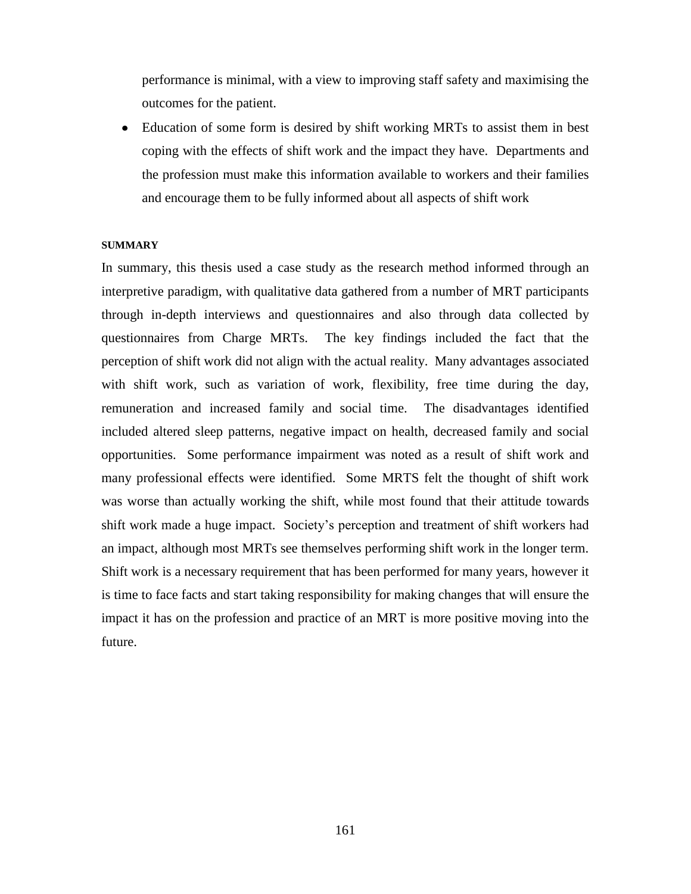performance is minimal, with a view to improving staff safety and maximising the outcomes for the patient.

- Education of some form is desired by shift working MRTs to assist them in best coping with the effects of shift work and the impact they have. Departments and the profession must make this information available to workers and their families and encourage them to be fully informed about all aspects of shift work

#### SUMMARY

In summary, this thesis used a case study as the research method informed through an interpretive paradigm, with qualitative data gathered from a number of MRT participants through in-depth interviews and questionnaires and also through data collected by questionnaires from Charge MRTs. The key findings included the fact that the perception of shift work did not align with the actual reality. Many advantages associated with shift work, such as variation of work, flexibility, free time during the day, remuneration and increased family and social time. The disadvantages identified included altered sleep patterns, negative impact on health, decreased family and social opportunities. Some performance impairment was noted as a result of shift work and many professional effects were identified. Some MRTS felt the thought of shift work was worse than actually working the shift, while most found that their attitude towards shift work made a huge impact. Society's perception and treatment of shift workers had an impact, although most MRTs see themselves performing shift work in the longer term. Shift work is a necessary requirement that has been performed for many years, however it is time to face facts and start taking responsibility for making changes that will ensure the impact it has on the profession and practice of an MRT is more positive moving into the future.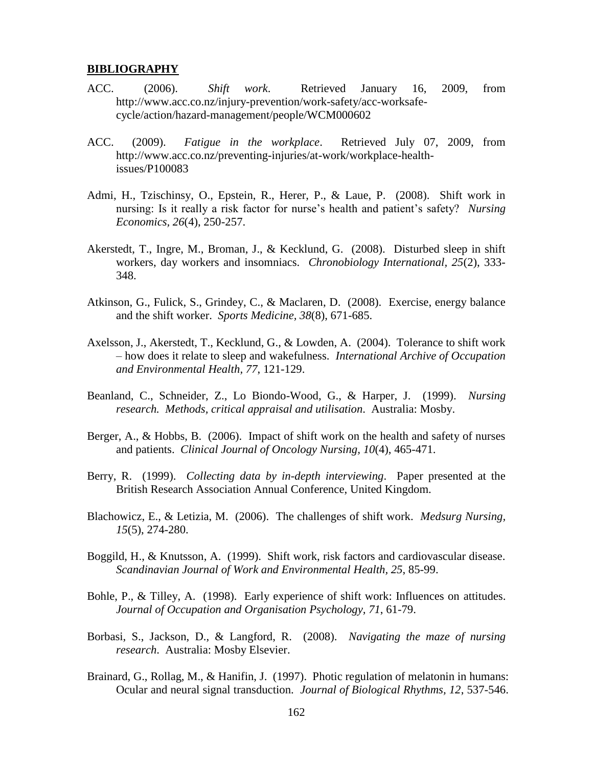**BIBLIOGRAPHY**

ACC. (2006). *Shift work*. Retrieved January 16, 2009, from http://www.acc.co.nz/injury-prevention/work-safety/acc-worksafe-cycle/action/hazard-management/people/WCM000602

ACC. (2009). *Fatigue in the workplace*. Retrieved July 07, 2009, from http://www.acc.co.nz/preventing-injuries/at-work/workplace-health-issues/P100083

Admi, H., Tzischinsy, O., Epstein, R., Herer, P., & Laue, P. (2008). Shift work in nursing: Is it really a risk factor for nurse's health and patient's safety? *Nursing Economics*, *26*(4), 250-257.

Akerstedt, T., Ingre, M., Broman, J., & Kecklund, G. (2008). Disturbed sleep in shift workers, day workers and insomniacs. *Chronobiology International*, *25*(2), 333-348.

Atkinson, G., Fulick, S., Grindey, C., & Maclaren, D. (2008). Exercise, energy balance and the shift worker. *Sports Medicine*, *38*(8), 671-685.

Axelsson, J., Akerstedt, T., Kecklund, G., & Lowden, A. (2004). Tolerance to shift work – how does it relate to sleep and wakefulness. *International Archive of Occupation and Environmental Health*, *77*, 121-129.

Beanland, C., Schneider, Z., Lo Biondo-Wood, G., & Harper, J. (1999). *Nursing research. Methods, critical appraisal and utilisation*. Australia: Mosby.

Berger, A., & Hobbs, B. (2006). Impact of shift work on the health and safety of nurses and patients. *Clinical Journal of Oncology Nursing*, *10*(4), 465-471.

Berry, R. (1999). *Collecting data by in-depth interviewing*. Paper presented at the British Research Association Annual Conference, United Kingdom.

Blachowicz, E., & Letizia, M. (2006). The challenges of shift work. *Medsurg Nursing*, *15*(5), 274-280.

Boggild, H., & Knutsson, A. (1999). Shift work, risk factors and cardiovascular disease. *Scandinavian Journal of Work and Environmental Health*, *25*, 85-99.

Bohle, P., & Tilley, A. (1998). Early experience of shift work: Influences on attitudes. *Journal of Occupation and Organisation Psychology*, *71*, 61-79.

Borbasi, S., Jackson, D., & Langford, R. (2008). *Navigating the maze of nursing research*. Australia: Mosby Elsevier.

Brainard, G., Rollag, M., & Hanifin, J. (1997). Photic regulation of melatonin in humans: Ocular and neural signal transduction. *Journal of Biological Rhythms*, *12*, 537-546.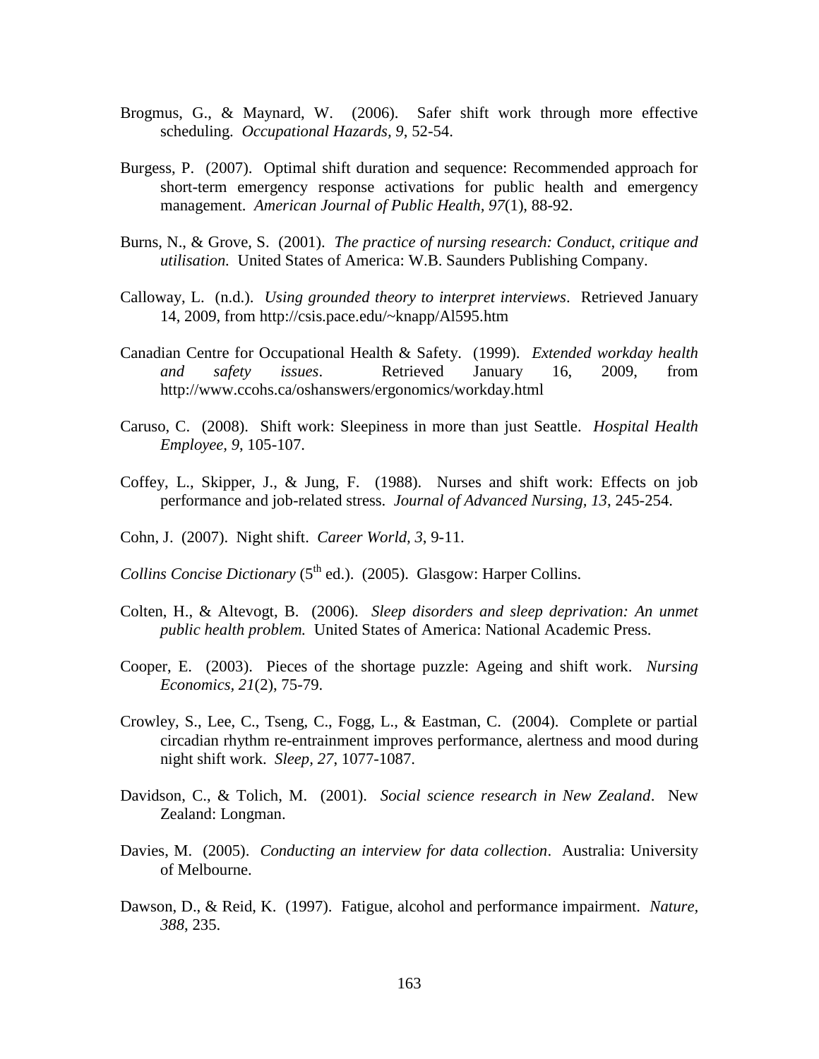Brogmus, G., & Maynard, W. (2006). Safer shift work through more effective scheduling. *Occupational Hazards, 9*, 52-54.

Burgess, P. (2007). Optimal shift duration and sequence: Recommended approach for short-term emergency response activations for public health and emergency management. *American Journal of Public Health, 97*(1), 88-92.

Burns, N., & Grove, S. (2001). *The practice of nursing research: Conduct, critique and utilisation.* United States of America: W.B. Saunders Publishing Company.

Calloway, L. (n.d.). *Using grounded theory to interpret interviews*. Retrieved January 14, 2009, from http://csis.pace.edu/~knapp/Al595.htm

Canadian Centre for Occupational Health & Safety. (1999). *Extended workday health and safety issues*. Retrieved January 16, 2009, from http://www.ccohs.ca/oshanswers/ergonomics/workday.html

Caruso, C. (2008). Shift work: Sleepiness in more than just Seattle. *Hospital Health Employee, 9*, 105-107.

Coffey, L., Skipper, J., & Jung, F. (1988). Nurses and shift work: Effects on job performance and job-related stress. *Journal of Advanced Nursing, 13*, 245-254.

Cohn, J. (2007). Night shift. *Career World, 3*, 9-11.

*Collins Concise Dictionary* (5th ed.). (2005). Glasgow: Harper Collins.

Colten, H., & Altevogt, B. (2006). *Sleep disorders and sleep deprivation: An unmet public health problem.* United States of America: National Academic Press.

Cooper, E. (2003). Pieces of the shortage puzzle: Ageing and shift work. *Nursing Economics, 21*(2), 75-79.

Crowley, S., Lee, C., Tseng, C., Fogg, L., & Eastman, C. (2004). Complete or partial circadian rhythm re-entrainment improves performance, alertness and mood during night shift work. *Sleep, 27*, 1077-1087.

Davidson, C., & Tolich, M. (2001). *Social science research in New Zealand*. New Zealand: Longman.

Davies, M. (2005). *Conducting an interview for data collection*. Australia: University of Melbourne.

Dawson, D., & Reid, K. (1997). Fatigue, alcohol and performance impairment. *Nature, 388*, 235.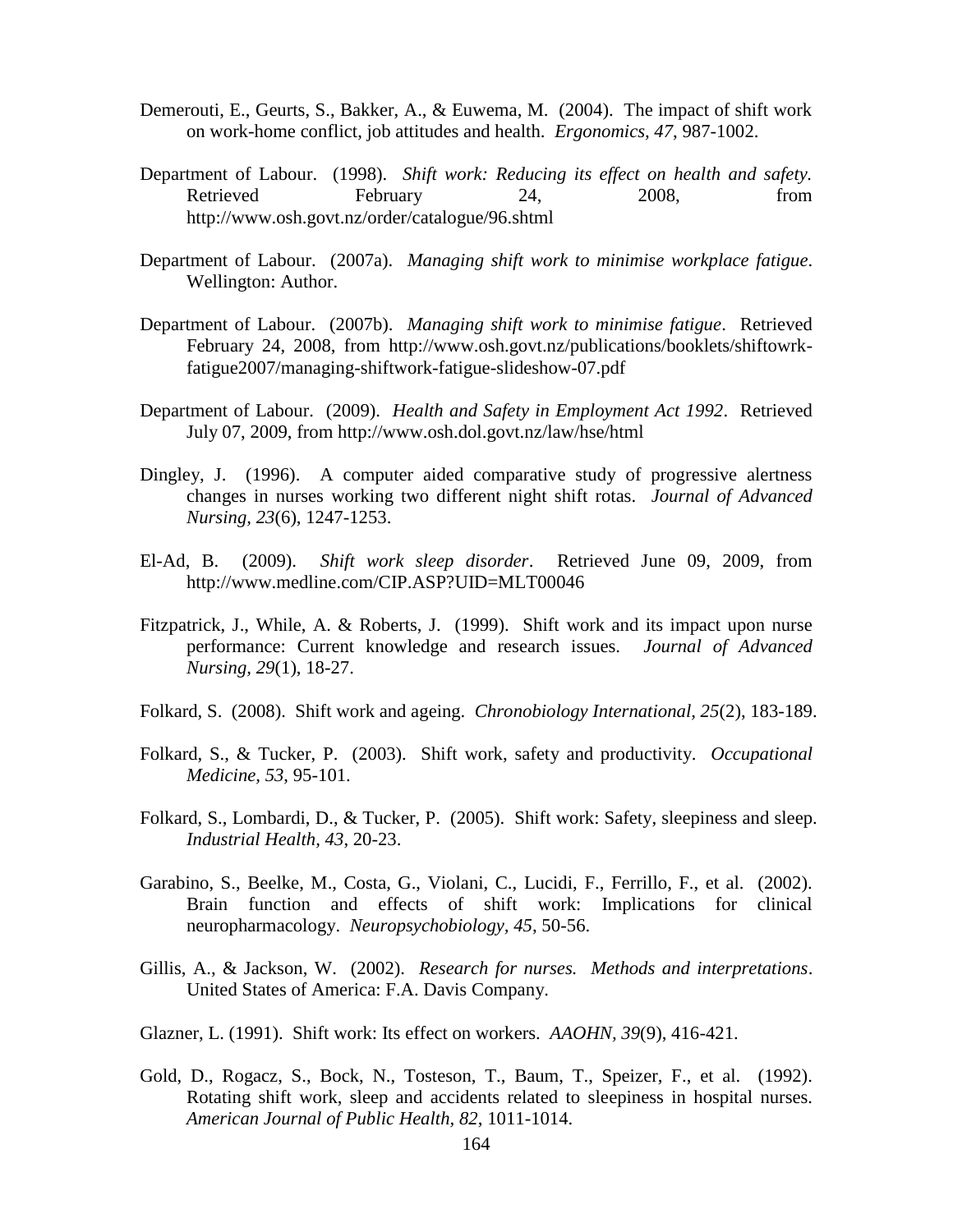Demerouti, E., Geurts, S., Bakker, A., & Euwema, M. (2004). The impact of shift work on work-home conflict, job attitudes and health. *Ergonomics*, *47*, 987-1002.

Department of Labour. (1998). *Shift work: Reducing its effect on health and safety.* Retrieved February 24, 2008, from http://www.osh.govt.nz/order/catalogue/96.shtml

Department of Labour. (2007a). *Managing shift work to minimise workplace fatigue*. Wellington: Author.

Department of Labour. (2007b). *Managing shift work to minimise fatigue*. Retrieved February 24, 2008, from http://www.osh.govt.nz/publications/booklets/shiftowrk-fatigue2007/managing-shiftwork-fatigue-slideshow-07.pdf

Department of Labour. (2009). *Health and Safety in Employment Act 1992*. Retrieved July 07, 2009, from http://www.osh.dol.govt.nz/law/hse/html

Dingley, J. (1996). A computer aided comparative study of progressive alertness changes in nurses working two different night shift rotas. *Journal of Advanced Nursing, 23*(6), 1247-1253.

El-Ad, B. (2009). *Shift work sleep disorder*. Retrieved June 09, 2009, from http://www.medline.com/CIP.ASP?UID=MLT00046

Fitzpatrick, J., While, A. & Roberts, J. (1999). Shift work and its impact upon nurse performance: Current knowledge and research issues. *Journal of Advanced Nursing, 29*(1), 18-27.

Folkard, S. (2008). Shift work and ageing. *Chronobiology International, 25*(2), 183-189.

Folkard, S., & Tucker, P. (2003). Shift work, safety and productivity. *Occupational Medicine*, *53*, 95-101.

Folkard, S., Lombardi, D., & Tucker, P. (2005). Shift work: Safety, sleepiness and sleep. *Industrial Health*, *43*, 20-23.

Garabino, S., Beelke, M., Costa, G., Violani, C., Lucidi, F., Ferrillo, F., et al. (2002). Brain function and effects of shift work: Implications for clinical neuropharmacology. *Neuropsychobiology*, *45*, 50-56.

Gillis, A., & Jackson, W. (2002). *Research for nurses. Methods and interpretations*. United States of America: F.A. Davis Company.

Glazner, L. (1991). Shift work: Its effect on workers. *AAOHN, 39*(9), 416-421.

Gold, D., Rogacz, S., Bock, N., Tosteson, T., Baum, T., Speizer, F., et al. (1992). Rotating shift work, sleep and accidents related to sleepiness in hospital nurses. *American Journal of Public Health*, *82*, 1011-1014.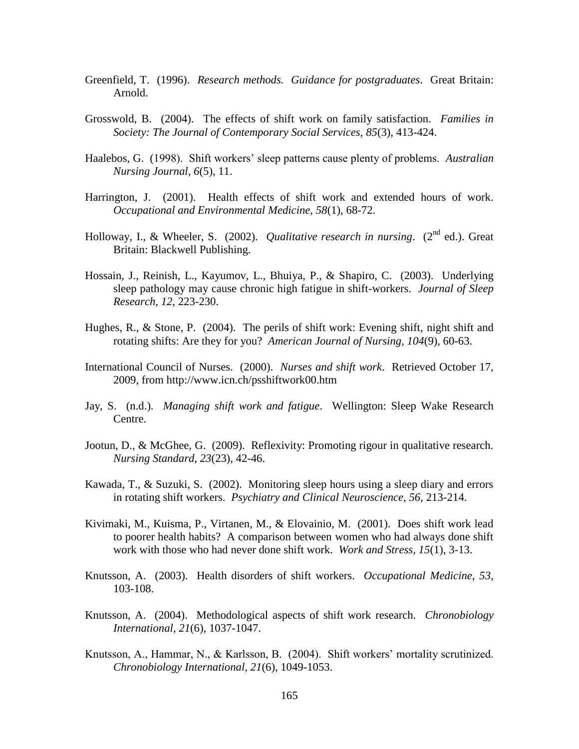Greenfield, T. (1996). *Research methods. Guidance for postgraduates*. Great Britain: Arnold.

Grosswold, B. (2004). The effects of shift work on family satisfaction. *Families in Society: The Journal of Contemporary Social Services, 85*(3), 413-424.

Haalebos, G. (1998). Shift workers' sleep patterns cause plenty of problems. *Australian Nursing Journal, 6*(5), 11.

Harrington, J. (2001). Health effects of shift work and extended hours of work. *Occupational and Environmental Medicine, 58*(1), 68-72.

Holloway, I., & Wheeler, S. (2002). *Qualitative research in nursing*. (2nd ed.). Great Britain: Blackwell Publishing.

Hossain, J., Reinish, L., Kayumov, L., Bhuiya, P., & Shapiro, C. (2003). Underlying sleep pathology may cause chronic high fatigue in shift-workers. *Journal of Sleep Research, 12*, 223-230.

Hughes, R., & Stone, P. (2004). The perils of shift work: Evening shift, night shift and rotating shifts: Are they for you? *American Journal of Nursing, 104*(9), 60-63.

International Council of Nurses. (2000). *Nurses and shift work*. Retrieved October 17, 2009, from http://www.icn.ch/psshiftwork00.htm

Jay, S. (n.d.). *Managing shift work and fatigue*. Wellington: Sleep Wake Research Centre.

Jootun, D., & McGhee, G. (2009). Reflexivity: Promoting rigour in qualitative research. *Nursing Standard, 23*(23), 42-46.

Kawada, T., & Suzuki, S. (2002). Monitoring sleep hours using a sleep diary and errors in rotating shift workers. *Psychiatry and Clinical Neuroscience, 56*, 213-214.

Kivimaki, M., Kuisma, P., Virtanen, M., & Elovainio, M. (2001). Does shift work lead to poorer health habits? A comparison between women who had always done shift work with those who had never done shift work. *Work and Stress, 15*(1), 3-13.

Knutsson, A. (2003). Health disorders of shift workers. *Occupational Medicine, 53*, 103-108.

Knutsson, A. (2004). Methodological aspects of shift work research. *Chronobiology International, 21*(6), 1037-1047.

Knutsson, A., Hammar, N., & Karlsson, B. (2004). Shift workers' mortality scrutinized. *Chronobiology International, 21*(6), 1049-1053.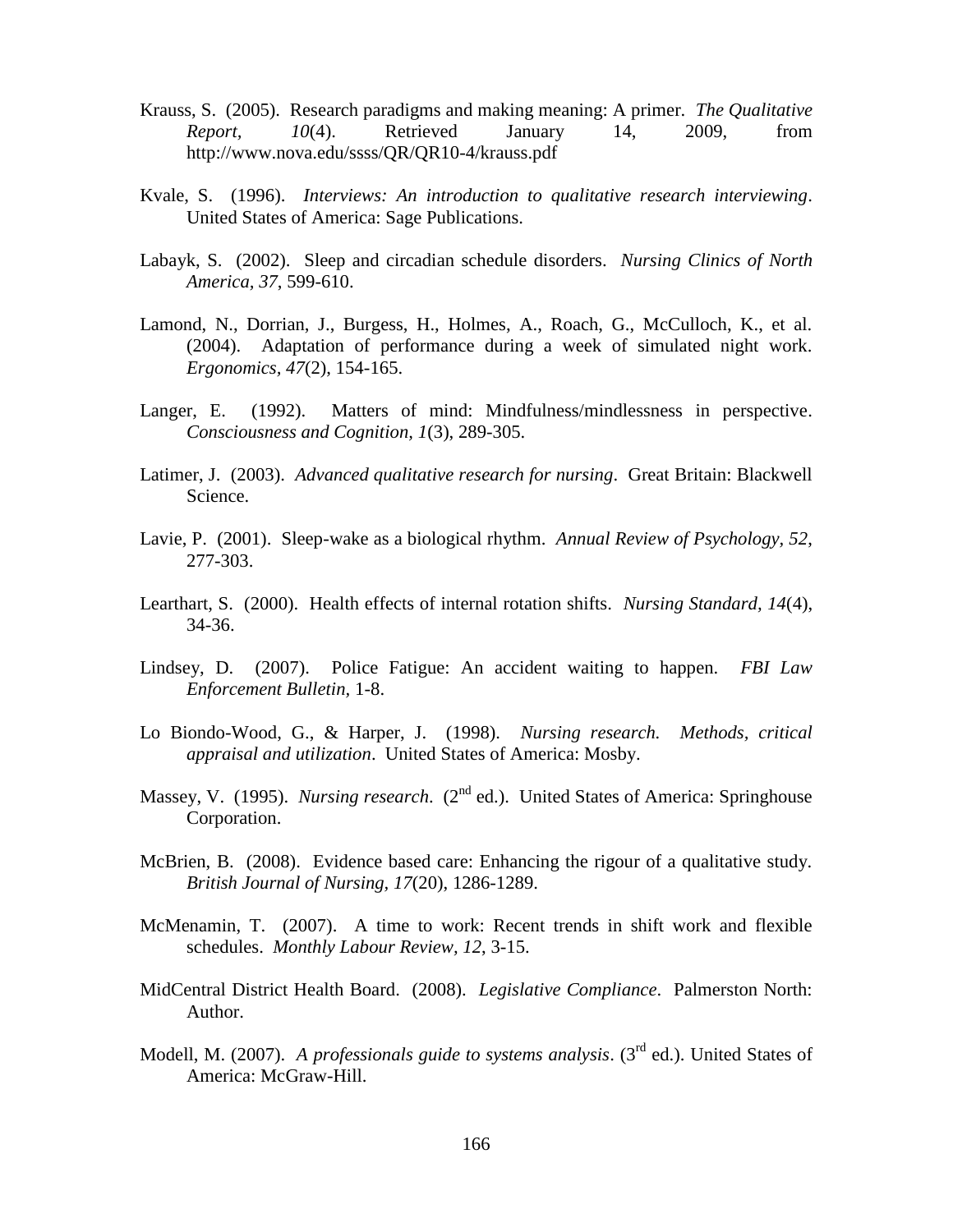Krauss, S. (2005). Research paradigms and making meaning: A primer. *The Qualitative Report, 10*(4). Retrieved January 14, 2009, from http://www.nova.edu/ssss/QR/QR10-4/krauss.pdf

Kvale, S. (1996). *Interviews: An introduction to qualitative research interviewing*. United States of America: Sage Publications.

Labayk, S. (2002). Sleep and circadian schedule disorders. *Nursing Clinics of North America, 37*, 599-610.

Lamond, N., Dorrian, J., Burgess, H., Holmes, A., Roach, G., McCulloch, K., et al. (2004). Adaptation of performance during a week of simulated night work. *Ergonomics, 47*(2), 154-165.

Langer, E. (1992). Matters of mind: Mindfulness/mindlessness in perspective. *Consciousness and Cognition, 1*(3), 289-305.

Latimer, J. (2003). *Advanced qualitative research for nursing*. Great Britain: Blackwell Science.

Lavie, P. (2001). Sleep-wake as a biological rhythm. *Annual Review of Psychology, 52*, 277-303.

Learthart, S. (2000). Health effects of internal rotation shifts. *Nursing Standard, 14*(4), 34-36.

Lindsey, D. (2007). Police Fatigue: An accident waiting to happen. *FBI Law Enforcement Bulletin*, 1-8.

Lo Biondo-Wood, G., & Harper, J. (1998). *Nursing research. Methods, critical appraisal and utilization*. United States of America: Mosby.

Massey, V. (1995). *Nursing research*. (2nd ed.). United States of America: Springhouse Corporation.

McBrien, B. (2008). Evidence based care: Enhancing the rigour of a qualitative study. *British Journal of Nursing, 17*(20), 1286-1289.

McMenamin, T. (2007). A time to work: Recent trends in shift work and flexible schedules. *Monthly Labour Review, 12*, 3-15.

MidCentral District Health Board. (2008). *Legislative Compliance*. Palmerston North: Author.

Modell, M. (2007). *A professionals guide to systems analysis*. (3rd ed.). United States of America: McGraw-Hill.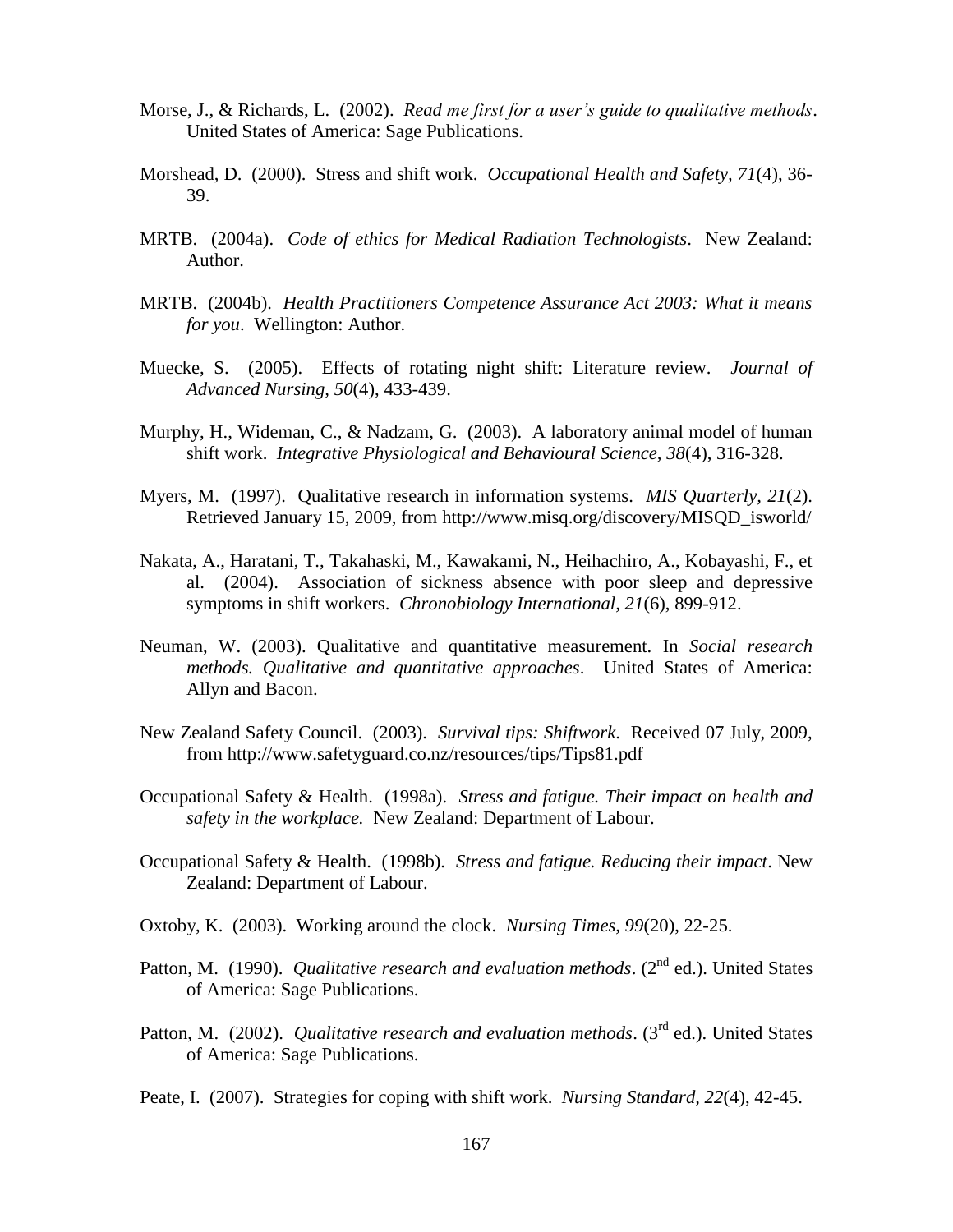Morse, J., & Richards, L. (2002). *Read me first for a user's guide to qualitative methods*. United States of America: Sage Publications.

Morshead, D. (2000). Stress and shift work. *Occupational Health and Safety, 71*(4), 36-39.

MRTB. (2004a). *Code of ethics for Medical Radiation Technologists*. New Zealand: Author.

MRTB. (2004b). *Health Practitioners Competence Assurance Act 2003: What it means for you*. Wellington: Author.

Muecke, S. (2005). Effects of rotating night shift: Literature review. *Journal of Advanced Nursing, 50*(4), 433-439.

Murphy, H., Wideman, C., & Nadzam, G. (2003). A laboratory animal model of human shift work. *Integrative Physiological and Behavioural Science, 38*(4), 316-328.

Myers, M. (1997). Qualitative research in information systems. *MIS Quarterly, 21*(2). Retrieved January 15, 2009, from http://www.misq.org/discovery/MISQD_isworld/

Nakata, A., Haratani, T., Takahaski, M., Kawakami, N., Heihachiro, A., Kobayashi, F., et al. (2004). Association of sickness absence with poor sleep and depressive symptoms in shift workers. *Chronobiology International, 21*(6), 899-912.

Neuman, W. (2003). Qualitative and quantitative measurement. In *Social research methods. Qualitative and quantitative approaches*. United States of America: Allyn and Bacon.

New Zealand Safety Council. (2003). *Survival tips: Shiftwork*. Received 07 July, 2009, from http://www.safetyguard.co.nz/resources/tips/Tips81.pdf

Occupational Safety & Health. (1998a). *Stress and fatigue. Their impact on health and safety in the workplace.* New Zealand: Department of Labour.

Occupational Safety & Health. (1998b). *Stress and fatigue. Reducing their impact*. New Zealand: Department of Labour.

Oxtoby, K. (2003). Working around the clock. *Nursing Times, 99*(20), 22-25.

Patton, M. (1990). *Qualitative research and evaluation methods*. (2nd ed.). United States of America: Sage Publications.

Patton, M. (2002). *Qualitative research and evaluation methods*. (3rd ed.). United States of America: Sage Publications.

Peate, I. (2007). Strategies for coping with shift work. *Nursing Standard, 22*(4), 42-45.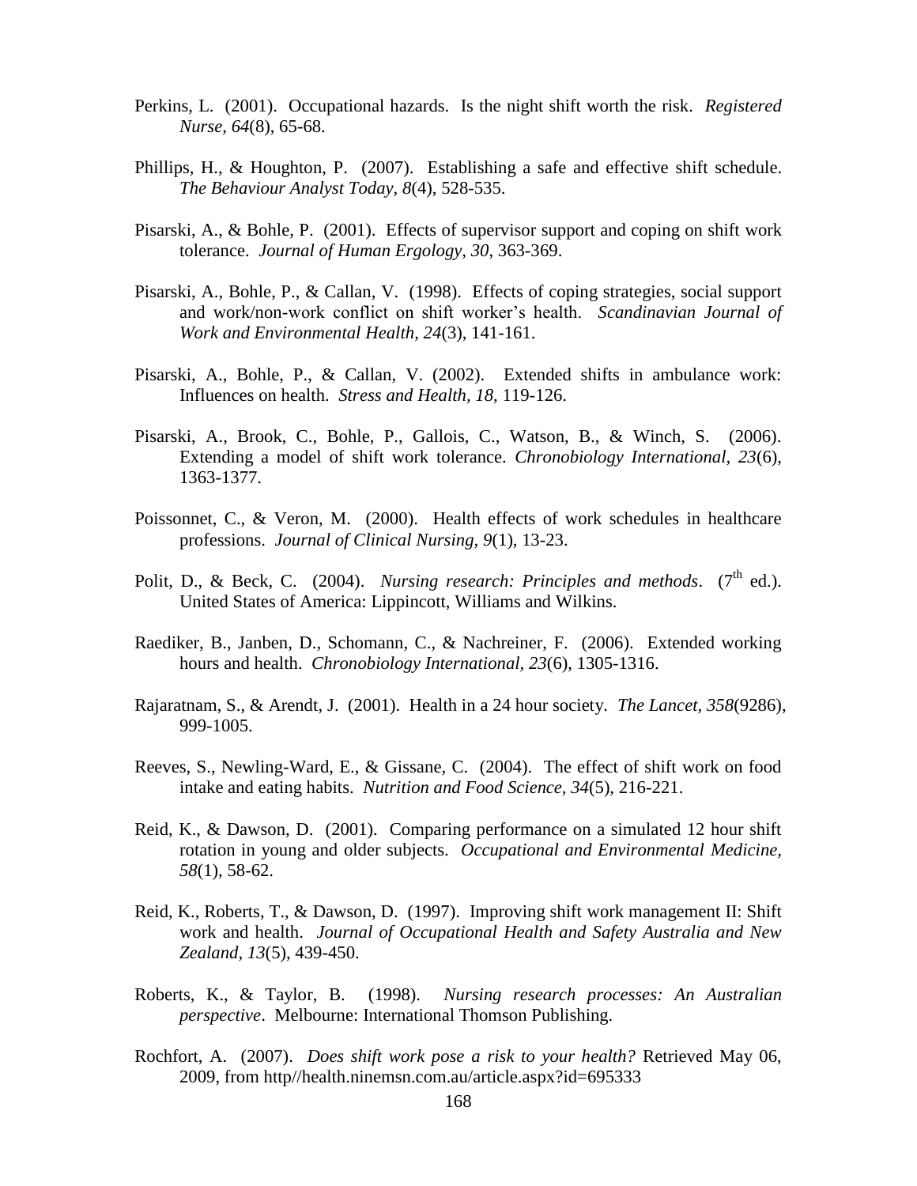Perkins, L. (2001). Occupational hazards. Is the night shift worth the risk. *Registered Nurse, 64*(8), 65-68.

Phillips, H., & Houghton, P. (2007). Establishing a safe and effective shift schedule. *The Behaviour Analyst Today, 8*(4), 528-535.

Pisarski, A., & Bohle, P. (2001). Effects of supervisor support and coping on shift work tolerance. *Journal of Human Ergology, 30*, 363-369.

Pisarski, A., Bohle, P., & Callan, V. (1998). Effects of coping strategies, social support and work/non-work conflict on shift worker's health. *Scandinavian Journal of Work and Environmental Health, 24*(3), 141-161.

Pisarski, A., Bohle, P., & Callan, V. (2002). Extended shifts in ambulance work: Influences on health. *Stress and Health, 18*, 119-126.

Pisarski, A., Brook, C., Bohle, P., Gallois, C., Watson, B., & Winch, S. (2006). Extending a model of shift work tolerance. *Chronobiology International, 23*(6), 1363-1377.

Poissonnet, C., & Veron, M. (2000). Health effects of work schedules in healthcare professions. *Journal of Clinical Nursing, 9*(1), 13-23.

Polit, D., & Beck, C. (2004). *Nursing research: Principles and methods*. (7th ed.). United States of America: Lippincott, Williams and Wilkins.

Raediker, B., Janben, D., Schomann, C., & Nachreiner, F. (2006). Extended working hours and health. *Chronobiology International, 23*(6), 1305-1316.

Rajaratnam, S., & Arendt, J. (2001). Health in a 24 hour society. *The Lancet, 358*(9286), 999-1005.

Reeves, S., Newling-Ward, E., & Gissane, C. (2004). The effect of shift work on food intake and eating habits. *Nutrition and Food Science, 34*(5), 216-221.

Reid, K., & Dawson, D. (2001). Comparing performance on a simulated 12 hour shift rotation in young and older subjects. *Occupational and Environmental Medicine, 58*(1), 58-62.

Reid, K., Roberts, T., & Dawson, D. (1997). Improving shift work management II: Shift work and health. *Journal of Occupational Health and Safety Australia and New Zealand, 13*(5), 439-450.

Roberts, K., & Taylor, B. (1998). *Nursing research processes: An Australian perspective*. Melbourne: International Thomson Publishing.

Rochfort, A. (2007). *Does shift work pose a risk to your health?* Retrieved May 06, 2009, from http//health.ninemsn.com.au/article.aspx?id=695333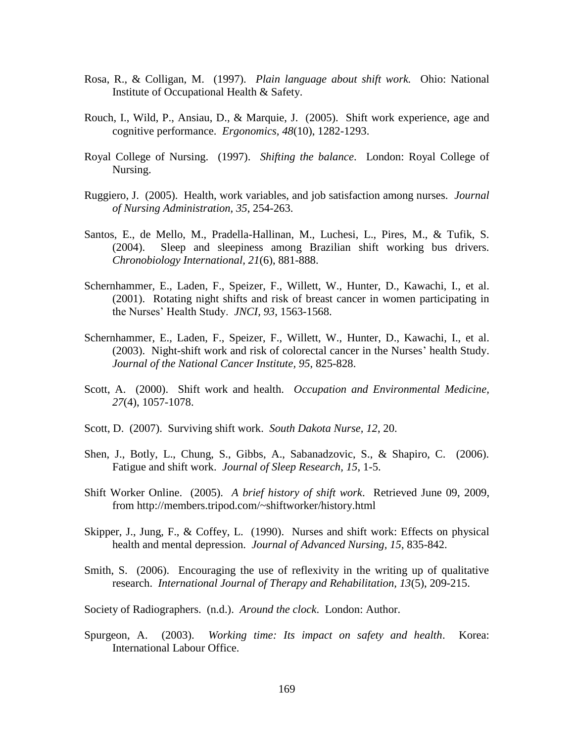Rosa, R., & Colligan, M. (1997). *Plain language about shift work.* Ohio: National Institute of Occupational Health & Safety.

Rouch, I., Wild, P., Ansiau, D., & Marquie, J. (2005). Shift work experience, age and cognitive performance. *Ergonomics, 48*(10), 1282-1293.

Royal College of Nursing. (1997). *Shifting the balance*. London: Royal College of Nursing.

Ruggiero, J. (2005). Health, work variables, and job satisfaction among nurses. *Journal of Nursing Administration, 35*, 254-263.

Santos, E., de Mello, M., Pradella-Hallinan, M., Luchesi, L., Pires, M., & Tufik, S. (2004). Sleep and sleepiness among Brazilian shift working bus drivers. *Chronobiology International, 21*(6), 881-888.

Schernhammer, E., Laden, F., Speizer, F., Willett, W., Hunter, D., Kawachi, I., et al. (2001). Rotating night shifts and risk of breast cancer in women participating in the Nurses' Health Study. *JNCI, 93*, 1563-1568.

Schernhammer, E., Laden, F., Speizer, F., Willett, W., Hunter, D., Kawachi, I., et al. (2003). Night-shift work and risk of colorectal cancer in the Nurses' health Study. *Journal of the National Cancer Institute, 95*, 825-828.

Scott, A. (2000). Shift work and health. *Occupation and Environmental Medicine, 27*(4), 1057-1078.

Scott, D. (2007). Surviving shift work. *South Dakota Nurse, 12*, 20.

Shen, J., Botly, L., Chung, S., Gibbs, A., Sabanadzovic, S., & Shapiro, C. (2006). Fatigue and shift work. *Journal of Sleep Research, 15*, 1-5.

Shift Worker Online. (2005). *A brief history of shift work*. Retrieved June 09, 2009, from http://members.tripod.com/~shiftworker/history.html

Skipper, J., Jung, F., & Coffey, L. (1990). Nurses and shift work: Effects on physical health and mental depression. *Journal of Advanced Nursing, 15*, 835-842.

Smith, S. (2006). Encouraging the use of reflexivity in the writing up of qualitative research. *International Journal of Therapy and Rehabilitation, 13*(5), 209-215.

Society of Radiographers. (n.d.). *Around the clock*. London: Author.

Spurgeon, A. (2003). *Working time: Its impact on safety and health*. Korea: International Labour Office.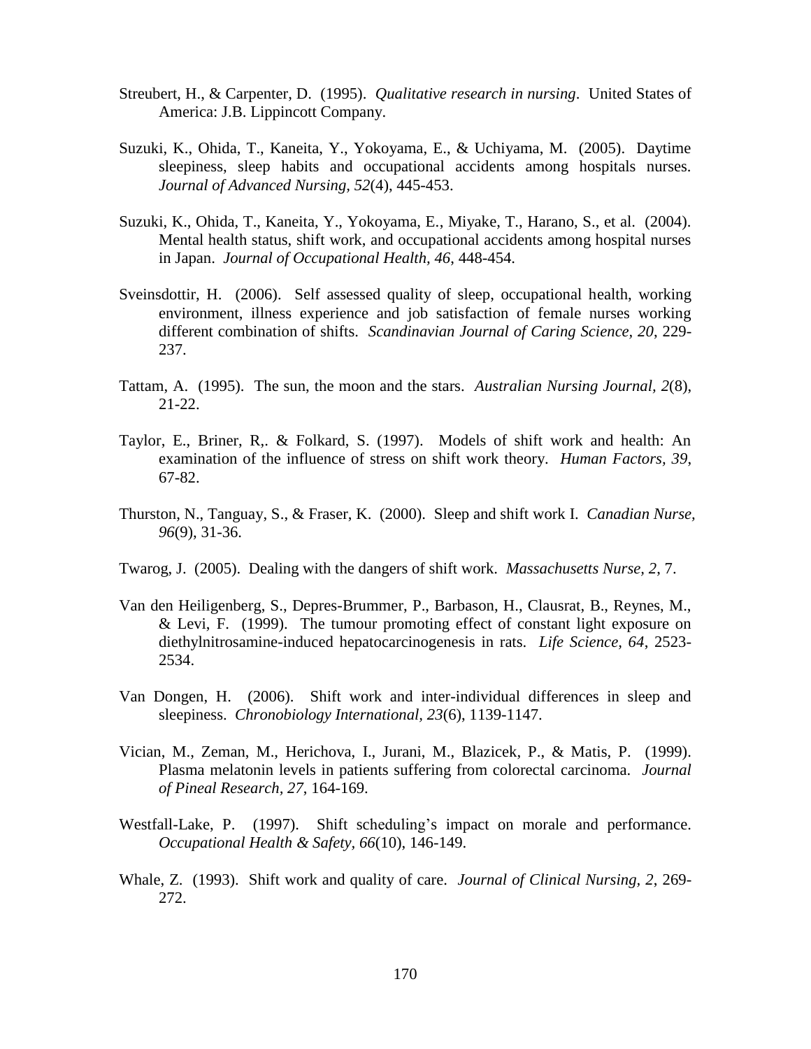Streubert, H., & Carpenter, D. (1995). *Qualitative research in nursing*. United States of America: J.B. Lippincott Company.

Suzuki, K., Ohida, T., Kaneita, Y., Yokoyama, E., & Uchiyama, M. (2005). Daytime sleepiness, sleep habits and occupational accidents among hospitals nurses. *Journal of Advanced Nursing, 52*(4), 445-453.

Suzuki, K., Ohida, T., Kaneita, Y., Yokoyama, E., Miyake, T., Harano, S., et al. (2004). Mental health status, shift work, and occupational accidents among hospital nurses in Japan. *Journal of Occupational Health, 46*, 448-454.

Sveinsdottir, H. (2006). Self assessed quality of sleep, occupational health, working environment, illness experience and job satisfaction of female nurses working different combination of shifts. *Scandinavian Journal of Caring Science, 20*, 229-237.

Tattam, A. (1995). The sun, the moon and the stars. *Australian Nursing Journal, 2*(8), 21-22.

Taylor, E., Briner, R,. & Folkard, S. (1997). Models of shift work and health: An examination of the influence of stress on shift work theory. *Human Factors, 39*, 67-82.

Thurston, N., Tanguay, S., & Fraser, K. (2000). Sleep and shift work I. *Canadian Nurse, 96*(9), 31-36.

Twarog, J. (2005). Dealing with the dangers of shift work. *Massachusetts Nurse, 2*, 7.

Van den Heiligenberg, S., Depres-Brummer, P., Barbason, H., Clausrat, B., Reynes, M., & Levi, F. (1999). The tumour promoting effect of constant light exposure on diethylnitrosamine-induced hepatocarcinogenesis in rats. *Life Science, 64*, 2523-2534.

Van Dongen, H. (2006). Shift work and inter-individual differences in sleep and sleepiness. *Chronobiology International, 23*(6), 1139-1147.

Vician, M., Zeman, M., Herichova, I., Jurani, M., Blazicek, P., & Matis, P. (1999). Plasma melatonin levels in patients suffering from colorectal carcinoma. *Journal of Pineal Research, 27*, 164-169.

Westfall-Lake, P. (1997). Shift scheduling's impact on morale and performance. *Occupational Health & Safety, 66*(10), 146-149.

Whale, Z. (1993). Shift work and quality of care. *Journal of Clinical Nursing, 2*, 269-272.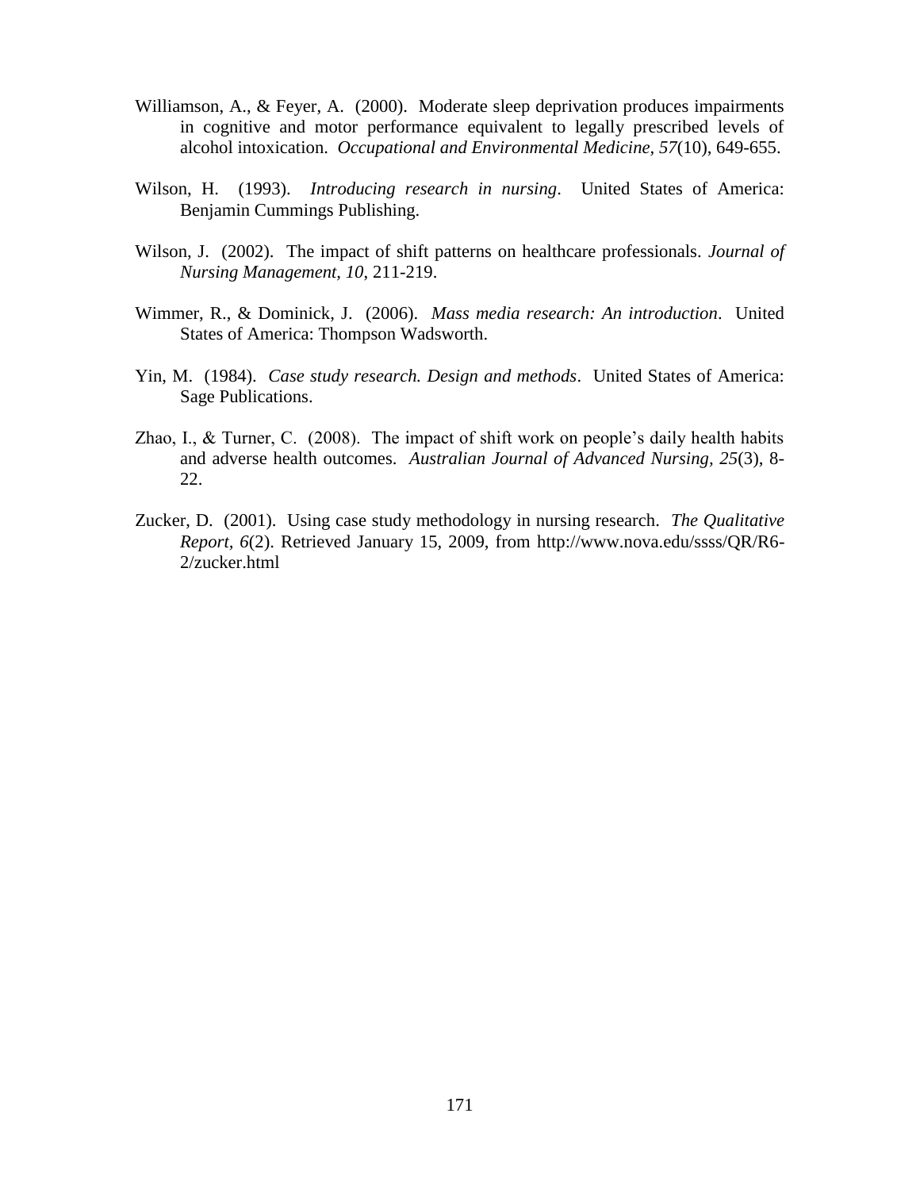Williamson, A., & Feyer, A. (2000). Moderate sleep deprivation produces impairments in cognitive and motor performance equivalent to legally prescribed levels of alcohol intoxication. *Occupational and Environmental Medicine, 57*(10), 649-655.

Wilson, H. (1993). *Introducing research in nursing*. United States of America: Benjamin Cummings Publishing.

Wilson, J. (2002). The impact of shift patterns on healthcare professionals. *Journal of Nursing Management, 10*, 211-219.

Wimmer, R., & Dominick, J. (2006). *Mass media research: An introduction*. United States of America: Thompson Wadsworth.

Yin, M. (1984). *Case study research. Design and methods*. United States of America: Sage Publications.

Zhao, I., & Turner, C. (2008). The impact of shift work on people's daily health habits and adverse health outcomes. *Australian Journal of Advanced Nursing, 25*(3), 8-22.

Zucker, D. (2001). Using case study methodology in nursing research. *The Qualitative Report, 6*(2). Retrieved January 15, 2009, from http://www.nova.edu/ssss/QR/R6-2/zucker.html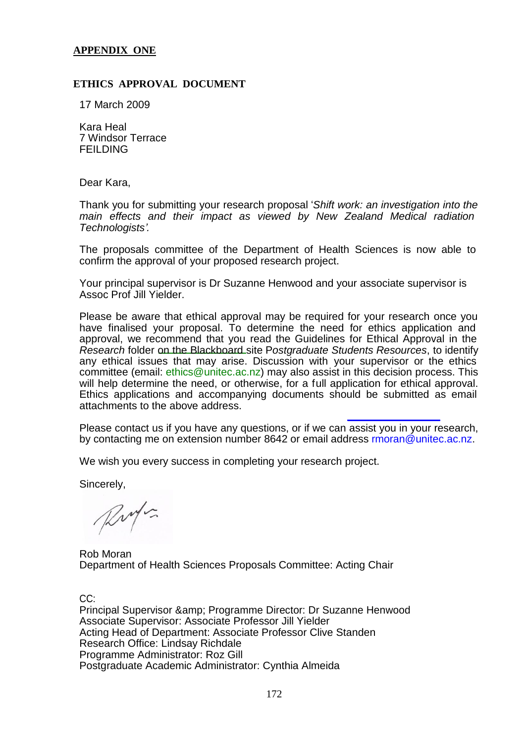**APPENDIX ONE**

**ETHICS APPROVAL DOCUMENT**

17 March 2009

Kara Heal
7 Windsor Terrace
FEILDING

Dear Kara,

Thank you for submitting your research proposal '*Shift work: an investigation into the main effects and their impact as viewed by New Zealand Medical radiation Technologists'.*

The proposals committee of the Department of Health Sciences is now able to confirm the approval of your proposed research project.

Your principal supervisor is Dr Suzanne Henwood and your associate supervisor is Assoc Prof Jill Yielder.

Please be aware that ethical approval may be required for your research once you have finalised your proposal. To determine the need for ethics application and approval, we recommend that you read the Guidelines for Ethical Approval in the *Research* folder on the Blackboard site P*ostgraduate Students Resources*, to identify any ethical issues that may arise. Discussion with your supervisor or the ethics committee (email: ethics@unitec.ac.nz) may also assist in this decision process. This will help determine the need, or otherwise, for a full application for ethical approval. Ethics applications and accompanying documents should be submitted as email attachments to the above address.

Please contact us if you have any questions, or if we can assist you in your research, by contacting me on extension number 8642 or email address rmoran@unitec.ac.nz.

We wish you every success in completing your research project.

Sincerely,

Rob Moran
Department of Health Sciences Proposals Committee: Acting Chair

CC:
Principal Supervisor &amp; Programme Director: Dr Suzanne Henwood
Associate Supervisor: Associate Professor Jill Yielder
Acting Head of Department: Associate Professor Clive Standen
Research Office: Lindsay Richdale
Programme Administrator: Roz Gill
Postgraduate Academic Administrator: Cynthia Almeida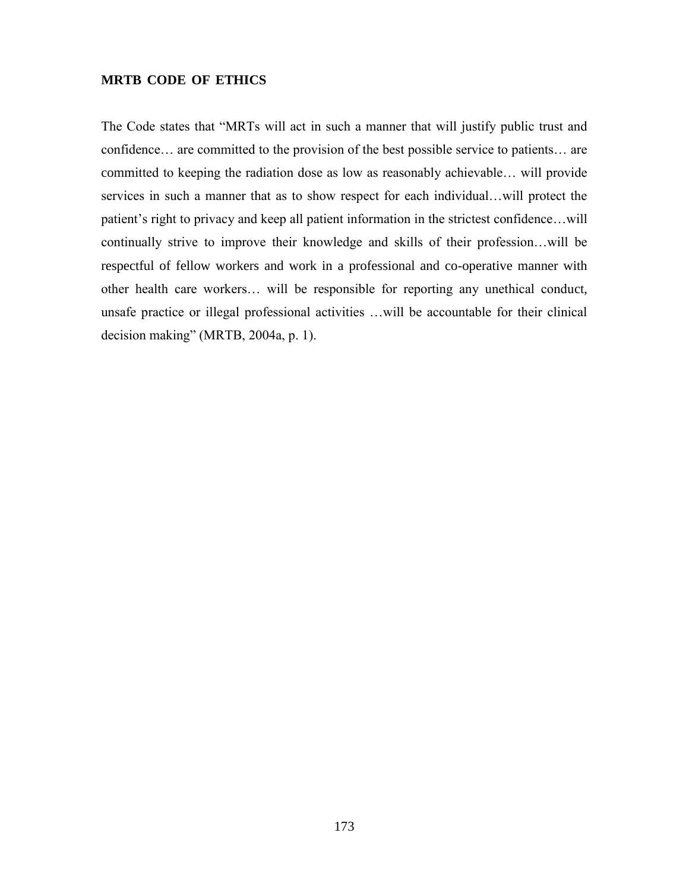**MRTB CODE OF ETHICS**

The Code states that "MRTs will act in such a manner that will justify public trust and confidence… are committed to the provision of the best possible service to patients… are committed to keeping the radiation dose as low as reasonably achievable… will provide services in such a manner that as to show respect for each individual…will protect the patient's right to privacy and keep all patient information in the strictest confidence…will continually strive to improve their knowledge and skills of their profession…will be respectful of fellow workers and work in a professional and co-operative manner with other health care workers… will be responsible for reporting any unethical conduct, unsafe practice or illegal professional activities …will be accountable for their clinical decision making" (MRTB, 2004a, p. 1).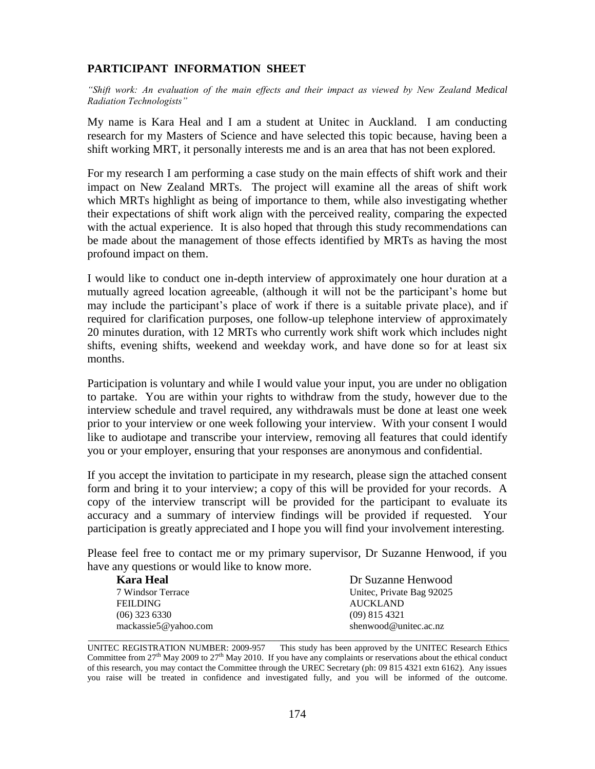## PARTICIPANT INFORMATION SHEET

*"Shift work: An evaluation of the main effects and their impact as viewed by New Zealand Medical Radiation Technologists"*

My name is Kara Heal and I am a student at Unitec in Auckland. I am conducting research for my Masters of Science and have selected this topic because, having been a shift working MRT, it personally interests me and is an area that has not been explored.

For my research I am performing a case study on the main effects of shift work and their impact on New Zealand MRTs. The project will examine all the areas of shift work which MRTs highlight as being of importance to them, while also investigating whether their expectations of shift work align with the perceived reality, comparing the expected with the actual experience. It is also hoped that through this study recommendations can be made about the management of those effects identified by MRTs as having the most profound impact on them.

I would like to conduct one in-depth interview of approximately one hour duration at a mutually agreed location agreeable, (although it will not be the participant's home but may include the participant's place of work if there is a suitable private place), and if required for clarification purposes, one follow-up telephone interview of approximately 20 minutes duration, with 12 MRTs who currently work shift work which includes night shifts, evening shifts, weekend and weekday work, and have done so for at least six months.

Participation is voluntary and while I would value your input, you are under no obligation to partake. You are within your rights to withdraw from the study, however due to the interview schedule and travel required, any withdrawals must be done at least one week prior to your interview or one week following your interview. With your consent I would like to audiotape and transcribe your interview, removing all features that could identify you or your employer, ensuring that your responses are anonymous and confidential.

If you accept the invitation to participate in my research, please sign the attached consent form and bring it to your interview; a copy of this will be provided for your records. A copy of the interview transcript will be provided for the participant to evaluate its accuracy and a summary of interview findings will be provided if requested. Your participation is greatly appreciated and I hope you will find your involvement interesting.

Please feel free to contact me or my primary supervisor, Dr Suzanne Henwood, if you have any questions or would like to know more.

**Kara Heal**
7 Windsor Terrace
FEILDING
(06) 323 6330
mackassie5@yahoo.com

Dr Suzanne Henwood
Unitec, Private Bag 92025
AUCKLAND
(09) 815 4321
shenwood@unitec.ac.nz

---

UNITEC REGISTRATION NUMBER: 2009-957 This study has been approved by the UNITEC Research Ethics Committee from 27th May 2009 to 27th May 2010. If you have any complaints or reservations about the ethical conduct of this research, you may contact the Committee through the UREC Secretary (ph: 09 815 4321 extn 6162). Any issues you raise will be treated in confidence and investigated fully, and you will be informed of the outcome.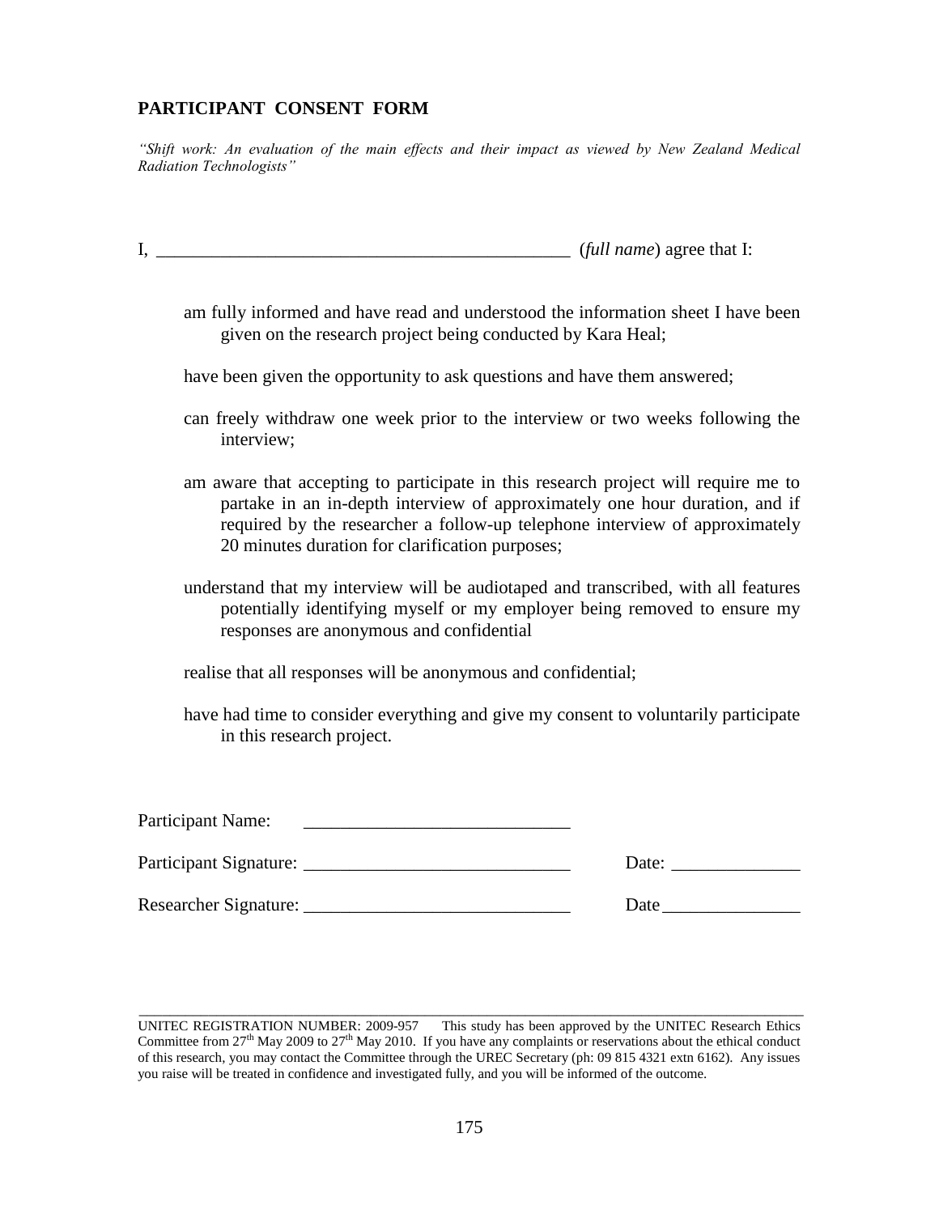## PARTICIPANT CONSENT FORM

*"Shift work: An evaluation of the main effects and their impact as viewed by New Zealand Medical Radiation Technologists"*

I, _____________________________________________ (*full name*) agree that I:

am fully informed and have read and understood the information sheet I have been given on the research project being conducted by Kara Heal;

have been given the opportunity to ask questions and have them answered;

can freely withdraw one week prior to the interview or two weeks following the interview;

am aware that accepting to participate in this research project will require me to partake in an in-depth interview of approximately one hour duration, and if required by the researcher a follow-up telephone interview of approximately 20 minutes duration for clarification purposes;

understand that my interview will be audiotaped and transcribed, with all features potentially identifying myself or my employer being removed to ensure my responses are anonymous and confidential

realise that all responses will be anonymous and confidential;

have had time to consider everything and give my consent to voluntarily participate in this research project.

Participant Name: _____________________________

Participant Signature: _____________________________ Date: ______________

Researcher Signature: _____________________________ Date _______________

---

UNITEC REGISTRATION NUMBER: 2009-957 This study has been approved by the UNITEC Research Ethics Committee from 27th May 2009 to 27th May 2010. If you have any complaints or reservations about the ethical conduct of this research, you may contact the Committee through the UREC Secretary (ph: 09 815 4321 extn 6162). Any issues you raise will be treated in confidence and investigated fully, and you will be informed of the outcome.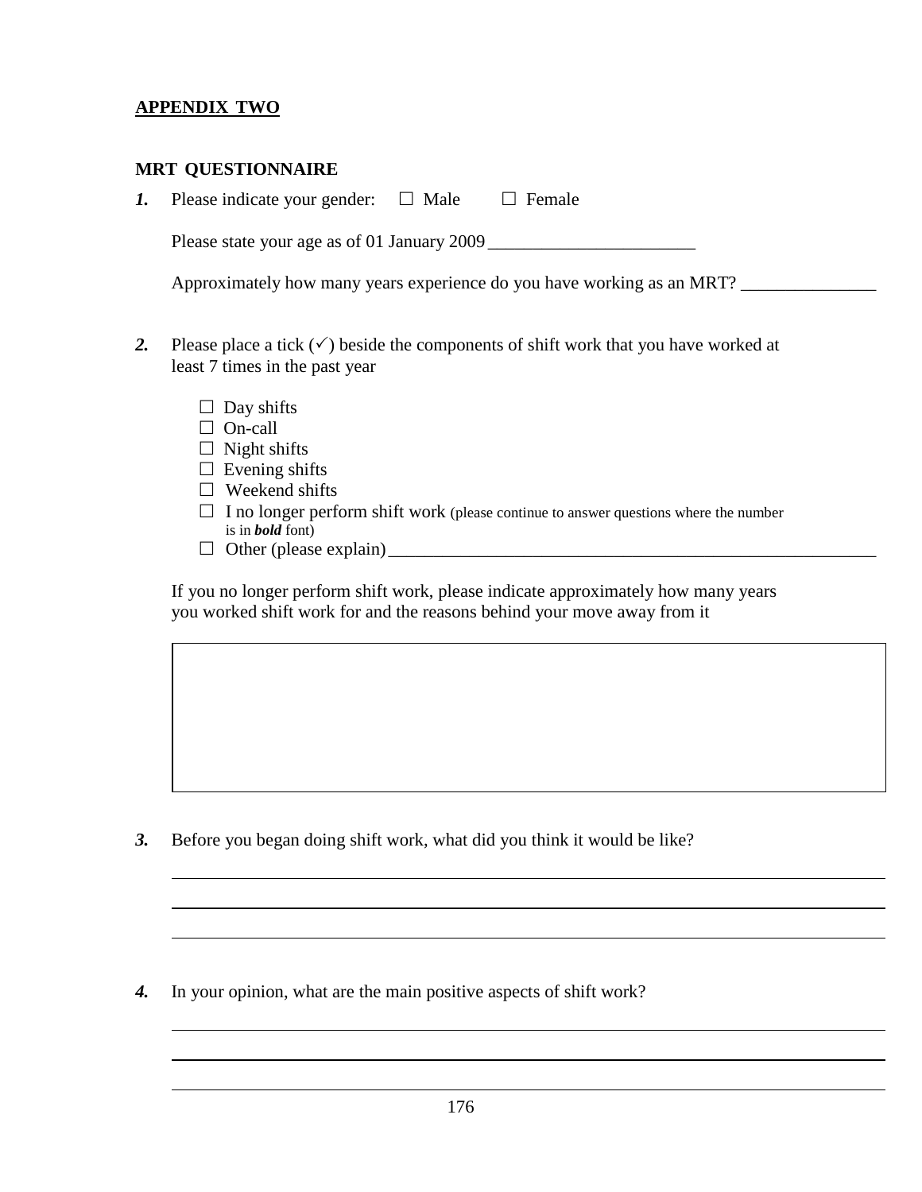## APPENDIX TWO

### MRT QUESTIONNAIRE

***1.*** Please indicate your gender: ☐ Male ☐ Female

Please state your age as of 01 January 2009________________________

Approximately how many years experience do you have working as an MRT? _______________

***2.*** Please place a tick (✓) beside the components of shift work that you have worked at least 7 times in the past year

- ☐ Day shifts
- ☐ On-call
- ☐ Night shifts
- ☐ Evening shifts
- ☐ Weekend shifts
- ☐ I no longer perform shift work (please continue to answer questions where the number is in ***bold*** font)
- ☐ Other (please explain)________________________________________________________

If you no longer perform shift work, please indicate approximately how many years you worked shift work for and the reasons behind your move away from it

***3.*** Before you began doing shift work, what did you think it would be like?

***4.*** In your opinion, what are the main positive aspects of shift work?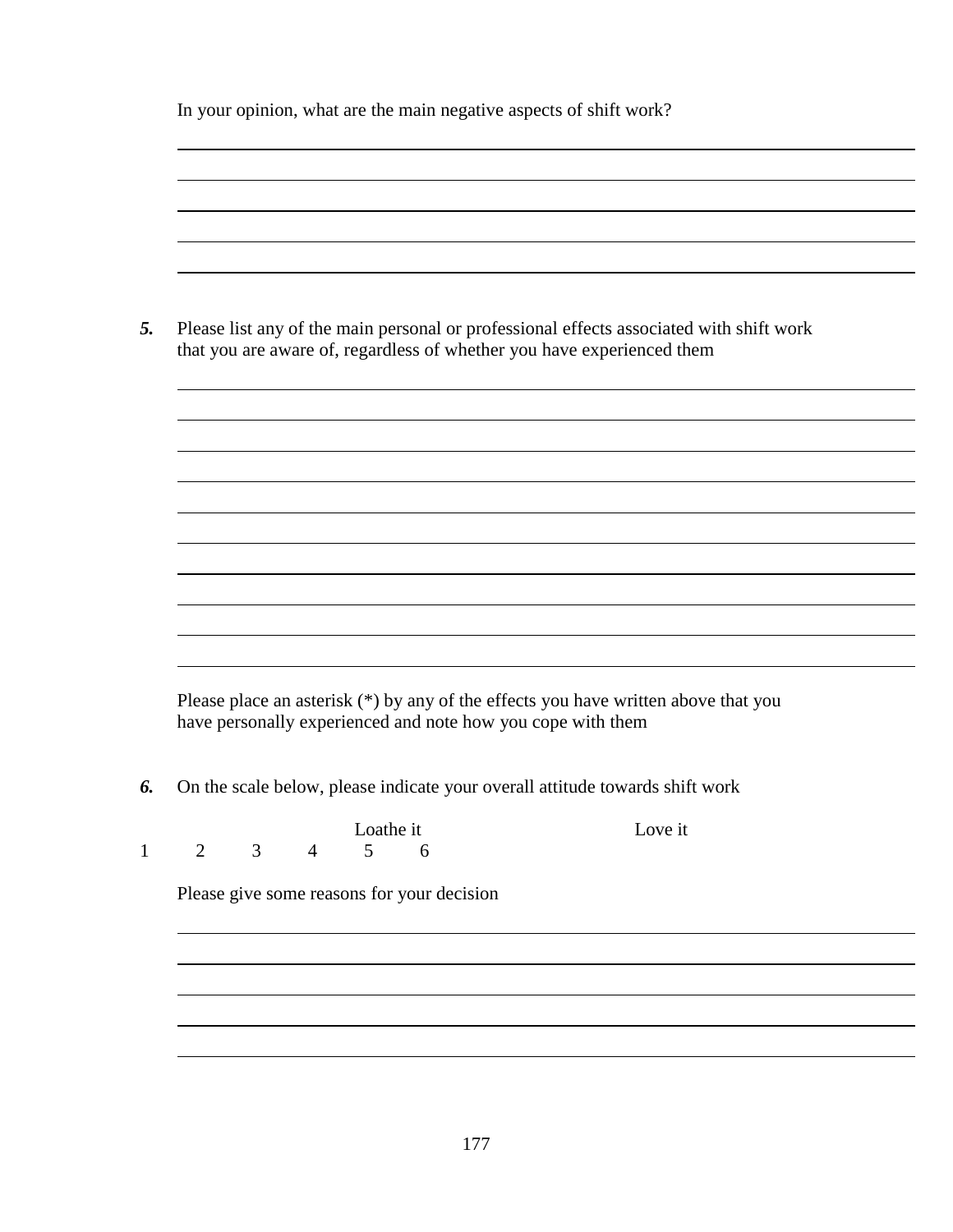In your opinion, what are the main negative aspects of shift work?

______________________________________________________________________

______________________________________________________________________

______________________________________________________________________

______________________________________________________________________

______________________________________________________________________

***5.*** Please list any of the main personal or professional effects associated with shift work that you are aware of, regardless of whether you have experienced them

______________________________________________________________________

______________________________________________________________________

______________________________________________________________________

______________________________________________________________________

______________________________________________________________________

______________________________________________________________________

______________________________________________________________________

______________________________________________________________________

______________________________________________________________________

______________________________________________________________________

Please place an asterisk (*) by any of the effects you have written above that you have personally experienced and note how you cope with them

***6.*** On the scale below, please indicate your overall attitude towards shift work

Loathe it Love it

1 2 3 4 5 6

Please give some reasons for your decision

______________________________________________________________________

______________________________________________________________________

______________________________________________________________________

______________________________________________________________________

______________________________________________________________________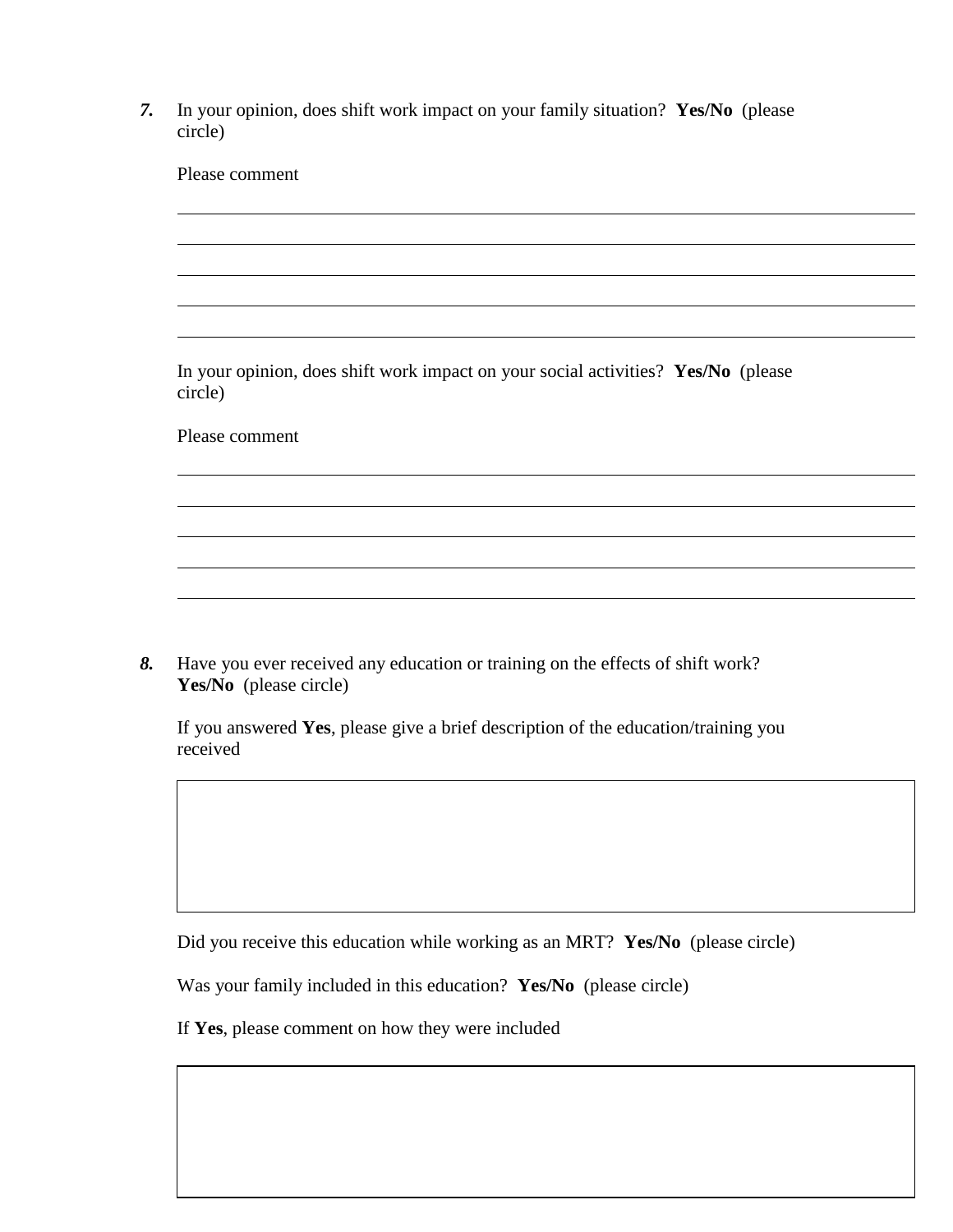***7.*** In your opinion, does shift work impact on your family situation? **Yes/No** (please circle)

Please comment

In your opinion, does shift work impact on your social activities? **Yes/No** (please circle)

Please comment

***8.*** Have you ever received any education or training on the effects of shift work? **Yes/No** (please circle)

If you answered **Yes**, please give a brief description of the education/training you received

Did you receive this education while working as an MRT? **Yes/No** (please circle)

Was your family included in this education? **Yes/No** (please circle)

If **Yes**, please comment on how they were included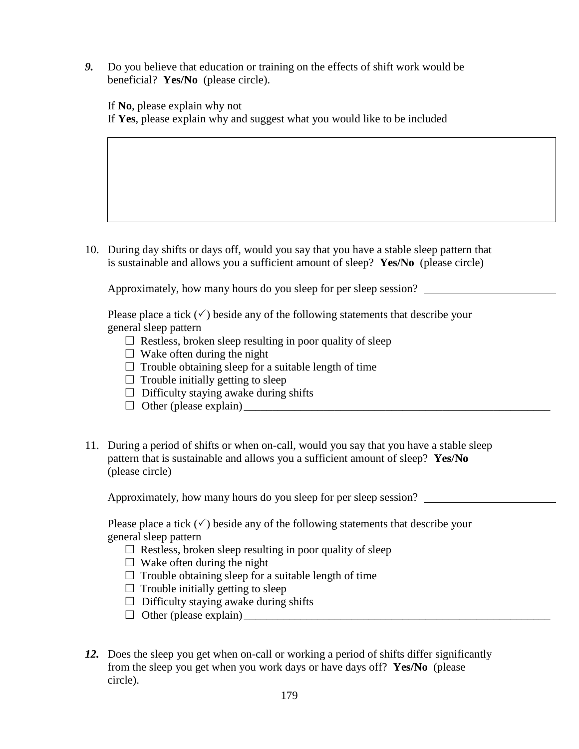***9.*** Do you believe that education or training on the effects of shift work would be beneficial? **Yes/No** (please circle).

If **No**, please explain why not
If **Yes**, please explain why and suggest what you would like to be included

|  |
|---|
|  |

10. During day shifts or days off, would you say that you have a stable sleep pattern that is sustainable and allows you a sufficient amount of sleep? **Yes/No** (please circle)

Approximately, how many hours do you sleep for per sleep session? ________________________

Please place a tick (✓) beside any of the following statements that describe your general sleep pattern

- ☐ Restless, broken sleep resulting in poor quality of sleep
- ☐ Wake often during the night
- ☐ Trouble obtaining sleep for a suitable length of time
- ☐ Trouble initially getting to sleep
- ☐ Difficulty staying awake during shifts
- ☐ Other (please explain)________________________________________________________

11. During a period of shifts or when on-call, would you say that you have a stable sleep pattern that is sustainable and allows you a sufficient amount of sleep? **Yes/No** (please circle)

Approximately, how many hours do you sleep for per sleep session? ________________________

Please place a tick (✓) beside any of the following statements that describe your general sleep pattern

- ☐ Restless, broken sleep resulting in poor quality of sleep
- ☐ Wake often during the night
- ☐ Trouble obtaining sleep for a suitable length of time
- ☐ Trouble initially getting to sleep
- ☐ Difficulty staying awake during shifts
- ☐ Other (please explain)________________________________________________________

***12.*** Does the sleep you get when on-call or working a period of shifts differ significantly from the sleep you get when you work days or have days off? **Yes/No** (please circle).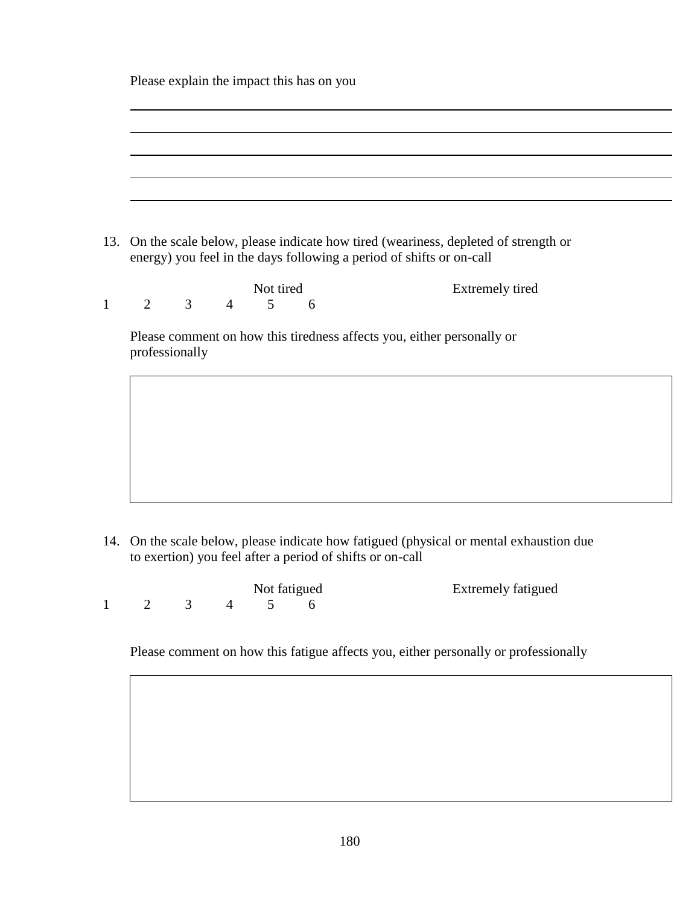Please explain the impact this has on you

\_\_\_\_\_\_\_\_\_\_\_\_\_\_\_\_\_\_\_\_\_\_\_\_\_\_\_\_\_\_\_\_\_\_\_\_\_\_\_\_\_\_\_\_\_\_\_\_\_\_\_\_\_\_\_\_\_\_\_\_\_\_\_\_\_\_\_\_\_\_\_\_\_\_\_\_\_\_

\_\_\_\_\_\_\_\_\_\_\_\_\_\_\_\_\_\_\_\_\_\_\_\_\_\_\_\_\_\_\_\_\_\_\_\_\_\_\_\_\_\_\_\_\_\_\_\_\_\_\_\_\_\_\_\_\_\_\_\_\_\_\_\_\_\_\_\_\_\_\_\_\_\_\_\_\_\_

\_\_\_\_\_\_\_\_\_\_\_\_\_\_\_\_\_\_\_\_\_\_\_\_\_\_\_\_\_\_\_\_\_\_\_\_\_\_\_\_\_\_\_\_\_\_\_\_\_\_\_\_\_\_\_\_\_\_\_\_\_\_\_\_\_\_\_\_\_\_\_\_\_\_\_\_\_\_

\_\_\_\_\_\_\_\_\_\_\_\_\_\_\_\_\_\_\_\_\_\_\_\_\_\_\_\_\_\_\_\_\_\_\_\_\_\_\_\_\_\_\_\_\_\_\_\_\_\_\_\_\_\_\_\_\_\_\_\_\_\_\_\_\_\_\_\_\_\_\_\_\_\_\_\_\_\_

\_\_\_\_\_\_\_\_\_\_\_\_\_\_\_\_\_\_\_\_\_\_\_\_\_\_\_\_\_\_\_\_\_\_\_\_\_\_\_\_\_\_\_\_\_\_\_\_\_\_\_\_\_\_\_\_\_\_\_\_\_\_\_\_\_\_\_\_\_\_\_\_\_\_\_\_\_\_

13. On the scale below, please indicate how tired (weariness, depleted of strength or energy) you feel in the days following a period of shifts or on-call

Not tired Extremely tired

1 2 3 4 5 6

Please comment on how this tiredness affects you, either personally or professionally

14. On the scale below, please indicate how fatigued (physical or mental exhaustion due to exertion) you feel after a period of shifts or on-call

Not fatigued Extremely fatigued

1 2 3 4 5 6

Please comment on how this fatigue affects you, either personally or professionally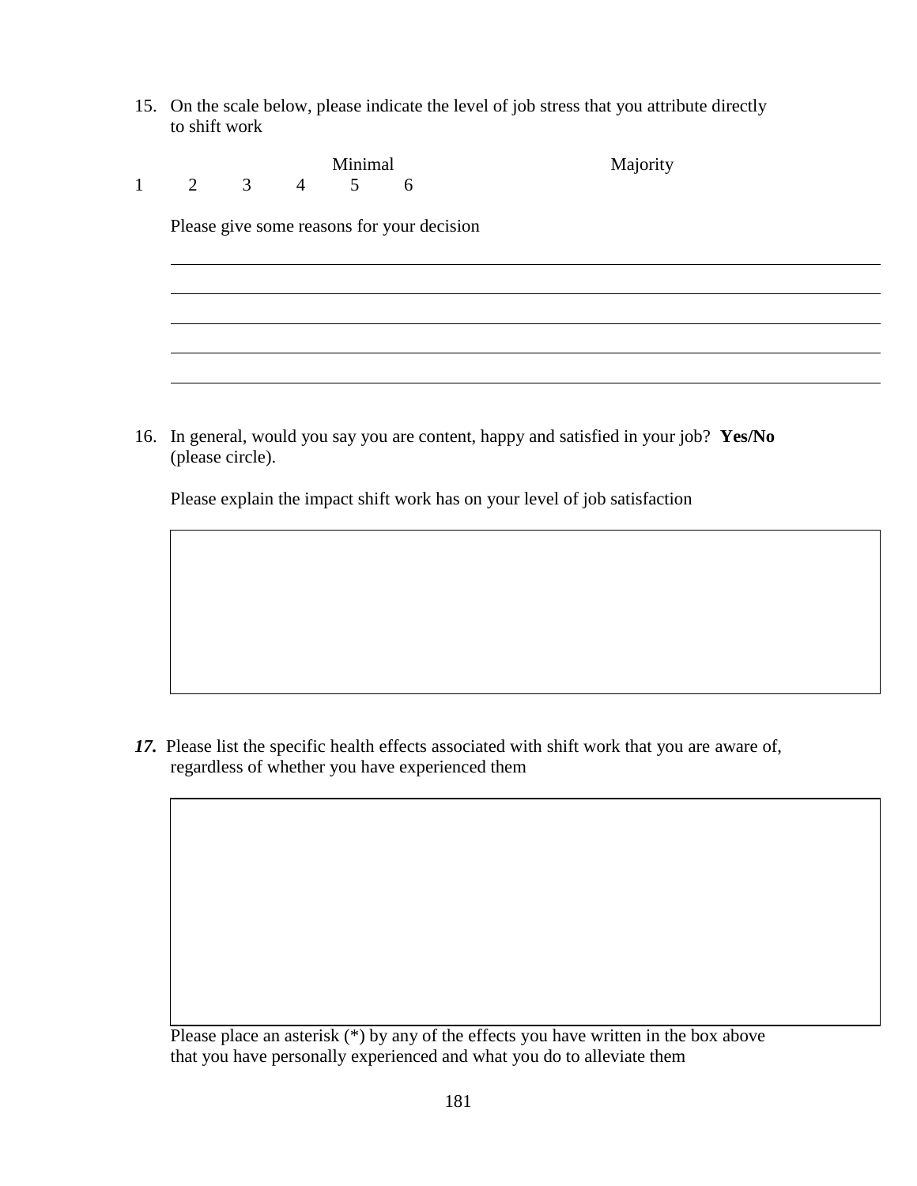15. On the scale below, please indicate the level of job stress that you attribute directly to shift work

Minimal Majority

1 2 3 4 5 6

Please give some reasons for your decision

_______________________________________________________________

_______________________________________________________________

_______________________________________________________________

_______________________________________________________________

_______________________________________________________________

16. In general, would you say you are content, happy and satisfied in your job? **Yes/No** (please circle).

Please explain the impact shift work has on your level of job satisfaction

***17.*** Please list the specific health effects associated with shift work that you are aware of, regardless of whether you have experienced them

Please place an asterisk (*) by any of the effects you have written in the box above that you have personally experienced and what you do to alleviate them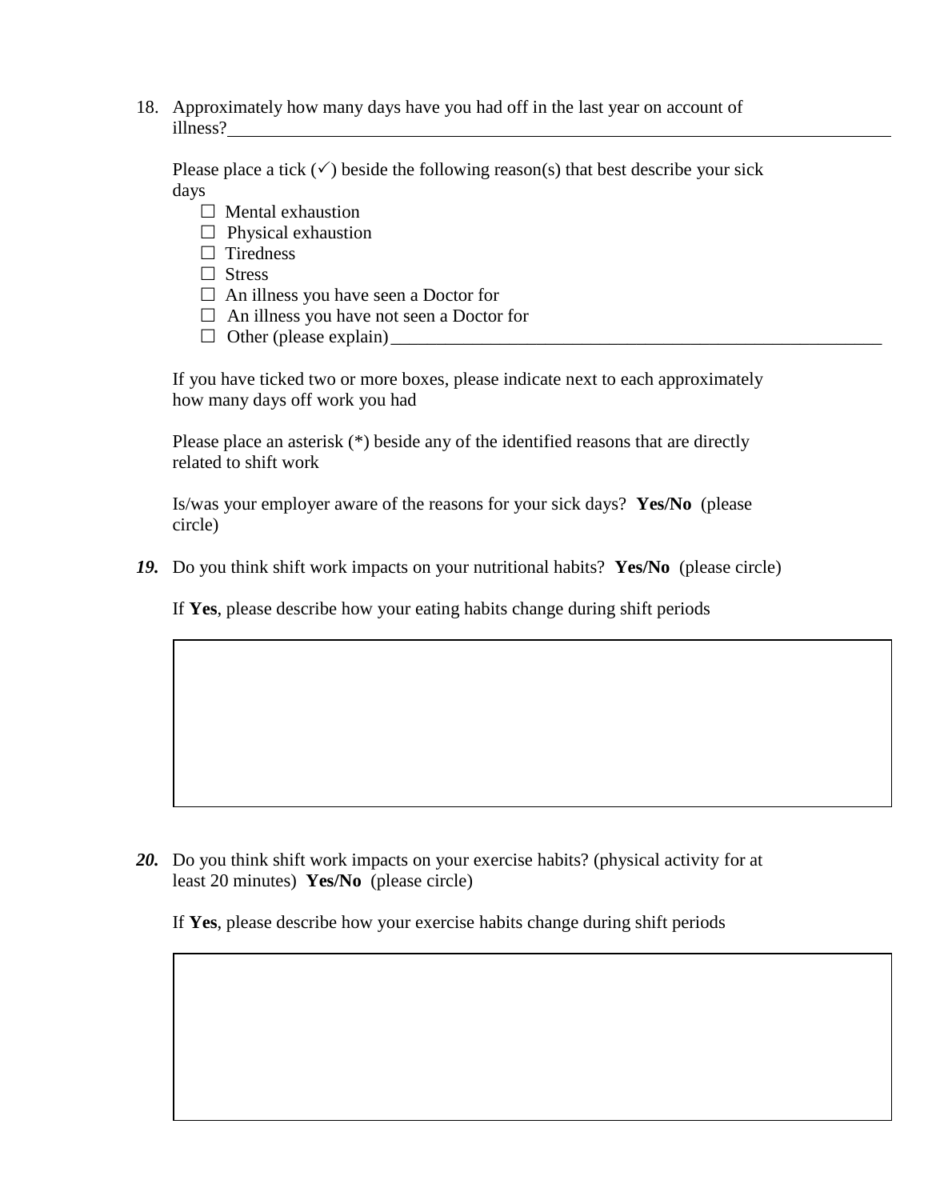18. Approximately how many days have you had off in the last year on account of illness?\_\_\_\_\_\_\_\_\_\_\_\_\_\_\_\_\_\_\_\_\_\_\_\_\_\_\_\_\_\_\_\_\_\_\_\_\_\_\_\_\_\_\_\_\_\_\_\_

    Please place a tick (✓) beside the following reason(s) that best describe your sick days

    - ☐ Mental exhaustion
    - ☐ Physical exhaustion
    - ☐ Tiredness
    - ☐ Stress
    - ☐ An illness you have seen a Doctor for
    - ☐ An illness you have not seen a Doctor for
    - ☐ Other (please explain)\_\_\_\_\_\_\_\_\_\_\_\_\_\_\_\_\_\_\_\_\_\_\_\_\_\_\_\_\_\_\_\_\_\_\_\_

    If you have ticked two or more boxes, please indicate next to each approximately how many days off work you had

    Please place an asterisk (*) beside any of the identified reasons that are directly related to shift work

    Is/was your employer aware of the reasons for your sick days? **Yes/No** (please circle)

***19.*** Do you think shift work impacts on your nutritional habits? **Yes/No** (please circle)

If **Yes**, please describe how your eating habits change during shift periods

| |
|---|
| |

***20.*** Do you think shift work impacts on your exercise habits? (physical activity for at least 20 minutes) **Yes/No** (please circle)

If **Yes**, please describe how your exercise habits change during shift periods

| |
|---|
| |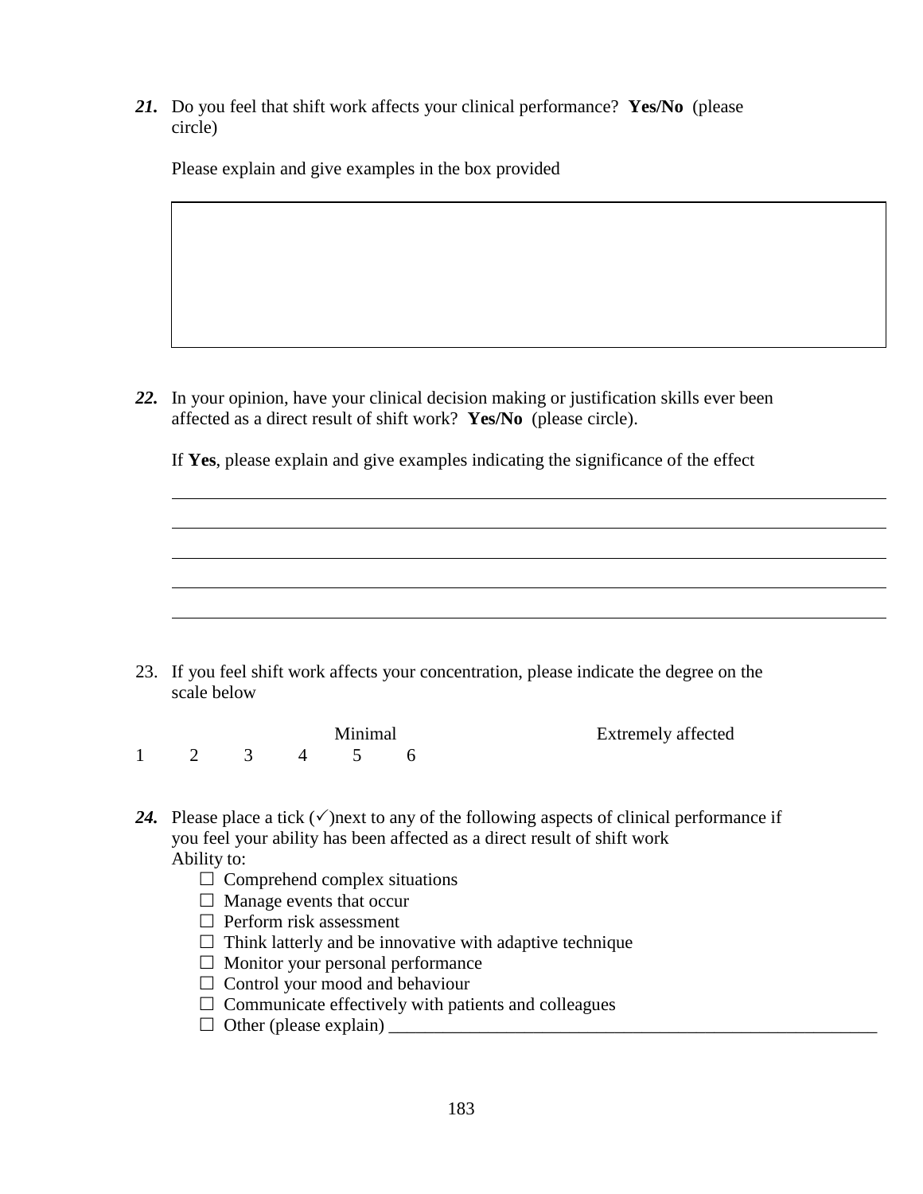***21.*** Do you feel that shift work affects your clinical performance? **Yes/No** (please circle)

Please explain and give examples in the box provided

***22.*** In your opinion, have your clinical decision making or justification skills ever been affected as a direct result of shift work? **Yes/No** (please circle).

If **Yes**, please explain and give examples indicating the significance of the effect

_______________________________________________

_______________________________________________

_______________________________________________

_______________________________________________

_______________________________________________

23. If you feel shift work affects your concentration, please indicate the degree on the scale below

Minimal                    Extremely affected

1    2    3    4    5    6

***24.*** Please place a tick (✓)next to any of the following aspects of clinical performance if you feel your ability has been affected as a direct result of shift work

Ability to:

- ☐ Comprehend complex situations
- ☐ Manage events that occur
- ☐ Perform risk assessment
- ☐ Think latterly and be innovative with adaptive technique
- ☐ Monitor your personal performance
- ☐ Control your mood and behaviour
- ☐ Communicate effectively with patients and colleagues
- ☐ Other (please explain) _______________________________________________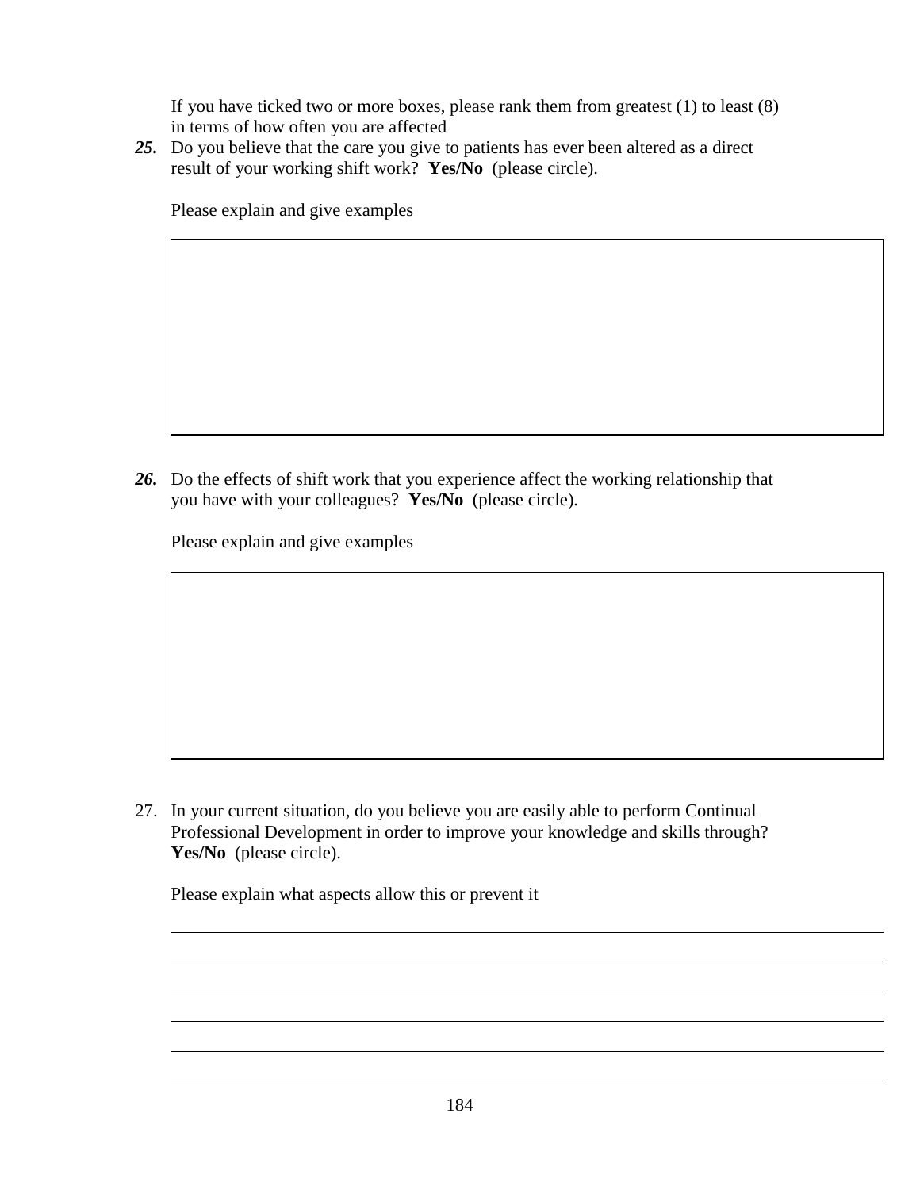If you have ticked two or more boxes, please rank them from greatest (1) to least (8) in terms of how often you are affected

***25.*** Do you believe that the care you give to patients has ever been altered as a direct result of your working shift work? **Yes/No** (please circle).

Please explain and give examples

***26.*** Do the effects of shift work that you experience affect the working relationship that you have with your colleagues? **Yes/No** (please circle).

Please explain and give examples

27. In your current situation, do you believe you are easily able to perform Continual Professional Development in order to improve your knowledge and skills through? **Yes/No** (please circle).

Please explain what aspects allow this or prevent it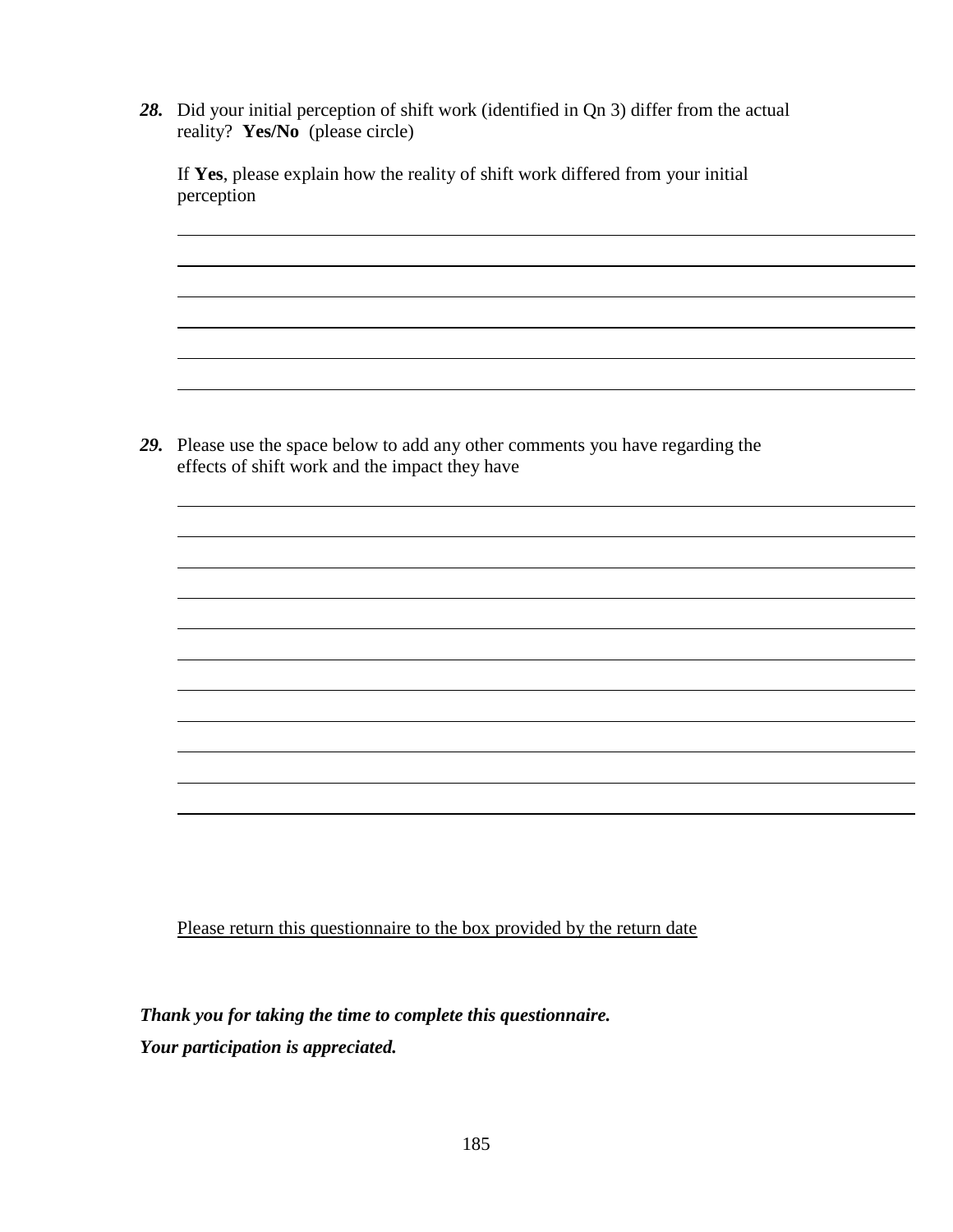***28.*** Did your initial perception of shift work (identified in Qn 3) differ from the actual reality? **Yes/No** (please circle)

If **Yes**, please explain how the reality of shift work differed from your initial perception

______________________________________________________________________

______________________________________________________________________

______________________________________________________________________

______________________________________________________________________

______________________________________________________________________

______________________________________________________________________

***29.*** Please use the space below to add any other comments you have regarding the effects of shift work and the impact they have

______________________________________________________________________

______________________________________________________________________

______________________________________________________________________

______________________________________________________________________

______________________________________________________________________

______________________________________________________________________

______________________________________________________________________

______________________________________________________________________

______________________________________________________________________

______________________________________________________________________

<u>Please return this questionnaire to the box provided by the return date</u>

***Thank you for taking the time to complete this questionnaire.***

***Your participation is appreciated.***